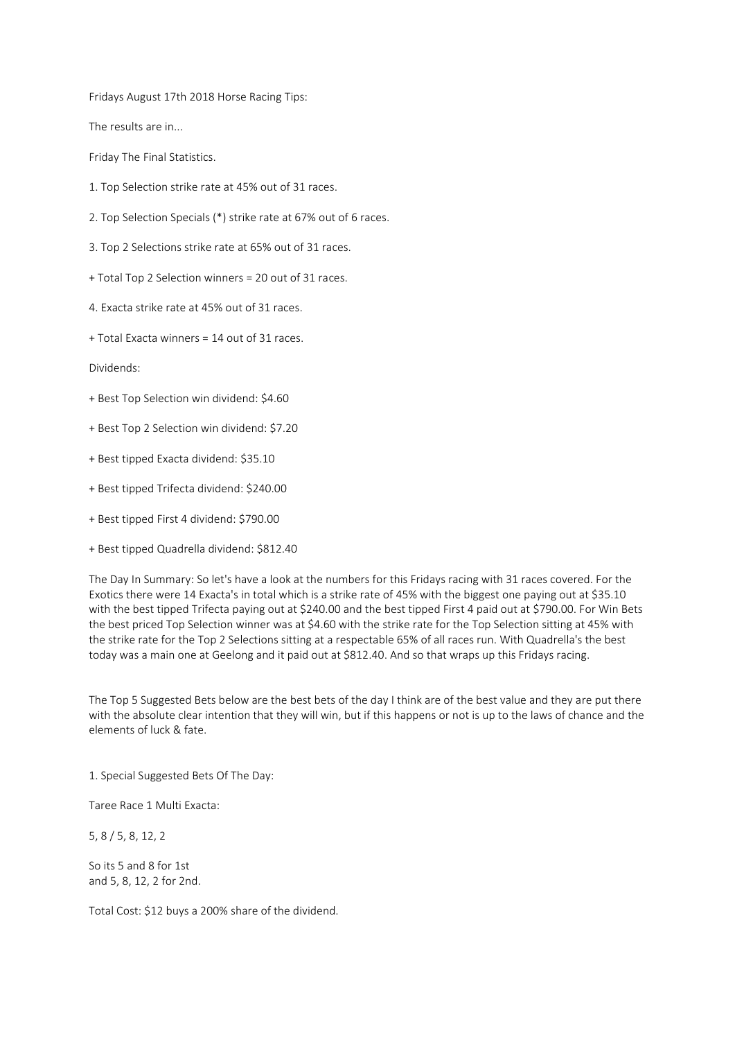Fridays August 17th 2018 Horse Racing Tips:

The results are in...

Friday The Final Statistics.

1. Top Selection strike rate at 45% out of 31 races.

2. Top Selection Specials (*) strike rate at 67% out of 6 races.

3. Top 2 Selections strike rate at 65% out of 31 races.

+ Total Top 2 Selection winners = 20 out of 31 races.

4. Exacta strike rate at 45% out of 31 races.

+ Total Exacta winners = 14 out of 31 races.

Dividends:

+ Best Top Selection win dividend: $4.60

+ Best Top 2 Selection win dividend: $7.20

+ Best tipped Exacta dividend: $35.10

+ Best tipped Trifecta dividend: $240.00

+ Best tipped First 4 dividend: $790.00

+ Best tipped Quadrella dividend: $812.40

The Day In Summary: So let's have a look at the numbers for this Fridays racing with 31 races covered. For the Exotics there were 14 Exacta's in total which is a strike rate of 45% with the biggest one paying out at $35.10 with the best tipped Trifecta paying out at $240.00 and the best tipped First 4 paid out at $790.00. For Win Bets the best priced Top Selection winner was at $4.60 with the strike rate for the Top Selection sitting at 45% with the strike rate for the Top 2 Selections sitting at a respectable 65% of all races run. With Quadrella's the best today was a main one at Geelong and it paid out at $812.40. And so that wraps up this Fridays racing.

The Top 5 Suggested Bets below are the best bets of the day I think are of the best value and they are put there with the absolute clear intention that they will win, but if this happens or not is up to the laws of chance and the elements of luck & fate.

1. Special Suggested Bets Of The Day:

Taree Race 1 Multi Exacta:

5, 8 / 5, 8, 12, 2

So its 5 and 8 for 1st
and 5, 8, 12, 2 for 2nd.

Total Cost: $12 buys a 200% share of the dividend.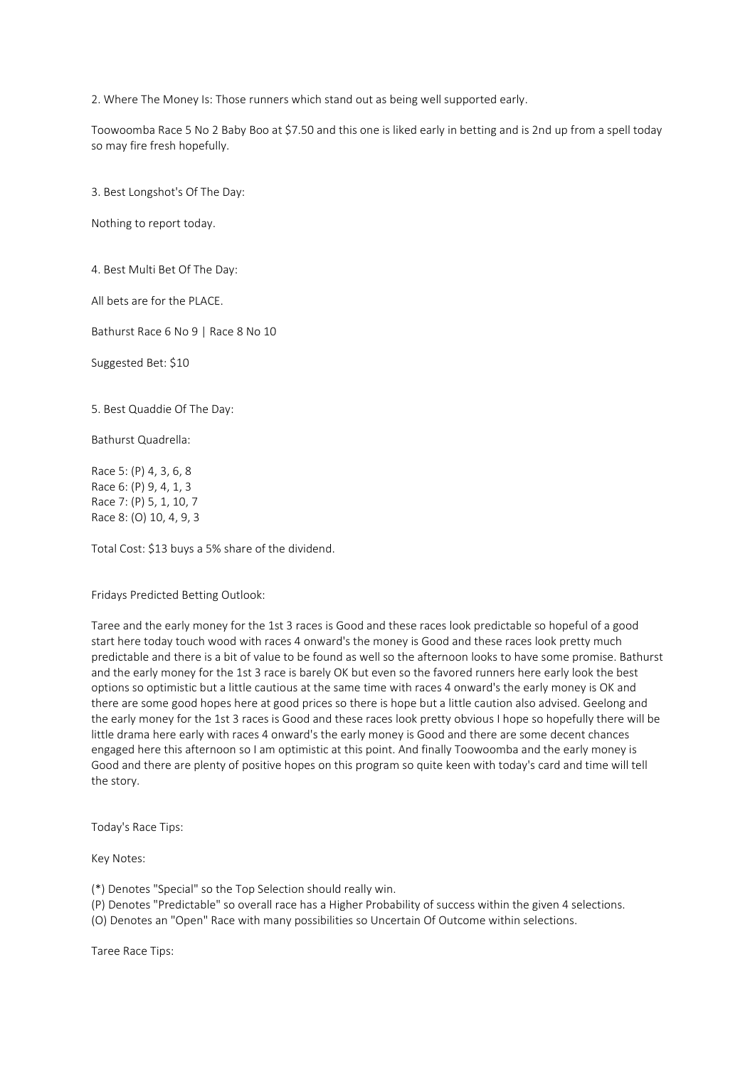2. Where The Money Is: Those runners which stand out as being well supported early.

Toowoomba Race 5 No 2 Baby Boo at $7.50 and this one is liked early in betting and is 2nd up from a spell today so may fire fresh hopefully.

3. Best Longshot's Of The Day:

Nothing to report today.

4. Best Multi Bet Of The Day:

All bets are for the PLACE.

Bathurst Race 6 No 9 | Race 8 No 10

Suggested Bet: $10

5. Best Quaddie Of The Day:

Bathurst Quadrella:

Race 5: (P) 4, 3, 6, 8
Race 6: (P) 9, 4, 1, 3
Race 7: (P) 5, 1, 10, 7
Race 8: (O) 10, 4, 9, 3

Total Cost: $13 buys a 5% share of the dividend.

Fridays Predicted Betting Outlook:

Taree and the early money for the 1st 3 races is Good and these races look predictable so hopeful of a good start here today touch wood with races 4 onward's the money is Good and these races look pretty much predictable and there is a bit of value to be found as well so the afternoon looks to have some promise. Bathurst and the early money for the 1st 3 race is barely OK but even so the favored runners here early look the best options so optimistic but a little cautious at the same time with races 4 onward's the early money is OK and there are some good hopes here at good prices so there is hope but a little caution also advised. Geelong and the early money for the 1st 3 races is Good and these races look pretty obvious I hope so hopefully there will be little drama here early with races 4 onward's the early money is Good and there are some decent chances engaged here this afternoon so I am optimistic at this point. And finally Toowoomba and the early money is Good and there are plenty of positive hopes on this program so quite keen with today's card and time will tell the story.

Today's Race Tips:

Key Notes:

(*) Denotes "Special" so the Top Selection should really win.
(P) Denotes "Predictable" so overall race has a Higher Probability of success within the given 4 selections.
(O) Denotes an "Open" Race with many possibilities so Uncertain Of Outcome within selections.

Taree Race Tips: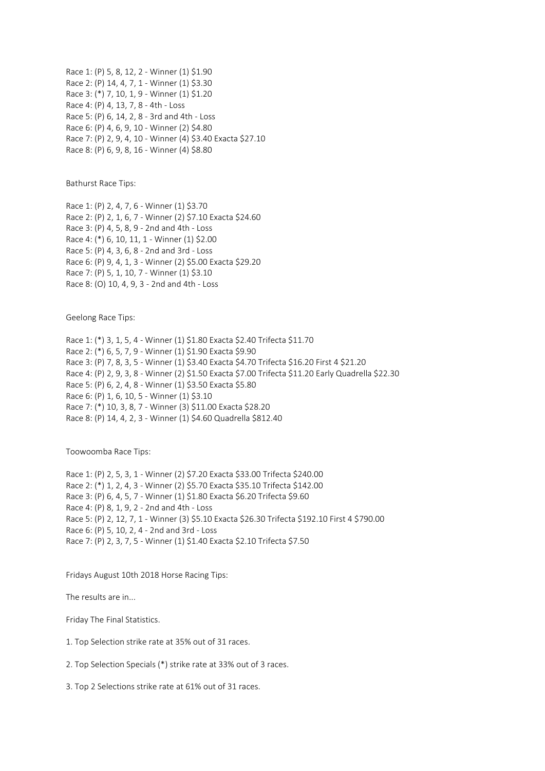Race 1: (P) 5, 8, 12, 2 - Winner (1) $1.90
Race 2: (P) 14, 4, 7, 1 - Winner (1) $3.30
Race 3: (*) 7, 10, 1, 9 - Winner (1) $1.20
Race 4: (P) 4, 13, 7, 8 - 4th - Loss
Race 5: (P) 6, 14, 2, 8 - 3rd and 4th - Loss
Race 6: (P) 4, 6, 9, 10 - Winner (2) $4.80
Race 7: (P) 2, 9, 4, 10 - Winner (4) $3.40 Exacta $27.10
Race 8: (P) 6, 9, 8, 16 - Winner (4) $8.80

Bathurst Race Tips:

Race 1: (P) 2, 4, 7, 6 - Winner (1) $3.70
Race 2: (P) 2, 1, 6, 7 - Winner (2) $7.10 Exacta $24.60
Race 3: (P) 4, 5, 8, 9 - 2nd and 4th - Loss
Race 4: (*) 6, 10, 11, 1 - Winner (1) $2.00
Race 5: (P) 4, 3, 6, 8 - 2nd and 3rd - Loss
Race 6: (P) 9, 4, 1, 3 - Winner (2) $5.00 Exacta $29.20
Race 7: (P) 5, 1, 10, 7 - Winner (1) $3.10
Race 8: (O) 10, 4, 9, 3 - 2nd and 4th - Loss

Geelong Race Tips:

Race 1: (*) 3, 1, 5, 4 - Winner (1) $1.80 Exacta $2.40 Trifecta $11.70
Race 2: (*) 6, 5, 7, 9 - Winner (1) $1.90 Exacta $9.90
Race 3: (P) 7, 8, 3, 5 - Winner (1) $3.40 Exacta $4.70 Trifecta $16.20 First 4 $21.20
Race 4: (P) 2, 9, 3, 8 - Winner (2) $1.50 Exacta $7.00 Trifecta $11.20 Early Quadrella $22.30
Race 5: (P) 6, 2, 4, 8 - Winner (1) $3.50 Exacta $5.80
Race 6: (P) 1, 6, 10, 5 - Winner (1) $3.10
Race 7: (*) 10, 3, 8, 7 - Winner (3) $11.00 Exacta $28.20
Race 8: (P) 14, 4, 2, 3 - Winner (1) $4.60 Quadrella $812.40

Toowoomba Race Tips:

Race 1: (P) 2, 5, 3, 1 - Winner (2) $7.20 Exacta $33.00 Trifecta $240.00
Race 2: (*) 1, 2, 4, 3 - Winner (2) $5.70 Exacta $35.10 Trifecta $142.00
Race 3: (P) 6, 4, 5, 7 - Winner (1) $1.80 Exacta $6.20 Trifecta $9.60
Race 4: (P) 8, 1, 9, 2 - 2nd and 4th - Loss
Race 5: (P) 2, 12, 7, 1 - Winner (3) $5.10 Exacta $26.30 Trifecta $192.10 First 4 $790.00
Race 6: (P) 5, 10, 2, 4 - 2nd and 3rd - Loss
Race 7: (P) 2, 3, 7, 5 - Winner (1) $1.40 Exacta $2.10 Trifecta $7.50

Fridays August 10th 2018 Horse Racing Tips:

The results are in...

Friday The Final Statistics.

1. Top Selection strike rate at 35% out of 31 races.

2. Top Selection Specials (*) strike rate at 33% out of 3 races.

3. Top 2 Selections strike rate at 61% out of 31 races.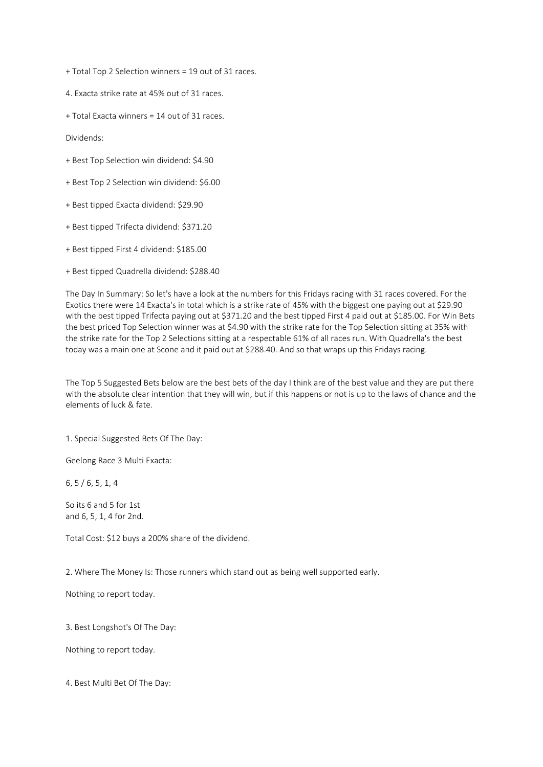+ Total Top 2 Selection winners = 19 out of 31 races.

4. Exacta strike rate at 45% out of 31 races.

+ Total Exacta winners = 14 out of 31 races.

Dividends:

+ Best Top Selection win dividend: $4.90

+ Best Top 2 Selection win dividend: $6.00

+ Best tipped Exacta dividend: $29.90

+ Best tipped Trifecta dividend: $371.20

+ Best tipped First 4 dividend: $185.00

+ Best tipped Quadrella dividend: $288.40

The Day In Summary: So let's have a look at the numbers for this Fridays racing with 31 races covered. For the Exotics there were 14 Exacta's in total which is a strike rate of 45% with the biggest one paying out at $29.90 with the best tipped Trifecta paying out at $371.20 and the best tipped First 4 paid out at $185.00. For Win Bets the best priced Top Selection winner was at $4.90 with the strike rate for the Top Selection sitting at 35% with the strike rate for the Top 2 Selections sitting at a respectable 61% of all races run. With Quadrella's the best today was a main one at Scone and it paid out at $288.40. And so that wraps up this Fridays racing.

The Top 5 Suggested Bets below are the best bets of the day I think are of the best value and they are put there with the absolute clear intention that they will win, but if this happens or not is up to the laws of chance and the elements of luck & fate.

1. Special Suggested Bets Of The Day:

Geelong Race 3 Multi Exacta:

6, 5 / 6, 5, 1, 4

So its 6 and 5 for 1st
and 6, 5, 1, 4 for 2nd.

Total Cost: $12 buys a 200% share of the dividend.

2. Where The Money Is: Those runners which stand out as being well supported early.

Nothing to report today.

3. Best Longshot's Of The Day:

Nothing to report today.

4. Best Multi Bet Of The Day: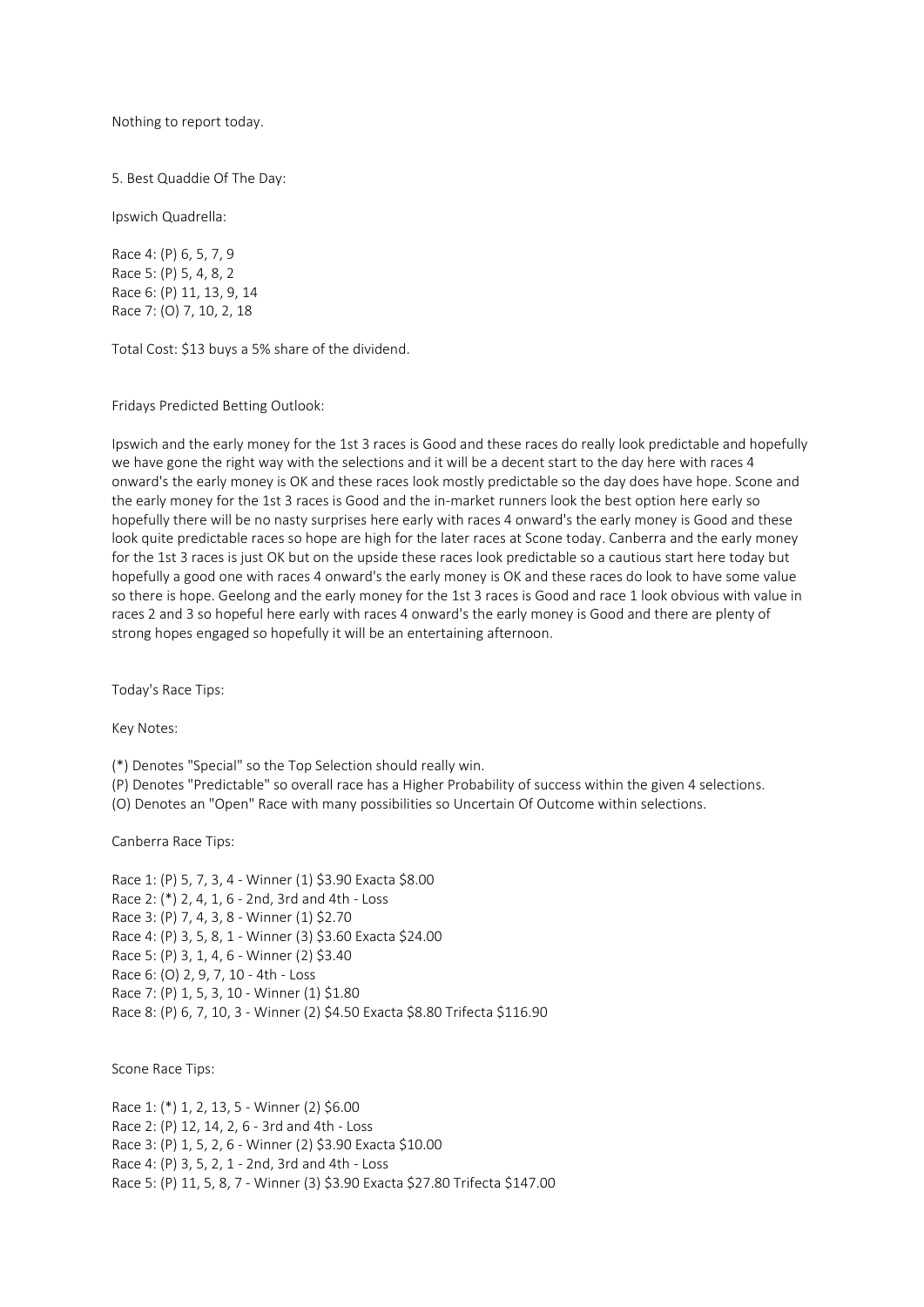Nothing to report today.

5. Best Quaddie Of The Day:

Ipswich Quadrella:

Race 4: (P) 6, 5, 7, 9
Race 5: (P) 5, 4, 8, 2
Race 6: (P) 11, 13, 9, 14
Race 7: (O) 7, 10, 2, 18

Total Cost: $13 buys a 5% share of the dividend.

Fridays Predicted Betting Outlook:

Ipswich and the early money for the 1st 3 races is Good and these races do really look predictable and hopefully we have gone the right way with the selections and it will be a decent start to the day here with races 4 onward's the early money is OK and these races look mostly predictable so the day does have hope. Scone and the early money for the 1st 3 races is Good and the in-market runners look the best option here early so hopefully there will be no nasty surprises here early with races 4 onward's the early money is Good and these look quite predictable races so hope are high for the later races at Scone today. Canberra and the early money for the 1st 3 races is just OK but on the upside these races look predictable so a cautious start here today but hopefully a good one with races 4 onward's the early money is OK and these races do look to have some value so there is hope. Geelong and the early money for the 1st 3 races is Good and race 1 look obvious with value in races 2 and 3 so hopeful here early with races 4 onward's the early money is Good and there are plenty of strong hopes engaged so hopefully it will be an entertaining afternoon.

Today's Race Tips:

Key Notes:

(*) Denotes "Special" so the Top Selection should really win.
(P) Denotes "Predictable" so overall race has a Higher Probability of success within the given 4 selections.
(O) Denotes an "Open" Race with many possibilities so Uncertain Of Outcome within selections.

Canberra Race Tips:

Race 1: (P) 5, 7, 3, 4 - Winner (1) $3.90 Exacta $8.00
Race 2: (*) 2, 4, 1, 6 - 2nd, 3rd and 4th - Loss
Race 3: (P) 7, 4, 3, 8 - Winner (1) $2.70
Race 4: (P) 3, 5, 8, 1 - Winner (3) $3.60 Exacta $24.00
Race 5: (P) 3, 1, 4, 6 - Winner (2) $3.40
Race 6: (O) 2, 9, 7, 10 - 4th - Loss
Race 7: (P) 1, 5, 3, 10 - Winner (1) $1.80
Race 8: (P) 6, 7, 10, 3 - Winner (2) $4.50 Exacta $8.80 Trifecta $116.90

Scone Race Tips:

Race 1: (*) 1, 2, 13, 5 - Winner (2) $6.00
Race 2: (P) 12, 14, 2, 6 - 3rd and 4th - Loss
Race 3: (P) 1, 5, 2, 6 - Winner (2) $3.90 Exacta $10.00
Race 4: (P) 3, 5, 2, 1 - 2nd, 3rd and 4th - Loss
Race 5: (P) 11, 5, 8, 7 - Winner (3) $3.90 Exacta $27.80 Trifecta $147.00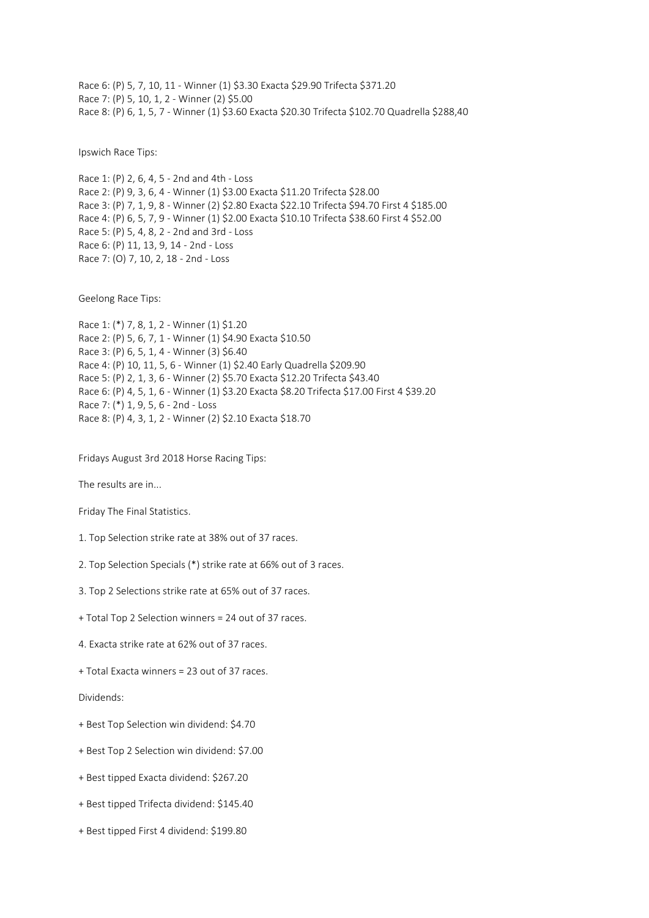Race 6: (P) 5, 7, 10, 11 - Winner (1) $3.30 Exacta $29.90 Trifecta $371.20
Race 7: (P) 5, 10, 1, 2 - Winner (2) $5.00
Race 8: (P) 6, 1, 5, 7 - Winner (1) $3.60 Exacta $20.30 Trifecta $102.70 Quadrella $288,40

Ipswich Race Tips:

Race 1: (P) 2, 6, 4, 5 - 2nd and 4th - Loss
Race 2: (P) 9, 3, 6, 4 - Winner (1) $3.00 Exacta $11.20 Trifecta $28.00
Race 3: (P) 7, 1, 9, 8 - Winner (2) $2.80 Exacta $22.10 Trifecta $94.70 First 4 $185.00
Race 4: (P) 6, 5, 7, 9 - Winner (1) $2.00 Exacta $10.10 Trifecta $38.60 First 4 $52.00
Race 5: (P) 5, 4, 8, 2 - 2nd and 3rd - Loss
Race 6: (P) 11, 13, 9, 14 - 2nd - Loss
Race 7: (O) 7, 10, 2, 18 - 2nd - Loss

Geelong Race Tips:

Race 1: (*) 7, 8, 1, 2 - Winner (1) $1.20
Race 2: (P) 5, 6, 7, 1 - Winner (1) $4.90 Exacta $10.50
Race 3: (P) 6, 5, 1, 4 - Winner (3) $6.40
Race 4: (P) 10, 11, 5, 6 - Winner (1) $2.40 Early Quadrella $209.90
Race 5: (P) 2, 1, 3, 6 - Winner (2) $5.70 Exacta $12.20 Trifecta $43.40
Race 6: (P) 4, 5, 1, 6 - Winner (1) $3.20 Exacta $8.20 Trifecta $17.00 First 4 $39.20
Race 7: (*) 1, 9, 5, 6 - 2nd - Loss
Race 8: (P) 4, 3, 1, 2 - Winner (2) $2.10 Exacta $18.70

Fridays August 3rd 2018 Horse Racing Tips:

The results are in...

Friday The Final Statistics.

1. Top Selection strike rate at 38% out of 37 races.

2. Top Selection Specials (*) strike rate at 66% out of 3 races.

3. Top 2 Selections strike rate at 65% out of 37 races.

+ Total Top 2 Selection winners = 24 out of 37 races.

4. Exacta strike rate at 62% out of 37 races.

+ Total Exacta winners = 23 out of 37 races.

Dividends:

+ Best Top Selection win dividend: $4.70

+ Best Top 2 Selection win dividend: $7.00

+ Best tipped Exacta dividend: $267.20

+ Best tipped Trifecta dividend: $145.40

+ Best tipped First 4 dividend: $199.80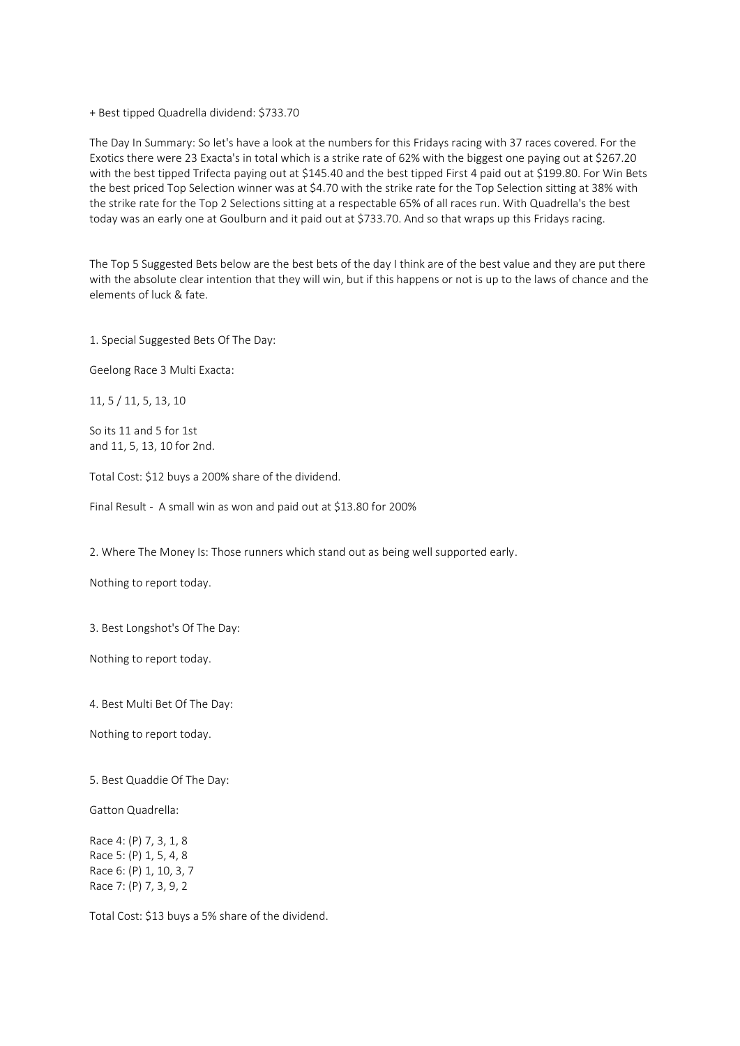+ Best tipped Quadrella dividend: $733.70

The Day In Summary: So let's have a look at the numbers for this Fridays racing with 37 races covered. For the Exotics there were 23 Exacta's in total which is a strike rate of 62% with the biggest one paying out at $267.20 with the best tipped Trifecta paying out at $145.40 and the best tipped First 4 paid out at $199.80. For Win Bets the best priced Top Selection winner was at $4.70 with the strike rate for the Top Selection sitting at 38% with the strike rate for the Top 2 Selections sitting at a respectable 65% of all races run. With Quadrella's the best today was an early one at Goulburn and it paid out at $733.70. And so that wraps up this Fridays racing.

The Top 5 Suggested Bets below are the best bets of the day I think are of the best value and they are put there with the absolute clear intention that they will win, but if this happens or not is up to the laws of chance and the elements of luck & fate.

1. Special Suggested Bets Of The Day:

Geelong Race 3 Multi Exacta:

11, 5 / 11, 5, 13, 10

So its 11 and 5 for 1st
and 11, 5, 13, 10 for 2nd.

Total Cost: $12 buys a 200% share of the dividend.

Final Result - A small win as won and paid out at $13.80 for 200%

2. Where The Money Is: Those runners which stand out as being well supported early.

Nothing to report today.

3. Best Longshot's Of The Day:

Nothing to report today.

4. Best Multi Bet Of The Day:

Nothing to report today.

5. Best Quaddie Of The Day:

Gatton Quadrella:

Race 4: (P) 7, 3, 1, 8
Race 5: (P) 1, 5, 4, 8
Race 6: (P) 1, 10, 3, 7
Race 7: (P) 7, 3, 9, 2

Total Cost: $13 buys a 5% share of the dividend.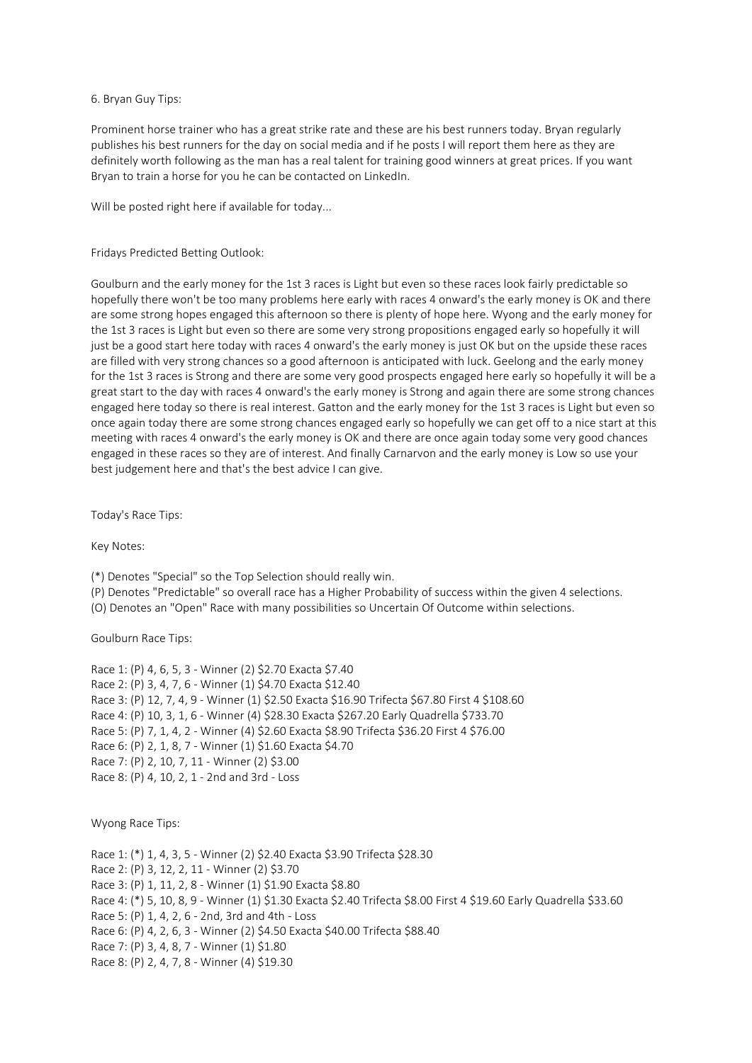6. Bryan Guy Tips:

Prominent horse trainer who has a great strike rate and these are his best runners today. Bryan regularly publishes his best runners for the day on social media and if he posts I will report them here as they are definitely worth following as the man has a real talent for training good winners at great prices. If you want Bryan to train a horse for you he can be contacted on LinkedIn.

Will be posted right here if available for today...

Fridays Predicted Betting Outlook:

Goulburn and the early money for the 1st 3 races is Light but even so these races look fairly predictable so hopefully there won't be too many problems here early with races 4 onward's the early money is OK and there are some strong hopes engaged this afternoon so there is plenty of hope here. Wyong and the early money for the 1st 3 races is Light but even so there are some very strong propositions engaged early so hopefully it will just be a good start here today with races 4 onward's the early money is just OK but on the upside these races are filled with very strong chances so a good afternoon is anticipated with luck. Geelong and the early money for the 1st 3 races is Strong and there are some very good prospects engaged here early so hopefully it will be a great start to the day with races 4 onward's the early money is Strong and again there are some strong chances engaged here today so there is real interest. Gatton and the early money for the 1st 3 races is Light but even so once again today there are some strong chances engaged early so hopefully we can get off to a nice start at this meeting with races 4 onward's the early money is OK and there are once again today some very good chances engaged in these races so they are of interest. And finally Carnarvon and the early money is Low so use your best judgement here and that's the best advice I can give.

Today's Race Tips:

Key Notes:

(*) Denotes "Special" so the Top Selection should really win.
(P) Denotes "Predictable" so overall race has a Higher Probability of success within the given 4 selections.
(O) Denotes an "Open" Race with many possibilities so Uncertain Of Outcome within selections.

Goulburn Race Tips:

Race 1: (P) 4, 6, 5, 3 - Winner (2) $2.70 Exacta $7.40
Race 2: (P) 3, 4, 7, 6 - Winner (1) $4.70 Exacta $12.40
Race 3: (P) 12, 7, 4, 9 - Winner (1) $2.50 Exacta $16.90 Trifecta $67.80 First 4 $108.60
Race 4: (P) 10, 3, 1, 6 - Winner (4) $28.30 Exacta $267.20 Early Quadrella $733.70
Race 5: (P) 7, 1, 4, 2 - Winner (4) $2.60 Exacta $8.90 Trifecta $36.20 First 4 $76.00
Race 6: (P) 2, 1, 8, 7 - Winner (1) $1.60 Exacta $4.70
Race 7: (P) 2, 10, 7, 11 - Winner (2) $3.00
Race 8: (P) 4, 10, 2, 1 - 2nd and 3rd - Loss

Wyong Race Tips:

Race 1: (*) 1, 4, 3, 5 - Winner (2) $2.40 Exacta $3.90 Trifecta $28.30
Race 2: (P) 3, 12, 2, 11 - Winner (2) $3.70
Race 3: (P) 1, 11, 2, 8 - Winner (1) $1.90 Exacta $8.80
Race 4: (*) 5, 10, 8, 9 - Winner (1) $1.30 Exacta $2.40 Trifecta $8.00 First 4 $19.60 Early Quadrella $33.60
Race 5: (P) 1, 4, 2, 6 - 2nd, 3rd and 4th - Loss
Race 6: (P) 4, 2, 6, 3 - Winner (2) $4.50 Exacta $40.00 Trifecta $88.40
Race 7: (P) 3, 4, 8, 7 - Winner (1) $1.80
Race 8: (P) 2, 4, 7, 8 - Winner (4) $19.30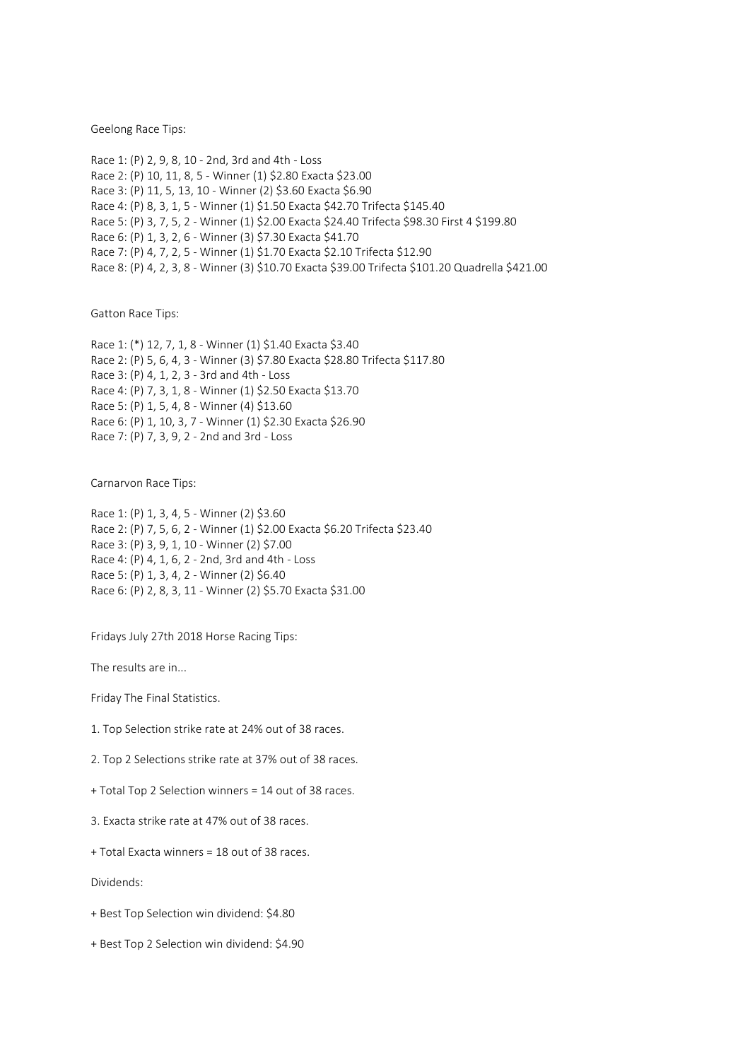Geelong Race Tips:

Race 1: (P) 2, 9, 8, 10 - 2nd, 3rd and 4th - Loss
Race 2: (P) 10, 11, 8, 5 - Winner (1) $2.80 Exacta $23.00
Race 3: (P) 11, 5, 13, 10 - Winner (2) $3.60 Exacta $6.90
Race 4: (P) 8, 3, 1, 5 - Winner (1) $1.50 Exacta $42.70 Trifecta $145.40
Race 5: (P) 3, 7, 5, 2 - Winner (1) $2.00 Exacta $24.40 Trifecta $98.30 First 4 $199.80
Race 6: (P) 1, 3, 2, 6 - Winner (3) $7.30 Exacta $41.70
Race 7: (P) 4, 7, 2, 5 - Winner (1) $1.70 Exacta $2.10 Trifecta $12.90
Race 8: (P) 4, 2, 3, 8 - Winner (3) $10.70 Exacta $39.00 Trifecta $101.20 Quadrella $421.00

Gatton Race Tips:

Race 1: (*) 12, 7, 1, 8 - Winner (1) $1.40 Exacta $3.40
Race 2: (P) 5, 6, 4, 3 - Winner (3) $7.80 Exacta $28.80 Trifecta $117.80
Race 3: (P) 4, 1, 2, 3 - 3rd and 4th - Loss
Race 4: (P) 7, 3, 1, 8 - Winner (1) $2.50 Exacta $13.70
Race 5: (P) 1, 5, 4, 8 - Winner (4) $13.60
Race 6: (P) 1, 10, 3, 7 - Winner (1) $2.30 Exacta $26.90
Race 7: (P) 7, 3, 9, 2 - 2nd and 3rd - Loss

Carnarvon Race Tips:

Race 1: (P) 1, 3, 4, 5 - Winner (2) $3.60
Race 2: (P) 7, 5, 6, 2 - Winner (1) $2.00 Exacta $6.20 Trifecta $23.40
Race 3: (P) 3, 9, 1, 10 - Winner (2) $7.00
Race 4: (P) 4, 1, 6, 2 - 2nd, 3rd and 4th - Loss
Race 5: (P) 1, 3, 4, 2 - Winner (2) $6.40
Race 6: (P) 2, 8, 3, 11 - Winner (2) $5.70 Exacta $31.00

Fridays July 27th 2018 Horse Racing Tips:

The results are in...

Friday The Final Statistics.

1. Top Selection strike rate at 24% out of 38 races.

2. Top 2 Selections strike rate at 37% out of 38 races.

+ Total Top 2 Selection winners = 14 out of 38 races.

3. Exacta strike rate at 47% out of 38 races.

+ Total Exacta winners = 18 out of 38 races.

Dividends:

+ Best Top Selection win dividend: $4.80

+ Best Top 2 Selection win dividend: $4.90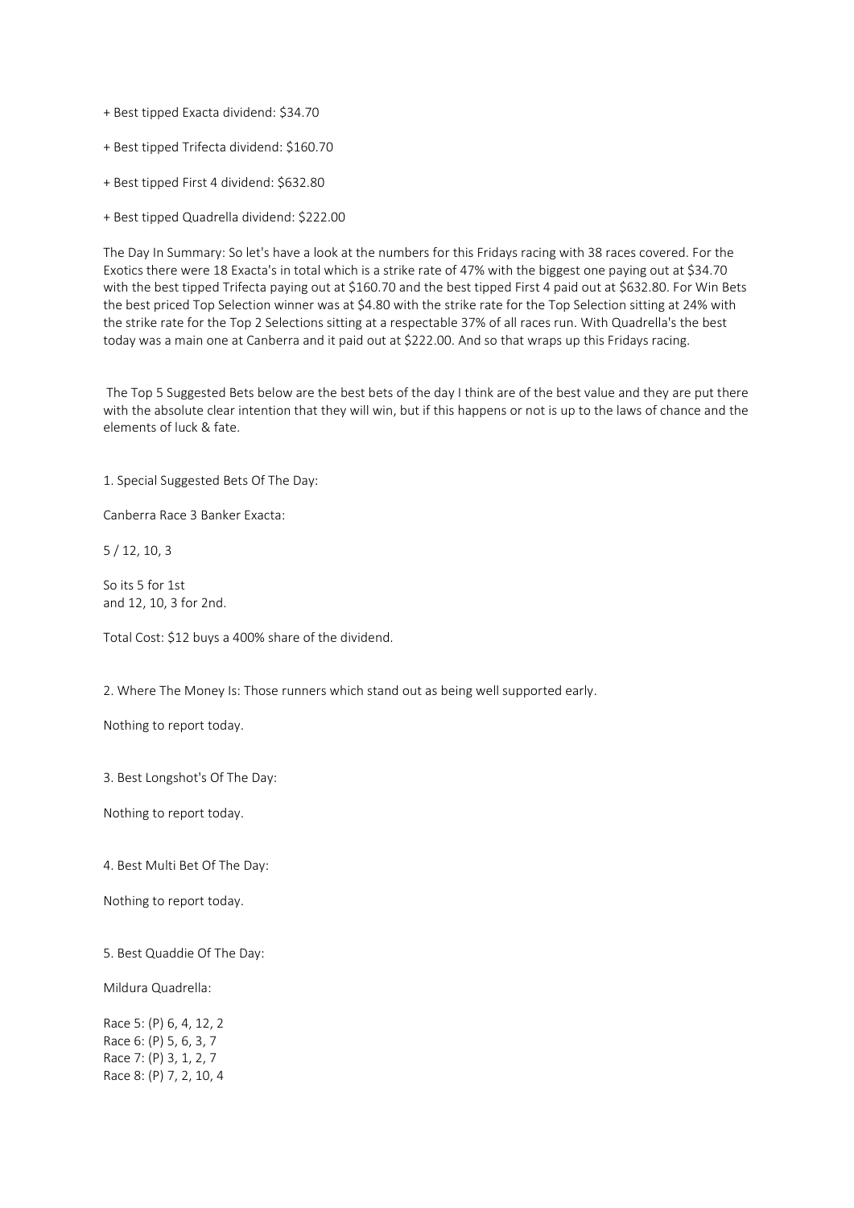+ Best tipped Exacta dividend: $34.70

+ Best tipped Trifecta dividend: $160.70

+ Best tipped First 4 dividend: $632.80

+ Best tipped Quadrella dividend: $222.00

The Day In Summary: So let's have a look at the numbers for this Fridays racing with 38 races covered. For the Exotics there were 18 Exacta's in total which is a strike rate of 47% with the biggest one paying out at $34.70 with the best tipped Trifecta paying out at $160.70 and the best tipped First 4 paid out at $632.80. For Win Bets the best priced Top Selection winner was at $4.80 with the strike rate for the Top Selection sitting at 24% with the strike rate for the Top 2 Selections sitting at a respectable 37% of all races run. With Quadrella's the best today was a main one at Canberra and it paid out at $222.00. And so that wraps up this Fridays racing.

The Top 5 Suggested Bets below are the best bets of the day I think are of the best value and they are put there with the absolute clear intention that they will win, but if this happens or not is up to the laws of chance and the elements of luck & fate.

1. Special Suggested Bets Of The Day:

Canberra Race 3 Banker Exacta:

5 / 12, 10, 3

So its 5 for 1st
and 12, 10, 3 for 2nd.

Total Cost: $12 buys a 400% share of the dividend.

2. Where The Money Is: Those runners which stand out as being well supported early.

Nothing to report today.

3. Best Longshot's Of The Day:

Nothing to report today.

4. Best Multi Bet Of The Day:

Nothing to report today.

5. Best Quaddie Of The Day:

Mildura Quadrella:

Race 5: (P) 6, 4, 12, 2
Race 6: (P) 5, 6, 3, 7
Race 7: (P) 3, 1, 2, 7
Race 8: (P) 7, 2, 10, 4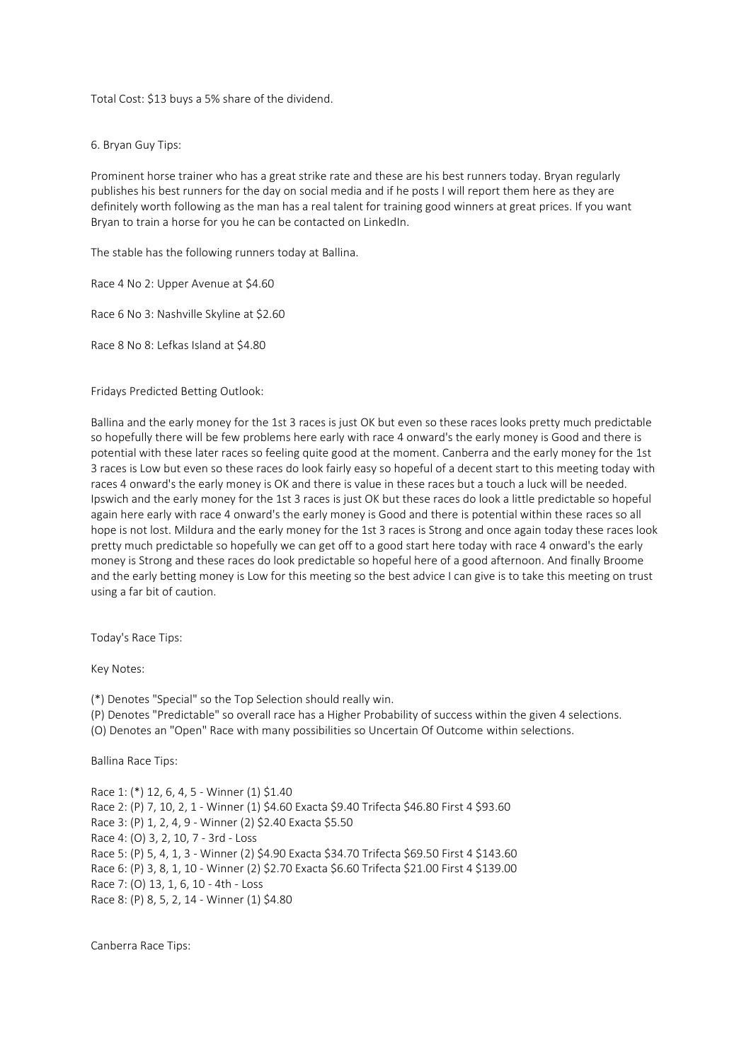Total Cost: $13 buys a 5% share of the dividend.

6. Bryan Guy Tips:

Prominent horse trainer who has a great strike rate and these are his best runners today. Bryan regularly publishes his best runners for the day on social media and if he posts I will report them here as they are definitely worth following as the man has a real talent for training good winners at great prices. If you want Bryan to train a horse for you he can be contacted on LinkedIn.

The stable has the following runners today at Ballina.

Race 4 No 2: Upper Avenue at $4.60

Race 6 No 3: Nashville Skyline at $2.60

Race 8 No 8: Lefkas Island at $4.80

Fridays Predicted Betting Outlook:

Ballina and the early money for the 1st 3 races is just OK but even so these races looks pretty much predictable so hopefully there will be few problems here early with race 4 onward's the early money is Good and there is potential with these later races so feeling quite good at the moment. Canberra and the early money for the 1st 3 races is Low but even so these races do look fairly easy so hopeful of a decent start to this meeting today with races 4 onward's the early money is OK and there is value in these races but a touch a luck will be needed. Ipswich and the early money for the 1st 3 races is just OK but these races do look a little predictable so hopeful again here early with race 4 onward's the early money is Good and there is potential within these races so all hope is not lost. Mildura and the early money for the 1st 3 races is Strong and once again today these races look pretty much predictable so hopefully we can get off to a good start here today with race 4 onward's the early money is Strong and these races do look predictable so hopeful here of a good afternoon. And finally Broome and the early betting money is Low for this meeting so the best advice I can give is to take this meeting on trust using a far bit of caution.

Today's Race Tips:

Key Notes:

(*) Denotes "Special" so the Top Selection should really win.
(P) Denotes "Predictable" so overall race has a Higher Probability of success within the given 4 selections.
(O) Denotes an "Open" Race with many possibilities so Uncertain Of Outcome within selections.

Ballina Race Tips:

Race 1: (*) 12, 6, 4, 5 - Winner (1) $1.40
Race 2: (P) 7, 10, 2, 1 - Winner (1) $4.60 Exacta $9.40 Trifecta $46.80 First 4 $93.60
Race 3: (P) 1, 2, 4, 9 - Winner (2) $2.40 Exacta $5.50
Race 4: (O) 3, 2, 10, 7 - 3rd - Loss
Race 5: (P) 5, 4, 1, 3 - Winner (2) $4.90 Exacta $34.70 Trifecta $69.50 First 4 $143.60
Race 6: (P) 3, 8, 1, 10 - Winner (2) $2.70 Exacta $6.60 Trifecta $21.00 First 4 $139.00
Race 7: (O) 13, 1, 6, 10 - 4th - Loss
Race 8: (P) 8, 5, 2, 14 - Winner (1) $4.80

Canberra Race Tips: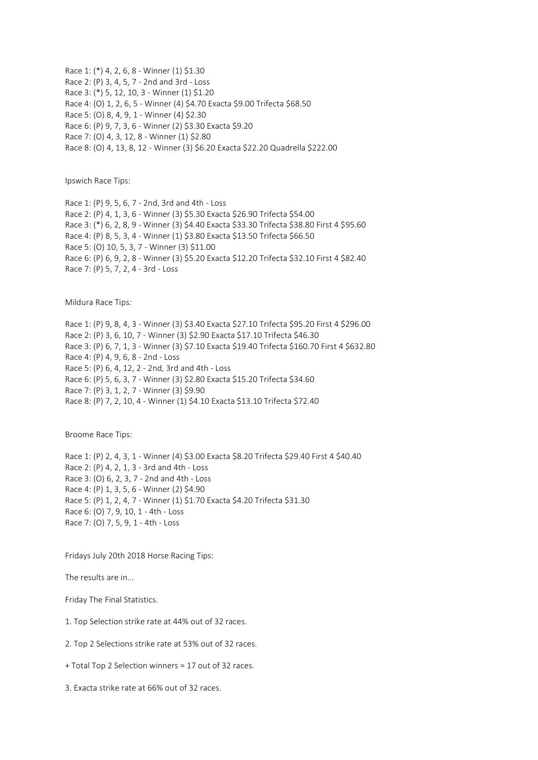Race 1: (*) 4, 2, 6, 8 - Winner (1) $1.30
Race 2: (P) 3, 4, 5, 7 - 2nd and 3rd - Loss
Race 3: (*) 5, 12, 10, 3 - Winner (1) $1.20
Race 4: (O) 1, 2, 6, 5 - Winner (4) $4.70 Exacta $9.00 Trifecta $68.50
Race 5: (O) 8, 4, 9, 1 - Winner (4) $2.30
Race 6: (P) 9, 7, 3, 6 - Winner (2) $3.30 Exacta $9.20
Race 7: (O) 4, 3, 12, 8 - Winner (1) $2.80
Race 8: (O) 4, 13, 8, 12 - Winner (3) $6.20 Exacta $22.20 Quadrella $222.00

Ipswich Race Tips:

Race 1: (P) 9, 5, 6, 7 - 2nd, 3rd and 4th - Loss
Race 2: (P) 4, 1, 3, 6 - Winner (3) $5.30 Exacta $26.90 Trifecta $54.00
Race 3: (*) 6, 2, 8, 9 - Winner (3) $4.40 Exacta $33.30 Trifecta $38.80 First 4 $95.60
Race 4: (P) 8, 5, 3, 4 - Winner (1) $3.80 Exacta $13.50 Trifecta $66.50
Race 5: (O) 10, 5, 3, 7 - Winner (3) $11.00
Race 6: (P) 6, 9, 2, 8 - Winner (3) $5.20 Exacta $12.20 Trifecta $32.10 First 4 $82.40
Race 7: (P) 5, 7, 2, 4 - 3rd - Loss

Mildura Race Tips:

Race 1: (P) 9, 8, 4, 3 - Winner (3) $3.40 Exacta $27.10 Trifecta $95.20 First 4 $296.00
Race 2: (P) 3, 6, 10, 7 - Winner (3) $2.90 Exacta $17.10 Trifecta $46.30
Race 3: (P) 6, 7, 1, 3 - Winner (3) $7.10 Exacta $19.40 Trifecta $160.70 First 4 $632.80
Race 4: (P) 4, 9, 6, 8 - 2nd - Loss
Race 5: (P) 6, 4, 12, 2 - 2nd, 3rd and 4th - Loss
Race 6: (P) 5, 6, 3, 7 - Winner (3) $2.80 Exacta $15.20 Trifecta $34.60
Race 7: (P) 3, 1, 2, 7 - Winner (3) $9.90
Race 8: (P) 7, 2, 10, 4 - Winner (1) $4.10 Exacta $13.10 Trifecta $72.40

Broome Race Tips:

Race 1: (P) 2, 4, 3, 1 - Winner (4) $3.00 Exacta $8.20 Trifecta $29.40 First 4 $40.40
Race 2: (P) 4, 2, 1, 3 - 3rd and 4th - Loss
Race 3: (O) 6, 2, 3, 7 - 2nd and 4th - Loss
Race 4: (P) 1, 3, 5, 6 - Winner (2) $4.90
Race 5: (P) 1, 2, 4, 7 - Winner (1) $1.70 Exacta $4.20 Trifecta $31.30
Race 6: (O) 7, 9, 10, 1 - 4th - Loss
Race 7: (O) 7, 5, 9, 1 - 4th - Loss

Fridays July 20th 2018 Horse Racing Tips:

The results are in...

Friday The Final Statistics.

1. Top Selection strike rate at 44% out of 32 races.

2. Top 2 Selections strike rate at 53% out of 32 races.

+ Total Top 2 Selection winners = 17 out of 32 races.

3. Exacta strike rate at 66% out of 32 races.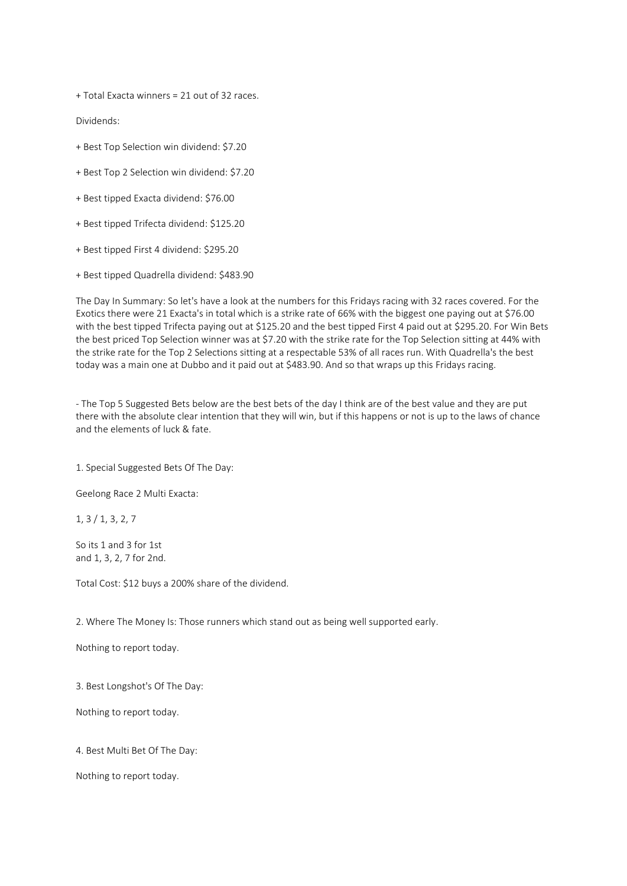+ Total Exacta winners = 21 out of 32 races.

Dividends:

+ Best Top Selection win dividend: $7.20

+ Best Top 2 Selection win dividend: $7.20

+ Best tipped Exacta dividend: $76.00

+ Best tipped Trifecta dividend: $125.20

+ Best tipped First 4 dividend: $295.20

+ Best tipped Quadrella dividend: $483.90

The Day In Summary: So let's have a look at the numbers for this Fridays racing with 32 races covered. For the Exotics there were 21 Exacta's in total which is a strike rate of 66% with the biggest one paying out at $76.00 with the best tipped Trifecta paying out at $125.20 and the best tipped First 4 paid out at $295.20. For Win Bets the best priced Top Selection winner was at $7.20 with the strike rate for the Top Selection sitting at 44% with the strike rate for the Top 2 Selections sitting at a respectable 53% of all races run. With Quadrella's the best today was a main one at Dubbo and it paid out at $483.90. And so that wraps up this Fridays racing.

- The Top 5 Suggested Bets below are the best bets of the day I think are of the best value and they are put there with the absolute clear intention that they will win, but if this happens or not is up to the laws of chance and the elements of luck & fate.

1. Special Suggested Bets Of The Day:

Geelong Race 2 Multi Exacta:

1, 3 / 1, 3, 2, 7

So its 1 and 3 for 1st
and 1, 3, 2, 7 for 2nd.

Total Cost: $12 buys a 200% share of the dividend.

2. Where The Money Is: Those runners which stand out as being well supported early.

Nothing to report today.

3. Best Longshot's Of The Day:

Nothing to report today.

4. Best Multi Bet Of The Day:

Nothing to report today.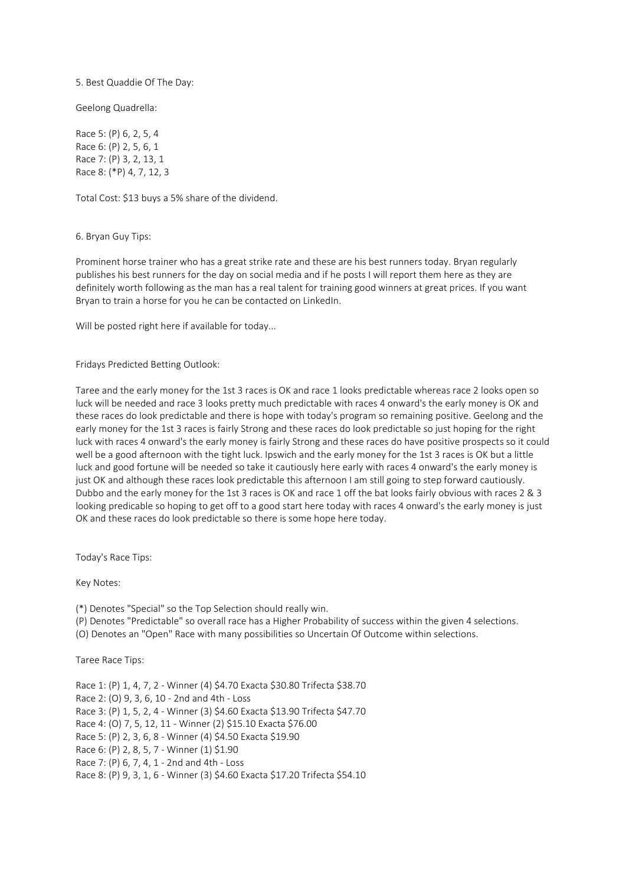5. Best Quaddie Of The Day:

Geelong Quadrella:

Race 5: (P) 6, 2, 5, 4
Race 6: (P) 2, 5, 6, 1
Race 7: (P) 3, 2, 13, 1
Race 8: (*P) 4, 7, 12, 3

Total Cost: $13 buys a 5% share of the dividend.

6. Bryan Guy Tips:

Prominent horse trainer who has a great strike rate and these are his best runners today. Bryan regularly publishes his best runners for the day on social media and if he posts I will report them here as they are definitely worth following as the man has a real talent for training good winners at great prices. If you want Bryan to train a horse for you he can be contacted on LinkedIn.

Will be posted right here if available for today...

Fridays Predicted Betting Outlook:

Taree and the early money for the 1st 3 races is OK and race 1 looks predictable whereas race 2 looks open so luck will be needed and race 3 looks pretty much predictable with races 4 onward's the early money is OK and these races do look predictable and there is hope with today's program so remaining positive. Geelong and the early money for the 1st 3 races is fairly Strong and these races do look predictable so just hoping for the right luck with races 4 onward's the early money is fairly Strong and these races do have positive prospects so it could well be a good afternoon with the tight luck. Ipswich and the early money for the 1st 3 races is OK but a little luck and good fortune will be needed so take it cautiously here early with races 4 onward's the early money is just OK and although these races look predictable this afternoon I am still going to step forward cautiously. Dubbo and the early money for the 1st 3 races is OK and race 1 off the bat looks fairly obvious with races 2 & 3 looking predicable so hoping to get off to a good start here today with races 4 onward's the early money is just OK and these races do look predictable so there is some hope here today.

Today's Race Tips:

Key Notes:

(*) Denotes "Special" so the Top Selection should really win.
(P) Denotes "Predictable" so overall race has a Higher Probability of success within the given 4 selections.
(O) Denotes an "Open" Race with many possibilities so Uncertain Of Outcome within selections.

Taree Race Tips:

Race 1: (P) 1, 4, 7, 2 - Winner (4) $4.70 Exacta $30.80 Trifecta $38.70
Race 2: (O) 9, 3, 6, 10 - 2nd and 4th - Loss
Race 3: (P) 1, 5, 2, 4 - Winner (3) $4.60 Exacta $13.90 Trifecta $47.70
Race 4: (O) 7, 5, 12, 11 - Winner (2) $15.10 Exacta $76.00
Race 5: (P) 2, 3, 6, 8 - Winner (4) $4.50 Exacta $19.90
Race 6: (P) 2, 8, 5, 7 - Winner (1) $1.90
Race 7: (P) 6, 7, 4, 1 - 2nd and 4th - Loss
Race 8: (P) 9, 3, 1, 6 - Winner (3) $4.60 Exacta $17.20 Trifecta $54.10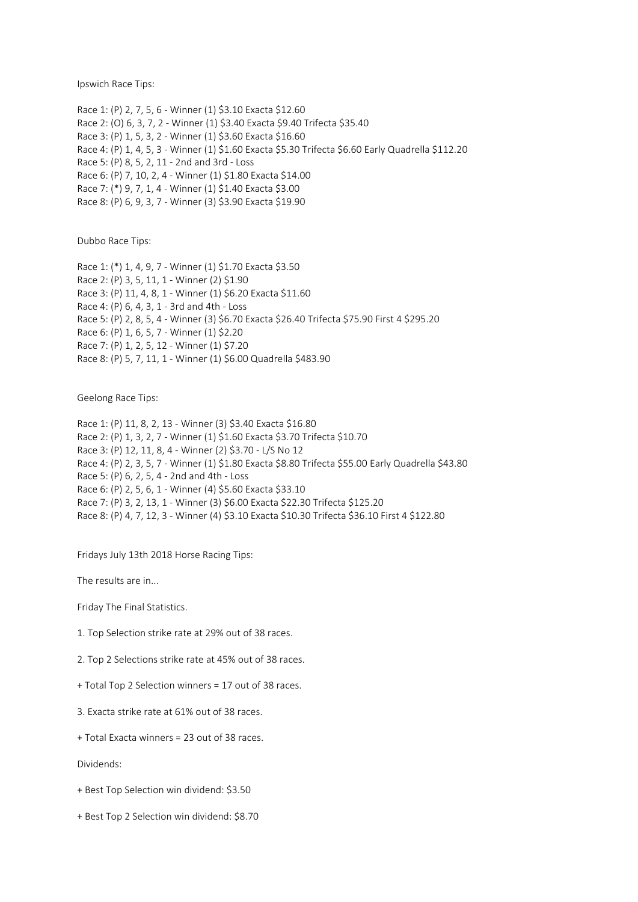Ipswich Race Tips:

Race 1: (P) 2, 7, 5, 6 - Winner (1) $3.10 Exacta $12.60
Race 2: (O) 6, 3, 7, 2 - Winner (1) $3.40 Exacta $9.40 Trifecta $35.40
Race 3: (P) 1, 5, 3, 2 - Winner (1) $3.60 Exacta $16.60
Race 4: (P) 1, 4, 5, 3 - Winner (1) $1.60 Exacta $5.30 Trifecta $6.60 Early Quadrella $112.20
Race 5: (P) 8, 5, 2, 11 - 2nd and 3rd - Loss
Race 6: (P) 7, 10, 2, 4 - Winner (1) $1.80 Exacta $14.00
Race 7: (*) 9, 7, 1, 4 - Winner (1) $1.40 Exacta $3.00
Race 8: (P) 6, 9, 3, 7 - Winner (3) $3.90 Exacta $19.90

Dubbo Race Tips:

Race 1: (*) 1, 4, 9, 7 - Winner (1) $1.70 Exacta $3.50
Race 2: (P) 3, 5, 11, 1 - Winner (2) $1.90
Race 3: (P) 11, 4, 8, 1 - Winner (1) $6.20 Exacta $11.60
Race 4: (P) 6, 4, 3, 1 - 3rd and 4th - Loss
Race 5: (P) 2, 8, 5, 4 - Winner (3) $6.70 Exacta $26.40 Trifecta $75.90 First 4 $295.20
Race 6: (P) 1, 6, 5, 7 - Winner (1) $2.20
Race 7: (P) 1, 2, 5, 12 - Winner (1) $7.20
Race 8: (P) 5, 7, 11, 1 - Winner (1) $6.00 Quadrella $483.90

Geelong Race Tips:

Race 1: (P) 11, 8, 2, 13 - Winner (3) $3.40 Exacta $16.80
Race 2: (P) 1, 3, 2, 7 - Winner (1) $1.60 Exacta $3.70 Trifecta $10.70
Race 3: (P) 12, 11, 8, 4 - Winner (2) $3.70 - L/S No 12
Race 4: (P) 2, 3, 5, 7 - Winner (1) $1.80 Exacta $8.80 Trifecta $55.00 Early Quadrella $43.80
Race 5: (P) 6, 2, 5, 4 - 2nd and 4th - Loss
Race 6: (P) 2, 5, 6, 1 - Winner (4) $5.60 Exacta $33.10
Race 7: (P) 3, 2, 13, 1 - Winner (3) $6.00 Exacta $22.30 Trifecta $125.20
Race 8: (P) 4, 7, 12, 3 - Winner (4) $3.10 Exacta $10.30 Trifecta $36.10 First 4 $122.80

Fridays July 13th 2018 Horse Racing Tips:

The results are in...

Friday The Final Statistics.

1. Top Selection strike rate at 29% out of 38 races.

2. Top 2 Selections strike rate at 45% out of 38 races.

+ Total Top 2 Selection winners = 17 out of 38 races.

3. Exacta strike rate at 61% out of 38 races.

+ Total Exacta winners = 23 out of 38 races.

Dividends:

+ Best Top Selection win dividend: $3.50

+ Best Top 2 Selection win dividend: $8.70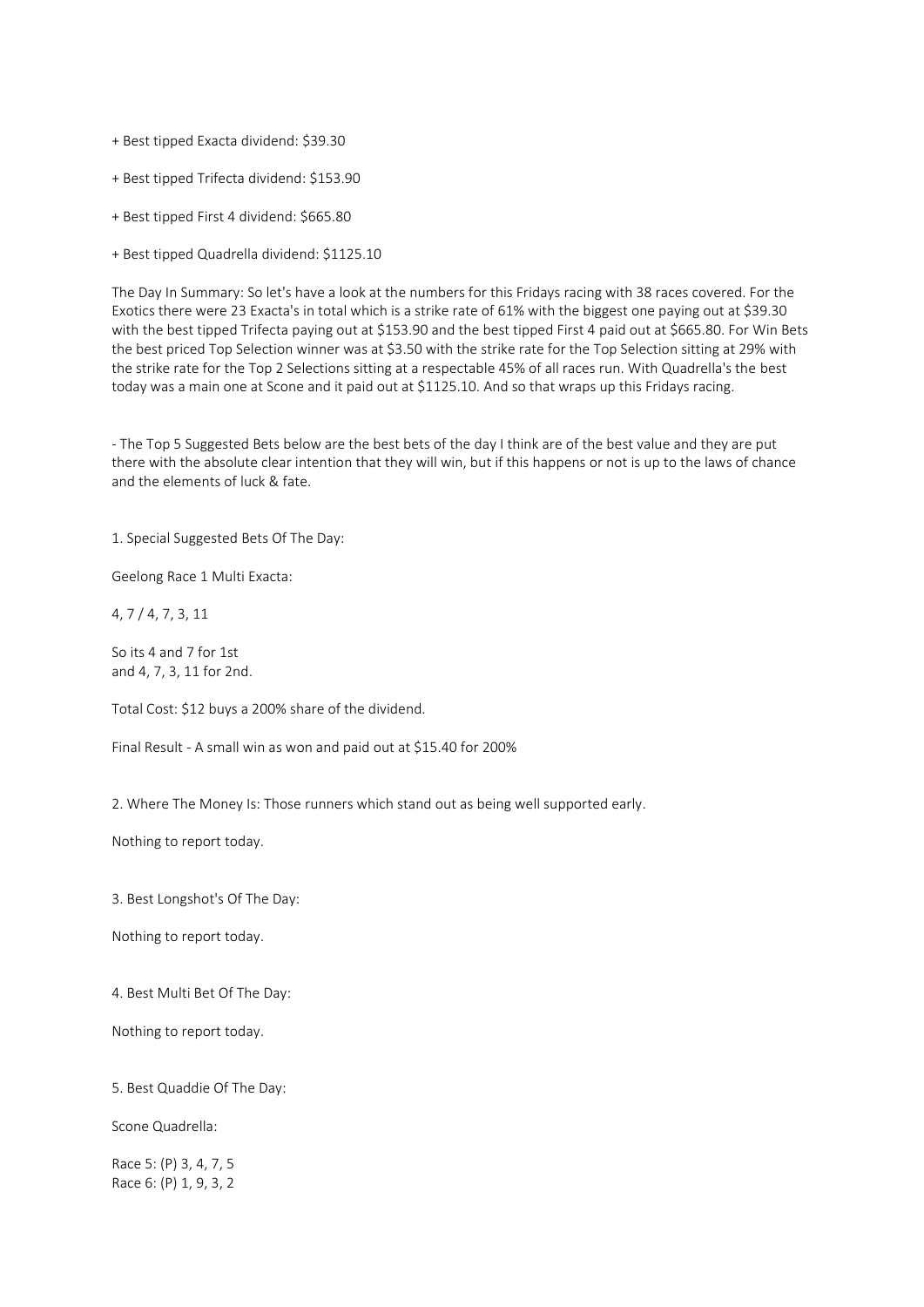+ Best tipped Exacta dividend: $39.30

+ Best tipped Trifecta dividend: $153.90

+ Best tipped First 4 dividend: $665.80

+ Best tipped Quadrella dividend: $1125.10

The Day In Summary: So let's have a look at the numbers for this Fridays racing with 38 races covered. For the Exotics there were 23 Exacta's in total which is a strike rate of 61% with the biggest one paying out at $39.30 with the best tipped Trifecta paying out at $153.90 and the best tipped First 4 paid out at $665.80. For Win Bets the best priced Top Selection winner was at $3.50 with the strike rate for the Top Selection sitting at 29% with the strike rate for the Top 2 Selections sitting at a respectable 45% of all races run. With Quadrella's the best today was a main one at Scone and it paid out at $1125.10. And so that wraps up this Fridays racing.

- The Top 5 Suggested Bets below are the best bets of the day I think are of the best value and they are put there with the absolute clear intention that they will win, but if this happens or not is up to the laws of chance and the elements of luck & fate.

1. Special Suggested Bets Of The Day:

Geelong Race 1 Multi Exacta:

4, 7 / 4, 7, 3, 11

So its 4 and 7 for 1st
and 4, 7, 3, 11 for 2nd.

Total Cost: $12 buys a 200% share of the dividend.

Final Result - A small win as won and paid out at $15.40 for 200%

2. Where The Money Is: Those runners which stand out as being well supported early.

Nothing to report today.

3. Best Longshot's Of The Day:

Nothing to report today.

4. Best Multi Bet Of The Day:

Nothing to report today.

5. Best Quaddie Of The Day:

Scone Quadrella:

Race 5: (P) 3, 4, 7, 5
Race 6: (P) 1, 9, 3, 2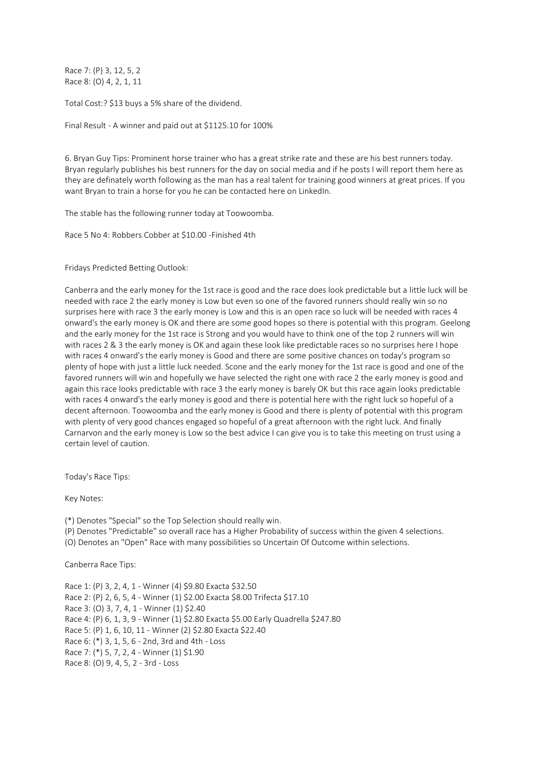Race 7: (P) 3, 12, 5, 2
Race 8: (O) 4, 2, 1, 11

Total Cost:? $13 buys a 5% share of the dividend.

Final Result - A winner and paid out at $1125.10 for 100%

6. Bryan Guy Tips: Prominent horse trainer who has a great strike rate and these are his best runners today. Bryan regularly publishes his best runners for the day on social media and if he posts I will report them here as they are definately worth following as the man has a real talent for training good winners at great prices. If you want Bryan to train a horse for you he can be contacted here on LinkedIn.

The stable has the following runner today at Toowoomba.

Race 5 No 4: Robbers Cobber at $10.00 -Finished 4th

Fridays Predicted Betting Outlook:

Canberra and the early money for the 1st race is good and the race does look predictable but a little luck will be needed with race 2 the early money is Low but even so one of the favored runners should really win so no surprises here with race 3 the early money is Low and this is an open race so luck will be needed with races 4 onward's the early money is OK and there are some good hopes so there is potential with this program. Geelong and the early money for the 1st race is Strong and you would have to think one of the top 2 runners will win with races 2 & 3 the early money is OK and again these look like predictable races so no surprises here I hope with races 4 onward's the early money is Good and there are some positive chances on today's program so plenty of hope with just a little luck needed. Scone and the early money for the 1st race is good and one of the favored runners will win and hopefully we have selected the right one with race 2 the early money is good and again this race looks predictable with race 3 the early money is barely OK but this race again looks predictable with races 4 onward's the early money is good and there is potential here with the right luck so hopeful of a decent afternoon. Toowoomba and the early money is Good and there is plenty of potential with this program with plenty of very good chances engaged so hopeful of a great afternoon with the right luck. And finally Carnarvon and the early money is Low so the best advice I can give you is to take this meeting on trust using a certain level of caution.

Today's Race Tips:

Key Notes:

(*) Denotes "Special" so the Top Selection should really win.
(P) Denotes "Predictable" so overall race has a Higher Probability of success within the given 4 selections.
(O) Denotes an "Open" Race with many possibilities so Uncertain Of Outcome within selections.

Canberra Race Tips:

Race 1: (P) 3, 2, 4, 1 - Winner (4) $9.80 Exacta $32.50
Race 2: (P) 2, 6, 5, 4 - Winner (1) $2.00 Exacta $8.00 Trifecta $17.10
Race 3: (O) 3, 7, 4, 1 - Winner (1) $2.40
Race 4: (P) 6, 1, 3, 9 - Winner (1) $2.80 Exacta $5.00 Early Quadrella $247.80
Race 5: (P) 1, 6, 10, 11 - Winner (2) $2.80 Exacta $22.40
Race 6: (*) 3, 1, 5, 6 - 2nd, 3rd and 4th - Loss
Race 7: (*) 5, 7, 2, 4 - Winner (1) $1.90
Race 8: (O) 9, 4, 5, 2 - 3rd - Loss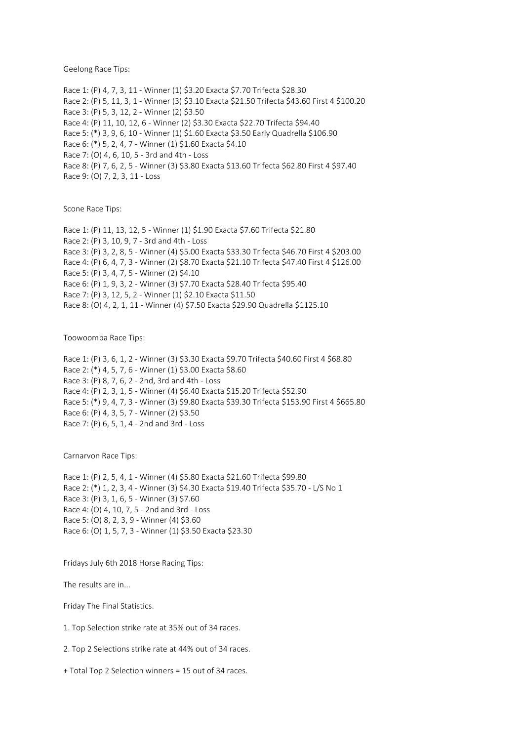Geelong Race Tips:

Race 1: (P) 4, 7, 3, 11 - Winner (1) $3.20 Exacta $7.70 Trifecta $28.30
Race 2: (P) 5, 11, 3, 1 - Winner (3) $3.10 Exacta $21.50 Trifecta $43.60 First 4 $100.20
Race 3: (P) 5, 3, 12, 2 - Winner (2) $3.50
Race 4: (P) 11, 10, 12, 6 - Winner (2) $3.30 Exacta $22.70 Trifecta $94.40
Race 5: (*) 3, 9, 6, 10 - Winner (1) $1.60 Exacta $3.50 Early Quadrella $106.90
Race 6: (*) 5, 2, 4, 7 - Winner (1) $1.60 Exacta $4.10
Race 7: (O) 4, 6, 10, 5 - 3rd and 4th - Loss
Race 8: (P) 7, 6, 2, 5 - Winner (3) $3.80 Exacta $13.60 Trifecta $62.80 First 4 $97.40
Race 9: (O) 7, 2, 3, 11 - Loss

Scone Race Tips:

Race 1: (P) 11, 13, 12, 5 - Winner (1) $1.90 Exacta $7.60 Trifecta $21.80
Race 2: (P) 3, 10, 9, 7 - 3rd and 4th - Loss
Race 3: (P) 3, 2, 8, 5 - Winner (4) $5.00 Exacta $33.30 Trifecta $46.70 First 4 $203.00
Race 4: (P) 6, 4, 7, 3 - Winner (2) $8.70 Exacta $21.10 Trifecta $47.40 First 4 $126.00
Race 5: (P) 3, 4, 7, 5 - Winner (2) $4.10
Race 6: (P) 1, 9, 3, 2 - Winner (3) $7.70 Exacta $28.40 Trifecta $95.40
Race 7: (P) 3, 12, 5, 2 - Winner (1) $2.10 Exacta $11.50
Race 8: (O) 4, 2, 1, 11 - Winner (4) $7.50 Exacta $29.90 Quadrella $1125.10

Toowoomba Race Tips:

Race 1: (P) 3, 6, 1, 2 - Winner (3) $3.30 Exacta $9.70 Trifecta $40.60 First 4 $68.80
Race 2: (*) 4, 5, 7, 6 - Winner (1) $3.00 Exacta $8.60
Race 3: (P) 8, 7, 6, 2 - 2nd, 3rd and 4th - Loss
Race 4: (P) 2, 3, 1, 5 - Winner (4) $6.40 Exacta $15.20 Trifecta $52.90
Race 5: (*) 9, 4, 7, 3 - Winner (3) $9.80 Exacta $39.30 Trifecta $153.90 First 4 $665.80
Race 6: (P) 4, 3, 5, 7 - Winner (2) $3.50
Race 7: (P) 6, 5, 1, 4 - 2nd and 3rd - Loss

Carnarvon Race Tips:

Race 1: (P) 2, 5, 4, 1 - Winner (4) $5.80 Exacta $21.60 Trifecta $99.80
Race 2: (*) 1, 2, 3, 4 - Winner (3) $4.30 Exacta $19.40 Trifecta $35.70 - L/S No 1
Race 3: (P) 3, 1, 6, 5 - Winner (3) $7.60
Race 4: (O) 4, 10, 7, 5 - 2nd and 3rd - Loss
Race 5: (O) 8, 2, 3, 9 - Winner (4) $3.60
Race 6: (O) 1, 5, 7, 3 - Winner (1) $3.50 Exacta $23.30

Fridays July 6th 2018 Horse Racing Tips:

The results are in...

Friday The Final Statistics.

1. Top Selection strike rate at 35% out of 34 races.

2. Top 2 Selections strike rate at 44% out of 34 races.

+ Total Top 2 Selection winners = 15 out of 34 races.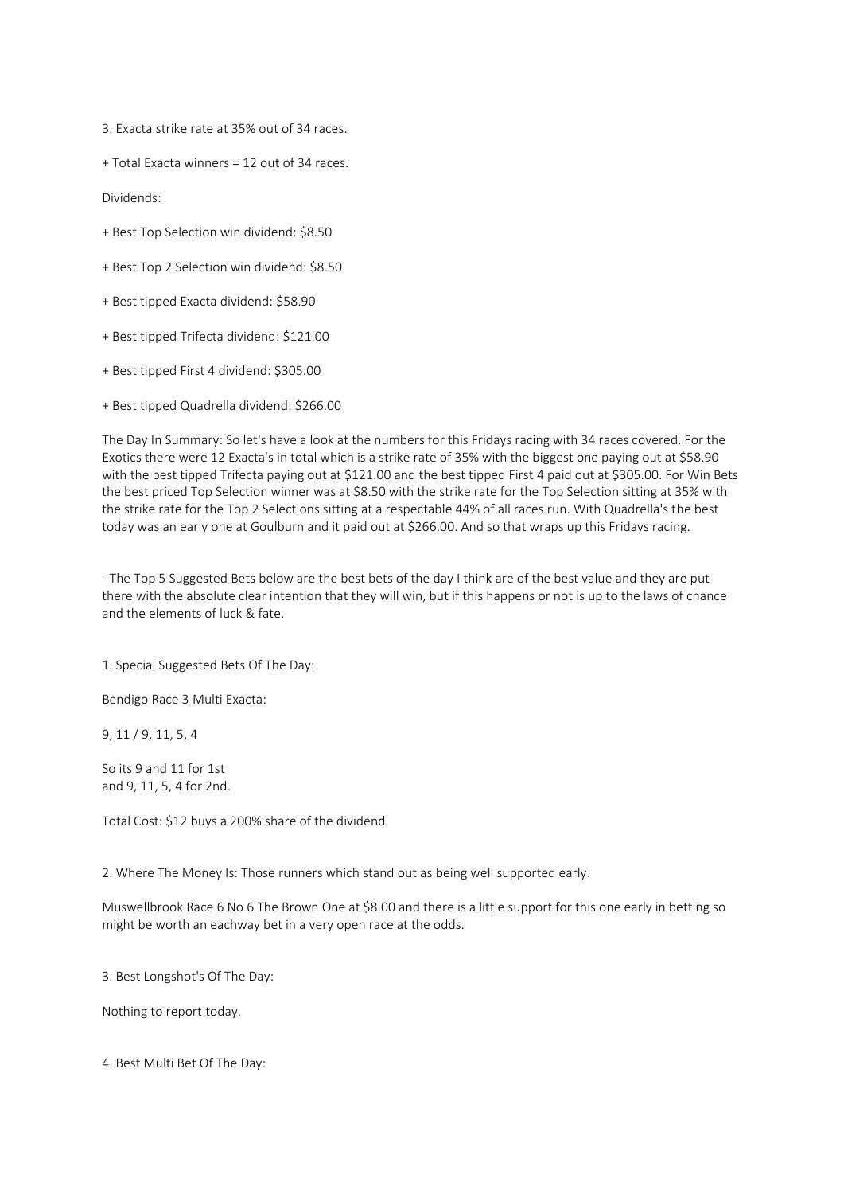3. Exacta strike rate at 35% out of 34 races.

+ Total Exacta winners = 12 out of 34 races.

Dividends:

+ Best Top Selection win dividend: $8.50

+ Best Top 2 Selection win dividend: $8.50

+ Best tipped Exacta dividend: $58.90

+ Best tipped Trifecta dividend: $121.00

+ Best tipped First 4 dividend: $305.00

+ Best tipped Quadrella dividend: $266.00

The Day In Summary: So let's have a look at the numbers for this Fridays racing with 34 races covered. For the Exotics there were 12 Exacta's in total which is a strike rate of 35% with the biggest one paying out at $58.90 with the best tipped Trifecta paying out at $121.00 and the best tipped First 4 paid out at $305.00. For Win Bets the best priced Top Selection winner was at $8.50 with the strike rate for the Top Selection sitting at 35% with the strike rate for the Top 2 Selections sitting at a respectable 44% of all races run. With Quadrella's the best today was an early one at Goulburn and it paid out at $266.00. And so that wraps up this Fridays racing.

- The Top 5 Suggested Bets below are the best bets of the day I think are of the best value and they are put there with the absolute clear intention that they will win, but if this happens or not is up to the laws of chance and the elements of luck & fate.

1. Special Suggested Bets Of The Day:

Bendigo Race 3 Multi Exacta:

9, 11 / 9, 11, 5, 4

So its 9 and 11 for 1st
and 9, 11, 5, 4 for 2nd.

Total Cost: $12 buys a 200% share of the dividend.

2. Where The Money Is: Those runners which stand out as being well supported early.

Muswellbrook Race 6 No 6 The Brown One at $8.00 and there is a little support for this one early in betting so might be worth an eachway bet in a very open race at the odds.

3. Best Longshot's Of The Day:

Nothing to report today.

4. Best Multi Bet Of The Day: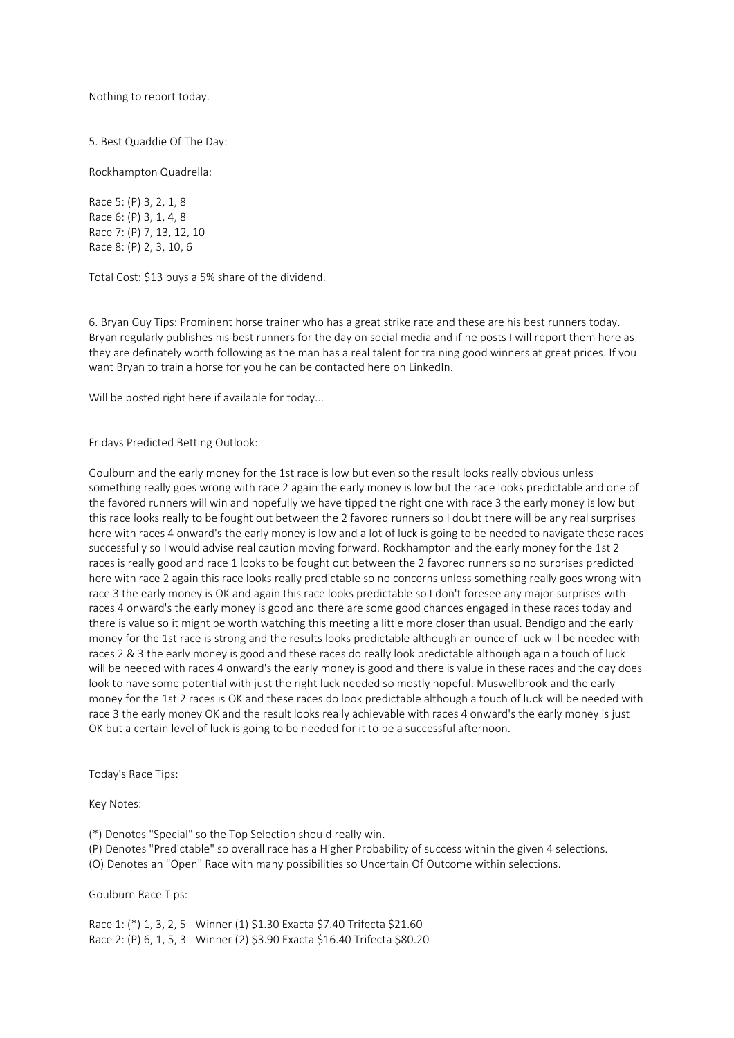Nothing to report today.

5. Best Quaddie Of The Day:

Rockhampton Quadrella:

Race 5: (P) 3, 2, 1, 8
Race 6: (P) 3, 1, 4, 8
Race 7: (P) 7, 13, 12, 10
Race 8: (P) 2, 3, 10, 6

Total Cost: $13 buys a 5% share of the dividend.

6. Bryan Guy Tips: Prominent horse trainer who has a great strike rate and these are his best runners today. Bryan regularly publishes his best runners for the day on social media and if he posts I will report them here as they are definately worth following as the man has a real talent for training good winners at great prices. If you want Bryan to train a horse for you he can be contacted here on LinkedIn.

Will be posted right here if available for today...

Fridays Predicted Betting Outlook:

Goulburn and the early money for the 1st race is low but even so the result looks really obvious unless something really goes wrong with race 2 again the early money is low but the race looks predictable and one of the favored runners will win and hopefully we have tipped the right one with race 3 the early money is low but this race looks really to be fought out between the 2 favored runners so I doubt there will be any real surprises here with races 4 onward's the early money is low and a lot of luck is going to be needed to navigate these races successfully so I would advise real caution moving forward. Rockhampton and the early money for the 1st 2 races is really good and race 1 looks to be fought out between the 2 favored runners so no surprises predicted here with race 2 again this race looks really predictable so no concerns unless something really goes wrong with race 3 the early money is OK and again this race looks predictable so I don't foresee any major surprises with races 4 onward's the early money is good and there are some good chances engaged in these races today and there is value so it might be worth watching this meeting a little more closer than usual. Bendigo and the early money for the 1st race is strong and the results looks predictable although an ounce of luck will be needed with races 2 & 3 the early money is good and these races do really look predictable although again a touch of luck will be needed with races 4 onward's the early money is good and there is value in these races and the day does look to have some potential with just the right luck needed so mostly hopeful. Muswellbrook and the early money for the 1st 2 races is OK and these races do look predictable although a touch of luck will be needed with race 3 the early money OK and the result looks really achievable with races 4 onward's the early money is just OK but a certain level of luck is going to be needed for it to be a successful afternoon.

Today's Race Tips:

Key Notes:

(*) Denotes "Special" so the Top Selection should really win.
(P) Denotes "Predictable" so overall race has a Higher Probability of success within the given 4 selections.
(O) Denotes an "Open" Race with many possibilities so Uncertain Of Outcome within selections.

Goulburn Race Tips:

Race 1: (*) 1, 3, 2, 5 - Winner (1) $1.30 Exacta $7.40 Trifecta $21.60
Race 2: (P) 6, 1, 5, 3 - Winner (2) $3.90 Exacta $16.40 Trifecta $80.20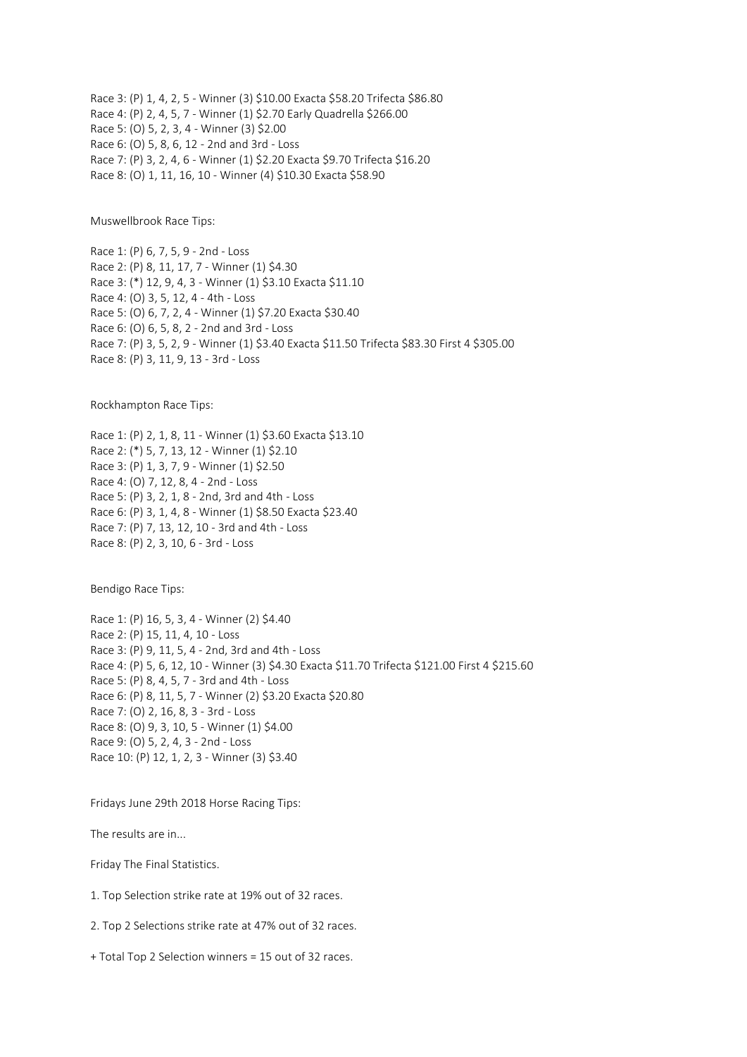Race 3: (P) 1, 4, 2, 5 - Winner (3) $10.00 Exacta $58.20 Trifecta $86.80
Race 4: (P) 2, 4, 5, 7 - Winner (1) $2.70 Early Quadrella $266.00
Race 5: (O) 5, 2, 3, 4 - Winner (3) $2.00
Race 6: (O) 5, 8, 6, 12 - 2nd and 3rd - Loss
Race 7: (P) 3, 2, 4, 6 - Winner (1) $2.20 Exacta $9.70 Trifecta $16.20
Race 8: (O) 1, 11, 16, 10 - Winner (4) $10.30 Exacta $58.90

Muswellbrook Race Tips:

Race 1: (P) 6, 7, 5, 9 - 2nd - Loss
Race 2: (P) 8, 11, 17, 7 - Winner (1) $4.30
Race 3: (*) 12, 9, 4, 3 - Winner (1) $3.10 Exacta $11.10
Race 4: (O) 3, 5, 12, 4 - 4th - Loss
Race 5: (O) 6, 7, 2, 4 - Winner (1) $7.20 Exacta $30.40
Race 6: (O) 6, 5, 8, 2 - 2nd and 3rd - Loss
Race 7: (P) 3, 5, 2, 9 - Winner (1) $3.40 Exacta $11.50 Trifecta $83.30 First 4 $305.00
Race 8: (P) 3, 11, 9, 13 - 3rd - Loss

Rockhampton Race Tips:

Race 1: (P) 2, 1, 8, 11 - Winner (1) $3.60 Exacta $13.10
Race 2: (*) 5, 7, 13, 12 - Winner (1) $2.10
Race 3: (P) 1, 3, 7, 9 - Winner (1) $2.50
Race 4: (O) 7, 12, 8, 4 - 2nd - Loss
Race 5: (P) 3, 2, 1, 8 - 2nd, 3rd and 4th - Loss
Race 6: (P) 3, 1, 4, 8 - Winner (1) $8.50 Exacta $23.40
Race 7: (P) 7, 13, 12, 10 - 3rd and 4th - Loss
Race 8: (P) 2, 3, 10, 6 - 3rd - Loss

Bendigo Race Tips:

Race 1: (P) 16, 5, 3, 4 - Winner (2) $4.40
Race 2: (P) 15, 11, 4, 10 - Loss
Race 3: (P) 9, 11, 5, 4 - 2nd, 3rd and 4th - Loss
Race 4: (P) 5, 6, 12, 10 - Winner (3) $4.30 Exacta $11.70 Trifecta $121.00 First 4 $215.60
Race 5: (P) 8, 4, 5, 7 - 3rd and 4th - Loss
Race 6: (P) 8, 11, 5, 7 - Winner (2) $3.20 Exacta $20.80
Race 7: (O) 2, 16, 8, 3 - 3rd - Loss
Race 8: (O) 9, 3, 10, 5 - Winner (1) $4.00
Race 9: (O) 5, 2, 4, 3 - 2nd - Loss
Race 10: (P) 12, 1, 2, 3 - Winner (3) $3.40

Fridays June 29th 2018 Horse Racing Tips:

The results are in...

Friday The Final Statistics.

1. Top Selection strike rate at 19% out of 32 races.

2. Top 2 Selections strike rate at 47% out of 32 races.

+ Total Top 2 Selection winners = 15 out of 32 races.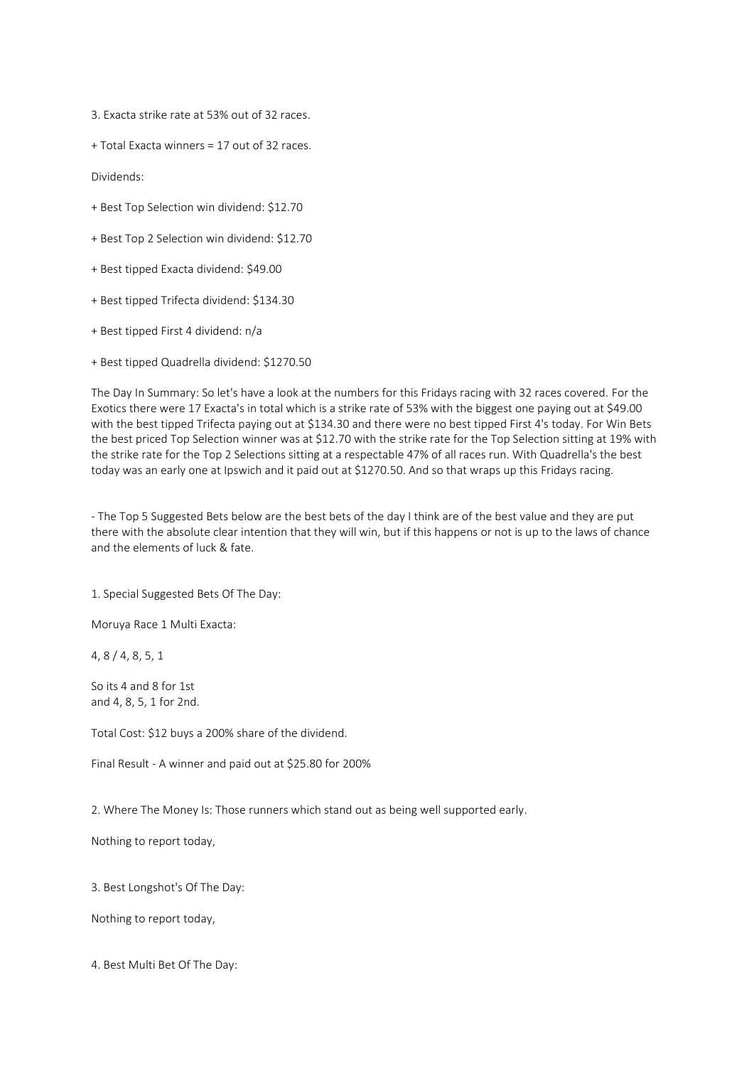3. Exacta strike rate at 53% out of 32 races.

+ Total Exacta winners = 17 out of 32 races.

Dividends:

+ Best Top Selection win dividend: $12.70

+ Best Top 2 Selection win dividend: $12.70

+ Best tipped Exacta dividend: $49.00

+ Best tipped Trifecta dividend: $134.30

+ Best tipped First 4 dividend: n/a

+ Best tipped Quadrella dividend: $1270.50

The Day In Summary: So let's have a look at the numbers for this Fridays racing with 32 races covered. For the Exotics there were 17 Exacta's in total which is a strike rate of 53% with the biggest one paying out at $49.00 with the best tipped Trifecta paying out at $134.30 and there were no best tipped First 4's today. For Win Bets the best priced Top Selection winner was at $12.70 with the strike rate for the Top Selection sitting at 19% with the strike rate for the Top 2 Selections sitting at a respectable 47% of all races run. With Quadrella's the best today was an early one at Ipswich and it paid out at $1270.50. And so that wraps up this Fridays racing.

- The Top 5 Suggested Bets below are the best bets of the day I think are of the best value and they are put there with the absolute clear intention that they will win, but if this happens or not is up to the laws of chance and the elements of luck & fate.

1. Special Suggested Bets Of The Day:

Moruya Race 1 Multi Exacta:

4, 8 / 4, 8, 5, 1

So its 4 and 8 for 1st
and 4, 8, 5, 1 for 2nd.

Total Cost: $12 buys a 200% share of the dividend.

Final Result - A winner and paid out at $25.80 for 200%

2. Where The Money Is: Those runners which stand out as being well supported early.

Nothing to report today,

3. Best Longshot's Of The Day:

Nothing to report today,

4. Best Multi Bet Of The Day: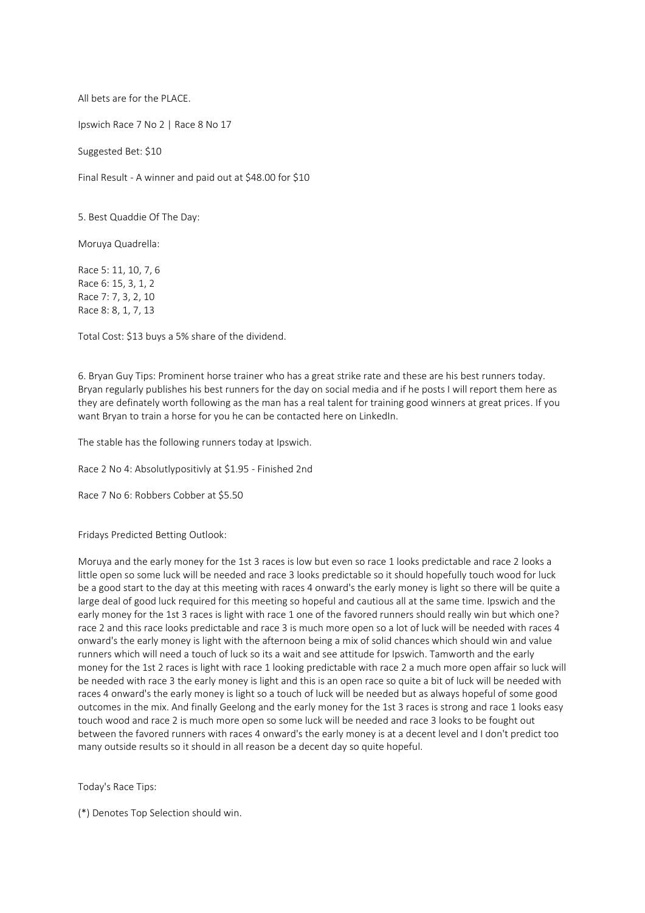All bets are for the PLACE.

Ipswich Race 7 No 2 | Race 8 No 17

Suggested Bet: $10

Final Result - A winner and paid out at $48.00 for $10

5. Best Quaddie Of The Day:

Moruya Quadrella:

Race 5: 11, 10, 7, 6
Race 6: 15, 3, 1, 2
Race 7: 7, 3, 2, 10
Race 8: 8, 1, 7, 13

Total Cost: $13 buys a 5% share of the dividend.

6. Bryan Guy Tips: Prominent horse trainer who has a great strike rate and these are his best runners today. Bryan regularly publishes his best runners for the day on social media and if he posts I will report them here as they are definately worth following as the man has a real talent for training good winners at great prices. If you want Bryan to train a horse for you he can be contacted here on LinkedIn.

The stable has the following runners today at Ipswich.

Race 2 No 4: Absolutlypositivly at $1.95 - Finished 2nd

Race 7 No 6: Robbers Cobber at $5.50

Fridays Predicted Betting Outlook:

Moruya and the early money for the 1st 3 races is low but even so race 1 looks predictable and race 2 looks a little open so some luck will be needed and race 3 looks predictable so it should hopefully touch wood for luck be a good start to the day at this meeting with races 4 onward's the early money is light so there will be quite a large deal of good luck required for this meeting so hopeful and cautious all at the same time. Ipswich and the early money for the 1st 3 races is light with race 1 one of the favored runners should really win but which one? race 2 and this race looks predictable and race 3 is much more open so a lot of luck will be needed with races 4 onward's the early money is light with the afternoon being a mix of solid chances which should win and value runners which will need a touch of luck so its a wait and see attitude for Ipswich. Tamworth and the early money for the 1st 2 races is light with race 1 looking predictable with race 2 a much more open affair so luck will be needed with race 3 the early money is light and this is an open race so quite a bit of luck will be needed with races 4 onward's the early money is light so a touch of luck will be needed but as always hopeful of some good outcomes in the mix. And finally Geelong and the early money for the 1st 3 races is strong and race 1 looks easy touch wood and race 2 is much more open so some luck will be needed and race 3 looks to be fought out between the favored runners with races 4 onward's the early money is at a decent level and I don't predict too many outside results so it should in all reason be a decent day so quite hopeful.

Today's Race Tips:

(*) Denotes Top Selection should win.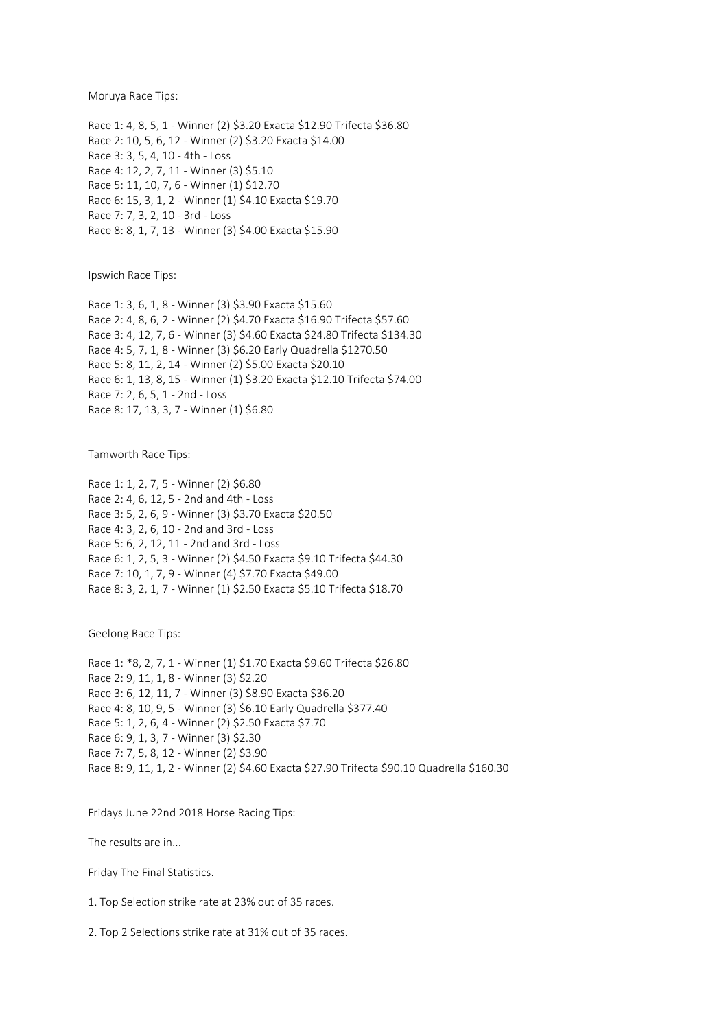Moruya Race Tips:

Race 1: 4, 8, 5, 1 - Winner (2) $3.20 Exacta $12.90 Trifecta $36.80
Race 2: 10, 5, 6, 12 - Winner (2) $3.20 Exacta $14.00
Race 3: 3, 5, 4, 10 - 4th - Loss
Race 4: 12, 2, 7, 11 - Winner (3) $5.10
Race 5: 11, 10, 7, 6 - Winner (1) $12.70
Race 6: 15, 3, 1, 2 - Winner (1) $4.10 Exacta $19.70
Race 7: 7, 3, 2, 10 - 3rd - Loss
Race 8: 8, 1, 7, 13 - Winner (3) $4.00 Exacta $15.90

Ipswich Race Tips:

Race 1: 3, 6, 1, 8 - Winner (3) $3.90 Exacta $15.60
Race 2: 4, 8, 6, 2 - Winner (2) $4.70 Exacta $16.90 Trifecta $57.60
Race 3: 4, 12, 7, 6 - Winner (3) $4.60 Exacta $24.80 Trifecta $134.30
Race 4: 5, 7, 1, 8 - Winner (3) $6.20 Early Quadrella $1270.50
Race 5: 8, 11, 2, 14 - Winner (2) $5.00 Exacta $20.10
Race 6: 1, 13, 8, 15 - Winner (1) $3.20 Exacta $12.10 Trifecta $74.00
Race 7: 2, 6, 5, 1 - 2nd - Loss
Race 8: 17, 13, 3, 7 - Winner (1) $6.80

Tamworth Race Tips:

Race 1: 1, 2, 7, 5 - Winner (2) $6.80
Race 2: 4, 6, 12, 5 - 2nd and 4th - Loss
Race 3: 5, 2, 6, 9 - Winner (3) $3.70 Exacta $20.50
Race 4: 3, 2, 6, 10 - 2nd and 3rd - Loss
Race 5: 6, 2, 12, 11 - 2nd and 3rd - Loss
Race 6: 1, 2, 5, 3 - Winner (2) $4.50 Exacta $9.10 Trifecta $44.30
Race 7: 10, 1, 7, 9 - Winner (4) $7.70 Exacta $49.00
Race 8: 3, 2, 1, 7 - Winner (1) $2.50 Exacta $5.10 Trifecta $18.70

Geelong Race Tips:

Race 1: *8, 2, 7, 1 - Winner (1) $1.70 Exacta $9.60 Trifecta $26.80
Race 2: 9, 11, 1, 8 - Winner (3) $2.20
Race 3: 6, 12, 11, 7 - Winner (3) $8.90 Exacta $36.20
Race 4: 8, 10, 9, 5 - Winner (3) $6.10 Early Quadrella $377.40
Race 5: 1, 2, 6, 4 - Winner (2) $2.50 Exacta $7.70
Race 6: 9, 1, 3, 7 - Winner (3) $2.30
Race 7: 7, 5, 8, 12 - Winner (2) $3.90
Race 8: 9, 11, 1, 2 - Winner (2) $4.60 Exacta $27.90 Trifecta $90.10 Quadrella $160.30

Fridays June 22nd 2018 Horse Racing Tips:

The results are in...

Friday The Final Statistics.

1. Top Selection strike rate at 23% out of 35 races.

2. Top 2 Selections strike rate at 31% out of 35 races.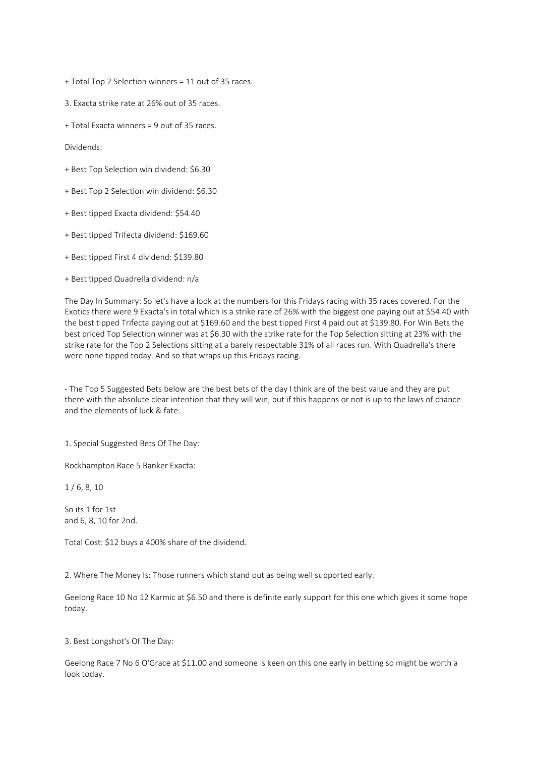+ Total Top 2 Selection winners = 11 out of 35 races.

3. Exacta strike rate at 26% out of 35 races.

+ Total Exacta winners = 9 out of 35 races.

Dividends:

+ Best Top Selection win dividend: $6.30

+ Best Top 2 Selection win dividend: $6.30

+ Best tipped Exacta dividend: $54.40

+ Best tipped Trifecta dividend: $169.60

+ Best tipped First 4 dividend: $139.80

+ Best tipped Quadrella dividend: n/a

The Day In Summary: So let's have a look at the numbers for this Fridays racing with 35 races covered. For the Exotics there were 9 Exacta's in total which is a strike rate of 26% with the biggest one paying out at $54.40 with the best tipped Trifecta paying out at $169.60 and the best tipped First 4 paid out at $139.80. For Win Bets the best priced Top Selection winner was at $6.30 with the strike rate for the Top Selection sitting at 23% with the strike rate for the Top 2 Selections sitting at a barely respectable 31% of all races run. With Quadrella's there were none tipped today. And so that wraps up this Fridays racing.

- The Top 5 Suggested Bets below are the best bets of the day I think are of the best value and they are put there with the absolute clear intention that they will win, but if this happens or not is up to the laws of chance and the elements of luck & fate.

1. Special Suggested Bets Of The Day:

Rockhampton Race 5 Banker Exacta:

1 / 6, 8, 10

So its 1 for 1st
and 6, 8, 10 for 2nd.

Total Cost: $12 buys a 400% share of the dividend.

2. Where The Money Is: Those runners which stand out as being well supported early.

Geelong Race 10 No 12 Karmic at $6.50 and there is definite early support for this one which gives it some hope today.

3. Best Longshot's Of The Day:

Geelong Race 7 No 6 O'Grace at $11.00 and someone is keen on this one early in betting so might be worth a look today.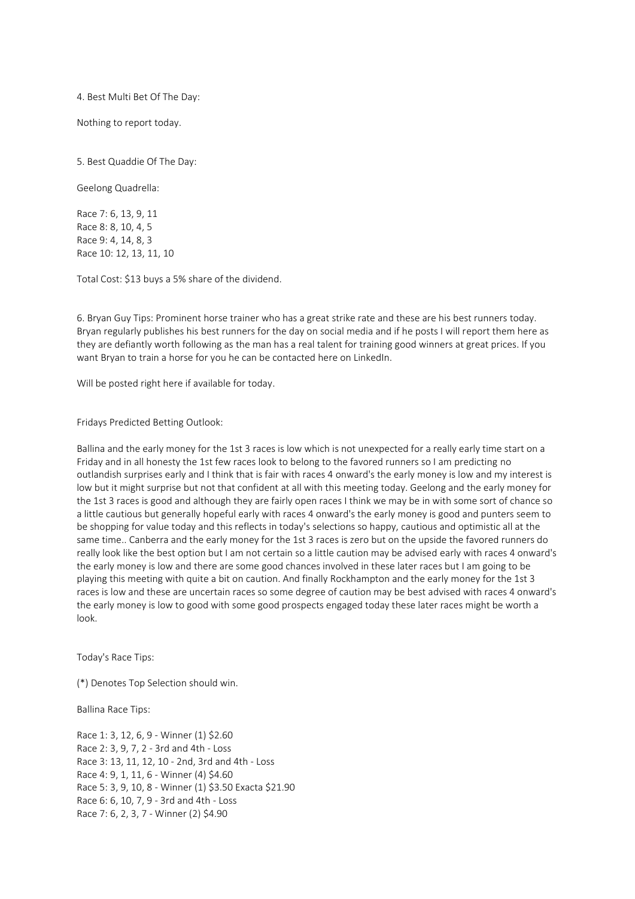4. Best Multi Bet Of The Day:

Nothing to report today.

5. Best Quaddie Of The Day:

Geelong Quadrella:

Race 7: 6, 13, 9, 11
Race 8: 8, 10, 4, 5
Race 9: 4, 14, 8, 3
Race 10: 12, 13, 11, 10

Total Cost: $13 buys a 5% share of the dividend.

6. Bryan Guy Tips: Prominent horse trainer who has a great strike rate and these are his best runners today. Bryan regularly publishes his best runners for the day on social media and if he posts I will report them here as they are defiantly worth following as the man has a real talent for training good winners at great prices. If you want Bryan to train a horse for you he can be contacted here on LinkedIn.

Will be posted right here if available for today.

Fridays Predicted Betting Outlook:

Ballina and the early money for the 1st 3 races is low which is not unexpected for a really early time start on a Friday and in all honesty the 1st few races look to belong to the favored runners so I am predicting no outlandish surprises early and I think that is fair with races 4 onward's the early money is low and my interest is low but it might surprise but not that confident at all with this meeting today. Geelong and the early money for the 1st 3 races is good and although they are fairly open races I think we may be in with some sort of chance so a little cautious but generally hopeful early with races 4 onward's the early money is good and punters seem to be shopping for value today and this reflects in today's selections so happy, cautious and optimistic all at the same time.. Canberra and the early money for the 1st 3 races is zero but on the upside the favored runners do really look like the best option but I am not certain so a little caution may be advised early with races 4 onward's the early money is low and there are some good chances involved in these later races but I am going to be playing this meeting with quite a bit on caution. And finally Rockhampton and the early money for the 1st 3 races is low and these are uncertain races so some degree of caution may be best advised with races 4 onward's the early money is low to good with some good prospects engaged today these later races might be worth a look.

Today's Race Tips:

(*) Denotes Top Selection should win.

Ballina Race Tips:

Race 1: 3, 12, 6, 9 - Winner (1) $2.60
Race 2: 3, 9, 7, 2 - 3rd and 4th - Loss
Race 3: 13, 11, 12, 10 - 2nd, 3rd and 4th - Loss
Race 4: 9, 1, 11, 6 - Winner (4) $4.60
Race 5: 3, 9, 10, 8 - Winner (1) $3.50 Exacta $21.90
Race 6: 6, 10, 7, 9 - 3rd and 4th - Loss
Race 7: 6, 2, 3, 7 - Winner (2) $4.90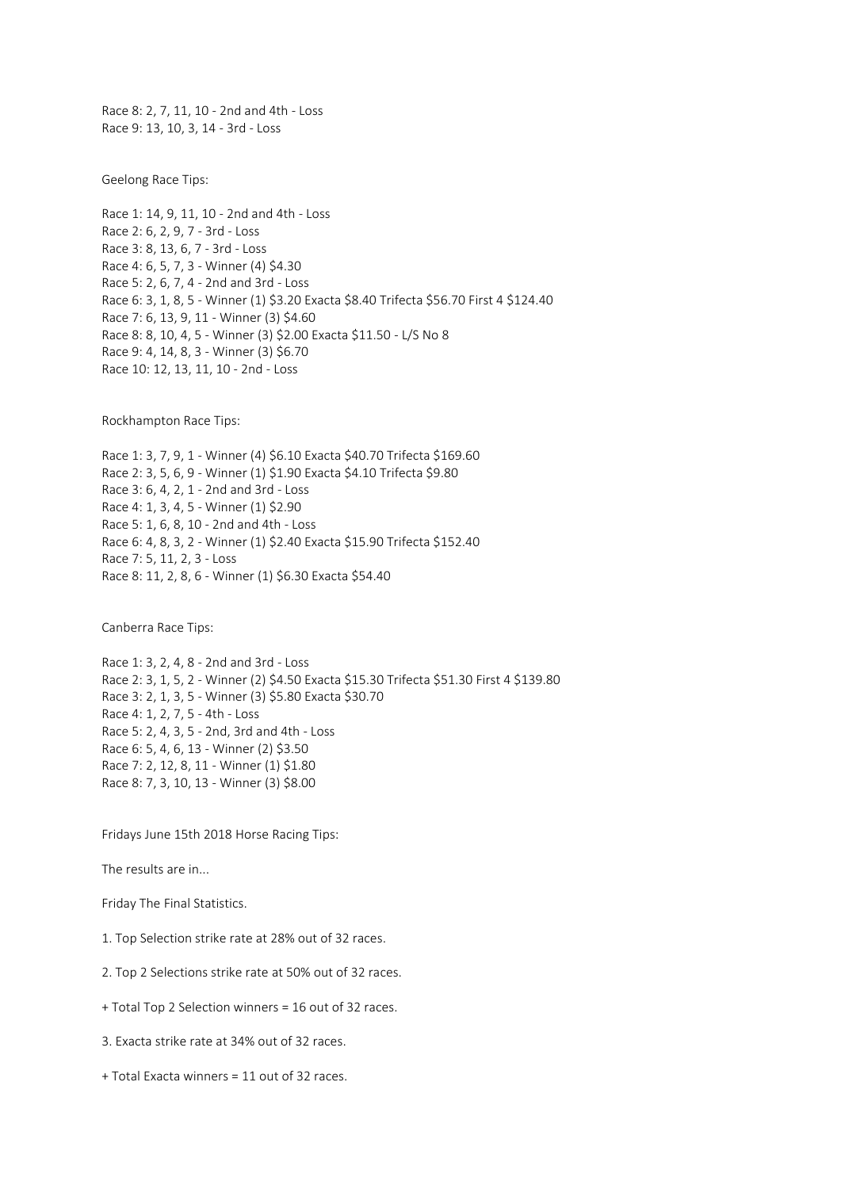Race 8: 2, 7, 11, 10 - 2nd and 4th - Loss
Race 9: 13, 10, 3, 14 - 3rd - Loss

Geelong Race Tips:

Race 1: 14, 9, 11, 10 - 2nd and 4th - Loss
Race 2: 6, 2, 9, 7 - 3rd - Loss
Race 3: 8, 13, 6, 7 - 3rd - Loss
Race 4: 6, 5, 7, 3 - Winner (4) $4.30
Race 5: 2, 6, 7, 4 - 2nd and 3rd - Loss
Race 6: 3, 1, 8, 5 - Winner (1) $3.20 Exacta $8.40 Trifecta $56.70 First 4 $124.40
Race 7: 6, 13, 9, 11 - Winner (3) $4.60
Race 8: 8, 10, 4, 5 - Winner (3) $2.00 Exacta $11.50 - L/S No 8
Race 9: 4, 14, 8, 3 - Winner (3) $6.70
Race 10: 12, 13, 11, 10 - 2nd - Loss

Rockhampton Race Tips:

Race 1: 3, 7, 9, 1 - Winner (4) $6.10 Exacta $40.70 Trifecta $169.60
Race 2: 3, 5, 6, 9 - Winner (1) $1.90 Exacta $4.10 Trifecta $9.80
Race 3: 6, 4, 2, 1 - 2nd and 3rd - Loss
Race 4: 1, 3, 4, 5 - Winner (1) $2.90
Race 5: 1, 6, 8, 10 - 2nd and 4th - Loss
Race 6: 4, 8, 3, 2 - Winner (1) $2.40 Exacta $15.90 Trifecta $152.40
Race 7: 5, 11, 2, 3 - Loss
Race 8: 11, 2, 8, 6 - Winner (1) $6.30 Exacta $54.40

Canberra Race Tips:

Race 1: 3, 2, 4, 8 - 2nd and 3rd - Loss
Race 2: 3, 1, 5, 2 - Winner (2) $4.50 Exacta $15.30 Trifecta $51.30 First 4 $139.80
Race 3: 2, 1, 3, 5 - Winner (3) $5.80 Exacta $30.70
Race 4: 1, 2, 7, 5 - 4th - Loss
Race 5: 2, 4, 3, 5 - 2nd, 3rd and 4th - Loss
Race 6: 5, 4, 6, 13 - Winner (2) $3.50
Race 7: 2, 12, 8, 11 - Winner (1) $1.80
Race 8: 7, 3, 10, 13 - Winner (3) $8.00

Fridays June 15th 2018 Horse Racing Tips:

The results are in...

Friday The Final Statistics.

1. Top Selection strike rate at 28% out of 32 races.

2. Top 2 Selections strike rate at 50% out of 32 races.

+ Total Top 2 Selection winners = 16 out of 32 races.

3. Exacta strike rate at 34% out of 32 races.

+ Total Exacta winners = 11 out of 32 races.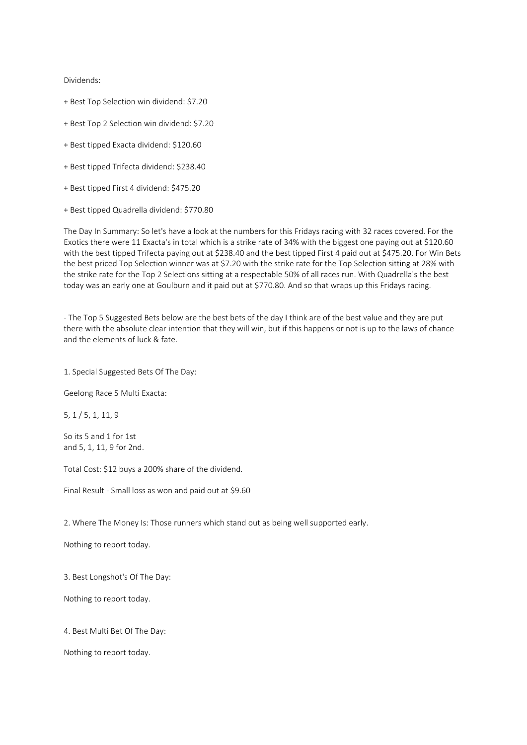Dividends:

+ Best Top Selection win dividend: $7.20

+ Best Top 2 Selection win dividend: $7.20

+ Best tipped Exacta dividend: $120.60

+ Best tipped Trifecta dividend: $238.40

+ Best tipped First 4 dividend: $475.20

+ Best tipped Quadrella dividend: $770.80

The Day In Summary: So let's have a look at the numbers for this Fridays racing with 32 races covered. For the Exotics there were 11 Exacta's in total which is a strike rate of 34% with the biggest one paying out at $120.60 with the best tipped Trifecta paying out at $238.40 and the best tipped First 4 paid out at $475.20. For Win Bets the best priced Top Selection winner was at $7.20 with the strike rate for the Top Selection sitting at 28% with the strike rate for the Top 2 Selections sitting at a respectable 50% of all races run. With Quadrella's the best today was an early one at Goulburn and it paid out at $770.80. And so that wraps up this Fridays racing.

- The Top 5 Suggested Bets below are the best bets of the day I think are of the best value and they are put there with the absolute clear intention that they will win, but if this happens or not is up to the laws of chance and the elements of luck & fate.

1. Special Suggested Bets Of The Day:

Geelong Race 5 Multi Exacta:

5, 1 / 5, 1, 11, 9

So its 5 and 1 for 1st
and 5, 1, 11, 9 for 2nd.

Total Cost: $12 buys a 200% share of the dividend.

Final Result - Small loss as won and paid out at $9.60

2. Where The Money Is: Those runners which stand out as being well supported early.

Nothing to report today.

3. Best Longshot's Of The Day:

Nothing to report today.

4. Best Multi Bet Of The Day:

Nothing to report today.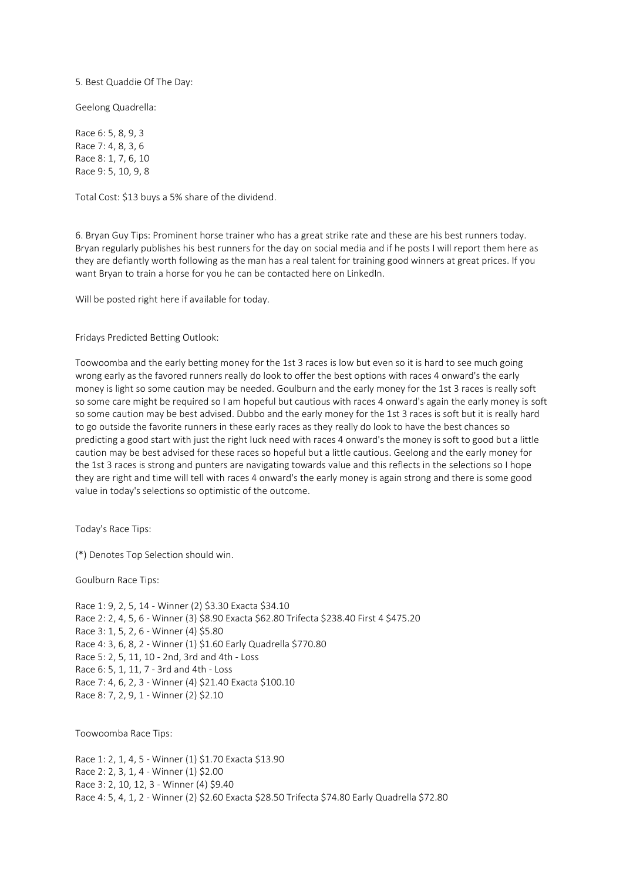5. Best Quaddie Of The Day:

Geelong Quadrella:

Race 6: 5, 8, 9, 3
Race 7: 4, 8, 3, 6
Race 8: 1, 7, 6, 10
Race 9: 5, 10, 9, 8

Total Cost: $13 buys a 5% share of the dividend.

6. Bryan Guy Tips: Prominent horse trainer who has a great strike rate and these are his best runners today. Bryan regularly publishes his best runners for the day on social media and if he posts I will report them here as they are defiantly worth following as the man has a real talent for training good winners at great prices. If you want Bryan to train a horse for you he can be contacted here on LinkedIn.

Will be posted right here if available for today.

Fridays Predicted Betting Outlook:

Toowoomba and the early betting money for the 1st 3 races is low but even so it is hard to see much going wrong early as the favored runners really do look to offer the best options with races 4 onward's the early money is light so some caution may be needed. Goulburn and the early money for the 1st 3 races is really soft so some care might be required so I am hopeful but cautious with races 4 onward's again the early money is soft so some caution may be best advised. Dubbo and the early money for the 1st 3 races is soft but it is really hard to go outside the favorite runners in these early races as they really do look to have the best chances so predicting a good start with just the right luck need with races 4 onward's the money is soft to good but a little caution may be best advised for these races so hopeful but a little cautious. Geelong and the early money for the 1st 3 races is strong and punters are navigating towards value and this reflects in the selections so I hope they are right and time will tell with races 4 onward's the early money is again strong and there is some good value in today's selections so optimistic of the outcome.

Today's Race Tips:

(*) Denotes Top Selection should win.

Goulburn Race Tips:

Race 1: 9, 2, 5, 14 - Winner (2) $3.30 Exacta $34.10
Race 2: 2, 4, 5, 6 - Winner (3) $8.90 Exacta $62.80 Trifecta $238.40 First 4 $475.20
Race 3: 1, 5, 2, 6 - Winner (4) $5.80
Race 4: 3, 6, 8, 2 - Winner (1) $1.60 Early Quadrella $770.80
Race 5: 2, 5, 11, 10 - 2nd, 3rd and 4th - Loss
Race 6: 5, 1, 11, 7 - 3rd and 4th - Loss
Race 7: 4, 6, 2, 3 - Winner (4) $21.40 Exacta $100.10
Race 8: 7, 2, 9, 1 - Winner (2) $2.10

Toowoomba Race Tips:

Race 1: 2, 1, 4, 5 - Winner (1) $1.70 Exacta $13.90
Race 2: 2, 3, 1, 4 - Winner (1) $2.00
Race 3: 2, 10, 12, 3 - Winner (4) $9.40
Race 4: 5, 4, 1, 2 - Winner (2) $2.60 Exacta $28.50 Trifecta $74.80 Early Quadrella $72.80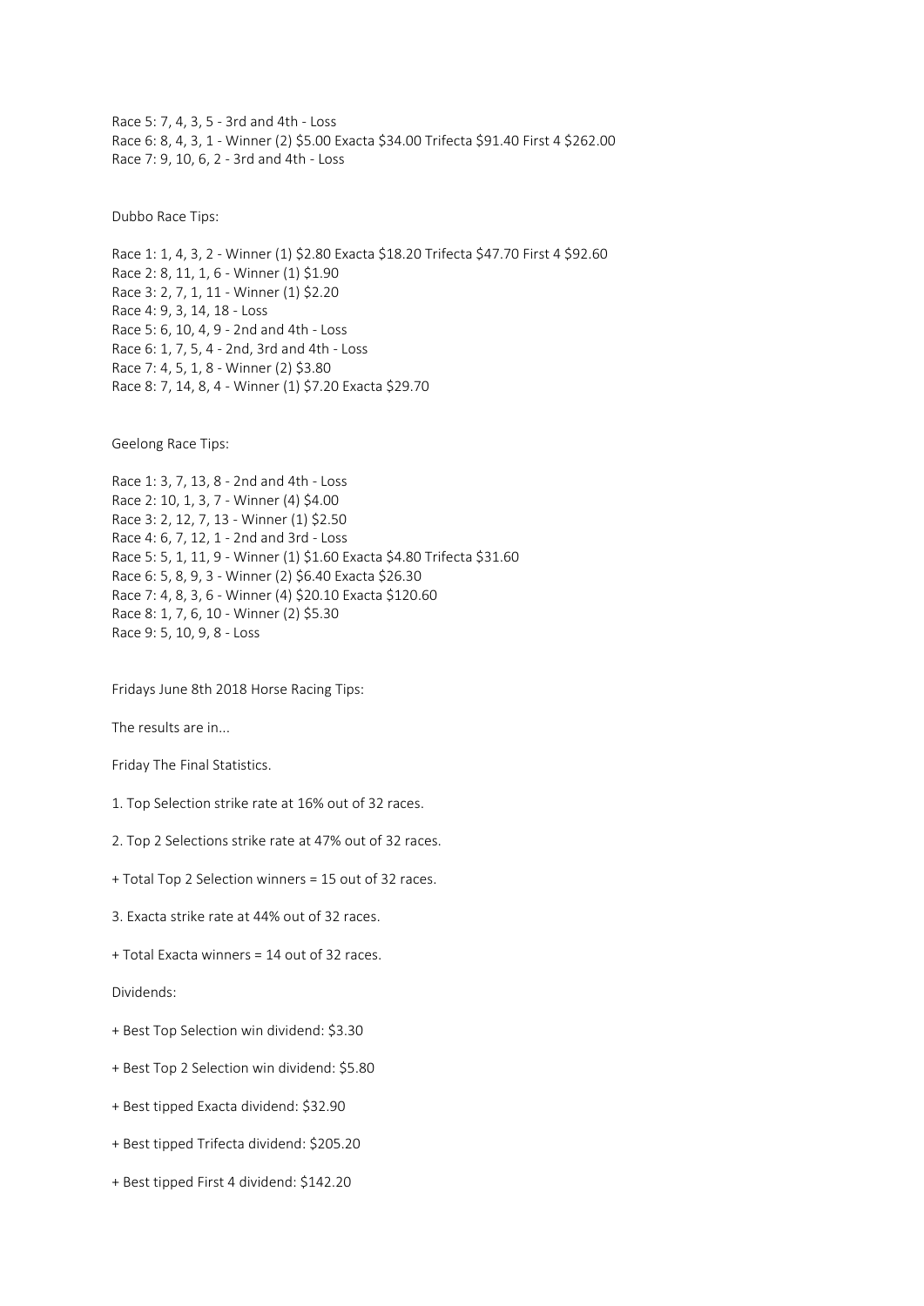Race 5: 7, 4, 3, 5 - 3rd and 4th - Loss

Race 6: 8, 4, 3, 1 - Winner (2) $5.00 Exacta $34.00 Trifecta $91.40 First 4 $262.00

Race 7: 9, 10, 6, 2 - 3rd and 4th - Loss

Dubbo Race Tips:

Race 1: 1, 4, 3, 2 - Winner (1) $2.80 Exacta $18.20 Trifecta $47.70 First 4 $92.60

Race 2: 8, 11, 1, 6 - Winner (1) $1.90

Race 3: 2, 7, 1, 11 - Winner (1) $2.20

Race 4: 9, 3, 14, 18 - Loss

Race 5: 6, 10, 4, 9 - 2nd and 4th - Loss

Race 6: 1, 7, 5, 4 - 2nd, 3rd and 4th - Loss

Race 7: 4, 5, 1, 8 - Winner (2) $3.80

Race 8: 7, 14, 8, 4 - Winner (1) $7.20 Exacta $29.70

Geelong Race Tips:

Race 1: 3, 7, 13, 8 - 2nd and 4th - Loss

Race 2: 10, 1, 3, 7 - Winner (4) $4.00

Race 3: 2, 12, 7, 13 - Winner (1) $2.50

Race 4: 6, 7, 12, 1 - 2nd and 3rd - Loss

Race 5: 5, 1, 11, 9 - Winner (1) $1.60 Exacta $4.80 Trifecta $31.60

Race 6: 5, 8, 9, 3 - Winner (2) $6.40 Exacta $26.30

Race 7: 4, 8, 3, 6 - Winner (4) $20.10 Exacta $120.60

Race 8: 1, 7, 6, 10 - Winner (2) $5.30

Race 9: 5, 10, 9, 8 - Loss

Fridays June 8th 2018 Horse Racing Tips:

The results are in...

Friday The Final Statistics.

1. Top Selection strike rate at 16% out of 32 races.

2. Top 2 Selections strike rate at 47% out of 32 races.

+ Total Top 2 Selection winners = 15 out of 32 races.

3. Exacta strike rate at 44% out of 32 races.

+ Total Exacta winners = 14 out of 32 races.

Dividends:

+ Best Top Selection win dividend: $3.30

+ Best Top 2 Selection win dividend: $5.80

+ Best tipped Exacta dividend: $32.90

+ Best tipped Trifecta dividend: $205.20

+ Best tipped First 4 dividend: $142.20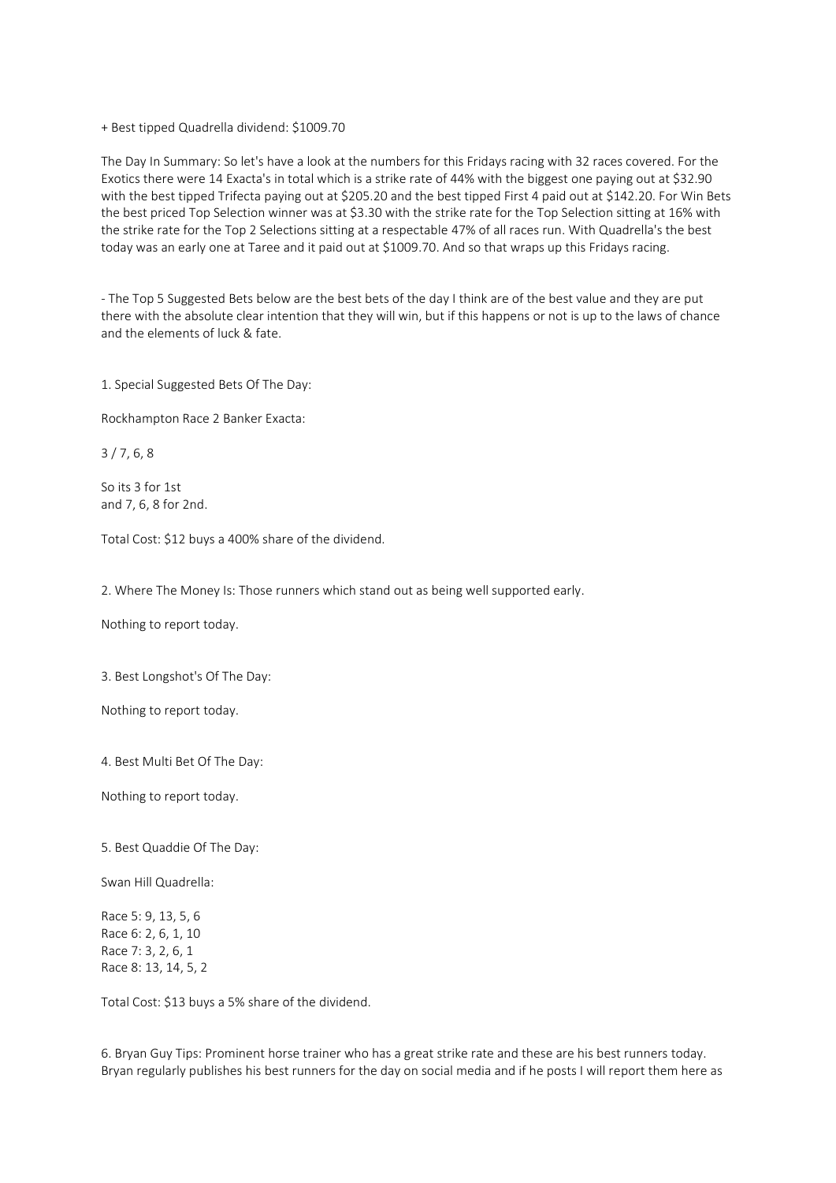+ Best tipped Quadrella dividend: $1009.70

The Day In Summary: So let's have a look at the numbers for this Fridays racing with 32 races covered. For the Exotics there were 14 Exacta's in total which is a strike rate of 44% with the biggest one paying out at $32.90 with the best tipped Trifecta paying out at $205.20 and the best tipped First 4 paid out at $142.20. For Win Bets the best priced Top Selection winner was at $3.30 with the strike rate for the Top Selection sitting at 16% with the strike rate for the Top 2 Selections sitting at a respectable 47% of all races run. With Quadrella's the best today was an early one at Taree and it paid out at $1009.70. And so that wraps up this Fridays racing.

- The Top 5 Suggested Bets below are the best bets of the day I think are of the best value and they are put there with the absolute clear intention that they will win, but if this happens or not is up to the laws of chance and the elements of luck & fate.

1. Special Suggested Bets Of The Day:

Rockhampton Race 2 Banker Exacta:

3 / 7, 6, 8

So its 3 for 1st
and 7, 6, 8 for 2nd.

Total Cost: $12 buys a 400% share of the dividend.

2. Where The Money Is: Those runners which stand out as being well supported early.

Nothing to report today.

3. Best Longshot's Of The Day:

Nothing to report today.

4. Best Multi Bet Of The Day:

Nothing to report today.

5. Best Quaddie Of The Day:

Swan Hill Quadrella:

Race 5: 9, 13, 5, 6
Race 6: 2, 6, 1, 10
Race 7: 3, 2, 6, 1
Race 8: 13, 14, 5, 2

Total Cost: $13 buys a 5% share of the dividend.

6. Bryan Guy Tips: Prominent horse trainer who has a great strike rate and these are his best runners today. Bryan regularly publishes his best runners for the day on social media and if he posts I will report them here as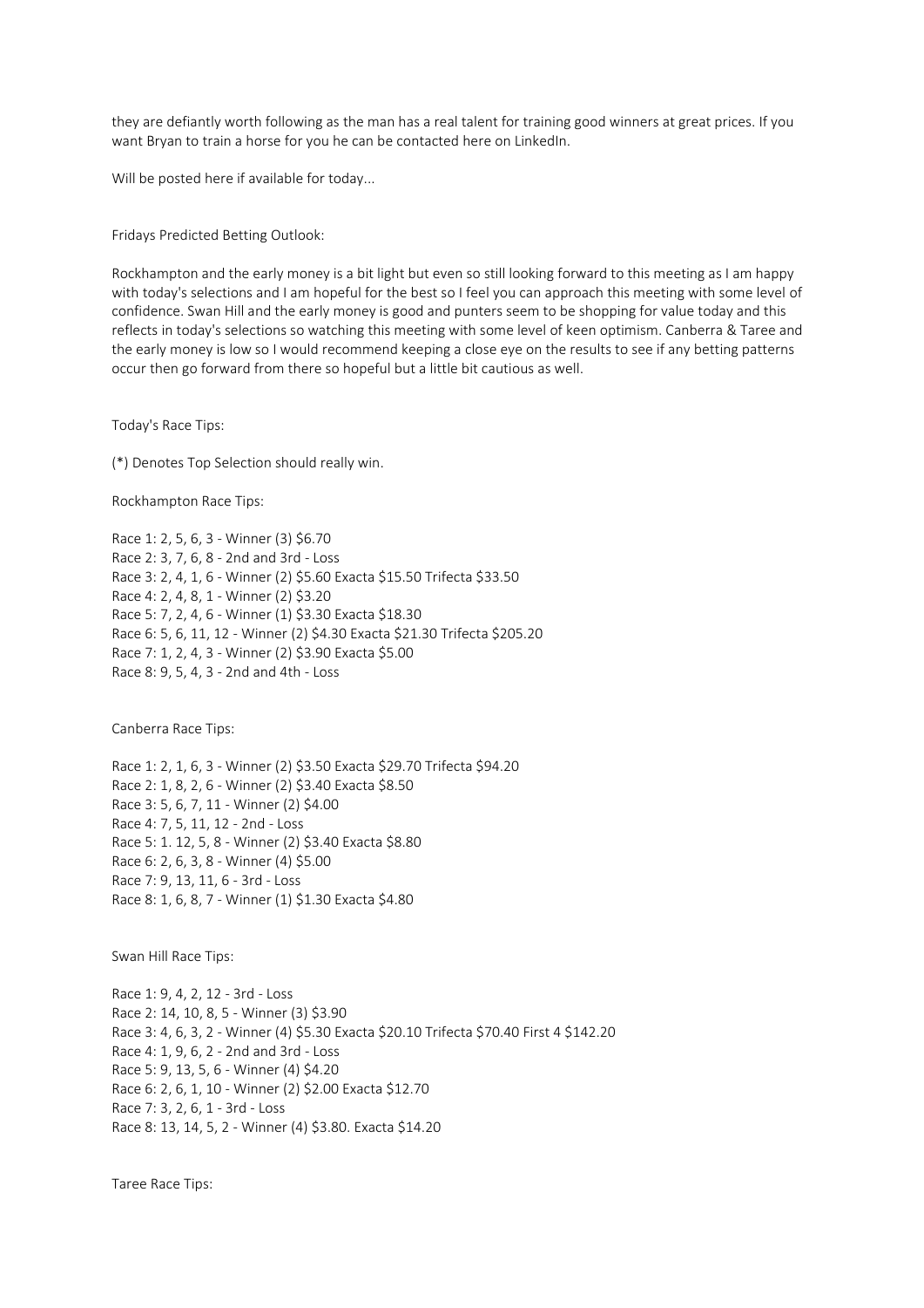they are defiantly worth following as the man has a real talent for training good winners at great prices. If you want Bryan to train a horse for you he can be contacted here on LinkedIn.

Will be posted here if available for today...

Fridays Predicted Betting Outlook:

Rockhampton and the early money is a bit light but even so still looking forward to this meeting as I am happy with today's selections and I am hopeful for the best so I feel you can approach this meeting with some level of confidence. Swan Hill and the early money is good and punters seem to be shopping for value today and this reflects in today's selections so watching this meeting with some level of keen optimism. Canberra & Taree and the early money is low so I would recommend keeping a close eye on the results to see if any betting patterns occur then go forward from there so hopeful but a little bit cautious as well.

Today's Race Tips:

(*) Denotes Top Selection should really win.

Rockhampton Race Tips:

Race 1: 2, 5, 6, 3 - Winner (3) $6.70
Race 2: 3, 7, 6, 8 - 2nd and 3rd - Loss
Race 3: 2, 4, 1, 6 - Winner (2) $5.60 Exacta $15.50 Trifecta $33.50
Race 4: 2, 4, 8, 1 - Winner (2) $3.20
Race 5: 7, 2, 4, 6 - Winner (1) $3.30 Exacta $18.30
Race 6: 5, 6, 11, 12 - Winner (2) $4.30 Exacta $21.30 Trifecta $205.20
Race 7: 1, 2, 4, 3 - Winner (2) $3.90 Exacta $5.00
Race 8: 9, 5, 4, 3 - 2nd and 4th - Loss

Canberra Race Tips:

Race 1: 2, 1, 6, 3 - Winner (2) $3.50 Exacta $29.70 Trifecta $94.20
Race 2: 1, 8, 2, 6 - Winner (2) $3.40 Exacta $8.50
Race 3: 5, 6, 7, 11 - Winner (2) $4.00
Race 4: 7, 5, 11, 12 - 2nd - Loss
Race 5: 1. 12, 5, 8 - Winner (2) $3.40 Exacta $8.80
Race 6: 2, 6, 3, 8 - Winner (4) $5.00
Race 7: 9, 13, 11, 6 - 3rd - Loss
Race 8: 1, 6, 8, 7 - Winner (1) $1.30 Exacta $4.80

Swan Hill Race Tips:

Race 1: 9, 4, 2, 12 - 3rd - Loss
Race 2: 14, 10, 8, 5 - Winner (3) $3.90
Race 3: 4, 6, 3, 2 - Winner (4) $5.30 Exacta $20.10 Trifecta $70.40 First 4 $142.20
Race 4: 1, 9, 6, 2 - 2nd and 3rd - Loss
Race 5: 9, 13, 5, 6 - Winner (4) $4.20
Race 6: 2, 6, 1, 10 - Winner (2) $2.00 Exacta $12.70
Race 7: 3, 2, 6, 1 - 3rd - Loss
Race 8: 13, 14, 5, 2 - Winner (4) $3.80. Exacta $14.20

Taree Race Tips: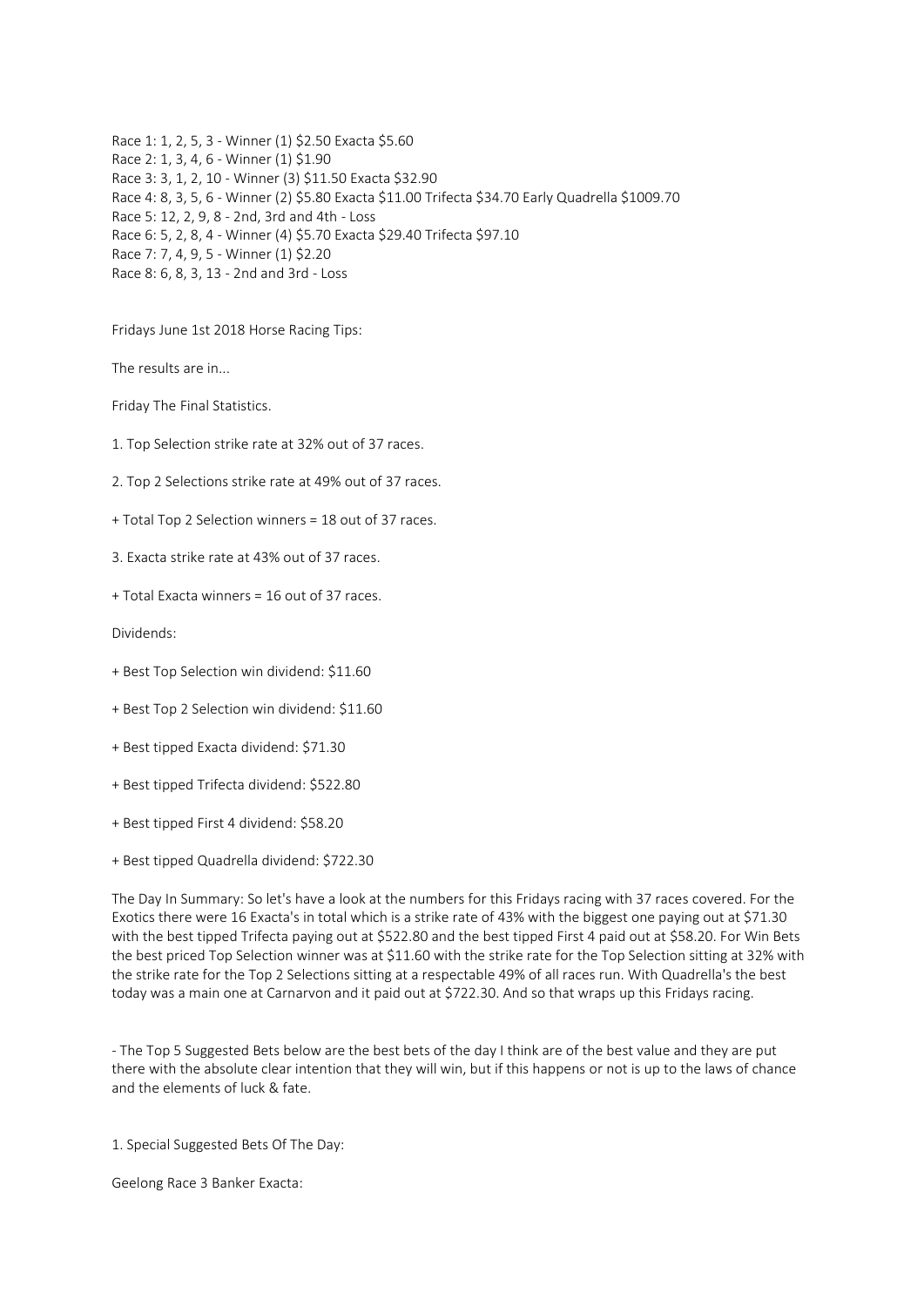Race 1: 1, 2, 5, 3 - Winner (1) $2.50 Exacta $5.60
Race 2: 1, 3, 4, 6 - Winner (1) $1.90
Race 3: 3, 1, 2, 10 - Winner (3) $11.50 Exacta $32.90
Race 4: 8, 3, 5, 6 - Winner (2) $5.80 Exacta $11.00 Trifecta $34.70 Early Quadrella $1009.70
Race 5: 12, 2, 9, 8 - 2nd, 3rd and 4th - Loss
Race 6: 5, 2, 8, 4 - Winner (4) $5.70 Exacta $29.40 Trifecta $97.10
Race 7: 7, 4, 9, 5 - Winner (1) $2.20
Race 8: 6, 8, 3, 13 - 2nd and 3rd - Loss

Fridays June 1st 2018 Horse Racing Tips:

The results are in...

Friday The Final Statistics.

1. Top Selection strike rate at 32% out of 37 races.

2. Top 2 Selections strike rate at 49% out of 37 races.

+ Total Top 2 Selection winners = 18 out of 37 races.

3. Exacta strike rate at 43% out of 37 races.

+ Total Exacta winners = 16 out of 37 races.

Dividends:

+ Best Top Selection win dividend: $11.60

+ Best Top 2 Selection win dividend: $11.60

+ Best tipped Exacta dividend: $71.30

+ Best tipped Trifecta dividend: $522.80

+ Best tipped First 4 dividend: $58.20

+ Best tipped Quadrella dividend: $722.30

The Day In Summary: So let's have a look at the numbers for this Fridays racing with 37 races covered. For the Exotics there were 16 Exacta's in total which is a strike rate of 43% with the biggest one paying out at $71.30 with the best tipped Trifecta paying out at $522.80 and the best tipped First 4 paid out at $58.20. For Win Bets the best priced Top Selection winner was at $11.60 with the strike rate for the Top Selection sitting at 32% with the strike rate for the Top 2 Selections sitting at a respectable 49% of all races run. With Quadrella's the best today was a main one at Carnarvon and it paid out at $722.30. And so that wraps up this Fridays racing.

- The Top 5 Suggested Bets below are the best bets of the day I think are of the best value and they are put there with the absolute clear intention that they will win, but if this happens or not is up to the laws of chance and the elements of luck & fate.

1. Special Suggested Bets Of The Day:

Geelong Race 3 Banker Exacta: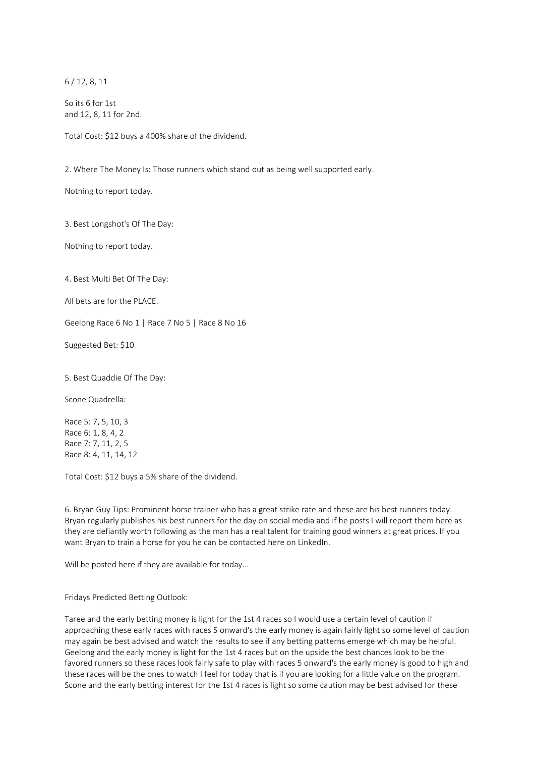6 / 12, 8, 11

So its 6 for 1st
and 12, 8, 11 for 2nd.

Total Cost: $12 buys a 400% share of the dividend.

2. Where The Money Is: Those runners which stand out as being well supported early.

Nothing to report today.

3. Best Longshot's Of The Day:

Nothing to report today.

4. Best Multi Bet Of The Day:

All bets are for the PLACE.

Geelong Race 6 No 1 | Race 7 No 5 | Race 8 No 16

Suggested Bet: $10

5. Best Quaddie Of The Day:

Scone Quadrella:

Race 5: 7, 5, 10, 3
Race 6: 1, 8, 4, 2
Race 7: 7, 11, 2, 5
Race 8: 4, 11, 14, 12

Total Cost: $12 buys a 5% share of the dividend.

6. Bryan Guy Tips: Prominent horse trainer who has a great strike rate and these are his best runners today. Bryan regularly publishes his best runners for the day on social media and if he posts I will report them here as they are defiantly worth following as the man has a real talent for training good winners at great prices. If you want Bryan to train a horse for you he can be contacted here on LinkedIn.

Will be posted here if they are available for today...

Fridays Predicted Betting Outlook:

Taree and the early betting money is light for the 1st 4 races so I would use a certain level of caution if approaching these early races with races 5 onward's the early money is again fairly light so some level of caution may again be best advised and watch the results to see if any betting patterns emerge which may be helpful. Geelong and the early money is light for the 1st 4 races but on the upside the best chances look to be the favored runners so these races look fairly safe to play with races 5 onward's the early money is good to high and these races will be the ones to watch I feel for today that is if you are looking for a little value on the program. Scone and the early betting interest for the 1st 4 races is light so some caution may be best advised for these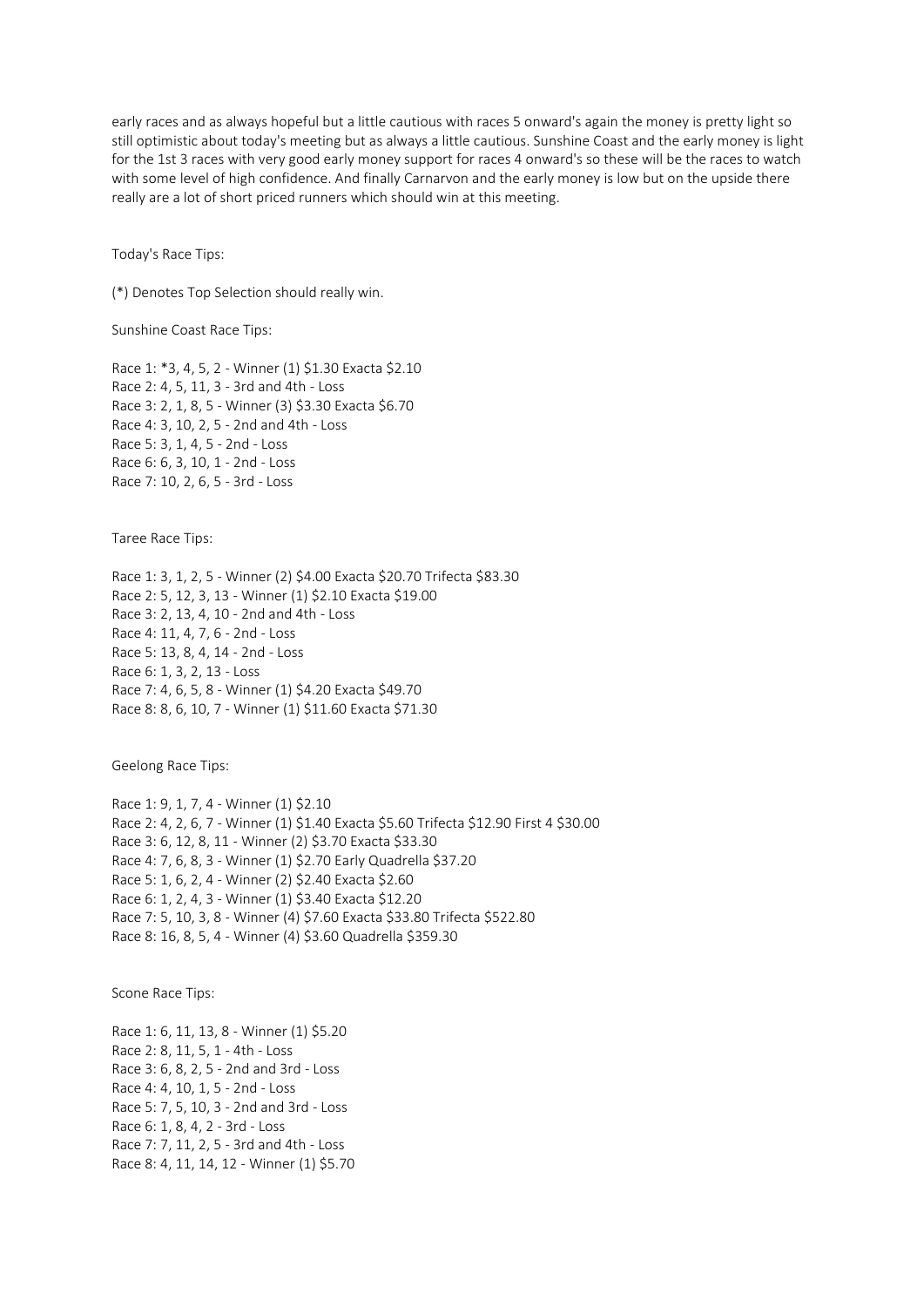early races and as always hopeful but a little cautious with races 5 onward's again the money is pretty light so still optimistic about today's meeting but as always a little cautious. Sunshine Coast and the early money is light for the 1st 3 races with very good early money support for races 4 onward's so these will be the races to watch with some level of high confidence. And finally Carnarvon and the early money is low but on the upside there really are a lot of short priced runners which should win at this meeting.

Today's Race Tips:

(*) Denotes Top Selection should really win.

Sunshine Coast Race Tips:

Race 1: *3, 4, 5, 2 - Winner (1) $1.30 Exacta $2.10
Race 2: 4, 5, 11, 3 - 3rd and 4th - Loss
Race 3: 2, 1, 8, 5 - Winner (3) $3.30 Exacta $6.70
Race 4: 3, 10, 2, 5 - 2nd and 4th - Loss
Race 5: 3, 1, 4, 5 - 2nd - Loss
Race 6: 6, 3, 10, 1 - 2nd - Loss
Race 7: 10, 2, 6, 5 - 3rd - Loss

Taree Race Tips:

Race 1: 3, 1, 2, 5 - Winner (2) $4.00 Exacta $20.70 Trifecta $83.30
Race 2: 5, 12, 3, 13 - Winner (1) $2.10 Exacta $19.00
Race 3: 2, 13, 4, 10 - 2nd and 4th - Loss
Race 4: 11, 4, 7, 6 - 2nd - Loss
Race 5: 13, 8, 4, 14 - 2nd - Loss
Race 6: 1, 3, 2, 13 - Loss
Race 7: 4, 6, 5, 8 - Winner (1) $4.20 Exacta $49.70
Race 8: 8, 6, 10, 7 - Winner (1) $11.60 Exacta $71.30

Geelong Race Tips:

Race 1: 9, 1, 7, 4 - Winner (1) $2.10
Race 2: 4, 2, 6, 7 - Winner (1) $1.40 Exacta $5.60 Trifecta $12.90 First 4 $30.00
Race 3: 6, 12, 8, 11 - Winner (2) $3.70 Exacta $33.30
Race 4: 7, 6, 8, 3 - Winner (1) $2.70 Early Quadrella $37.20
Race 5: 1, 6, 2, 4 - Winner (2) $2.40 Exacta $2.60
Race 6: 1, 2, 4, 3 - Winner (1) $3.40 Exacta $12.20
Race 7: 5, 10, 3, 8 - Winner (4) $7.60 Exacta $33.80 Trifecta $522.80
Race 8: 16, 8, 5, 4 - Winner (4) $3.60 Quadrella $359.30

Scone Race Tips:

Race 1: 6, 11, 13, 8 - Winner (1) $5.20
Race 2: 8, 11, 5, 1 - 4th - Loss
Race 3: 6, 8, 2, 5 - 2nd and 3rd - Loss
Race 4: 4, 10, 1, 5 - 2nd - Loss
Race 5: 7, 5, 10, 3 - 2nd and 3rd - Loss
Race 6: 1, 8, 4, 2 - 3rd - Loss
Race 7: 7, 11, 2, 5 - 3rd and 4th - Loss
Race 8: 4, 11, 14, 12 - Winner (1) $5.70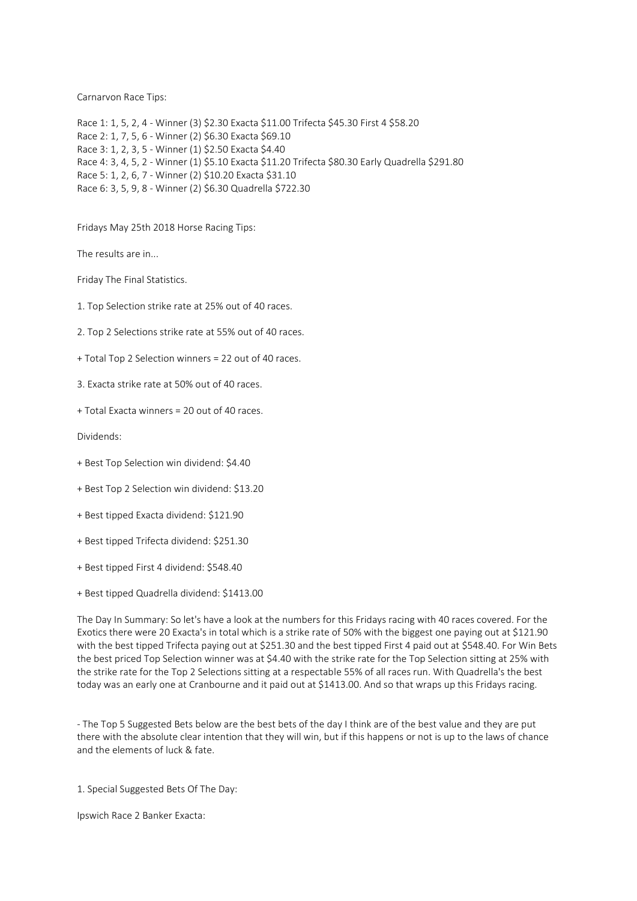Carnarvon Race Tips:

Race 1: 1, 5, 2, 4 - Winner (3) $2.30 Exacta $11.00 Trifecta $45.30 First 4 $58.20
Race 2: 1, 7, 5, 6 - Winner (2) $6.30 Exacta $69.10
Race 3: 1, 2, 3, 5 - Winner (1) $2.50 Exacta $4.40
Race 4: 3, 4, 5, 2 - Winner (1) $5.10 Exacta $11.20 Trifecta $80.30 Early Quadrella $291.80
Race 5: 1, 2, 6, 7 - Winner (2) $10.20 Exacta $31.10
Race 6: 3, 5, 9, 8 - Winner (2) $6.30 Quadrella $722.30

Fridays May 25th 2018 Horse Racing Tips:

The results are in...

Friday The Final Statistics.

1. Top Selection strike rate at 25% out of 40 races.

2. Top 2 Selections strike rate at 55% out of 40 races.

+ Total Top 2 Selection winners = 22 out of 40 races.

3. Exacta strike rate at 50% out of 40 races.

+ Total Exacta winners = 20 out of 40 races.

Dividends:

+ Best Top Selection win dividend: $4.40

+ Best Top 2 Selection win dividend: $13.20

+ Best tipped Exacta dividend: $121.90

+ Best tipped Trifecta dividend: $251.30

+ Best tipped First 4 dividend: $548.40

+ Best tipped Quadrella dividend: $1413.00

The Day In Summary: So let's have a look at the numbers for this Fridays racing with 40 races covered. For the Exotics there were 20 Exacta's in total which is a strike rate of 50% with the biggest one paying out at $121.90 with the best tipped Trifecta paying out at $251.30 and the best tipped First 4 paid out at $548.40. For Win Bets the best priced Top Selection winner was at $4.40 with the strike rate for the Top Selection sitting at 25% with the strike rate for the Top 2 Selections sitting at a respectable 55% of all races run. With Quadrella's the best today was an early one at Cranbourne and it paid out at $1413.00. And so that wraps up this Fridays racing.

- The Top 5 Suggested Bets below are the best bets of the day I think are of the best value and they are put there with the absolute clear intention that they will win, but if this happens or not is up to the laws of chance and the elements of luck & fate.

1. Special Suggested Bets Of The Day:

Ipswich Race 2 Banker Exacta: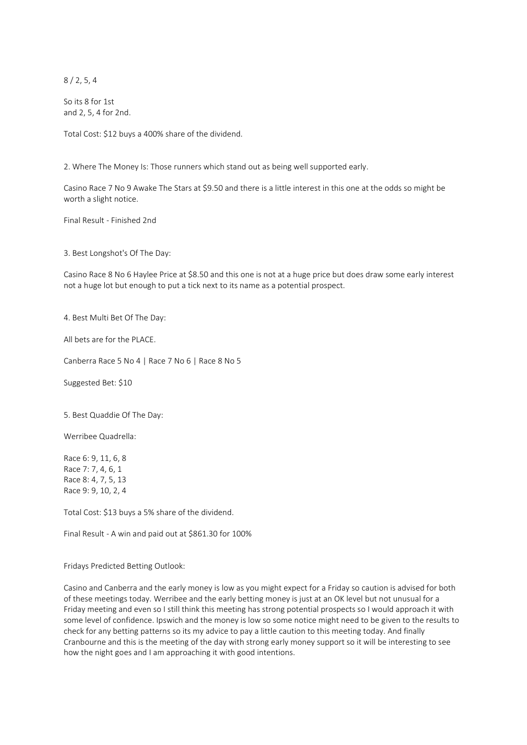8 / 2, 5, 4

So its 8 for 1st
and 2, 5, 4 for 2nd.

Total Cost: $12 buys a 400% share of the dividend.

2. Where The Money Is: Those runners which stand out as being well supported early.

Casino Race 7 No 9 Awake The Stars at $9.50 and there is a little interest in this one at the odds so might be worth a slight notice.

Final Result - Finished 2nd

3. Best Longshot's Of The Day:

Casino Race 8 No 6 Haylee Price at $8.50 and this one is not at a huge price but does draw some early interest not a huge lot but enough to put a tick next to its name as a potential prospect.

4. Best Multi Bet Of The Day:

All bets are for the PLACE.

Canberra Race 5 No 4 | Race 7 No 6 | Race 8 No 5

Suggested Bet: $10

5. Best Quaddie Of The Day:

Werribee Quadrella:

Race 6: 9, 11, 6, 8
Race 7: 7, 4, 6, 1
Race 8: 4, 7, 5, 13
Race 9: 9, 10, 2, 4

Total Cost: $13 buys a 5% share of the dividend.

Final Result - A win and paid out at $861.30 for 100%

Fridays Predicted Betting Outlook:

Casino and Canberra and the early money is low as you might expect for a Friday so caution is advised for both of these meetings today. Werribee and the early betting money is just at an OK level but not unusual for a Friday meeting and even so I still think this meeting has strong potential prospects so I would approach it with some level of confidence. Ipswich and the money is low so some notice might need to be given to the results to check for any betting patterns so its my advice to pay a little caution to this meeting today. And finally Cranbourne and this is the meeting of the day with strong early money support so it will be interesting to see how the night goes and I am approaching it with good intentions.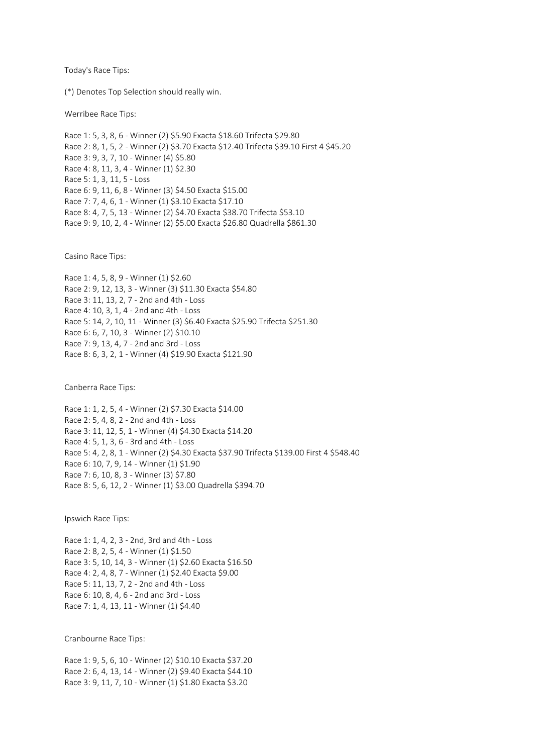Today's Race Tips:

(*) Denotes Top Selection should really win.

Werribee Race Tips:

Race 1: 5, 3, 8, 6 - Winner (2) $5.90 Exacta $18.60 Trifecta $29.80
Race 2: 8, 1, 5, 2 - Winner (2) $3.70 Exacta $12.40 Trifecta $39.10 First 4 $45.20
Race 3: 9, 3, 7, 10 - Winner (4) $5.80
Race 4: 8, 11, 3, 4 - Winner (1) $2.30
Race 5: 1, 3, 11, 5 - Loss
Race 6: 9, 11, 6, 8 - Winner (3) $4.50 Exacta $15.00
Race 7: 7, 4, 6, 1 - Winner (1) $3.10 Exacta $17.10
Race 8: 4, 7, 5, 13 - Winner (2) $4.70 Exacta $38.70 Trifecta $53.10
Race 9: 9, 10, 2, 4 - Winner (2) $5.00 Exacta $26.80 Quadrella $861.30

Casino Race Tips:

Race 1: 4, 5, 8, 9 - Winner (1) $2.60
Race 2: 9, 12, 13, 3 - Winner (3) $11.30 Exacta $54.80
Race 3: 11, 13, 2, 7 - 2nd and 4th - Loss
Race 4: 10, 3, 1, 4 - 2nd and 4th - Loss
Race 5: 14, 2, 10, 11 - Winner (3) $6.40 Exacta $25.90 Trifecta $251.30
Race 6: 6, 7, 10, 3 - Winner (2) $10.10
Race 7: 9, 13, 4, 7 - 2nd and 3rd - Loss
Race 8: 6, 3, 2, 1 - Winner (4) $19.90 Exacta $121.90

Canberra Race Tips:

Race 1: 1, 2, 5, 4 - Winner (2) $7.30 Exacta $14.00
Race 2: 5, 4, 8, 2 - 2nd and 4th - Loss
Race 3: 11, 12, 5, 1 - Winner (4) $4.30 Exacta $14.20
Race 4: 5, 1, 3, 6 - 3rd and 4th - Loss
Race 5: 4, 2, 8, 1 - Winner (2) $4.30 Exacta $37.90 Trifecta $139.00 First 4 $548.40
Race 6: 10, 7, 9, 14 - Winner (1) $1.90
Race 7: 6, 10, 8, 3 - Winner (3) $7.80
Race 8: 5, 6, 12, 2 - Winner (1) $3.00 Quadrella $394.70

Ipswich Race Tips:

Race 1: 1, 4, 2, 3 - 2nd, 3rd and 4th - Loss
Race 2: 8, 2, 5, 4 - Winner (1) $1.50
Race 3: 5, 10, 14, 3 - Winner (1) $2.60 Exacta $16.50
Race 4: 2, 4, 8, 7 - Winner (1) $2.40 Exacta $9.00
Race 5: 11, 13, 7, 2 - 2nd and 4th - Loss
Race 6: 10, 8, 4, 6 - 2nd and 3rd - Loss
Race 7: 1, 4, 13, 11 - Winner (1) $4.40

Cranbourne Race Tips:

Race 1: 9, 5, 6, 10 - Winner (2) $10.10 Exacta $37.20
Race 2: 6, 4, 13, 14 - Winner (2) $9.40 Exacta $44.10
Race 3: 9, 11, 7, 10 - Winner (1) $1.80 Exacta $3.20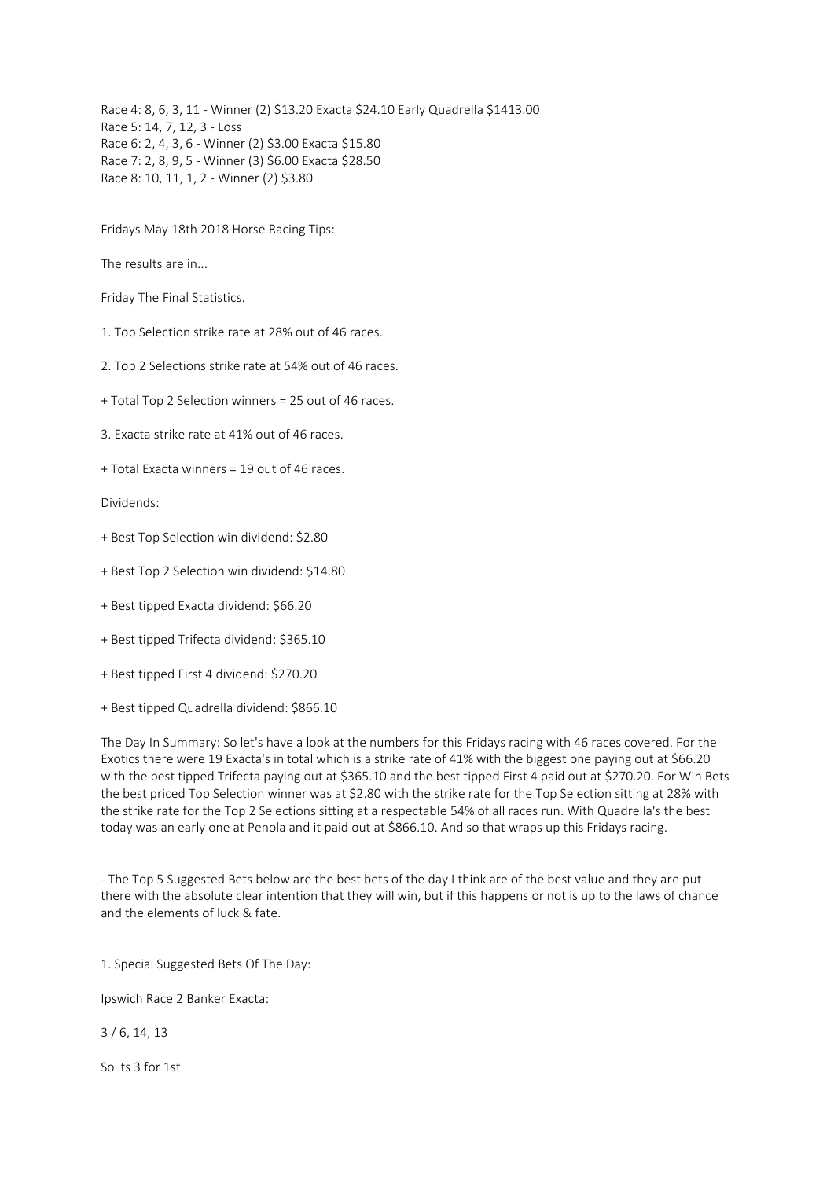Race 4: 8, 6, 3, 11 - Winner (2) $13.20 Exacta $24.10 Early Quadrella $1413.00
Race 5: 14, 7, 12, 3 - Loss
Race 6: 2, 4, 3, 6 - Winner (2) $3.00 Exacta $15.80
Race 7: 2, 8, 9, 5 - Winner (3) $6.00 Exacta $28.50
Race 8: 10, 11, 1, 2 - Winner (2) $3.80

Fridays May 18th 2018 Horse Racing Tips:

The results are in...

Friday The Final Statistics.

1. Top Selection strike rate at 28% out of 46 races.

2. Top 2 Selections strike rate at 54% out of 46 races.

+ Total Top 2 Selection winners = 25 out of 46 races.

3. Exacta strike rate at 41% out of 46 races.

+ Total Exacta winners = 19 out of 46 races.

Dividends:

+ Best Top Selection win dividend: $2.80

+ Best Top 2 Selection win dividend: $14.80

+ Best tipped Exacta dividend: $66.20

+ Best tipped Trifecta dividend: $365.10

+ Best tipped First 4 dividend: $270.20

+ Best tipped Quadrella dividend: $866.10

The Day In Summary: So let's have a look at the numbers for this Fridays racing with 46 races covered. For the Exotics there were 19 Exacta's in total which is a strike rate of 41% with the biggest one paying out at $66.20 with the best tipped Trifecta paying out at $365.10 and the best tipped First 4 paid out at $270.20. For Win Bets the best priced Top Selection winner was at $2.80 with the strike rate for the Top Selection sitting at 28% with the strike rate for the Top 2 Selections sitting at a respectable 54% of all races run. With Quadrella's the best today was an early one at Penola and it paid out at $866.10. And so that wraps up this Fridays racing.

- The Top 5 Suggested Bets below are the best bets of the day I think are of the best value and they are put there with the absolute clear intention that they will win, but if this happens or not is up to the laws of chance and the elements of luck & fate.

1. Special Suggested Bets Of The Day:

Ipswich Race 2 Banker Exacta:

3 / 6, 14, 13

So its 3 for 1st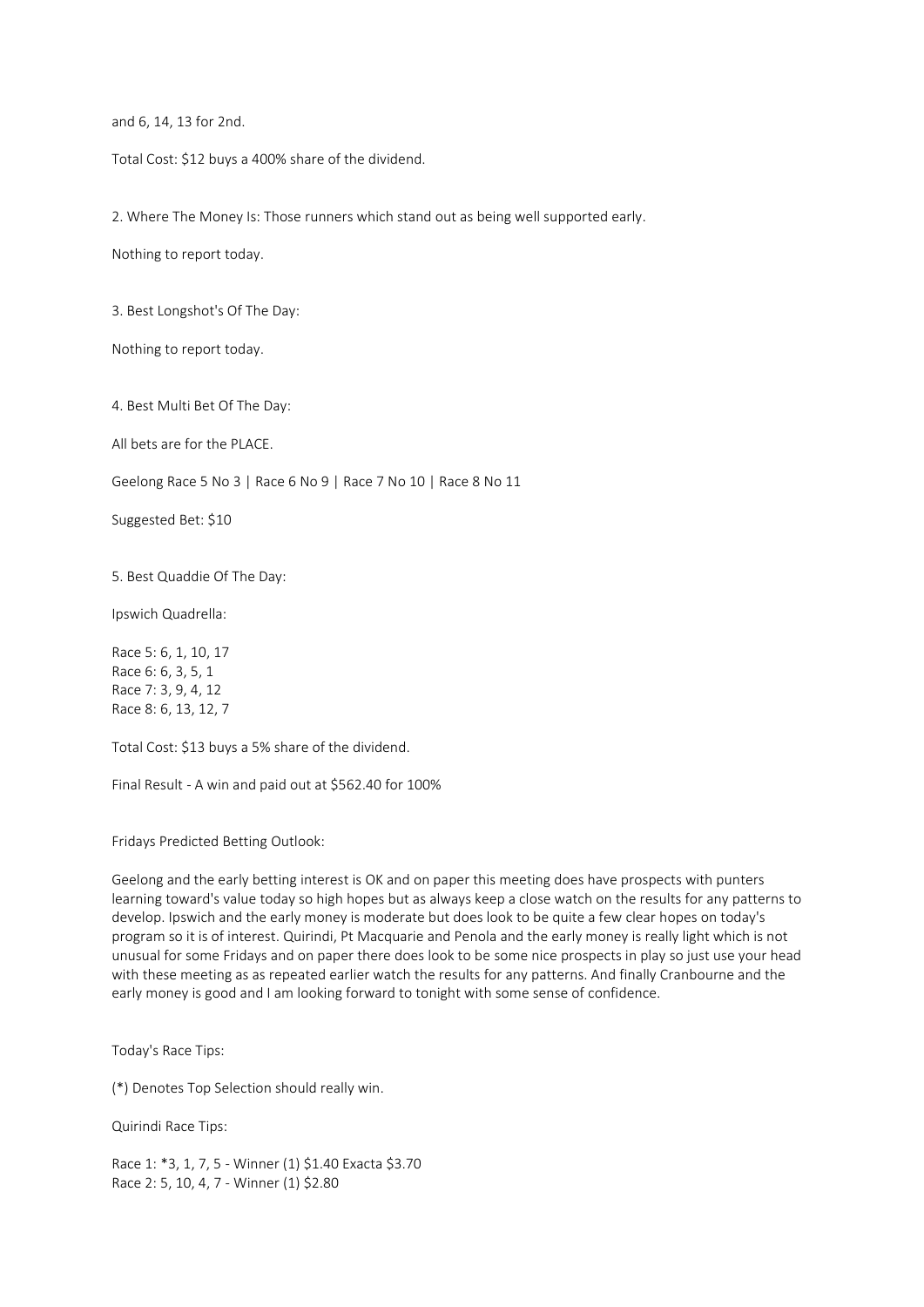and 6, 14, 13 for 2nd.

Total Cost: $12 buys a 400% share of the dividend.

2. Where The Money Is: Those runners which stand out as being well supported early.

Nothing to report today.

3. Best Longshot's Of The Day:

Nothing to report today.

4. Best Multi Bet Of The Day:

All bets are for the PLACE.

Geelong Race 5 No 3 | Race 6 No 9 | Race 7 No 10 | Race 8 No 11

Suggested Bet: $10

5. Best Quaddie Of The Day:

Ipswich Quadrella:

Race 5: 6, 1, 10, 17
Race 6: 6, 3, 5, 1
Race 7: 3, 9, 4, 12
Race 8: 6, 13, 12, 7

Total Cost: $13 buys a 5% share of the dividend.

Final Result - A win and paid out at $562.40 for 100%

Fridays Predicted Betting Outlook:

Geelong and the early betting interest is OK and on paper this meeting does have prospects with punters learning toward's value today so high hopes but as always keep a close watch on the results for any patterns to develop. Ipswich and the early money is moderate but does look to be quite a few clear hopes on today's program so it is of interest. Quirindi, Pt Macquarie and Penola and the early money is really light which is not unusual for some Fridays and on paper there does look to be some nice prospects in play so just use your head with these meeting as as repeated earlier watch the results for any patterns. And finally Cranbourne and the early money is good and I am looking forward to tonight with some sense of confidence.

Today's Race Tips:

(*) Denotes Top Selection should really win.

Quirindi Race Tips:

Race 1: *3, 1, 7, 5 - Winner (1) $1.40 Exacta $3.70
Race 2: 5, 10, 4, 7 - Winner (1) $2.80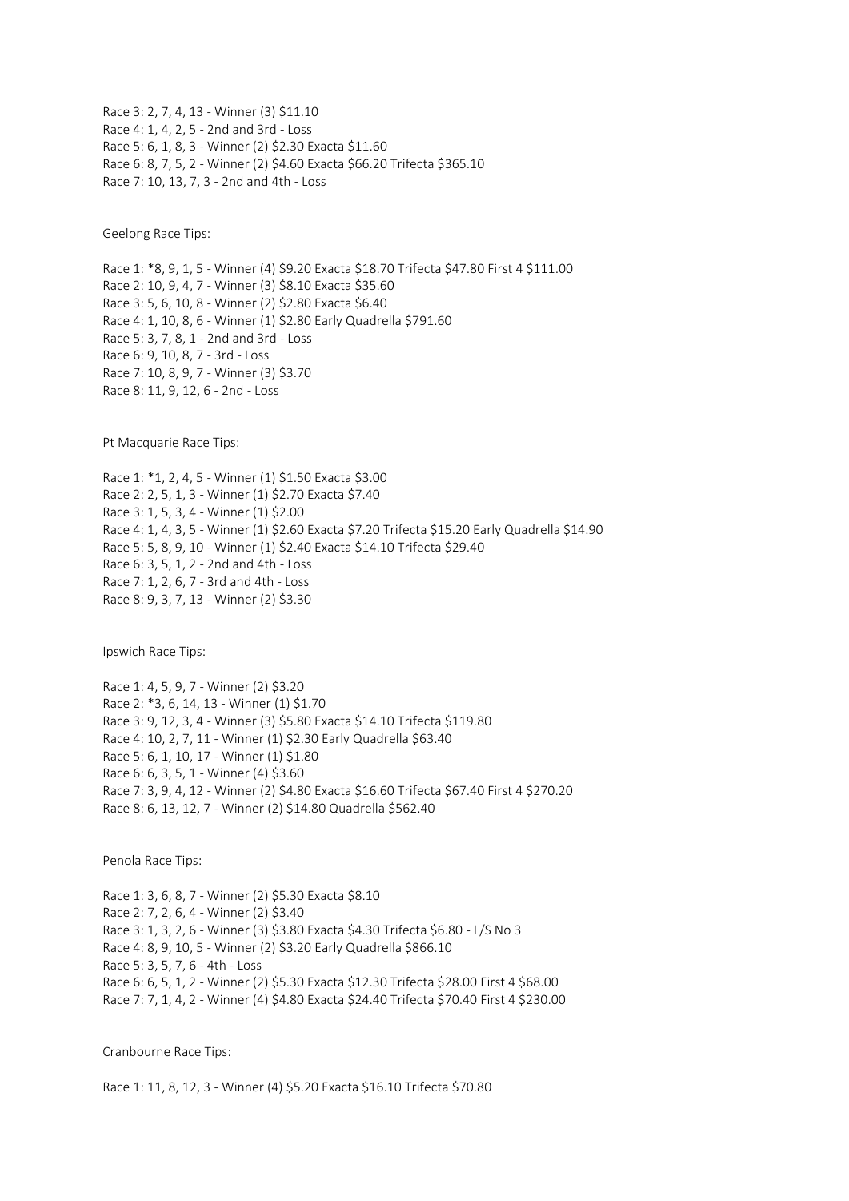Race 3: 2, 7, 4, 13 - Winner (3) $11.10
Race 4: 1, 4, 2, 5 - 2nd and 3rd - Loss
Race 5: 6, 1, 8, 3 - Winner (2) $2.30 Exacta $11.60
Race 6: 8, 7, 5, 2 - Winner (2) $4.60 Exacta $66.20 Trifecta $365.10
Race 7: 10, 13, 7, 3 - 2nd and 4th - Loss

Geelong Race Tips:

Race 1: *8, 9, 1, 5 - Winner (4) $9.20 Exacta $18.70 Trifecta $47.80 First 4 $111.00
Race 2: 10, 9, 4, 7 - Winner (3) $8.10 Exacta $35.60
Race 3: 5, 6, 10, 8 - Winner (2) $2.80 Exacta $6.40
Race 4: 1, 10, 8, 6 - Winner (1) $2.80 Early Quadrella $791.60
Race 5: 3, 7, 8, 1 - 2nd and 3rd - Loss
Race 6: 9, 10, 8, 7 - 3rd - Loss
Race 7: 10, 8, 9, 7 - Winner (3) $3.70
Race 8: 11, 9, 12, 6 - 2nd - Loss

Pt Macquarie Race Tips:

Race 1: *1, 2, 4, 5 - Winner (1) $1.50 Exacta $3.00
Race 2: 2, 5, 1, 3 - Winner (1) $2.70 Exacta $7.40
Race 3: 1, 5, 3, 4 - Winner (1) $2.00
Race 4: 1, 4, 3, 5 - Winner (1) $2.60 Exacta $7.20 Trifecta $15.20 Early Quadrella $14.90
Race 5: 5, 8, 9, 10 - Winner (1) $2.40 Exacta $14.10 Trifecta $29.40
Race 6: 3, 5, 1, 2 - 2nd and 4th - Loss
Race 7: 1, 2, 6, 7 - 3rd and 4th - Loss
Race 8: 9, 3, 7, 13 - Winner (2) $3.30

Ipswich Race Tips:

Race 1: 4, 5, 9, 7 - Winner (2) $3.20
Race 2: *3, 6, 14, 13 - Winner (1) $1.70
Race 3: 9, 12, 3, 4 - Winner (3) $5.80 Exacta $14.10 Trifecta $119.80
Race 4: 10, 2, 7, 11 - Winner (1) $2.30 Early Quadrella $63.40
Race 5: 6, 1, 10, 17 - Winner (1) $1.80
Race 6: 6, 3, 5, 1 - Winner (4) $3.60
Race 7: 3, 9, 4, 12 - Winner (2) $4.80 Exacta $16.60 Trifecta $67.40 First 4 $270.20
Race 8: 6, 13, 12, 7 - Winner (2) $14.80 Quadrella $562.40

Penola Race Tips:

Race 1: 3, 6, 8, 7 - Winner (2) $5.30 Exacta $8.10
Race 2: 7, 2, 6, 4 - Winner (2) $3.40
Race 3: 1, 3, 2, 6 - Winner (3) $3.80 Exacta $4.30 Trifecta $6.80 - L/S No 3
Race 4: 8, 9, 10, 5 - Winner (2) $3.20 Early Quadrella $866.10
Race 5: 3, 5, 7, 6 - 4th - Loss
Race 6: 6, 5, 1, 2 - Winner (2) $5.30 Exacta $12.30 Trifecta $28.00 First 4 $68.00
Race 7: 7, 1, 4, 2 - Winner (4) $4.80 Exacta $24.40 Trifecta $70.40 First 4 $230.00

Cranbourne Race Tips:

Race 1: 11, 8, 12, 3 - Winner (4) $5.20 Exacta $16.10 Trifecta $70.80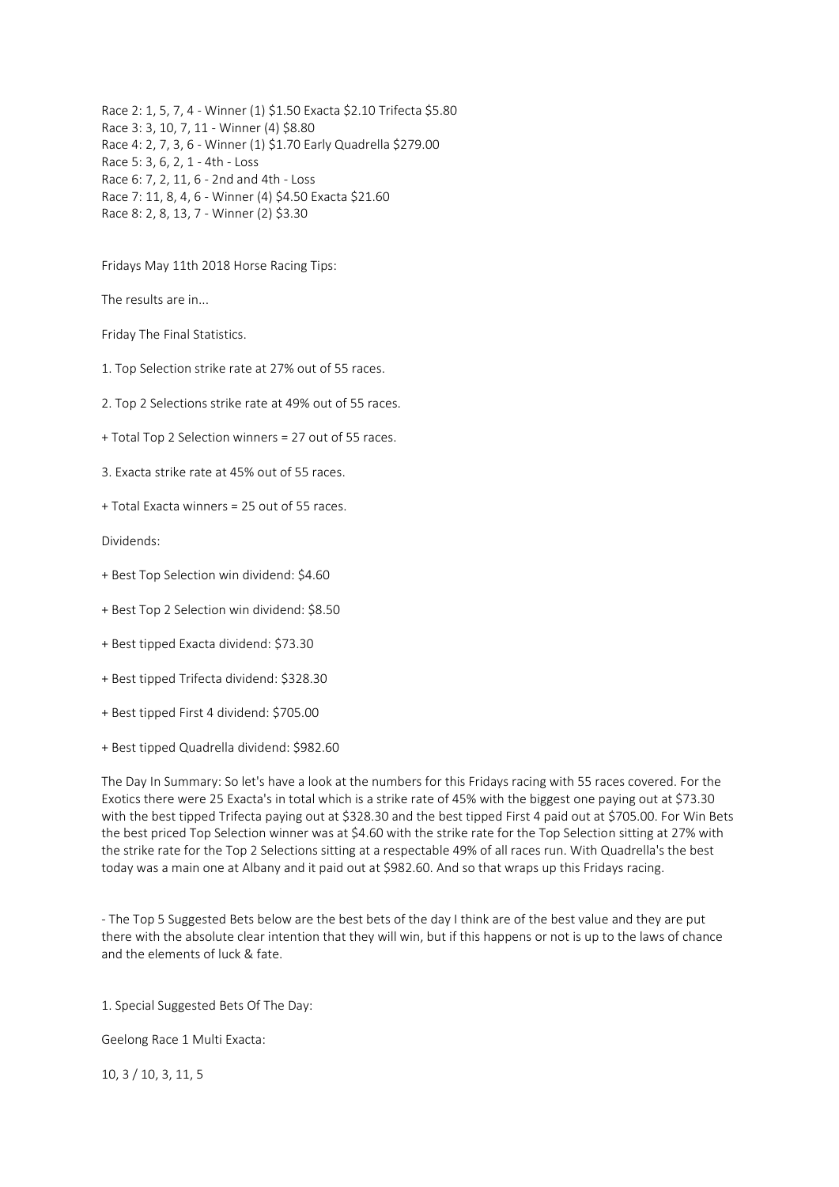Race 2: 1, 5, 7, 4 - Winner (1) $1.50 Exacta $2.10 Trifecta $5.80
Race 3: 3, 10, 7, 11 - Winner (4) $8.80
Race 4: 2, 7, 3, 6 - Winner (1) $1.70 Early Quadrella $279.00
Race 5: 3, 6, 2, 1 - 4th - Loss
Race 6: 7, 2, 11, 6 - 2nd and 4th - Loss
Race 7: 11, 8, 4, 6 - Winner (4) $4.50 Exacta $21.60
Race 8: 2, 8, 13, 7 - Winner (2) $3.30

Fridays May 11th 2018 Horse Racing Tips:

The results are in...

Friday The Final Statistics.

1. Top Selection strike rate at 27% out of 55 races.

2. Top 2 Selections strike rate at 49% out of 55 races.

+ Total Top 2 Selection winners = 27 out of 55 races.

3. Exacta strike rate at 45% out of 55 races.

+ Total Exacta winners = 25 out of 55 races.

Dividends:

+ Best Top Selection win dividend: $4.60

+ Best Top 2 Selection win dividend: $8.50

+ Best tipped Exacta dividend: $73.30

+ Best tipped Trifecta dividend: $328.30

+ Best tipped First 4 dividend: $705.00

+ Best tipped Quadrella dividend: $982.60

The Day In Summary: So let's have a look at the numbers for this Fridays racing with 55 races covered. For the Exotics there were 25 Exacta's in total which is a strike rate of 45% with the biggest one paying out at $73.30 with the best tipped Trifecta paying out at $328.30 and the best tipped First 4 paid out at $705.00. For Win Bets the best priced Top Selection winner was at $4.60 with the strike rate for the Top Selection sitting at 27% with the strike rate for the Top 2 Selections sitting at a respectable 49% of all races run. With Quadrella's the best today was a main one at Albany and it paid out at $982.60. And so that wraps up this Fridays racing.

- The Top 5 Suggested Bets below are the best bets of the day I think are of the best value and they are put there with the absolute clear intention that they will win, but if this happens or not is up to the laws of chance and the elements of luck & fate.

1. Special Suggested Bets Of The Day:

Geelong Race 1 Multi Exacta:

10, 3 / 10, 3, 11, 5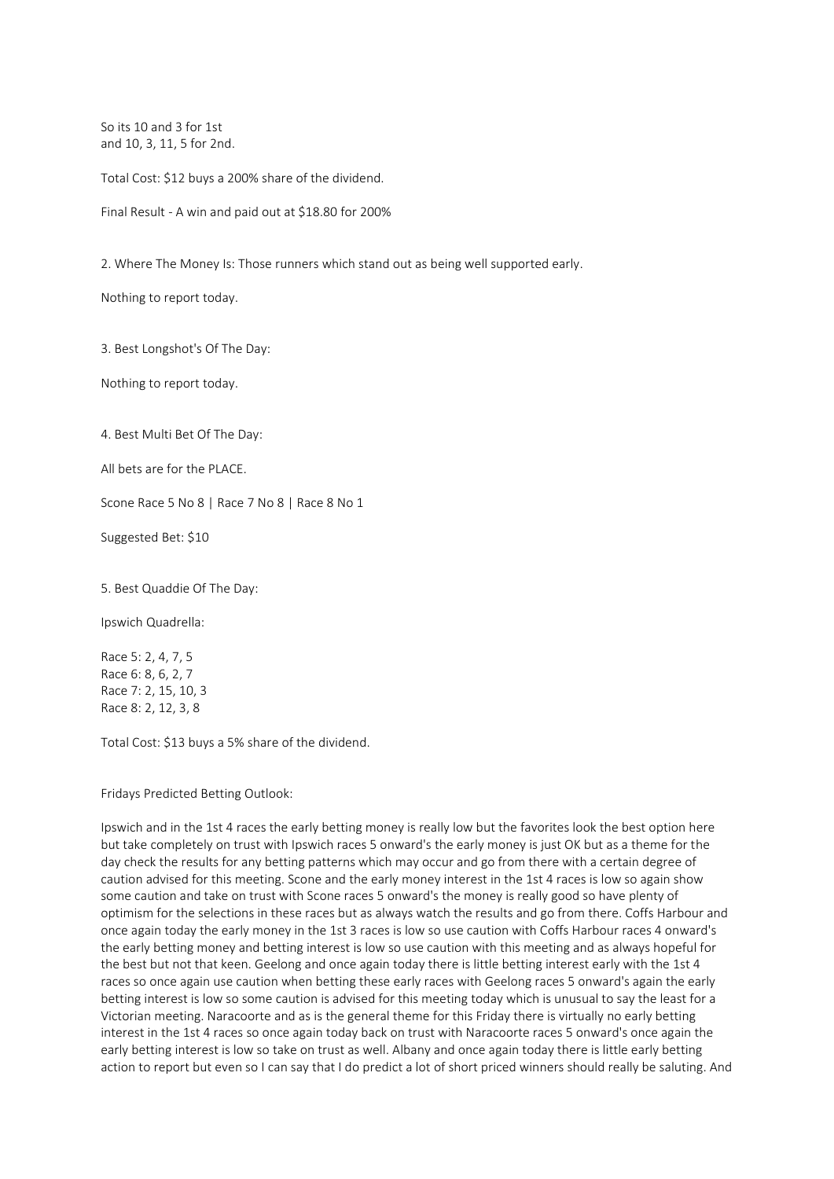So its 10 and 3 for 1st
and 10, 3, 11, 5 for 2nd.

Total Cost: $12 buys a 200% share of the dividend.

Final Result - A win and paid out at $18.80 for 200%

2. Where The Money Is: Those runners which stand out as being well supported early.

Nothing to report today.

3. Best Longshot's Of The Day:

Nothing to report today.

4. Best Multi Bet Of The Day:

All bets are for the PLACE.

Scone Race 5 No 8 | Race 7 No 8 | Race 8 No 1

Suggested Bet: $10

5. Best Quaddie Of The Day:

Ipswich Quadrella:

Race 5: 2, 4, 7, 5
Race 6: 8, 6, 2, 7
Race 7: 2, 15, 10, 3
Race 8: 2, 12, 3, 8

Total Cost: $13 buys a 5% share of the dividend.

Fridays Predicted Betting Outlook:

Ipswich and in the 1st 4 races the early betting money is really low but the favorites look the best option here but take completely on trust with Ipswich races 5 onward's the early money is just OK but as a theme for the day check the results for any betting patterns which may occur and go from there with a certain degree of caution advised for this meeting. Scone and the early money interest in the 1st 4 races is low so again show some caution and take on trust with Scone races 5 onward's the money is really good so have plenty of optimism for the selections in these races but as always watch the results and go from there. Coffs Harbour and once again today the early money in the 1st 3 races is low so use caution with Coffs Harbour races 4 onward's the early betting money and betting interest is low so use caution with this meeting and as always hopeful for the best but not that keen. Geelong and once again today there is little betting interest early with the 1st 4 races so once again use caution when betting these early races with Geelong races 5 onward's again the early betting interest is low so some caution is advised for this meeting today which is unusual to say the least for a Victorian meeting. Naracoorte and as is the general theme for this Friday there is virtually no early betting interest in the 1st 4 races so once again today back on trust with Naracoorte races 5 onward's once again the early betting interest is low so take on trust as well. Albany and once again today there is little early betting action to report but even so I can say that I do predict a lot of short priced winners should really be saluting. And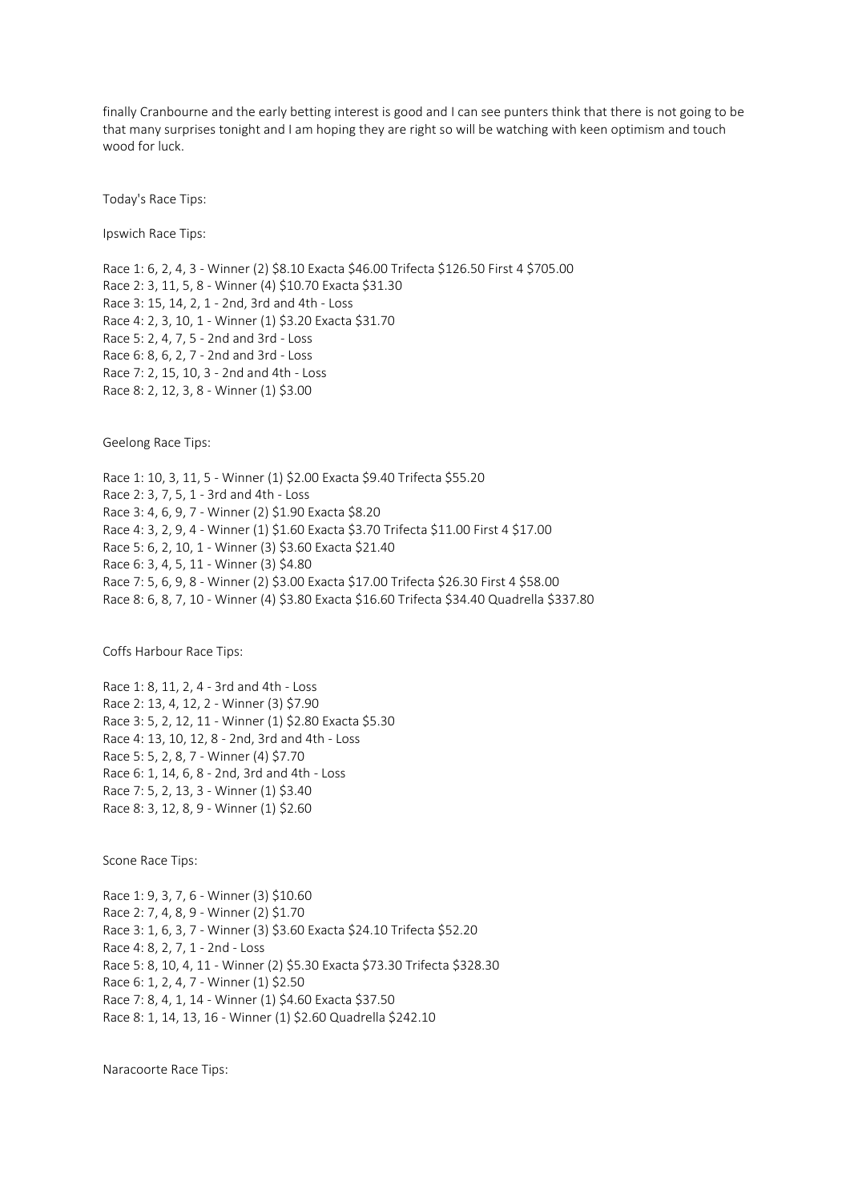finally Cranbourne and the early betting interest is good and I can see punters think that there is not going to be that many surprises tonight and I am hoping they are right so will be watching with keen optimism and touch wood for luck.

Today's Race Tips:

Ipswich Race Tips:

Race 1: 6, 2, 4, 3 - Winner (2) $8.10 Exacta $46.00 Trifecta $126.50 First 4 $705.00
Race 2: 3, 11, 5, 8 - Winner (4) $10.70 Exacta $31.30
Race 3: 15, 14, 2, 1 - 2nd, 3rd and 4th - Loss
Race 4: 2, 3, 10, 1 - Winner (1) $3.20 Exacta $31.70
Race 5: 2, 4, 7, 5 - 2nd and 3rd - Loss
Race 6: 8, 6, 2, 7 - 2nd and 3rd - Loss
Race 7: 2, 15, 10, 3 - 2nd and 4th - Loss
Race 8: 2, 12, 3, 8 - Winner (1) $3.00

Geelong Race Tips:

Race 1: 10, 3, 11, 5 - Winner (1) $2.00 Exacta $9.40 Trifecta $55.20
Race 2: 3, 7, 5, 1 - 3rd and 4th - Loss
Race 3: 4, 6, 9, 7 - Winner (2) $1.90 Exacta $8.20
Race 4: 3, 2, 9, 4 - Winner (1) $1.60 Exacta $3.70 Trifecta $11.00 First 4 $17.00
Race 5: 6, 2, 10, 1 - Winner (3) $3.60 Exacta $21.40
Race 6: 3, 4, 5, 11 - Winner (3) $4.80
Race 7: 5, 6, 9, 8 - Winner (2) $3.00 Exacta $17.00 Trifecta $26.30 First 4 $58.00
Race 8: 6, 8, 7, 10 - Winner (4) $3.80 Exacta $16.60 Trifecta $34.40 Quadrella $337.80

Coffs Harbour Race Tips:

Race 1: 8, 11, 2, 4 - 3rd and 4th - Loss
Race 2: 13, 4, 12, 2 - Winner (3) $7.90
Race 3: 5, 2, 12, 11 - Winner (1) $2.80 Exacta $5.30
Race 4: 13, 10, 12, 8 - 2nd, 3rd and 4th - Loss
Race 5: 5, 2, 8, 7 - Winner (4) $7.70
Race 6: 1, 14, 6, 8 - 2nd, 3rd and 4th - Loss
Race 7: 5, 2, 13, 3 - Winner (1) $3.40
Race 8: 3, 12, 8, 9 - Winner (1) $2.60

Scone Race Tips:

Race 1: 9, 3, 7, 6 - Winner (3) $10.60
Race 2: 7, 4, 8, 9 - Winner (2) $1.70
Race 3: 1, 6, 3, 7 - Winner (3) $3.60 Exacta $24.10 Trifecta $52.20
Race 4: 8, 2, 7, 1 - 2nd - Loss
Race 5: 8, 10, 4, 11 - Winner (2) $5.30 Exacta $73.30 Trifecta $328.30
Race 6: 1, 2, 4, 7 - Winner (1) $2.50
Race 7: 8, 4, 1, 14 - Winner (1) $4.60 Exacta $37.50
Race 8: 1, 14, 13, 16 - Winner (1) $2.60 Quadrella $242.10

Naracoorte Race Tips: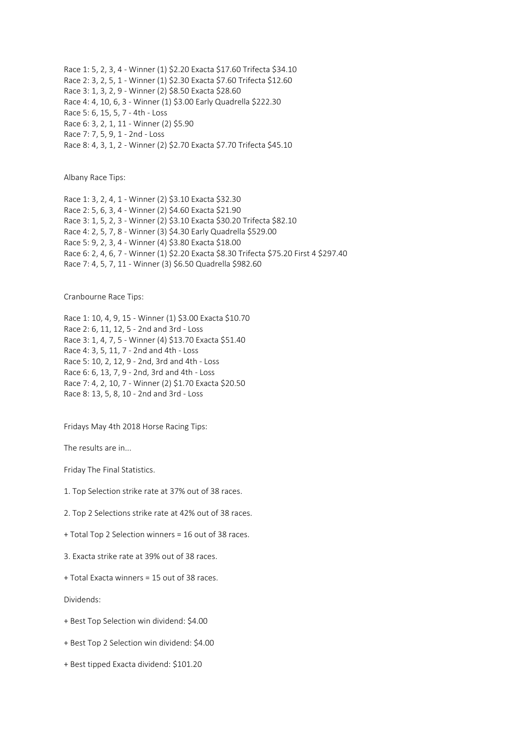Race 1: 5, 2, 3, 4 - Winner (1) $2.20 Exacta $17.60 Trifecta $34.10
Race 2: 3, 2, 5, 1 - Winner (1) $2.30 Exacta $7.60 Trifecta $12.60
Race 3: 1, 3, 2, 9 - Winner (2) $8.50 Exacta $28.60
Race 4: 4, 10, 6, 3 - Winner (1) $3.00 Early Quadrella $222.30
Race 5: 6, 15, 5, 7 - 4th - Loss
Race 6: 3, 2, 1, 11 - Winner (2) $5.90
Race 7: 7, 5, 9, 1 - 2nd - Loss
Race 8: 4, 3, 1, 2 - Winner (2) $2.70 Exacta $7.70 Trifecta $45.10

Albany Race Tips:

Race 1: 3, 2, 4, 1 - Winner (2) $3.10 Exacta $32.30
Race 2: 5, 6, 3, 4 - Winner (2) $4.60 Exacta $21.90
Race 3: 1, 5, 2, 3 - Winner (2) $3.10 Exacta $30.20 Trifecta $82.10
Race 4: 2, 5, 7, 8 - Winner (3) $4.30 Early Quadrella $529.00
Race 5: 9, 2, 3, 4 - Winner (4) $3.80 Exacta $18.00
Race 6: 2, 4, 6, 7 - Winner (1) $2.20 Exacta $8.30 Trifecta $75.20 First 4 $297.40
Race 7: 4, 5, 7, 11 - Winner (3) $6.50 Quadrella $982.60

Cranbourne Race Tips:

Race 1: 10, 4, 9, 15 - Winner (1) $3.00 Exacta $10.70
Race 2: 6, 11, 12, 5 - 2nd and 3rd - Loss
Race 3: 1, 4, 7, 5 - Winner (4) $13.70 Exacta $51.40
Race 4: 3, 5, 11, 7 - 2nd and 4th - Loss
Race 5: 10, 2, 12, 9 - 2nd, 3rd and 4th - Loss
Race 6: 6, 13, 7, 9 - 2nd, 3rd and 4th - Loss
Race 7: 4, 2, 10, 7 - Winner (2) $1.70 Exacta $20.50
Race 8: 13, 5, 8, 10 - 2nd and 3rd - Loss

Fridays May 4th 2018 Horse Racing Tips:

The results are in...

Friday The Final Statistics.

1. Top Selection strike rate at 37% out of 38 races.

2. Top 2 Selections strike rate at 42% out of 38 races.

+ Total Top 2 Selection winners = 16 out of 38 races.

3. Exacta strike rate at 39% out of 38 races.

+ Total Exacta winners = 15 out of 38 races.

Dividends:

+ Best Top Selection win dividend: $4.00

+ Best Top 2 Selection win dividend: $4.00

+ Best tipped Exacta dividend: $101.20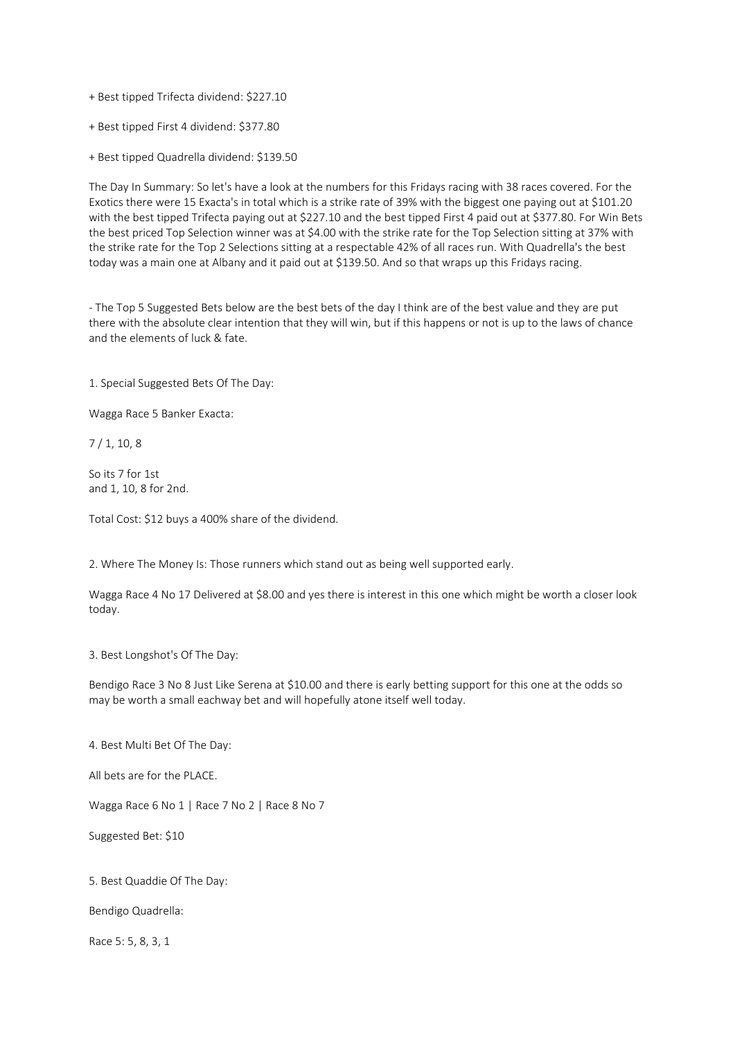+ Best tipped Trifecta dividend: $227.10

+ Best tipped First 4 dividend: $377.80

+ Best tipped Quadrella dividend: $139.50

The Day In Summary: So let's have a look at the numbers for this Fridays racing with 38 races covered. For the Exotics there were 15 Exacta's in total which is a strike rate of 39% with the biggest one paying out at $101.20 with the best tipped Trifecta paying out at $227.10 and the best tipped First 4 paid out at $377.80. For Win Bets the best priced Top Selection winner was at $4.00 with the strike rate for the Top Selection sitting at 37% with the strike rate for the Top 2 Selections sitting at a respectable 42% of all races run. With Quadrella's the best today was a main one at Albany and it paid out at $139.50. And so that wraps up this Fridays racing.

- The Top 5 Suggested Bets below are the best bets of the day I think are of the best value and they are put there with the absolute clear intention that they will win, but if this happens or not is up to the laws of chance and the elements of luck & fate.

1. Special Suggested Bets Of The Day:

Wagga Race 5 Banker Exacta:

7 / 1, 10, 8

So its 7 for 1st
and 1, 10, 8 for 2nd.

Total Cost: $12 buys a 400% share of the dividend.

2. Where The Money Is: Those runners which stand out as being well supported early.

Wagga Race 4 No 17 Delivered at $8.00 and yes there is interest in this one which might be worth a closer look today.

3. Best Longshot's Of The Day:

Bendigo Race 3 No 8 Just Like Serena at $10.00 and there is early betting support for this one at the odds so may be worth a small eachway bet and will hopefully atone itself well today.

4. Best Multi Bet Of The Day:

All bets are for the PLACE.

Wagga Race 6 No 1 | Race 7 No 2 | Race 8 No 7

Suggested Bet: $10

5. Best Quaddie Of The Day:

Bendigo Quadrella:

Race 5: 5, 8, 3, 1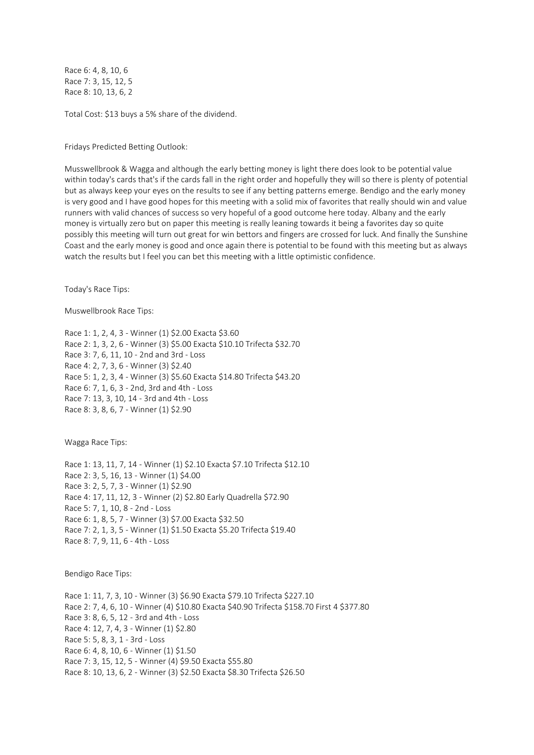Race 6: 4, 8, 10, 6
Race 7: 3, 15, 12, 5
Race 8: 10, 13, 6, 2

Total Cost: $13 buys a 5% share of the dividend.

Fridays Predicted Betting Outlook:

Musswellbrook & Wagga and although the early betting money is light there does look to be potential value within today's cards that's if the cards fall in the right order and hopefully they will so there is plenty of potential but as always keep your eyes on the results to see if any betting patterns emerge. Bendigo and the early money is very good and I have good hopes for this meeting with a solid mix of favorites that really should win and value runners with valid chances of success so very hopeful of a good outcome here today. Albany and the early money is virtually zero but on paper this meeting is really leaning towards it being a favorites day so quite possibly this meeting will turn out great for win bettors and fingers are crossed for luck. And finally the Sunshine Coast and the early money is good and once again there is potential to be found with this meeting but as always watch the results but I feel you can bet this meeting with a little optimistic confidence.

Today's Race Tips:

Muswellbrook Race Tips:

Race 1: 1, 2, 4, 3 - Winner (1) $2.00 Exacta $3.60
Race 2: 1, 3, 2, 6 - Winner (3) $5.00 Exacta $10.10 Trifecta $32.70
Race 3: 7, 6, 11, 10 - 2nd and 3rd - Loss
Race 4: 2, 7, 3, 6 - Winner (3) $2.40
Race 5: 1, 2, 3, 4 - Winner (3) $5.60 Exacta $14.80 Trifecta $43.20
Race 6: 7, 1, 6, 3 - 2nd, 3rd and 4th - Loss
Race 7: 13, 3, 10, 14 - 3rd and 4th - Loss
Race 8: 3, 8, 6, 7 - Winner (1) $2.90

Wagga Race Tips:

Race 1: 13, 11, 7, 14 - Winner (1) $2.10 Exacta $7.10 Trifecta $12.10
Race 2: 3, 5, 16, 13 - Winner (1) $4.00
Race 3: 2, 5, 7, 3 - Winner (1) $2.90
Race 4: 17, 11, 12, 3 - Winner (2) $2.80 Early Quadrella $72.90
Race 5: 7, 1, 10, 8 - 2nd - Loss
Race 6: 1, 8, 5, 7 - Winner (3) $7.00 Exacta $32.50
Race 7: 2, 1, 3, 5 - Winner (1) $1.50 Exacta $5.20 Trifecta $19.40
Race 8: 7, 9, 11, 6 - 4th - Loss

Bendigo Race Tips:

Race 1: 11, 7, 3, 10 - Winner (3) $6.90 Exacta $79.10 Trifecta $227.10
Race 2: 7, 4, 6, 10 - Winner (4) $10.80 Exacta $40.90 Trifecta $158.70 First 4 $377.80
Race 3: 8, 6, 5, 12 - 3rd and 4th - Loss
Race 4: 12, 7, 4, 3 - Winner (1) $2.80
Race 5: 5, 8, 3, 1 - 3rd - Loss
Race 6: 4, 8, 10, 6 - Winner (1) $1.50
Race 7: 3, 15, 12, 5 - Winner (4) $9.50 Exacta $55.80
Race 8: 10, 13, 6, 2 - Winner (3) $2.50 Exacta $8.30 Trifecta $26.50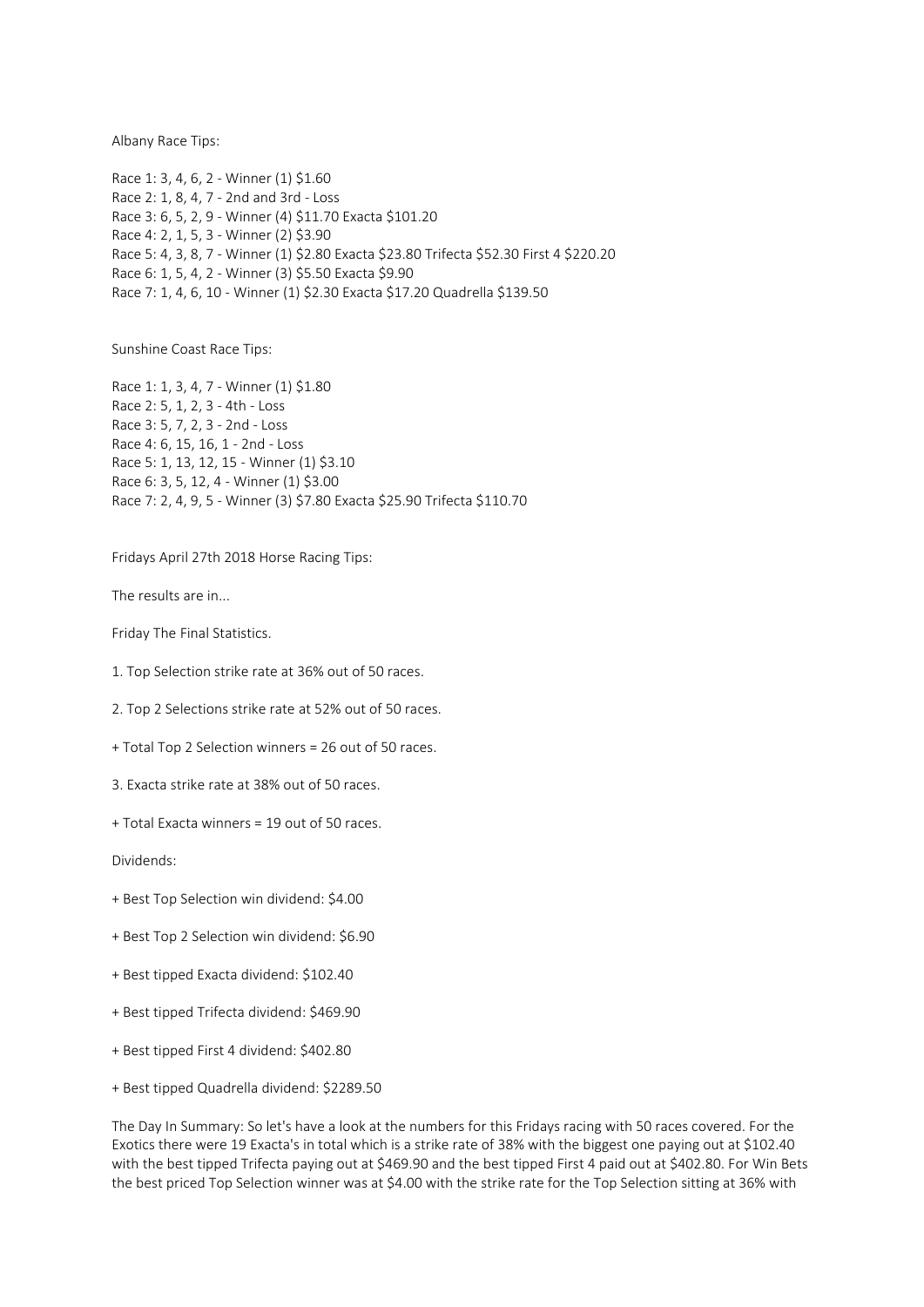Albany Race Tips:

Race 1: 3, 4, 6, 2 - Winner (1) $1.60

Race 2: 1, 8, 4, 7 - 2nd and 3rd - Loss

Race 3: 6, 5, 2, 9 - Winner (4) $11.70 Exacta $101.20

Race 4: 2, 1, 5, 3 - Winner (2) $3.90

Race 5: 4, 3, 8, 7 - Winner (1) $2.80 Exacta $23.80 Trifecta $52.30 First 4 $220.20

Race 6: 1, 5, 4, 2 - Winner (3) $5.50 Exacta $9.90

Race 7: 1, 4, 6, 10 - Winner (1) $2.30 Exacta $17.20 Quadrella $139.50

Sunshine Coast Race Tips:

Race 1: 1, 3, 4, 7 - Winner (1) $1.80

Race 2: 5, 1, 2, 3 - 4th - Loss

Race 3: 5, 7, 2, 3 - 2nd - Loss

Race 4: 6, 15, 16, 1 - 2nd - Loss

Race 5: 1, 13, 12, 15 - Winner (1) $3.10

Race 6: 3, 5, 12, 4 - Winner (1) $3.00

Race 7: 2, 4, 9, 5 - Winner (3) $7.80 Exacta $25.90 Trifecta $110.70

Fridays April 27th 2018 Horse Racing Tips:

The results are in...

Friday The Final Statistics.

1. Top Selection strike rate at 36% out of 50 races.

2. Top 2 Selections strike rate at 52% out of 50 races.

+ Total Top 2 Selection winners = 26 out of 50 races.

3. Exacta strike rate at 38% out of 50 races.

+ Total Exacta winners = 19 out of 50 races.

Dividends:

+ Best Top Selection win dividend: $4.00

+ Best Top 2 Selection win dividend: $6.90

+ Best tipped Exacta dividend: $102.40

+ Best tipped Trifecta dividend: $469.90

+ Best tipped First 4 dividend: $402.80

+ Best tipped Quadrella dividend: $2289.50

The Day In Summary: So let's have a look at the numbers for this Fridays racing with 50 races covered. For the Exotics there were 19 Exacta's in total which is a strike rate of 38% with the biggest one paying out at $102.40 with the best tipped Trifecta paying out at $469.90 and the best tipped First 4 paid out at $402.80. For Win Bets the best priced Top Selection winner was at $4.00 with the strike rate for the Top Selection sitting at 36% with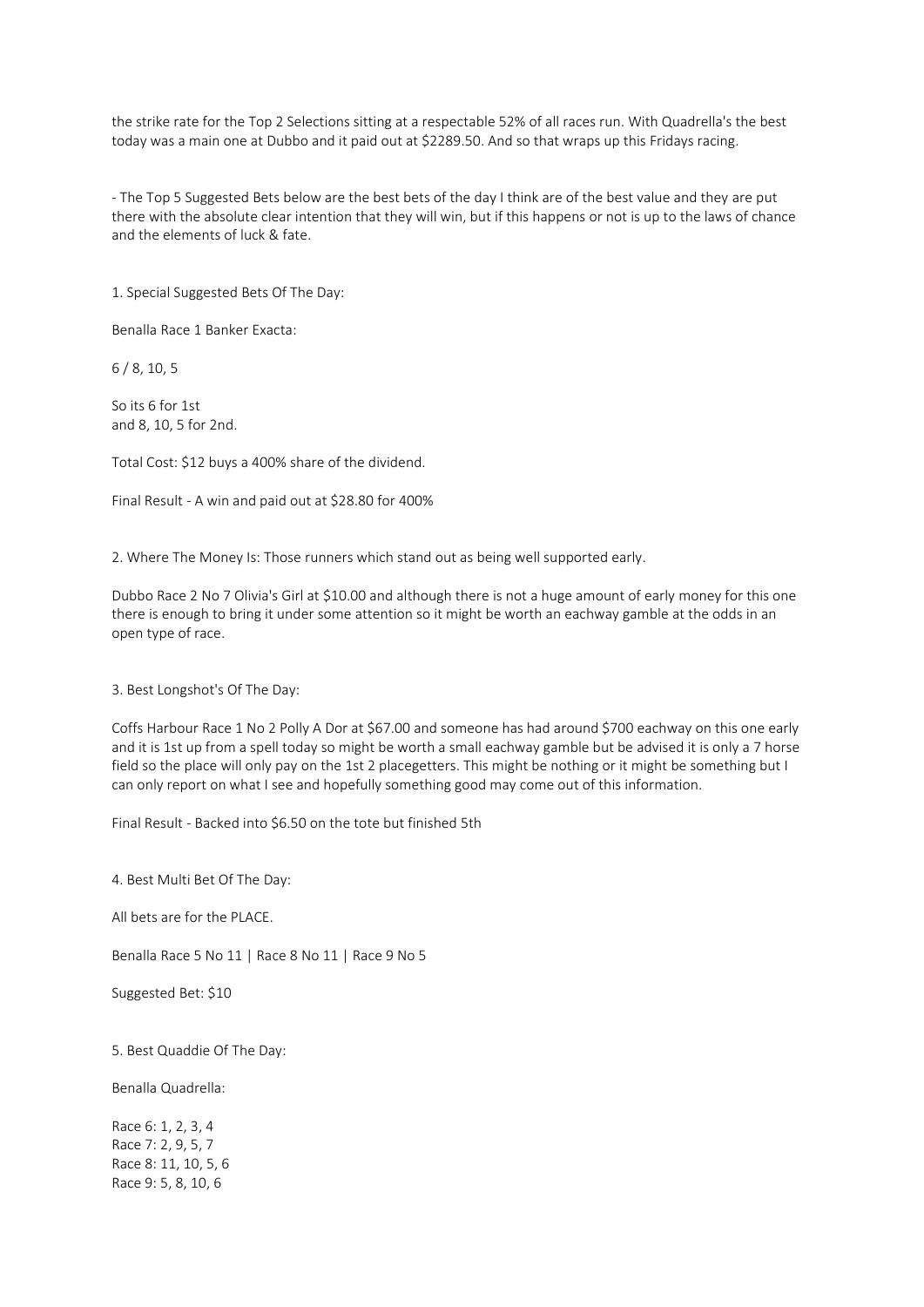the strike rate for the Top 2 Selections sitting at a respectable 52% of all races run. With Quadrella's the best today was a main one at Dubbo and it paid out at $2289.50. And so that wraps up this Fridays racing.

- The Top 5 Suggested Bets below are the best bets of the day I think are of the best value and they are put there with the absolute clear intention that they will win, but if this happens or not is up to the laws of chance and the elements of luck & fate.

1. Special Suggested Bets Of The Day:

Benalla Race 1 Banker Exacta:

6 / 8, 10, 5

So its 6 for 1st
and 8, 10, 5 for 2nd.

Total Cost: $12 buys a 400% share of the dividend.

Final Result - A win and paid out at $28.80 for 400%

2. Where The Money Is: Those runners which stand out as being well supported early.

Dubbo Race 2 No 7 Olivia's Girl at $10.00 and although there is not a huge amount of early money for this one there is enough to bring it under some attention so it might be worth an eachway gamble at the odds in an open type of race.

3. Best Longshot's Of The Day:

Coffs Harbour Race 1 No 2 Polly A Dor at $67.00 and someone has had around $700 eachway on this one early and it is 1st up from a spell today so might be worth a small eachway gamble but be advised it is only a 7 horse field so the place will only pay on the 1st 2 placegetters. This might be nothing or it might be something but I can only report on what I see and hopefully something good may come out of this information.

Final Result - Backed into $6.50 on the tote but finished 5th

4. Best Multi Bet Of The Day:

All bets are for the PLACE.

Benalla Race 5 No 11 | Race 8 No 11 | Race 9 No 5

Suggested Bet: $10

5. Best Quaddie Of The Day:

Benalla Quadrella:

Race 6: 1, 2, 3, 4
Race 7: 2, 9, 5, 7
Race 8: 11, 10, 5, 6
Race 9: 5, 8, 10, 6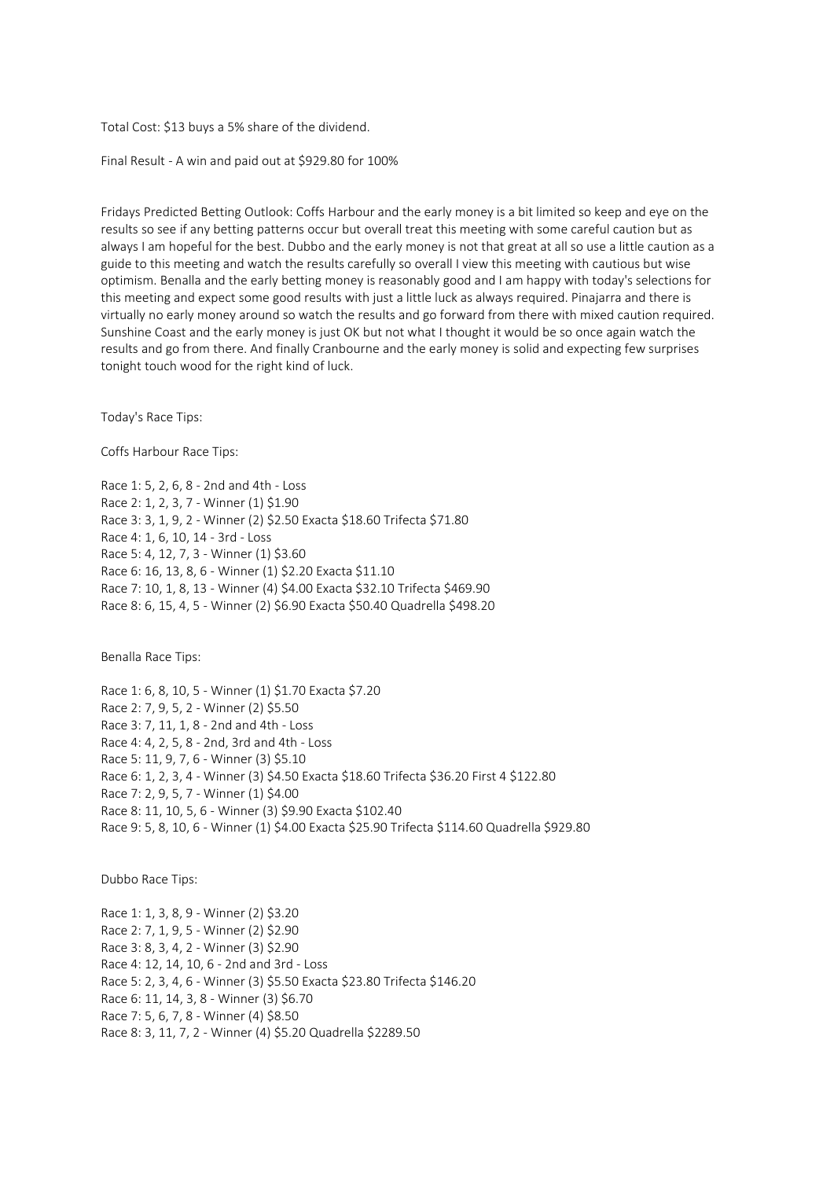Total Cost: $13 buys a 5% share of the dividend.

Final Result - A win and paid out at $929.80 for 100%

Fridays Predicted Betting Outlook: Coffs Harbour and the early money is a bit limited so keep and eye on the results so see if any betting patterns occur but overall treat this meeting with some careful caution but as always I am hopeful for the best. Dubbo and the early money is not that great at all so use a little caution as a guide to this meeting and watch the results carefully so overall I view this meeting with cautious but wise optimism. Benalla and the early betting money is reasonably good and I am happy with today's selections for this meeting and expect some good results with just a little luck as always required. Pinajarra and there is virtually no early money around so watch the results and go forward from there with mixed caution required. Sunshine Coast and the early money is just OK but not what I thought it would be so once again watch the results and go from there. And finally Cranbourne and the early money is solid and expecting few surprises tonight touch wood for the right kind of luck.

Today's Race Tips:

Coffs Harbour Race Tips:

Race 1: 5, 2, 6, 8 - 2nd and 4th - Loss
Race 2: 1, 2, 3, 7 - Winner (1) $1.90
Race 3: 3, 1, 9, 2 - Winner (2) $2.50 Exacta $18.60 Trifecta $71.80
Race 4: 1, 6, 10, 14 - 3rd - Loss
Race 5: 4, 12, 7, 3 - Winner (1) $3.60
Race 6: 16, 13, 8, 6 - Winner (1) $2.20 Exacta $11.10
Race 7: 10, 1, 8, 13 - Winner (4) $4.00 Exacta $32.10 Trifecta $469.90
Race 8: 6, 15, 4, 5 - Winner (2) $6.90 Exacta $50.40 Quadrella $498.20

Benalla Race Tips:

Race 1: 6, 8, 10, 5 - Winner (1) $1.70 Exacta $7.20
Race 2: 7, 9, 5, 2 - Winner (2) $5.50
Race 3: 7, 11, 1, 8 - 2nd and 4th - Loss
Race 4: 4, 2, 5, 8 - 2nd, 3rd and 4th - Loss
Race 5: 11, 9, 7, 6 - Winner (3) $5.10
Race 6: 1, 2, 3, 4 - Winner (3) $4.50 Exacta $18.60 Trifecta $36.20 First 4 $122.80
Race 7: 2, 9, 5, 7 - Winner (1) $4.00
Race 8: 11, 10, 5, 6 - Winner (3) $9.90 Exacta $102.40
Race 9: 5, 8, 10, 6 - Winner (1) $4.00 Exacta $25.90 Trifecta $114.60 Quadrella $929.80

Dubbo Race Tips:

Race 1: 1, 3, 8, 9 - Winner (2) $3.20
Race 2: 7, 1, 9, 5 - Winner (2) $2.90
Race 3: 8, 3, 4, 2 - Winner (3) $2.90
Race 4: 12, 14, 10, 6 - 2nd and 3rd - Loss
Race 5: 2, 3, 4, 6 - Winner (3) $5.50 Exacta $23.80 Trifecta $146.20
Race 6: 11, 14, 3, 8 - Winner (3) $6.70
Race 7: 5, 6, 7, 8 - Winner (4) $8.50
Race 8: 3, 11, 7, 2 - Winner (4) $5.20 Quadrella $2289.50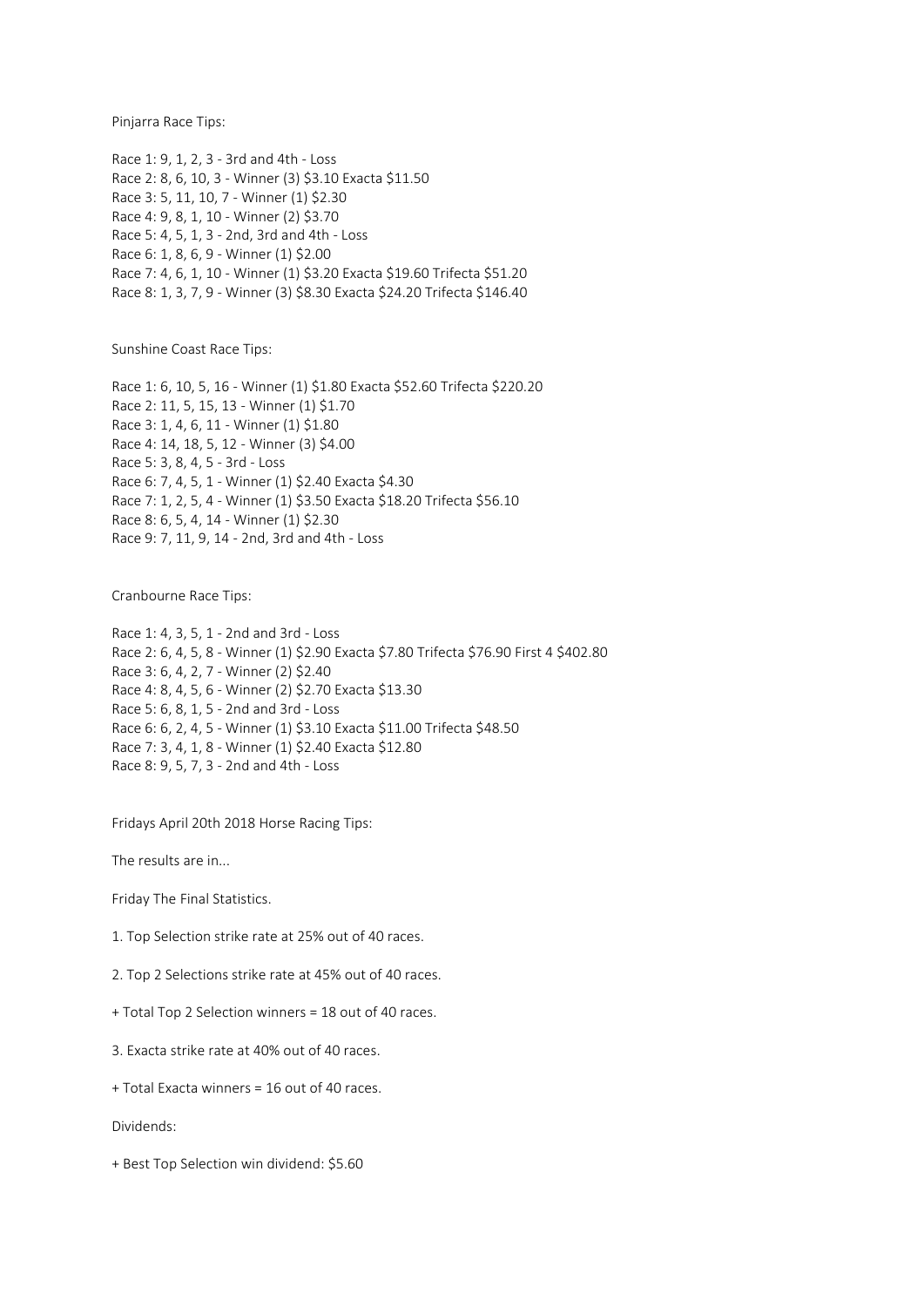Pinjarra Race Tips:

Race 1: 9, 1, 2, 3 - 3rd and 4th - Loss
Race 2: 8, 6, 10, 3 - Winner (3) $3.10 Exacta $11.50
Race 3: 5, 11, 10, 7 - Winner (1) $2.30
Race 4: 9, 8, 1, 10 - Winner (2) $3.70
Race 5: 4, 5, 1, 3 - 2nd, 3rd and 4th - Loss
Race 6: 1, 8, 6, 9 - Winner (1) $2.00
Race 7: 4, 6, 1, 10 - Winner (1) $3.20 Exacta $19.60 Trifecta $51.20
Race 8: 1, 3, 7, 9 - Winner (3) $8.30 Exacta $24.20 Trifecta $146.40

Sunshine Coast Race Tips:

Race 1: 6, 10, 5, 16 - Winner (1) $1.80 Exacta $52.60 Trifecta $220.20
Race 2: 11, 5, 15, 13 - Winner (1) $1.70
Race 3: 1, 4, 6, 11 - Winner (1) $1.80
Race 4: 14, 18, 5, 12 - Winner (3) $4.00
Race 5: 3, 8, 4, 5 - 3rd - Loss
Race 6: 7, 4, 5, 1 - Winner (1) $2.40 Exacta $4.30
Race 7: 1, 2, 5, 4 - Winner (1) $3.50 Exacta $18.20 Trifecta $56.10
Race 8: 6, 5, 4, 14 - Winner (1) $2.30
Race 9: 7, 11, 9, 14 - 2nd, 3rd and 4th - Loss

Cranbourne Race Tips:

Race 1: 4, 3, 5, 1 - 2nd and 3rd - Loss
Race 2: 6, 4, 5, 8 - Winner (1) $2.90 Exacta $7.80 Trifecta $76.90 First 4 $402.80
Race 3: 6, 4, 2, 7 - Winner (2) $2.40
Race 4: 8, 4, 5, 6 - Winner (2) $2.70 Exacta $13.30
Race 5: 6, 8, 1, 5 - 2nd and 3rd - Loss
Race 6: 6, 2, 4, 5 - Winner (1) $3.10 Exacta $11.00 Trifecta $48.50
Race 7: 3, 4, 1, 8 - Winner (1) $2.40 Exacta $12.80
Race 8: 9, 5, 7, 3 - 2nd and 4th - Loss

Fridays April 20th 2018 Horse Racing Tips:

The results are in...

Friday The Final Statistics.

1. Top Selection strike rate at 25% out of 40 races.

2. Top 2 Selections strike rate at 45% out of 40 races.

+ Total Top 2 Selection winners = 18 out of 40 races.

3. Exacta strike rate at 40% out of 40 races.

+ Total Exacta winners = 16 out of 40 races.

Dividends:

+ Best Top Selection win dividend: $5.60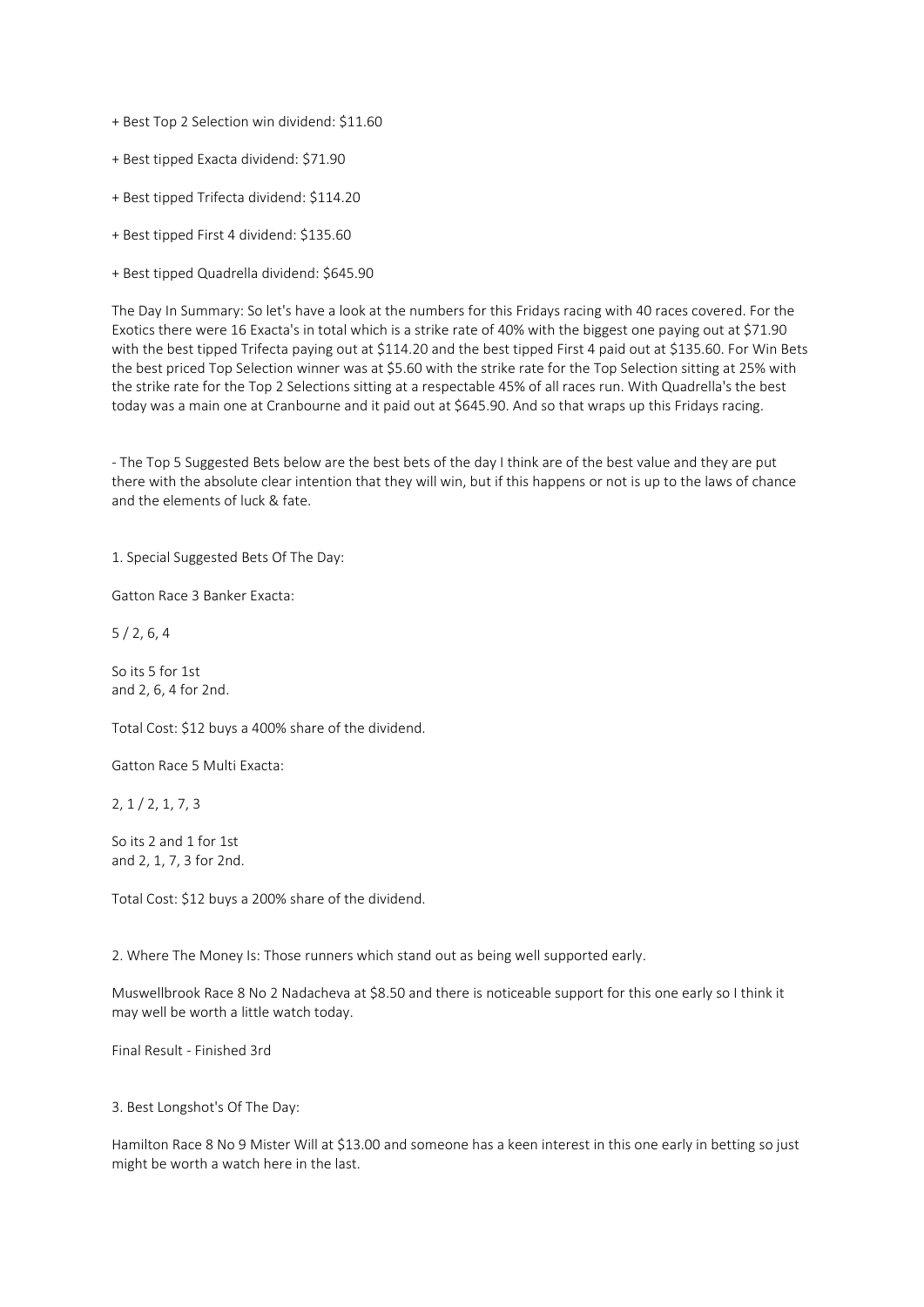+ Best Top 2 Selection win dividend: $11.60

+ Best tipped Exacta dividend: $71.90

+ Best tipped Trifecta dividend: $114.20

+ Best tipped First 4 dividend: $135.60

+ Best tipped Quadrella dividend: $645.90

The Day In Summary: So let's have a look at the numbers for this Fridays racing with 40 races covered. For the Exotics there were 16 Exacta's in total which is a strike rate of 40% with the biggest one paying out at $71.90 with the best tipped Trifecta paying out at $114.20 and the best tipped First 4 paid out at $135.60. For Win Bets the best priced Top Selection winner was at $5.60 with the strike rate for the Top Selection sitting at 25% with the strike rate for the Top 2 Selections sitting at a respectable 45% of all races run. With Quadrella's the best today was a main one at Cranbourne and it paid out at $645.90. And so that wraps up this Fridays racing.

- The Top 5 Suggested Bets below are the best bets of the day I think are of the best value and they are put there with the absolute clear intention that they will win, but if this happens or not is up to the laws of chance and the elements of luck & fate.

1. Special Suggested Bets Of The Day:

Gatton Race 3 Banker Exacta:

5 / 2, 6, 4

So its 5 for 1st
and 2, 6, 4 for 2nd.

Total Cost: $12 buys a 400% share of the dividend.

Gatton Race 5 Multi Exacta:

2, 1 / 2, 1, 7, 3

So its 2 and 1 for 1st
and 2, 1, 7, 3 for 2nd.

Total Cost: $12 buys a 200% share of the dividend.

2. Where The Money Is: Those runners which stand out as being well supported early.

Muswellbrook Race 8 No 2 Nadacheva at $8.50 and there is noticeable support for this one early so I think it may well be worth a little watch today.

Final Result - Finished 3rd

3. Best Longshot's Of The Day:

Hamilton Race 8 No 9 Mister Will at $13.00 and someone has a keen interest in this one early in betting so just might be worth a watch here in the last.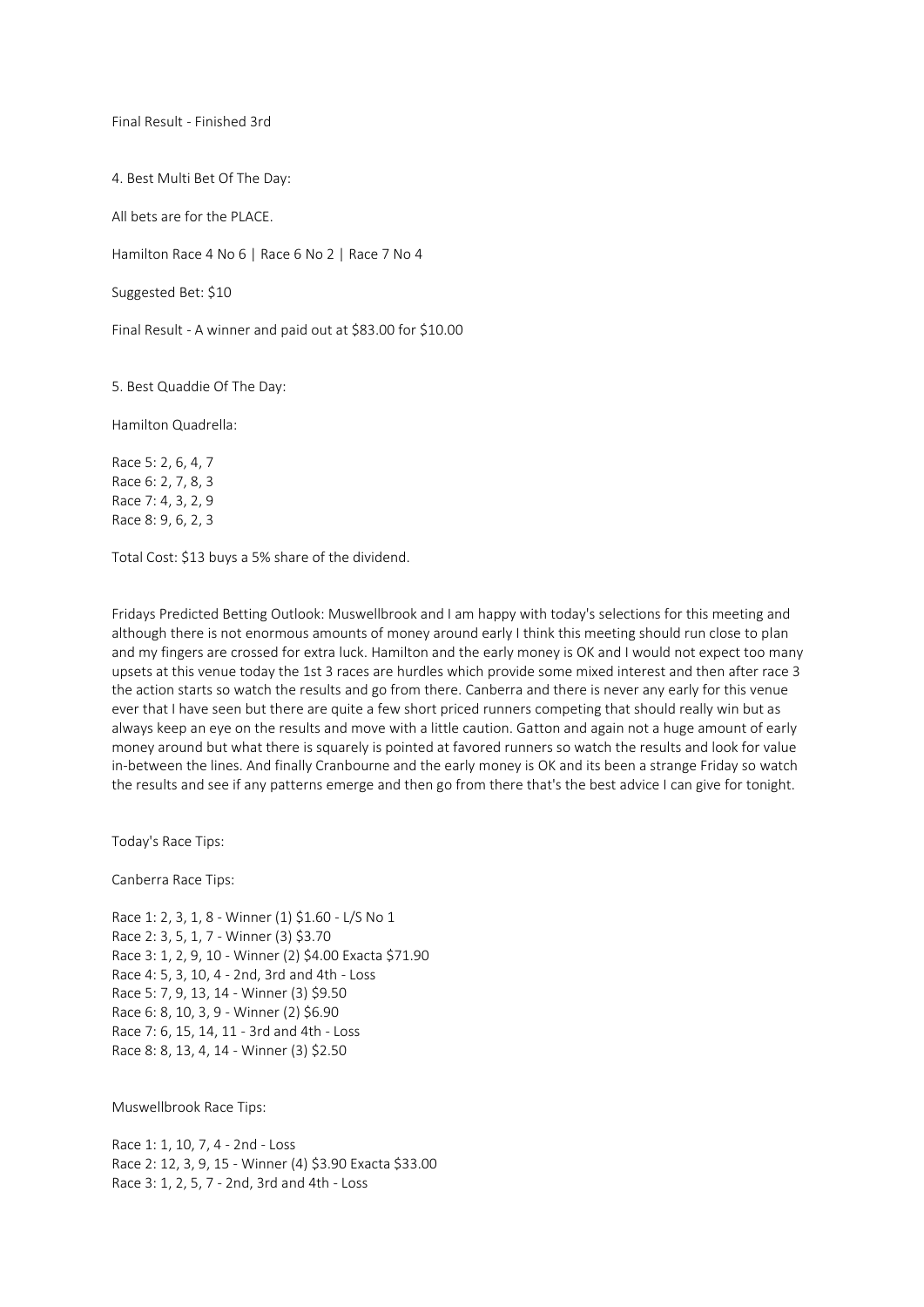Final Result - Finished 3rd

4. Best Multi Bet Of The Day:

All bets are for the PLACE.

Hamilton Race 4 No 6 | Race 6 No 2 | Race 7 No 4

Suggested Bet: $10

Final Result - A winner and paid out at $83.00 for $10.00

5. Best Quaddie Of The Day:

Hamilton Quadrella:

Race 5: 2, 6, 4, 7
Race 6: 2, 7, 8, 3
Race 7: 4, 3, 2, 9
Race 8: 9, 6, 2, 3

Total Cost: $13 buys a 5% share of the dividend.

Fridays Predicted Betting Outlook: Muswellbrook and I am happy with today's selections for this meeting and although there is not enormous amounts of money around early I think this meeting should run close to plan and my fingers are crossed for extra luck. Hamilton and the early money is OK and I would not expect too many upsets at this venue today the 1st 3 races are hurdles which provide some mixed interest and then after race 3 the action starts so watch the results and go from there. Canberra and there is never any early for this venue ever that I have seen but there are quite a few short priced runners competing that should really win but as always keep an eye on the results and move with a little caution. Gatton and again not a huge amount of early money around but what there is squarely is pointed at favored runners so watch the results and look for value in-between the lines. And finally Cranbourne and the early money is OK and its been a strange Friday so watch the results and see if any patterns emerge and then go from there that's the best advice I can give for tonight.

Today's Race Tips:

Canberra Race Tips:

Race 1: 2, 3, 1, 8 - Winner (1) $1.60 - L/S No 1
Race 2: 3, 5, 1, 7 - Winner (3) $3.70
Race 3: 1, 2, 9, 10 - Winner (2) $4.00 Exacta $71.90
Race 4: 5, 3, 10, 4 - 2nd, 3rd and 4th - Loss
Race 5: 7, 9, 13, 14 - Winner (3) $9.50
Race 6: 8, 10, 3, 9 - Winner (2) $6.90
Race 7: 6, 15, 14, 11 - 3rd and 4th - Loss
Race 8: 8, 13, 4, 14 - Winner (3) $2.50

Muswellbrook Race Tips:

Race 1: 1, 10, 7, 4 - 2nd - Loss
Race 2: 12, 3, 9, 15 - Winner (4) $3.90 Exacta $33.00
Race 3: 1, 2, 5, 7 - 2nd, 3rd and 4th - Loss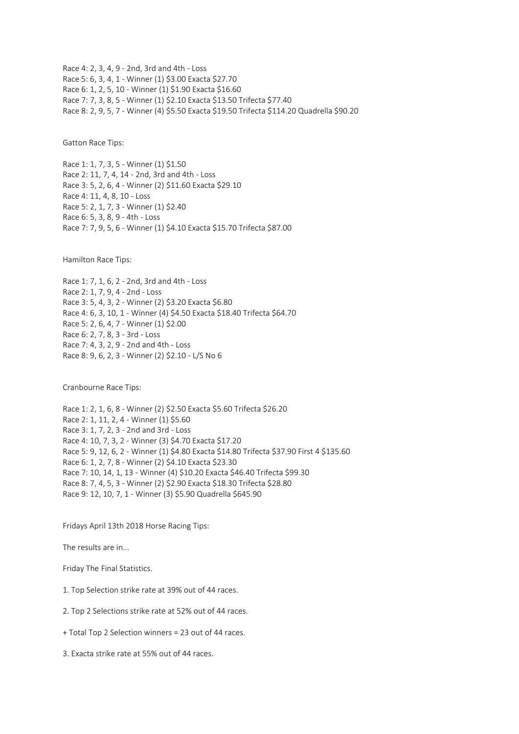Race 4: 2, 3, 4, 9 - 2nd, 3rd and 4th - Loss
Race 5: 6, 3, 4, 1 - Winner (1) $3.00 Exacta $27.70
Race 6: 1, 2, 5, 10 - Winner (1) $1.90 Exacta $16.60
Race 7: 7, 3, 8, 5 - Winner (1) $2.10 Exacta $13.50 Trifecta $77.40
Race 8: 2, 9, 5, 7 - Winner (4) $5.50 Exacta $19.50 Trifecta $114.20 Quadrella $90.20

Gatton Race Tips:

Race 1: 1, 7, 3, 5 - Winner (1) $1.50
Race 2: 11, 7, 4, 14 - 2nd, 3rd and 4th - Loss
Race 3: 5, 2, 6, 4 - Winner (2) $11.60 Exacta $29.10
Race 4: 11, 4, 8, 10 - Loss
Race 5: 2, 1, 7, 3 - Winner (1) $2.40
Race 6: 5, 3, 8, 9 - 4th - Loss
Race 7: 7, 9, 5, 6 - Winner (1) $4.10 Exacta $15.70 Trifecta $87.00

Hamilton Race Tips:

Race 1: 7, 1, 6, 2 - 2nd, 3rd and 4th - Loss
Race 2: 1, 7, 9, 4 - 2nd - Loss
Race 3: 5, 4, 3, 2 - Winner (2) $3.20 Exacta $6.80
Race 4: 6, 3, 10, 1 - Winner (4) $4.50 Exacta $18.40 Trifecta $64.70
Race 5: 2, 6, 4, 7 - Winner (1) $2.00
Race 6: 2, 7, 8, 3 - 3rd - Loss
Race 7: 4, 3, 2, 9 - 2nd and 4th - Loss
Race 8: 9, 6, 2, 3 - Winner (2) $2.10 - L/S No 6

Cranbourne Race Tips:

Race 1: 2, 1, 6, 8 - Winner (2) $2.50 Exacta $5.60 Trifecta $26.20
Race 2: 1, 11, 2, 4 - Winner (1) $5.60
Race 3: 1, 7, 2, 3 - 2nd and 3rd - Loss
Race 4: 10, 7, 3, 2 - Winner (3) $4.70 Exacta $17.20
Race 5: 9, 12, 6, 2 - Winner (1) $4.80 Exacta $14.80 Trifecta $37.90 First 4 $135.60
Race 6: 1, 2, 7, 8 - Winner (2) $4.10 Exacta $23.30
Race 7: 10, 14, 1, 13 - Winner (4) $10.20 Exacta $46.40 Trifecta $99.30
Race 8: 7, 4, 5, 3 - Winner (2) $2.90 Exacta $18.30 Trifecta $28.80
Race 9: 12, 10, 7, 1 - Winner (3) $5.90 Quadrella $645.90

Fridays April 13th 2018 Horse Racing Tips:

The results are in...

Friday The Final Statistics.

1. Top Selection strike rate at 39% out of 44 races.

2. Top 2 Selections strike rate at 52% out of 44 races.

+ Total Top 2 Selection winners = 23 out of 44 races.

3. Exacta strike rate at 55% out of 44 races.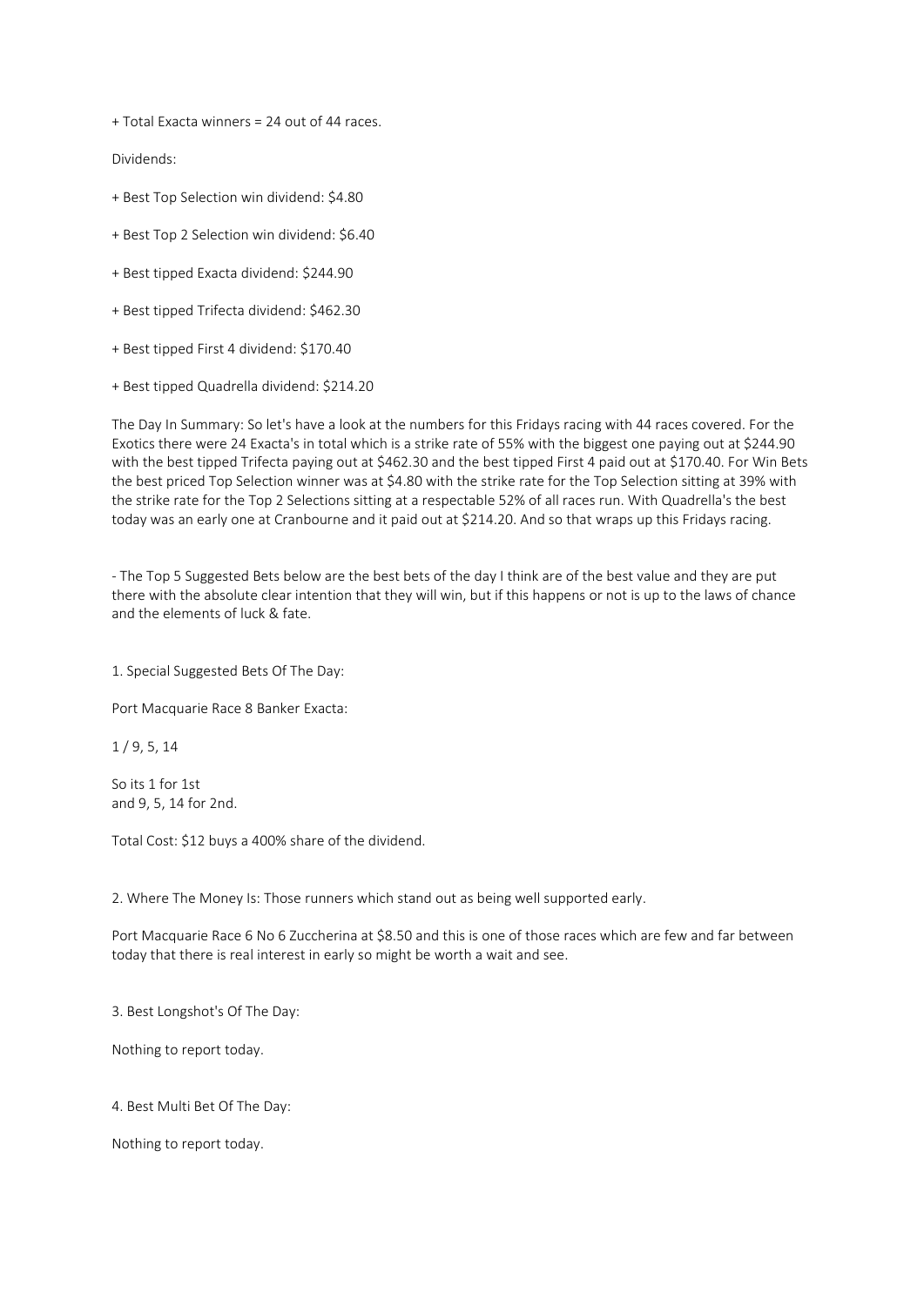+ Total Exacta winners = 24 out of 44 races.

Dividends:

+ Best Top Selection win dividend: $4.80

+ Best Top 2 Selection win dividend: $6.40

+ Best tipped Exacta dividend: $244.90

+ Best tipped Trifecta dividend: $462.30

+ Best tipped First 4 dividend: $170.40

+ Best tipped Quadrella dividend: $214.20

The Day In Summary: So let's have a look at the numbers for this Fridays racing with 44 races covered. For the Exotics there were 24 Exacta's in total which is a strike rate of 55% with the biggest one paying out at $244.90 with the best tipped Trifecta paying out at $462.30 and the best tipped First 4 paid out at $170.40. For Win Bets the best priced Top Selection winner was at $4.80 with the strike rate for the Top Selection sitting at 39% with the strike rate for the Top 2 Selections sitting at a respectable 52% of all races run. With Quadrella's the best today was an early one at Cranbourne and it paid out at $214.20. And so that wraps up this Fridays racing.

- The Top 5 Suggested Bets below are the best bets of the day I think are of the best value and they are put there with the absolute clear intention that they will win, but if this happens or not is up to the laws of chance and the elements of luck & fate.

1. Special Suggested Bets Of The Day:

Port Macquarie Race 8 Banker Exacta:

1 / 9, 5, 14

So its 1 for 1st
and 9, 5, 14 for 2nd.

Total Cost: $12 buys a 400% share of the dividend.

2. Where The Money Is: Those runners which stand out as being well supported early.

Port Macquarie Race 6 No 6 Zuccherina at $8.50 and this is one of those races which are few and far between today that there is real interest in early so might be worth a wait and see.

3. Best Longshot's Of The Day:

Nothing to report today.

4. Best Multi Bet Of The Day:

Nothing to report today.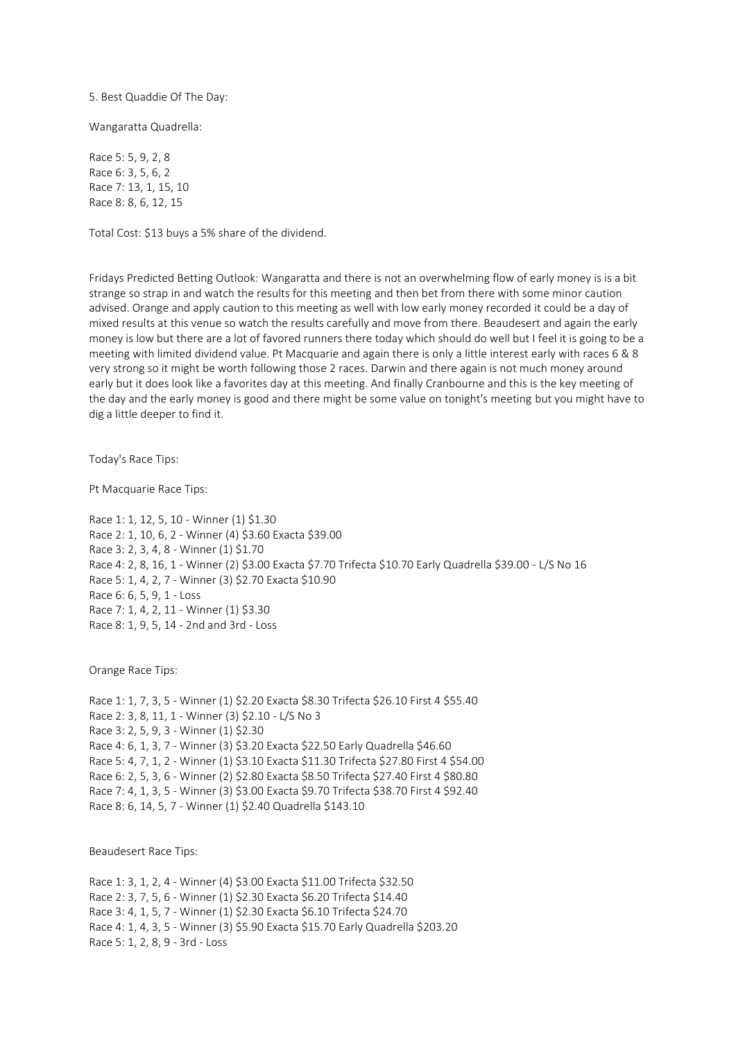5. Best Quaddie Of The Day:

Wangaratta Quadrella:

Race 5: 5, 9, 2, 8
Race 6: 3, 5, 6, 2
Race 7: 13, 1, 15, 10
Race 8: 8, 6, 12, 15

Total Cost: $13 buys a 5% share of the dividend.

Fridays Predicted Betting Outlook: Wangaratta and there is not an overwhelming flow of early money is is a bit strange so strap in and watch the results for this meeting and then bet from there with some minor caution advised. Orange and apply caution to this meeting as well with low early money recorded it could be a day of mixed results at this venue so watch the results carefully and move from there. Beaudesert and again the early money is low but there are a lot of favored runners there today which should do well but I feel it is going to be a meeting with limited dividend value. Pt Macquarie and again there is only a little interest early with races 6 & 8 very strong so it might be worth following those 2 races. Darwin and there again is not much money around early but it does look like a favorites day at this meeting. And finally Cranbourne and this is the key meeting of the day and the early money is good and there might be some value on tonight's meeting but you might have to dig a little deeper to find it.

Today's Race Tips:

Pt Macquarie Race Tips:

Race 1: 1, 12, 5, 10 - Winner (1) $1.30
Race 2: 1, 10, 6, 2 - Winner (4) $3.60 Exacta $39.00
Race 3: 2, 3, 4, 8 - Winner (1) $1.70
Race 4: 2, 8, 16, 1 - Winner (2) $3.00 Exacta $7.70 Trifecta $10.70 Early Quadrella $39.00 - L/S No 16
Race 5: 1, 4, 2, 7 - Winner (3) $2.70 Exacta $10.90
Race 6: 6, 5, 9, 1 - Loss
Race 7: 1, 4, 2, 11 - Winner (1) $3.30
Race 8: 1, 9, 5, 14 - 2nd and 3rd - Loss

Orange Race Tips:

Race 1: 1, 7, 3, 5 - Winner (1) $2.20 Exacta $8.30 Trifecta $26.10 First 4 $55.40
Race 2: 3, 8, 11, 1 - Winner (3) $2.10 - L/S No 3
Race 3: 2, 5, 9, 3 - Winner (1) $2.30
Race 4: 6, 1, 3, 7 - Winner (3) $3.20 Exacta $22.50 Early Quadrella $46.60
Race 5: 4, 7, 1, 2 - Winner (1) $3.10 Exacta $11.30 Trifecta $27.80 First 4 $54.00
Race 6: 2, 5, 3, 6 - Winner (2) $2.80 Exacta $8.50 Trifecta $27.40 First 4 $80.80
Race 7: 4, 1, 3, 5 - Winner (3) $3.00 Exacta $9.70 Trifecta $38.70 First 4 $92.40
Race 8: 6, 14, 5, 7 - Winner (1) $2.40 Quadrella $143.10

Beaudesert Race Tips:

Race 1: 3, 1, 2, 4 - Winner (4) $3.00 Exacta $11.00 Trifecta $32.50
Race 2: 3, 7, 5, 6 - Winner (1) $2.30 Exacta $6.20 Trifecta $14.40
Race 3: 4, 1, 5, 7 - Winner (1) $2.30 Exacta $6.10 Trifecta $24.70
Race 4: 1, 4, 3, 5 - Winner (3) $5.90 Exacta $15.70 Early Quadrella $203.20
Race 5: 1, 2, 8, 9 - 3rd - Loss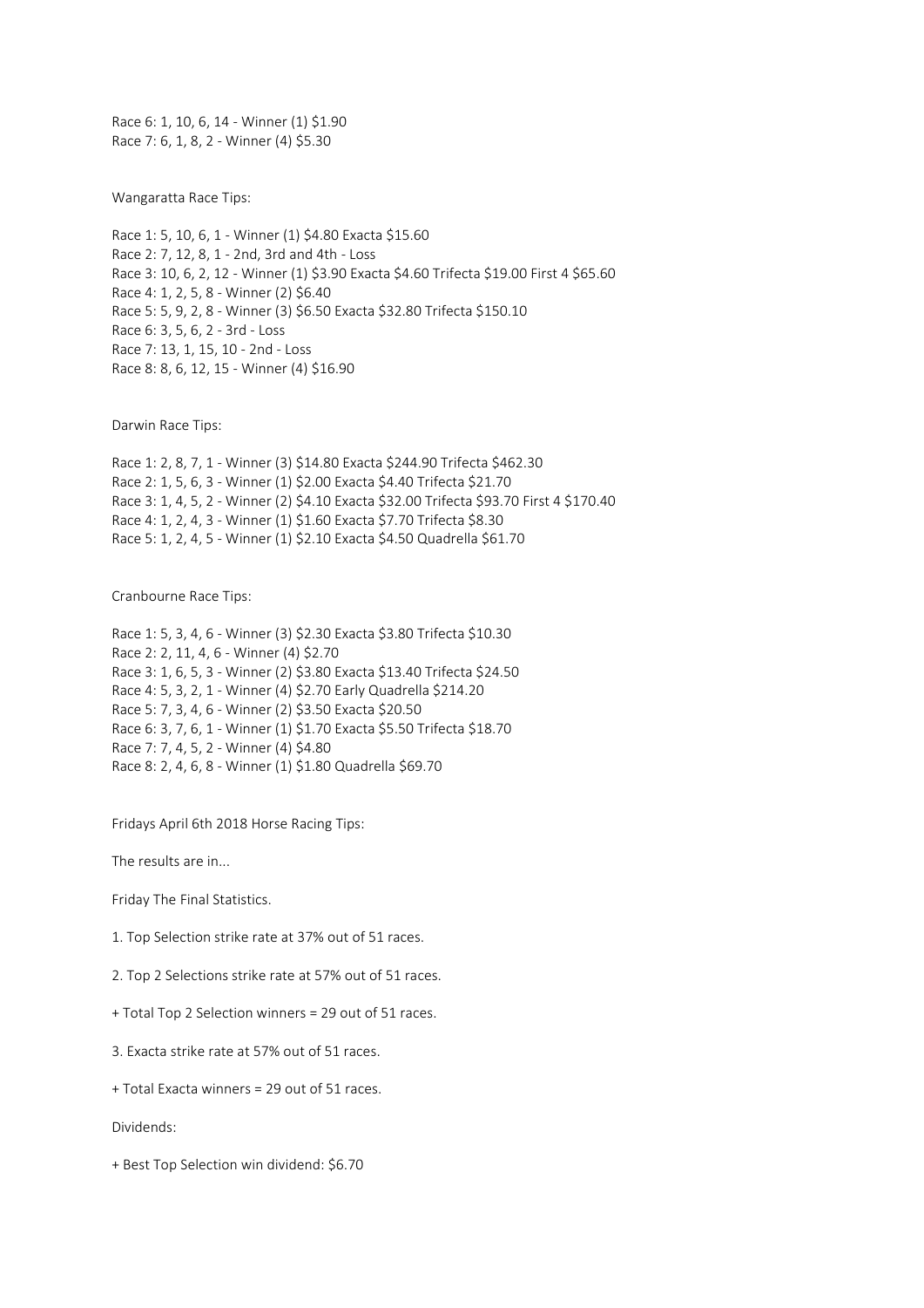Race 6: 1, 10, 6, 14 - Winner (1) $1.90
Race 7: 6, 1, 8, 2 - Winner (4) $5.30

Wangaratta Race Tips:

Race 1: 5, 10, 6, 1 - Winner (1) $4.80 Exacta $15.60
Race 2: 7, 12, 8, 1 - 2nd, 3rd and 4th - Loss
Race 3: 10, 6, 2, 12 - Winner (1) $3.90 Exacta $4.60 Trifecta $19.00 First 4 $65.60
Race 4: 1, 2, 5, 8 - Winner (2) $6.40
Race 5: 5, 9, 2, 8 - Winner (3) $6.50 Exacta $32.80 Trifecta $150.10
Race 6: 3, 5, 6, 2 - 3rd - Loss
Race 7: 13, 1, 15, 10 - 2nd - Loss
Race 8: 8, 6, 12, 15 - Winner (4) $16.90

Darwin Race Tips:

Race 1: 2, 8, 7, 1 - Winner (3) $14.80 Exacta $244.90 Trifecta $462.30
Race 2: 1, 5, 6, 3 - Winner (1) $2.00 Exacta $4.40 Trifecta $21.70
Race 3: 1, 4, 5, 2 - Winner (2) $4.10 Exacta $32.00 Trifecta $93.70 First 4 $170.40
Race 4: 1, 2, 4, 3 - Winner (1) $1.60 Exacta $7.70 Trifecta $8.30
Race 5: 1, 2, 4, 5 - Winner (1) $2.10 Exacta $4.50 Quadrella $61.70

Cranbourne Race Tips:

Race 1: 5, 3, 4, 6 - Winner (3) $2.30 Exacta $3.80 Trifecta $10.30
Race 2: 2, 11, 4, 6 - Winner (4) $2.70
Race 3: 1, 6, 5, 3 - Winner (2) $3.80 Exacta $13.40 Trifecta $24.50
Race 4: 5, 3, 2, 1 - Winner (4) $2.70 Early Quadrella $214.20
Race 5: 7, 3, 4, 6 - Winner (2) $3.50 Exacta $20.50
Race 6: 3, 7, 6, 1 - Winner (1) $1.70 Exacta $5.50 Trifecta $18.70
Race 7: 7, 4, 5, 2 - Winner (4) $4.80
Race 8: 2, 4, 6, 8 - Winner (1) $1.80 Quadrella $69.70

Fridays April 6th 2018 Horse Racing Tips:

The results are in...

Friday The Final Statistics.

1. Top Selection strike rate at 37% out of 51 races.

2. Top 2 Selections strike rate at 57% out of 51 races.

+ Total Top 2 Selection winners = 29 out of 51 races.

3. Exacta strike rate at 57% out of 51 races.

+ Total Exacta winners = 29 out of 51 races.

Dividends:

+ Best Top Selection win dividend: $6.70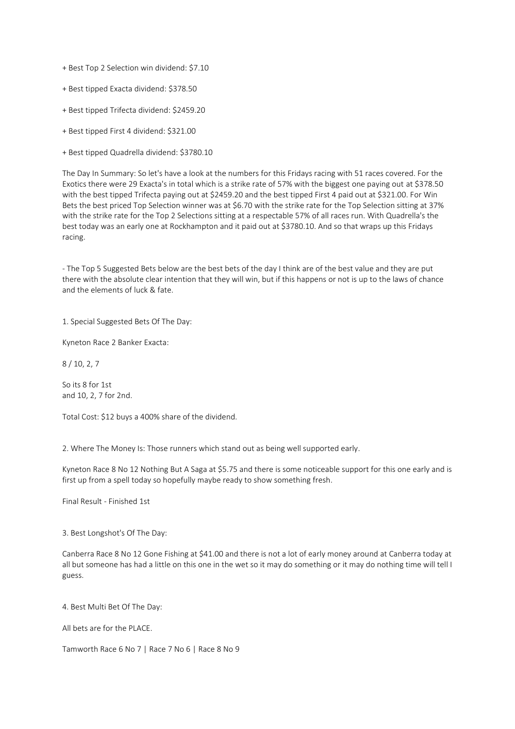+ Best Top 2 Selection win dividend: $7.10

+ Best tipped Exacta dividend: $378.50

+ Best tipped Trifecta dividend: $2459.20

+ Best tipped First 4 dividend: $321.00

+ Best tipped Quadrella dividend: $3780.10

The Day In Summary: So let's have a look at the numbers for this Fridays racing with 51 races covered. For the Exotics there were 29 Exacta's in total which is a strike rate of 57% with the biggest one paying out at $378.50 with the best tipped Trifecta paying out at $2459.20 and the best tipped First 4 paid out at $321.00. For Win Bets the best priced Top Selection winner was at $6.70 with the strike rate for the Top Selection sitting at 37% with the strike rate for the Top 2 Selections sitting at a respectable 57% of all races run. With Quadrella's the best today was an early one at Rockhampton and it paid out at $3780.10. And so that wraps up this Fridays racing.

- The Top 5 Suggested Bets below are the best bets of the day I think are of the best value and they are put there with the absolute clear intention that they will win, but if this happens or not is up to the laws of chance and the elements of luck & fate.

1. Special Suggested Bets Of The Day:

Kyneton Race 2 Banker Exacta:

8 / 10, 2, 7

So its 8 for 1st
and 10, 2, 7 for 2nd.

Total Cost: $12 buys a 400% share of the dividend.

2. Where The Money Is: Those runners which stand out as being well supported early.

Kyneton Race 8 No 12 Nothing But A Saga at $5.75 and there is some noticeable support for this one early and is first up from a spell today so hopefully maybe ready to show something fresh.

Final Result - Finished 1st

3. Best Longshot's Of The Day:

Canberra Race 8 No 12 Gone Fishing at $41.00 and there is not a lot of early money around at Canberra today at all but someone has had a little on this one in the wet so it may do something or it may do nothing time will tell I guess.

4. Best Multi Bet Of The Day:

All bets are for the PLACE.

Tamworth Race 6 No 7 | Race 7 No 6 | Race 8 No 9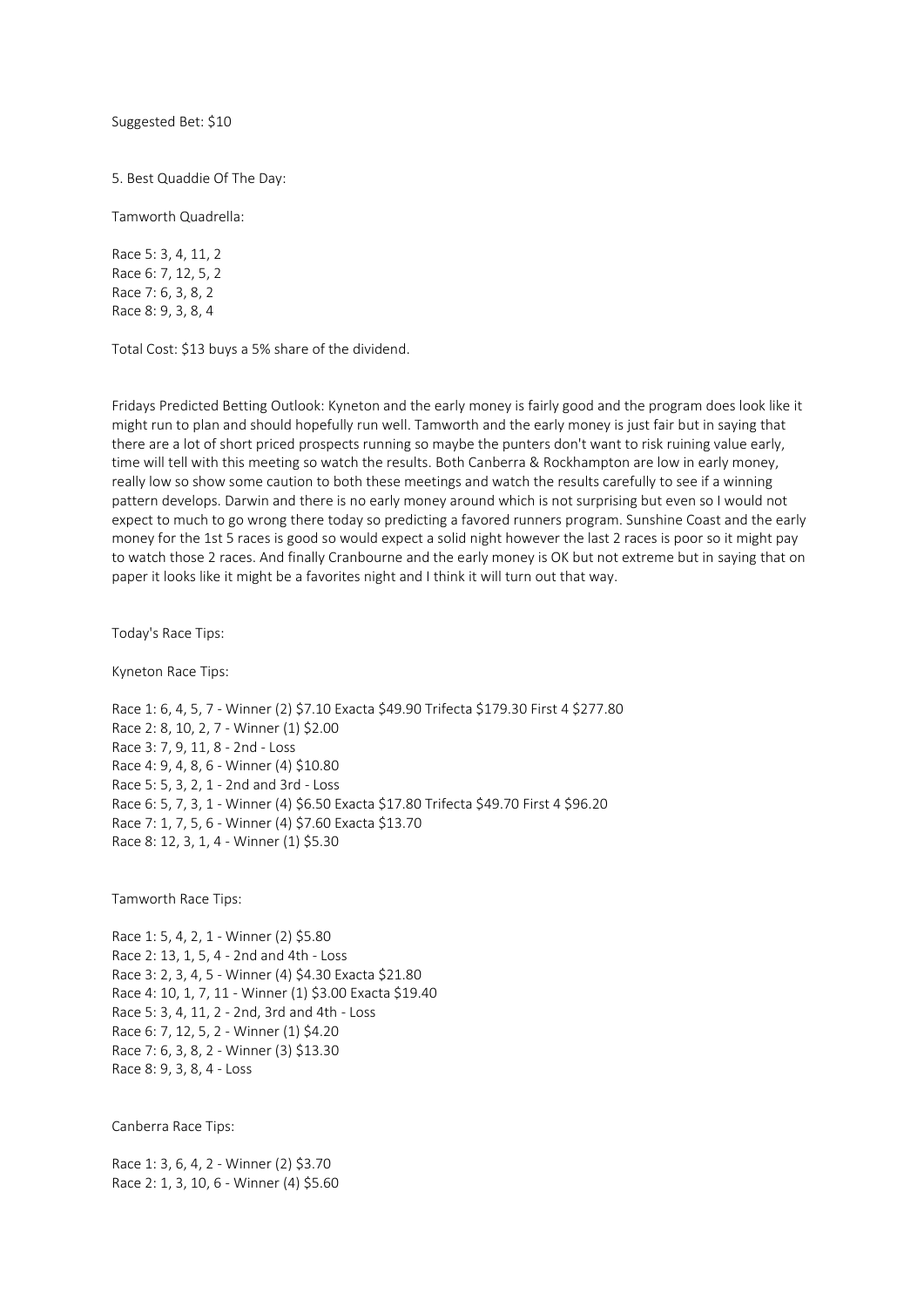Suggested Bet: $10

5. Best Quaddie Of The Day:

Tamworth Quadrella:

Race 5: 3, 4, 11, 2
Race 6: 7, 12, 5, 2
Race 7: 6, 3, 8, 2
Race 8: 9, 3, 8, 4

Total Cost: $13 buys a 5% share of the dividend.

Fridays Predicted Betting Outlook: Kyneton and the early money is fairly good and the program does look like it might run to plan and should hopefully run well. Tamworth and the early money is just fair but in saying that there are a lot of short priced prospects running so maybe the punters don't want to risk ruining value early, time will tell with this meeting so watch the results. Both Canberra & Rockhampton are low in early money, really low so show some caution to both these meetings and watch the results carefully to see if a winning pattern develops. Darwin and there is no early money around which is not surprising but even so I would not expect to much to go wrong there today so predicting a favored runners program. Sunshine Coast and the early money for the 1st 5 races is good so would expect a solid night however the last 2 races is poor so it might pay to watch those 2 races. And finally Cranbourne and the early money is OK but not extreme but in saying that on paper it looks like it might be a favorites night and I think it will turn out that way.

Today's Race Tips:

Kyneton Race Tips:

Race 1: 6, 4, 5, 7 - Winner (2) $7.10 Exacta $49.90 Trifecta $179.30 First 4 $277.80
Race 2: 8, 10, 2, 7 - Winner (1) $2.00
Race 3: 7, 9, 11, 8 - 2nd - Loss
Race 4: 9, 4, 8, 6 - Winner (4) $10.80
Race 5: 5, 3, 2, 1 - 2nd and 3rd - Loss
Race 6: 5, 7, 3, 1 - Winner (4) $6.50 Exacta $17.80 Trifecta $49.70 First 4 $96.20
Race 7: 1, 7, 5, 6 - Winner (4) $7.60 Exacta $13.70
Race 8: 12, 3, 1, 4 - Winner (1) $5.30

Tamworth Race Tips:

Race 1: 5, 4, 2, 1 - Winner (2) $5.80
Race 2: 13, 1, 5, 4 - 2nd and 4th - Loss
Race 3: 2, 3, 4, 5 - Winner (4) $4.30 Exacta $21.80
Race 4: 10, 1, 7, 11 - Winner (1) $3.00 Exacta $19.40
Race 5: 3, 4, 11, 2 - 2nd, 3rd and 4th - Loss
Race 6: 7, 12, 5, 2 - Winner (1) $4.20
Race 7: 6, 3, 8, 2 - Winner (3) $13.30
Race 8: 9, 3, 8, 4 - Loss

Canberra Race Tips:

Race 1: 3, 6, 4, 2 - Winner (2) $3.70
Race 2: 1, 3, 10, 6 - Winner (4) $5.60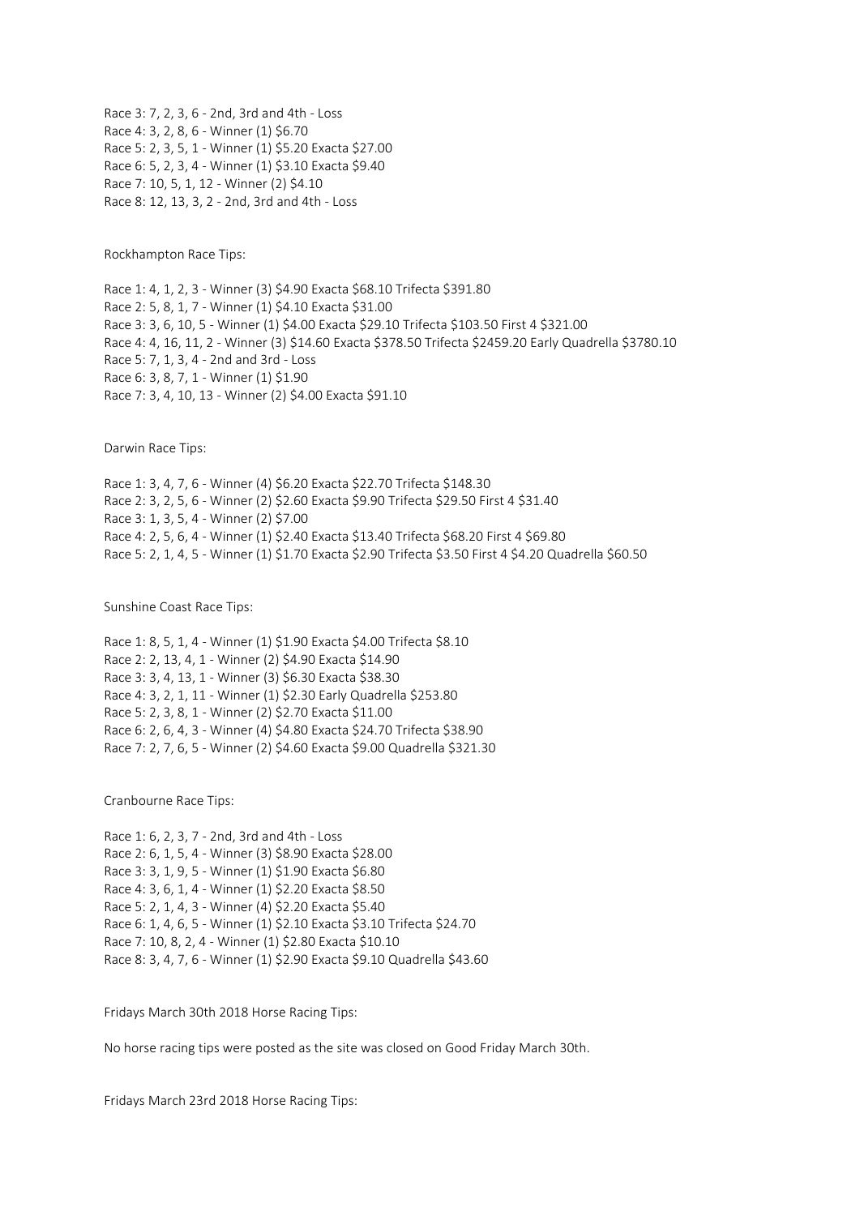Race 3: 7, 2, 3, 6 - 2nd, 3rd and 4th - Loss
Race 4: 3, 2, 8, 6 - Winner (1) $6.70
Race 5: 2, 3, 5, 1 - Winner (1) $5.20 Exacta $27.00
Race 6: 5, 2, 3, 4 - Winner (1) $3.10 Exacta $9.40
Race 7: 10, 5, 1, 12 - Winner (2) $4.10
Race 8: 12, 13, 3, 2 - 2nd, 3rd and 4th - Loss

Rockhampton Race Tips:

Race 1: 4, 1, 2, 3 - Winner (3) $4.90 Exacta $68.10 Trifecta $391.80
Race 2: 5, 8, 1, 7 - Winner (1) $4.10 Exacta $31.00
Race 3: 3, 6, 10, 5 - Winner (1) $4.00 Exacta $29.10 Trifecta $103.50 First 4 $321.00
Race 4: 4, 16, 11, 2 - Winner (3) $14.60 Exacta $378.50 Trifecta $2459.20 Early Quadrella $3780.10
Race 5: 7, 1, 3, 4 - 2nd and 3rd - Loss
Race 6: 3, 8, 7, 1 - Winner (1) $1.90
Race 7: 3, 4, 10, 13 - Winner (2) $4.00 Exacta $91.10

Darwin Race Tips:

Race 1: 3, 4, 7, 6 - Winner (4) $6.20 Exacta $22.70 Trifecta $148.30
Race 2: 3, 2, 5, 6 - Winner (2) $2.60 Exacta $9.90 Trifecta $29.50 First 4 $31.40
Race 3: 1, 3, 5, 4 - Winner (2) $7.00
Race 4: 2, 5, 6, 4 - Winner (1) $2.40 Exacta $13.40 Trifecta $68.20 First 4 $69.80
Race 5: 2, 1, 4, 5 - Winner (1) $1.70 Exacta $2.90 Trifecta $3.50 First 4 $4.20 Quadrella $60.50

Sunshine Coast Race Tips:

Race 1: 8, 5, 1, 4 - Winner (1) $1.90 Exacta $4.00 Trifecta $8.10
Race 2: 2, 13, 4, 1 - Winner (2) $4.90 Exacta $14.90
Race 3: 3, 4, 13, 1 - Winner (3) $6.30 Exacta $38.30
Race 4: 3, 2, 1, 11 - Winner (1) $2.30 Early Quadrella $253.80
Race 5: 2, 3, 8, 1 - Winner (2) $2.70 Exacta $11.00
Race 6: 2, 6, 4, 3 - Winner (4) $4.80 Exacta $24.70 Trifecta $38.90
Race 7: 2, 7, 6, 5 - Winner (2) $4.60 Exacta $9.00 Quadrella $321.30

Cranbourne Race Tips:

Race 1: 6, 2, 3, 7 - 2nd, 3rd and 4th - Loss
Race 2: 6, 1, 5, 4 - Winner (3) $8.90 Exacta $28.00
Race 3: 3, 1, 9, 5 - Winner (1) $1.90 Exacta $6.80
Race 4: 3, 6, 1, 4 - Winner (1) $2.20 Exacta $8.50
Race 5: 2, 1, 4, 3 - Winner (4) $2.20 Exacta $5.40
Race 6: 1, 4, 6, 5 - Winner (1) $2.10 Exacta $3.10 Trifecta $24.70
Race 7: 10, 8, 2, 4 - Winner (1) $2.80 Exacta $10.10
Race 8: 3, 4, 7, 6 - Winner (1) $2.90 Exacta $9.10 Quadrella $43.60

Fridays March 30th 2018 Horse Racing Tips:

No horse racing tips were posted as the site was closed on Good Friday March 30th.

Fridays March 23rd 2018 Horse Racing Tips: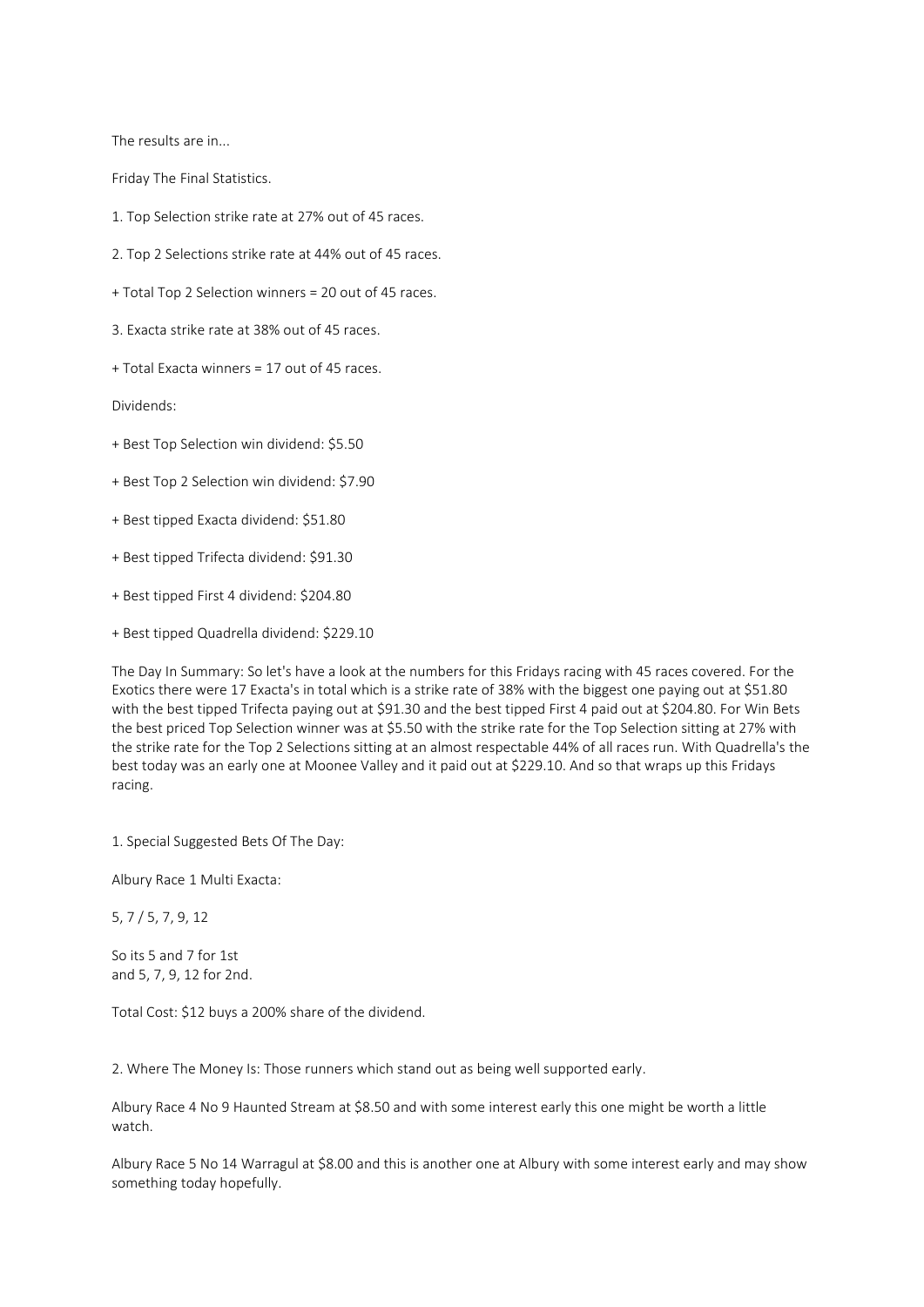The results are in...

Friday The Final Statistics.

1. Top Selection strike rate at 27% out of 45 races.

2. Top 2 Selections strike rate at 44% out of 45 races.

+ Total Top 2 Selection winners = 20 out of 45 races.

3. Exacta strike rate at 38% out of 45 races.

+ Total Exacta winners = 17 out of 45 races.

Dividends:

+ Best Top Selection win dividend: $5.50

+ Best Top 2 Selection win dividend: $7.90

+ Best tipped Exacta dividend: $51.80

+ Best tipped Trifecta dividend: $91.30

+ Best tipped First 4 dividend: $204.80

+ Best tipped Quadrella dividend: $229.10

The Day In Summary: So let's have a look at the numbers for this Fridays racing with 45 races covered. For the Exotics there were 17 Exacta's in total which is a strike rate of 38% with the biggest one paying out at $51.80 with the best tipped Trifecta paying out at $91.30 and the best tipped First 4 paid out at $204.80. For Win Bets the best priced Top Selection winner was at $5.50 with the strike rate for the Top Selection sitting at 27% with the strike rate for the Top 2 Selections sitting at an almost respectable 44% of all races run. With Quadrella's the best today was an early one at Moonee Valley and it paid out at $229.10. And so that wraps up this Fridays racing.

1. Special Suggested Bets Of The Day:

Albury Race 1 Multi Exacta:

5, 7 / 5, 7, 9, 12

So its 5 and 7 for 1st
and 5, 7, 9, 12 for 2nd.

Total Cost: $12 buys a 200% share of the dividend.

2. Where The Money Is: Those runners which stand out as being well supported early.

Albury Race 4 No 9 Haunted Stream at $8.50 and with some interest early this one might be worth a little watch.

Albury Race 5 No 14 Warragul at $8.00 and this is another one at Albury with some interest early and may show something today hopefully.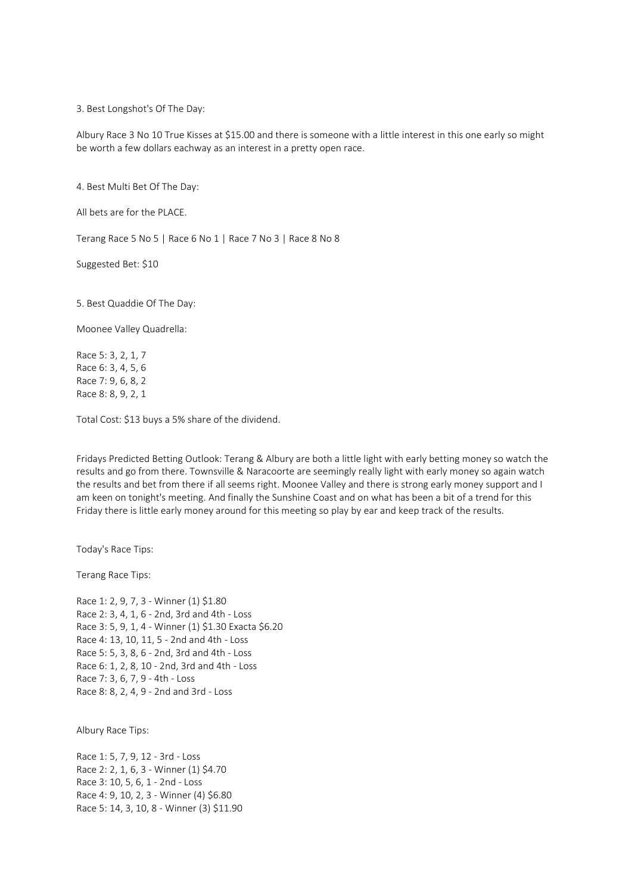3. Best Longshot's Of The Day:

Albury Race 3 No 10 True Kisses at $15.00 and there is someone with a little interest in this one early so might be worth a few dollars eachway as an interest in a pretty open race.

4. Best Multi Bet Of The Day:

All bets are for the PLACE.

Terang Race 5 No 5 | Race 6 No 1 | Race 7 No 3 | Race 8 No 8

Suggested Bet: $10

5. Best Quaddie Of The Day:

Moonee Valley Quadrella:

Race 5: 3, 2, 1, 7
Race 6: 3, 4, 5, 6
Race 7: 9, 6, 8, 2
Race 8: 8, 9, 2, 1

Total Cost: $13 buys a 5% share of the dividend.

Fridays Predicted Betting Outlook: Terang & Albury are both a little light with early betting money so watch the results and go from there. Townsville & Naracoorte are seemingly really light with early money so again watch the results and bet from there if all seems right. Moonee Valley and there is strong early money support and I am keen on tonight's meeting. And finally the Sunshine Coast and on what has been a bit of a trend for this Friday there is little early money around for this meeting so play by ear and keep track of the results.

Today's Race Tips:

Terang Race Tips:

Race 1: 2, 9, 7, 3 - Winner (1) $1.80
Race 2: 3, 4, 1, 6 - 2nd, 3rd and 4th - Loss
Race 3: 5, 9, 1, 4 - Winner (1) $1.30 Exacta $6.20
Race 4: 13, 10, 11, 5 - 2nd and 4th - Loss
Race 5: 5, 3, 8, 6 - 2nd, 3rd and 4th - Loss
Race 6: 1, 2, 8, 10 - 2nd, 3rd and 4th - Loss
Race 7: 3, 6, 7, 9 - 4th - Loss
Race 8: 8, 2, 4, 9 - 2nd and 3rd - Loss

Albury Race Tips:

Race 1: 5, 7, 9, 12 - 3rd - Loss
Race 2: 2, 1, 6, 3 - Winner (1) $4.70
Race 3: 10, 5, 6, 1 - 2nd - Loss
Race 4: 9, 10, 2, 3 - Winner (4) $6.80
Race 5: 14, 3, 10, 8 - Winner (3) $11.90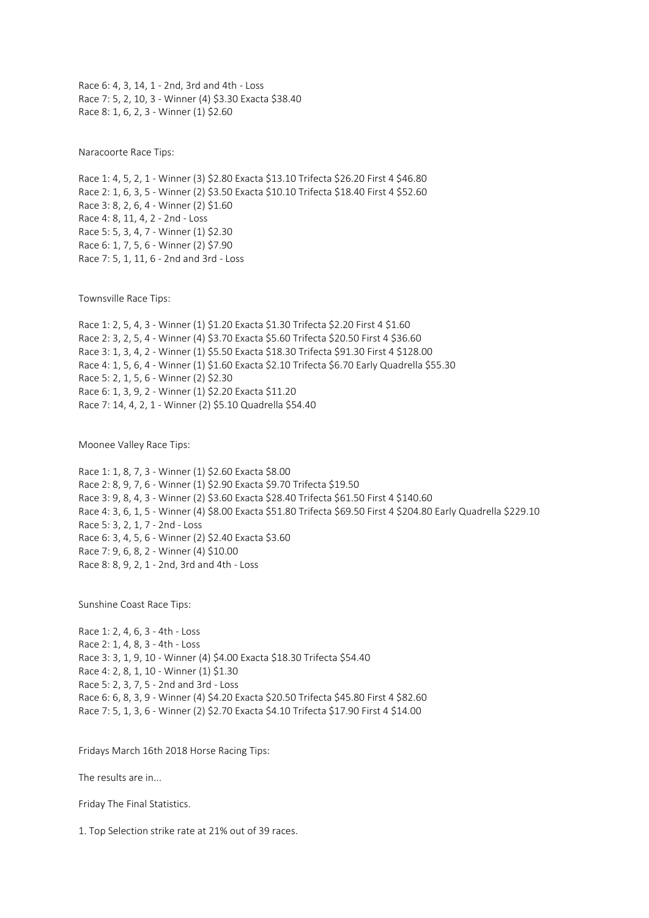Race 6: 4, 3, 14, 1 - 2nd, 3rd and 4th - Loss
Race 7: 5, 2, 10, 3 - Winner (4) $3.30 Exacta $38.40
Race 8: 1, 6, 2, 3 - Winner (1) $2.60

Naracoorte Race Tips:

Race 1: 4, 5, 2, 1 - Winner (3) $2.80 Exacta $13.10 Trifecta $26.20 First 4 $46.80
Race 2: 1, 6, 3, 5 - Winner (2) $3.50 Exacta $10.10 Trifecta $18.40 First 4 $52.60
Race 3: 8, 2, 6, 4 - Winner (2) $1.60
Race 4: 8, 11, 4, 2 - 2nd - Loss
Race 5: 5, 3, 4, 7 - Winner (1) $2.30
Race 6: 1, 7, 5, 6 - Winner (2) $7.90
Race 7: 5, 1, 11, 6 - 2nd and 3rd - Loss

Townsville Race Tips:

Race 1: 2, 5, 4, 3 - Winner (1) $1.20 Exacta $1.30 Trifecta $2.20 First 4 $1.60
Race 2: 3, 2, 5, 4 - Winner (4) $3.70 Exacta $5.60 Trifecta $20.50 First 4 $36.60
Race 3: 1, 3, 4, 2 - Winner (1) $5.50 Exacta $18.30 Trifecta $91.30 First 4 $128.00
Race 4: 1, 5, 6, 4 - Winner (1) $1.60 Exacta $2.10 Trifecta $6.70 Early Quadrella $55.30
Race 5: 2, 1, 5, 6 - Winner (2) $2.30
Race 6: 1, 3, 9, 2 - Winner (1) $2.20 Exacta $11.20
Race 7: 14, 4, 2, 1 - Winner (2) $5.10 Quadrella $54.40

Moonee Valley Race Tips:

Race 1: 1, 8, 7, 3 - Winner (1) $2.60 Exacta $8.00
Race 2: 8, 9, 7, 6 - Winner (1) $2.90 Exacta $9.70 Trifecta $19.50
Race 3: 9, 8, 4, 3 - Winner (2) $3.60 Exacta $28.40 Trifecta $61.50 First 4 $140.60
Race 4: 3, 6, 1, 5 - Winner (4) $8.00 Exacta $51.80 Trifecta $69.50 First 4 $204.80 Early Quadrella $229.10
Race 5: 3, 2, 1, 7 - 2nd - Loss
Race 6: 3, 4, 5, 6 - Winner (2) $2.40 Exacta $3.60
Race 7: 9, 6, 8, 2 - Winner (4) $10.00
Race 8: 8, 9, 2, 1 - 2nd, 3rd and 4th - Loss

Sunshine Coast Race Tips:

Race 1: 2, 4, 6, 3 - 4th - Loss
Race 2: 1, 4, 8, 3 - 4th - Loss
Race 3: 3, 1, 9, 10 - Winner (4) $4.00 Exacta $18.30 Trifecta $54.40
Race 4: 2, 8, 1, 10 - Winner (1) $1.30
Race 5: 2, 3, 7, 5 - 2nd and 3rd - Loss
Race 6: 6, 8, 3, 9 - Winner (4) $4.20 Exacta $20.50 Trifecta $45.80 First 4 $82.60
Race 7: 5, 1, 3, 6 - Winner (2) $2.70 Exacta $4.10 Trifecta $17.90 First 4 $14.00

Fridays March 16th 2018 Horse Racing Tips:

The results are in...

Friday The Final Statistics.

1. Top Selection strike rate at 21% out of 39 races.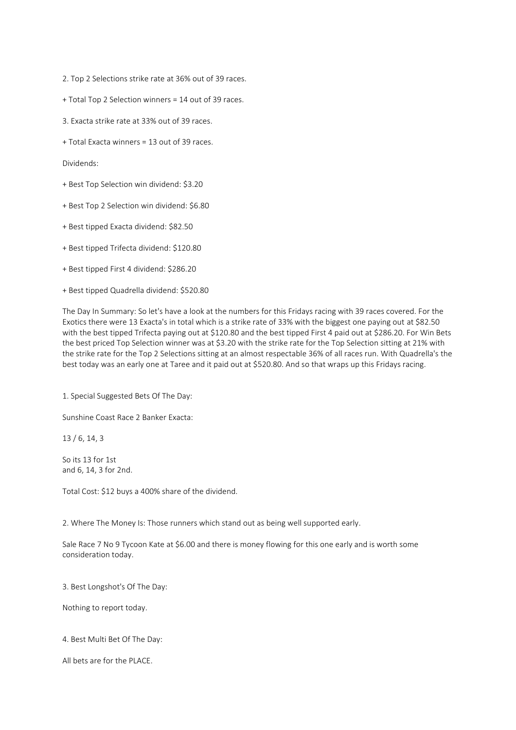2. Top 2 Selections strike rate at 36% out of 39 races.

+ Total Top 2 Selection winners = 14 out of 39 races.

3. Exacta strike rate at 33% out of 39 races.

+ Total Exacta winners = 13 out of 39 races.

Dividends:

+ Best Top Selection win dividend: $3.20

+ Best Top 2 Selection win dividend: $6.80

+ Best tipped Exacta dividend: $82.50

+ Best tipped Trifecta dividend: $120.80

+ Best tipped First 4 dividend: $286.20

+ Best tipped Quadrella dividend: $520.80

The Day In Summary: So let's have a look at the numbers for this Fridays racing with 39 races covered. For the Exotics there were 13 Exacta's in total which is a strike rate of 33% with the biggest one paying out at $82.50 with the best tipped Trifecta paying out at $120.80 and the best tipped First 4 paid out at $286.20. For Win Bets the best priced Top Selection winner was at $3.20 with the strike rate for the Top Selection sitting at 21% with the strike rate for the Top 2 Selections sitting at an almost respectable 36% of all races run. With Quadrella's the best today was an early one at Taree and it paid out at $520.80. And so that wraps up this Fridays racing.

1. Special Suggested Bets Of The Day:

Sunshine Coast Race 2 Banker Exacta:

13 / 6, 14, 3

So its 13 for 1st
and 6, 14, 3 for 2nd.

Total Cost: $12 buys a 400% share of the dividend.

2. Where The Money Is: Those runners which stand out as being well supported early.

Sale Race 7 No 9 Tycoon Kate at $6.00 and there is money flowing for this one early and is worth some consideration today.

3. Best Longshot's Of The Day:

Nothing to report today.

4. Best Multi Bet Of The Day:

All bets are for the PLACE.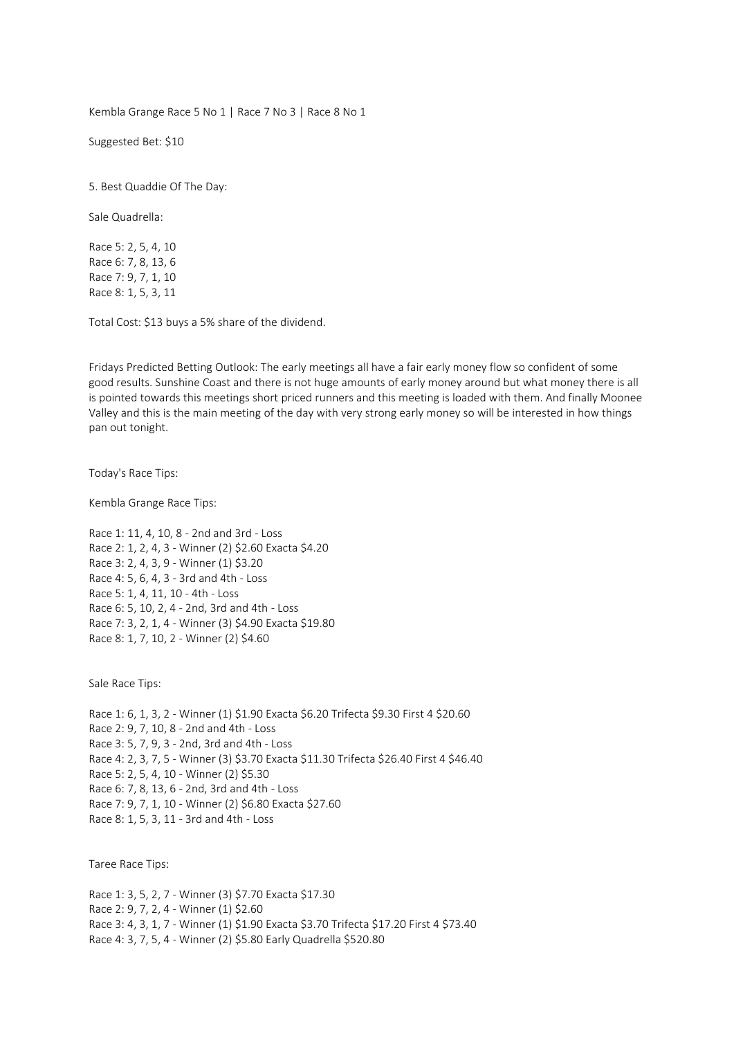Kembla Grange Race 5 No 1 | Race 7 No 3 | Race 8 No 1

Suggested Bet: $10

5. Best Quaddie Of The Day:

Sale Quadrella:

Race 5: 2, 5, 4, 10
Race 6: 7, 8, 13, 6
Race 7: 9, 7, 1, 10
Race 8: 1, 5, 3, 11

Total Cost: $13 buys a 5% share of the dividend.

Fridays Predicted Betting Outlook: The early meetings all have a fair early money flow so confident of some good results. Sunshine Coast and there is not huge amounts of early money around but what money there is all is pointed towards this meetings short priced runners and this meeting is loaded with them. And finally Moonee Valley and this is the main meeting of the day with very strong early money so will be interested in how things pan out tonight.

Today's Race Tips:

Kembla Grange Race Tips:

Race 1: 11, 4, 10, 8 - 2nd and 3rd - Loss
Race 2: 1, 2, 4, 3 - Winner (2) $2.60 Exacta $4.20
Race 3: 2, 4, 3, 9 - Winner (1) $3.20
Race 4: 5, 6, 4, 3 - 3rd and 4th - Loss
Race 5: 1, 4, 11, 10 - 4th - Loss
Race 6: 5, 10, 2, 4 - 2nd, 3rd and 4th - Loss
Race 7: 3, 2, 1, 4 - Winner (3) $4.90 Exacta $19.80
Race 8: 1, 7, 10, 2 - Winner (2) $4.60

Sale Race Tips:

Race 1: 6, 1, 3, 2 - Winner (1) $1.90 Exacta $6.20 Trifecta $9.30 First 4 $20.60
Race 2: 9, 7, 10, 8 - 2nd and 4th - Loss
Race 3: 5, 7, 9, 3 - 2nd, 3rd and 4th - Loss
Race 4: 2, 3, 7, 5 - Winner (3) $3.70 Exacta $11.30 Trifecta $26.40 First 4 $46.40
Race 5: 2, 5, 4, 10 - Winner (2) $5.30
Race 6: 7, 8, 13, 6 - 2nd, 3rd and 4th - Loss
Race 7: 9, 7, 1, 10 - Winner (2) $6.80 Exacta $27.60
Race 8: 1, 5, 3, 11 - 3rd and 4th - Loss

Taree Race Tips:

Race 1: 3, 5, 2, 7 - Winner (3) $7.70 Exacta $17.30
Race 2: 9, 7, 2, 4 - Winner (1) $2.60
Race 3: 4, 3, 1, 7 - Winner (1) $1.90 Exacta $3.70 Trifecta $17.20 First 4 $73.40
Race 4: 3, 7, 5, 4 - Winner (2) $5.80 Early Quadrella $520.80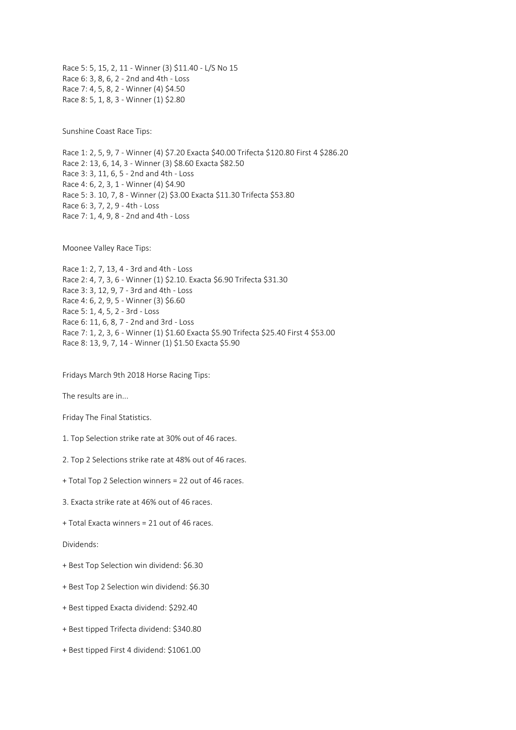Race 5: 5, 15, 2, 11 - Winner (3) $11.40 - L/S No 15
Race 6: 3, 8, 6, 2 - 2nd and 4th - Loss
Race 7: 4, 5, 8, 2 - Winner (4) $4.50
Race 8: 5, 1, 8, 3 - Winner (1) $2.80

Sunshine Coast Race Tips:

Race 1: 2, 5, 9, 7 - Winner (4) $7.20 Exacta $40.00 Trifecta $120.80 First 4 $286.20
Race 2: 13, 6, 14, 3 - Winner (3) $8.60 Exacta $82.50
Race 3: 3, 11, 6, 5 - 2nd and 4th - Loss
Race 4: 6, 2, 3, 1 - Winner (4) $4.90
Race 5: 3. 10, 7, 8 - Winner (2) $3.00 Exacta $11.30 Trifecta $53.80
Race 6: 3, 7, 2, 9 - 4th - Loss
Race 7: 1, 4, 9, 8 - 2nd and 4th - Loss

Moonee Valley Race Tips:

Race 1: 2, 7, 13, 4 - 3rd and 4th - Loss
Race 2: 4, 7, 3, 6 - Winner (1) $2.10. Exacta $6.90 Trifecta $31.30
Race 3: 3, 12, 9, 7 - 3rd and 4th - Loss
Race 4: 6, 2, 9, 5 - Winner (3) $6.60
Race 5: 1, 4, 5, 2 - 3rd - Loss
Race 6: 11, 6, 8, 7 - 2nd and 3rd - Loss
Race 7: 1, 2, 3, 6 - Winner (1) $1.60 Exacta $5.90 Trifecta $25.40 First 4 $53.00
Race 8: 13, 9, 7, 14 - Winner (1) $1.50 Exacta $5.90

Fridays March 9th 2018 Horse Racing Tips:

The results are in...

Friday The Final Statistics.

1. Top Selection strike rate at 30% out of 46 races.

2. Top 2 Selections strike rate at 48% out of 46 races.

+ Total Top 2 Selection winners = 22 out of 46 races.

3. Exacta strike rate at 46% out of 46 races.

+ Total Exacta winners = 21 out of 46 races.

Dividends:

+ Best Top Selection win dividend: $6.30

+ Best Top 2 Selection win dividend: $6.30

+ Best tipped Exacta dividend: $292.40

+ Best tipped Trifecta dividend: $340.80

+ Best tipped First 4 dividend: $1061.00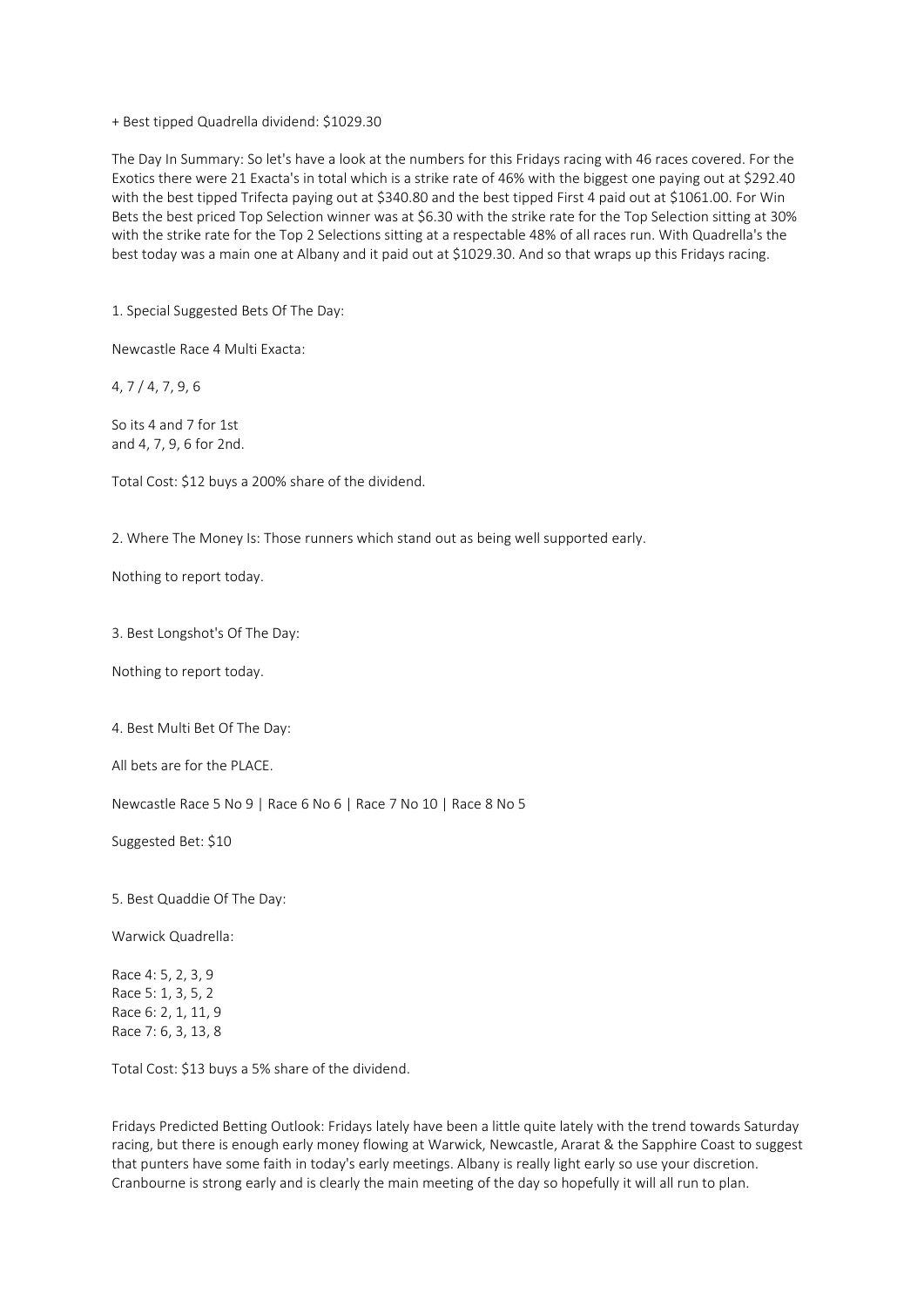+ Best tipped Quadrella dividend: $1029.30

The Day In Summary: So let's have a look at the numbers for this Fridays racing with 46 races covered. For the Exotics there were 21 Exacta's in total which is a strike rate of 46% with the biggest one paying out at $292.40 with the best tipped Trifecta paying out at $340.80 and the best tipped First 4 paid out at $1061.00. For Win Bets the best priced Top Selection winner was at $6.30 with the strike rate for the Top Selection sitting at 30% with the strike rate for the Top 2 Selections sitting at a respectable 48% of all races run. With Quadrella's the best today was a main one at Albany and it paid out at $1029.30. And so that wraps up this Fridays racing.

1. Special Suggested Bets Of The Day:

Newcastle Race 4 Multi Exacta:

4, 7 / 4, 7, 9, 6

So its 4 and 7 for 1st
and 4, 7, 9, 6 for 2nd.

Total Cost: $12 buys a 200% share of the dividend.

2. Where The Money Is: Those runners which stand out as being well supported early.

Nothing to report today.

3. Best Longshot's Of The Day:

Nothing to report today.

4. Best Multi Bet Of The Day:

All bets are for the PLACE.

Newcastle Race 5 No 9 | Race 6 No 6 | Race 7 No 10 | Race 8 No 5

Suggested Bet: $10

5. Best Quaddie Of The Day:

Warwick Quadrella:

Race 4: 5, 2, 3, 9
Race 5: 1, 3, 5, 2
Race 6: 2, 1, 11, 9
Race 7: 6, 3, 13, 8

Total Cost: $13 buys a 5% share of the dividend.

Fridays Predicted Betting Outlook: Fridays lately have been a little quite lately with the trend towards Saturday racing, but there is enough early money flowing at Warwick, Newcastle, Ararat & the Sapphire Coast to suggest that punters have some faith in today's early meetings. Albany is really light early so use your discretion. Cranbourne is strong early and is clearly the main meeting of the day so hopefully it will all run to plan.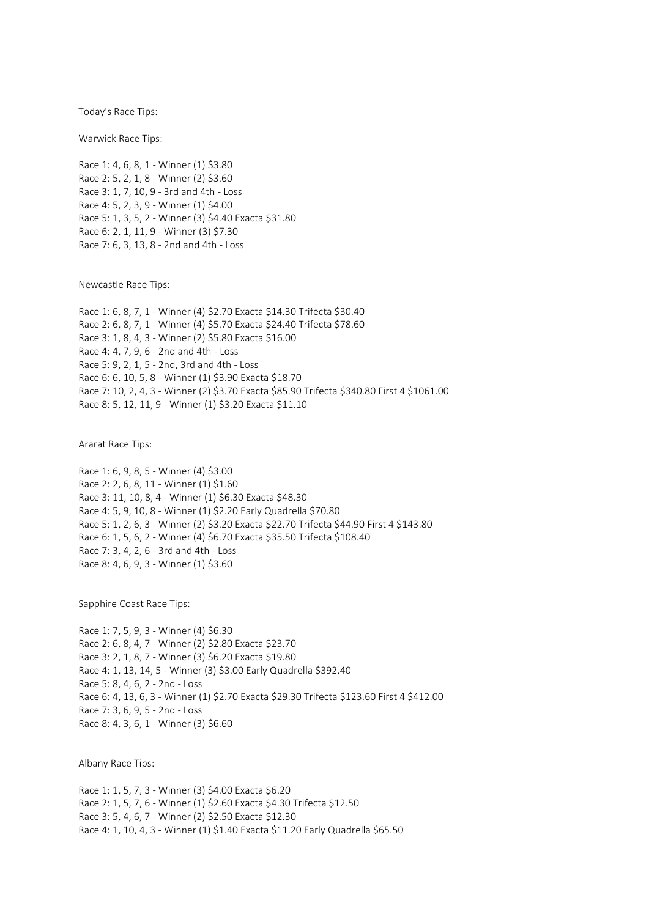Today's Race Tips:

Warwick Race Tips:

Race 1: 4, 6, 8, 1 - Winner (1) $3.80
Race 2: 5, 2, 1, 8 - Winner (2) $3.60
Race 3: 1, 7, 10, 9 - 3rd and 4th - Loss
Race 4: 5, 2, 3, 9 - Winner (1) $4.00
Race 5: 1, 3, 5, 2 - Winner (3) $4.40 Exacta $31.80
Race 6: 2, 1, 11, 9 - Winner (3) $7.30
Race 7: 6, 3, 13, 8 - 2nd and 4th - Loss

Newcastle Race Tips:

Race 1: 6, 8, 7, 1 - Winner (4) $2.70 Exacta $14.30 Trifecta $30.40
Race 2: 6, 8, 7, 1 - Winner (4) $5.70 Exacta $24.40 Trifecta $78.60
Race 3: 1, 8, 4, 3 - Winner (2) $5.80 Exacta $16.00
Race 4: 4, 7, 9, 6 - 2nd and 4th - Loss
Race 5: 9, 2, 1, 5 - 2nd, 3rd and 4th - Loss
Race 6: 6, 10, 5, 8 - Winner (1) $3.90 Exacta $18.70
Race 7: 10, 2, 4, 3 - Winner (2) $3.70 Exacta $85.90 Trifecta $340.80 First 4 $1061.00
Race 8: 5, 12, 11, 9 - Winner (1) $3.20 Exacta $11.10

Ararat Race Tips:

Race 1: 6, 9, 8, 5 - Winner (4) $3.00
Race 2: 2, 6, 8, 11 - Winner (1) $1.60
Race 3: 11, 10, 8, 4 - Winner (1) $6.30 Exacta $48.30
Race 4: 5, 9, 10, 8 - Winner (1) $2.20 Early Quadrella $70.80
Race 5: 1, 2, 6, 3 - Winner (2) $3.20 Exacta $22.70 Trifecta $44.90 First 4 $143.80
Race 6: 1, 5, 6, 2 - Winner (4) $6.70 Exacta $35.50 Trifecta $108.40
Race 7: 3, 4, 2, 6 - 3rd and 4th - Loss
Race 8: 4, 6, 9, 3 - Winner (1) $3.60

Sapphire Coast Race Tips:

Race 1: 7, 5, 9, 3 - Winner (4) $6.30
Race 2: 6, 8, 4, 7 - Winner (2) $2.80 Exacta $23.70
Race 3: 2, 1, 8, 7 - Winner (3) $6.20 Exacta $19.80
Race 4: 1, 13, 14, 5 - Winner (3) $3.00 Early Quadrella $392.40
Race 5: 8, 4, 6, 2 - 2nd - Loss
Race 6: 4, 13, 6, 3 - Winner (1) $2.70 Exacta $29.30 Trifecta $123.60 First 4 $412.00
Race 7: 3, 6, 9, 5 - 2nd - Loss
Race 8: 4, 3, 6, 1 - Winner (3) $6.60

Albany Race Tips:

Race 1: 1, 5, 7, 3 - Winner (3) $4.00 Exacta $6.20
Race 2: 1, 5, 7, 6 - Winner (1) $2.60 Exacta $4.30 Trifecta $12.50
Race 3: 5, 4, 6, 7 - Winner (2) $2.50 Exacta $12.30
Race 4: 1, 10, 4, 3 - Winner (1) $1.40 Exacta $11.20 Early Quadrella $65.50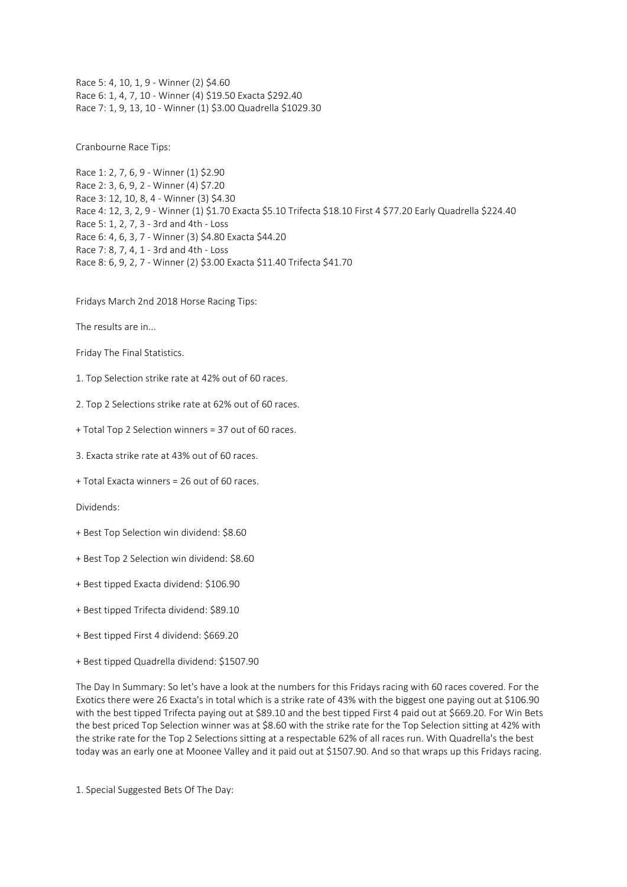Race 5: 4, 10, 1, 9 - Winner (2) $4.60
Race 6: 1, 4, 7, 10 - Winner (4) $19.50 Exacta $292.40
Race 7: 1, 9, 13, 10 - Winner (1) $3.00 Quadrella $1029.30

Cranbourne Race Tips:

Race 1: 2, 7, 6, 9 - Winner (1) $2.90
Race 2: 3, 6, 9, 2 - Winner (4) $7.20
Race 3: 12, 10, 8, 4 - Winner (3) $4.30
Race 4: 12, 3, 2, 9 - Winner (1) $1.70 Exacta $5.10 Trifecta $18.10 First 4 $77.20 Early Quadrella $224.40
Race 5: 1, 2, 7, 3 - 3rd and 4th - Loss
Race 6: 4, 6, 3, 7 - Winner (3) $4.80 Exacta $44.20
Race 7: 8, 7, 4, 1 - 3rd and 4th - Loss
Race 8: 6, 9, 2, 7 - Winner (2) $3.00 Exacta $11.40 Trifecta $41.70

Fridays March 2nd 2018 Horse Racing Tips:

The results are in...

Friday The Final Statistics.

1. Top Selection strike rate at 42% out of 60 races.

2. Top 2 Selections strike rate at 62% out of 60 races.

+ Total Top 2 Selection winners = 37 out of 60 races.

3. Exacta strike rate at 43% out of 60 races.

+ Total Exacta winners = 26 out of 60 races.

Dividends:

+ Best Top Selection win dividend: $8.60

+ Best Top 2 Selection win dividend: $8.60

+ Best tipped Exacta dividend: $106.90

+ Best tipped Trifecta dividend: $89.10

+ Best tipped First 4 dividend: $669.20

+ Best tipped Quadrella dividend: $1507.90

The Day In Summary: So let's have a look at the numbers for this Fridays racing with 60 races covered. For the Exotics there were 26 Exacta's in total which is a strike rate of 43% with the biggest one paying out at $106.90 with the best tipped Trifecta paying out at $89.10 and the best tipped First 4 paid out at $669.20. For Win Bets the best priced Top Selection winner was at $8.60 with the strike rate for the Top Selection sitting at 42% with the strike rate for the Top 2 Selections sitting at a respectable 62% of all races run. With Quadrella's the best today was an early one at Moonee Valley and it paid out at $1507.90. And so that wraps up this Fridays racing.

1. Special Suggested Bets Of The Day: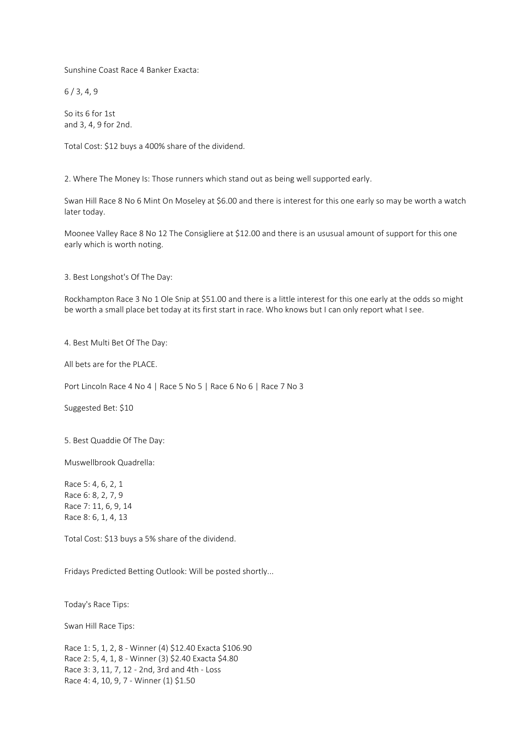Sunshine Coast Race 4 Banker Exacta:

6 / 3, 4, 9

So its 6 for 1st
and 3, 4, 9 for 2nd.

Total Cost: $12 buys a 400% share of the dividend.

2. Where The Money Is: Those runners which stand out as being well supported early.

Swan Hill Race 8 No 6 Mint On Moseley at $6.00 and there is interest for this one early so may be worth a watch later today.

Moonee Valley Race 8 No 12 The Consigliere at $12.00 and there is an ususual amount of support for this one early which is worth noting.

3. Best Longshot's Of The Day:

Rockhampton Race 3 No 1 Ole Snip at $51.00 and there is a little interest for this one early at the odds so might be worth a small place bet today at its first start in race. Who knows but I can only report what I see.

4. Best Multi Bet Of The Day:

All bets are for the PLACE.

Port Lincoln Race 4 No 4 | Race 5 No 5 | Race 6 No 6 | Race 7 No 3

Suggested Bet: $10

5. Best Quaddie Of The Day:

Muswellbrook Quadrella:

Race 5: 4, 6, 2, 1
Race 6: 8, 2, 7, 9
Race 7: 11, 6, 9, 14
Race 8: 6, 1, 4, 13

Total Cost: $13 buys a 5% share of the dividend.

Fridays Predicted Betting Outlook: Will be posted shortly...

Today's Race Tips:

Swan Hill Race Tips:

Race 1: 5, 1, 2, 8 - Winner (4) $12.40 Exacta $106.90
Race 2: 5, 4, 1, 8 - Winner (3) $2.40 Exacta $4.80
Race 3: 3, 11, 7, 12 - 2nd, 3rd and 4th - Loss
Race 4: 4, 10, 9, 7 - Winner (1) $1.50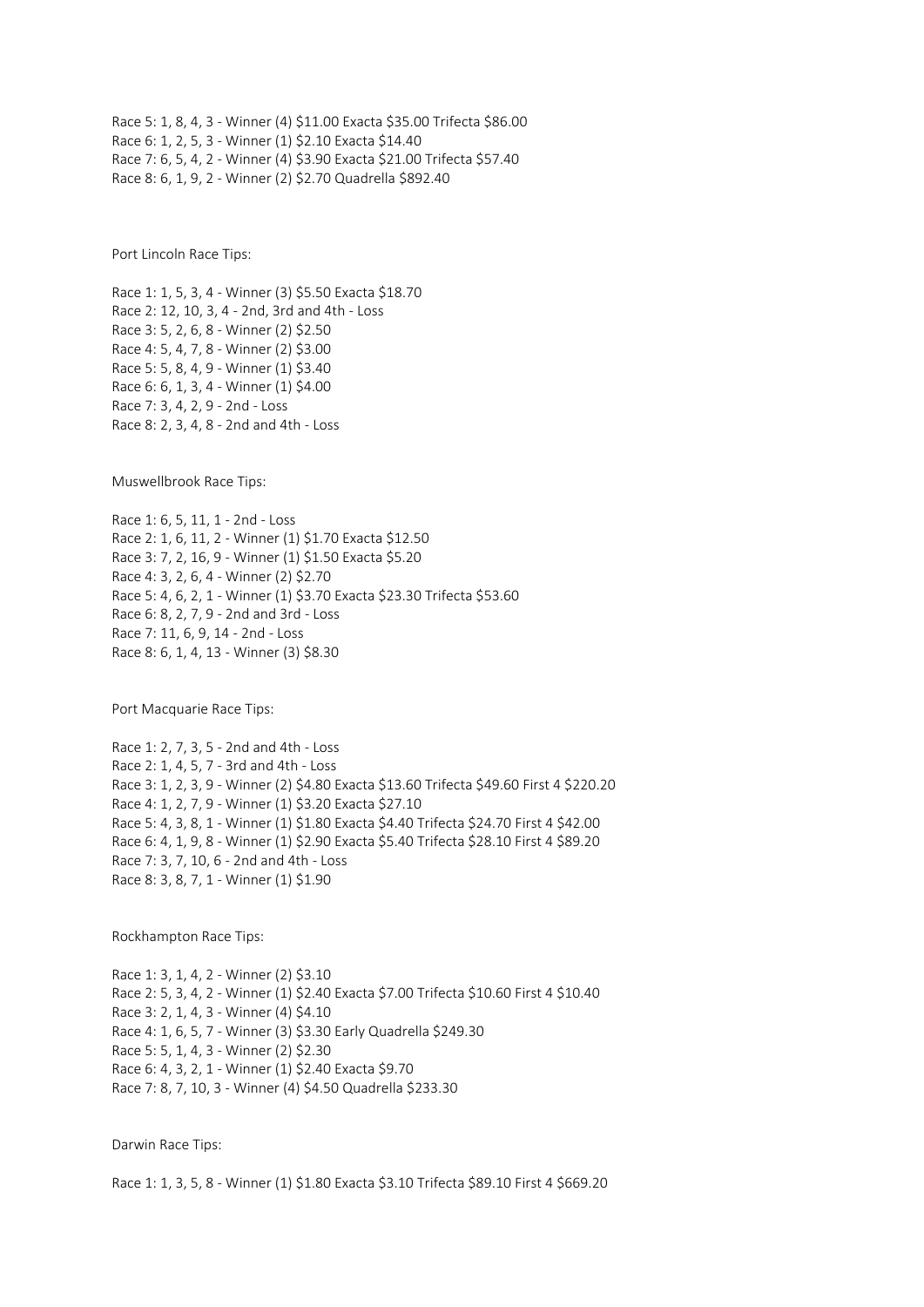Race 5: 1, 8, 4, 3 - Winner (4) $11.00 Exacta $35.00 Trifecta $86.00
Race 6: 1, 2, 5, 3 - Winner (1) $2.10 Exacta $14.40
Race 7: 6, 5, 4, 2 - Winner (4) $3.90 Exacta $21.00 Trifecta $57.40
Race 8: 6, 1, 9, 2 - Winner (2) $2.70 Quadrella $892.40

Port Lincoln Race Tips:

Race 1: 1, 5, 3, 4 - Winner (3) $5.50 Exacta $18.70
Race 2: 12, 10, 3, 4 - 2nd, 3rd and 4th - Loss
Race 3: 5, 2, 6, 8 - Winner (2) $2.50
Race 4: 5, 4, 7, 8 - Winner (2) $3.00
Race 5: 5, 8, 4, 9 - Winner (1) $3.40
Race 6: 6, 1, 3, 4 - Winner (1) $4.00
Race 7: 3, 4, 2, 9 - 2nd - Loss
Race 8: 2, 3, 4, 8 - 2nd and 4th - Loss

Muswellbrook Race Tips:

Race 1: 6, 5, 11, 1 - 2nd - Loss
Race 2: 1, 6, 11, 2 - Winner (1) $1.70 Exacta $12.50
Race 3: 7, 2, 16, 9 - Winner (1) $1.50 Exacta $5.20
Race 4: 3, 2, 6, 4 - Winner (2) $2.70
Race 5: 4, 6, 2, 1 - Winner (1) $3.70 Exacta $23.30 Trifecta $53.60
Race 6: 8, 2, 7, 9 - 2nd and 3rd - Loss
Race 7: 11, 6, 9, 14 - 2nd - Loss
Race 8: 6, 1, 4, 13 - Winner (3) $8.30

Port Macquarie Race Tips:

Race 1: 2, 7, 3, 5 - 2nd and 4th - Loss
Race 2: 1, 4, 5, 7 - 3rd and 4th - Loss
Race 3: 1, 2, 3, 9 - Winner (2) $4.80 Exacta $13.60 Trifecta $49.60 First 4 $220.20
Race 4: 1, 2, 7, 9 - Winner (2) $3.20 Exacta $27.10
Race 5: 4, 3, 8, 1 - Winner (1) $1.80 Exacta $4.40 Trifecta $24.70 First 4 $42.00
Race 6: 4, 1, 9, 8 - Winner (1) $2.90 Exacta $5.40 Trifecta $28.10 First 4 $89.20
Race 7: 3, 7, 10, 6 - 2nd and 4th - Loss
Race 8: 3, 8, 7, 1 - Winner (1) $1.90

Rockhampton Race Tips:

Race 1: 3, 1, 4, 2 - Winner (2) $3.10
Race 2: 5, 3, 4, 2 - Winner (1) $2.40 Exacta $7.00 Trifecta $10.60 First 4 $10.40
Race 3: 2, 1, 4, 3 - Winner (4) $4.10
Race 4: 1, 6, 5, 7 - Winner (3) $3.30 Early Quadrella $249.30
Race 5: 5, 1, 4, 3 - Winner (2) $2.30
Race 6: 4, 3, 2, 1 - Winner (1) $2.40 Exacta $9.70
Race 7: 8, 7, 10, 3 - Winner (4) $4.50 Quadrella $233.30

Darwin Race Tips:

Race 1: 1, 3, 5, 8 - Winner (1) $1.80 Exacta $3.10 Trifecta $89.10 First 4 $669.20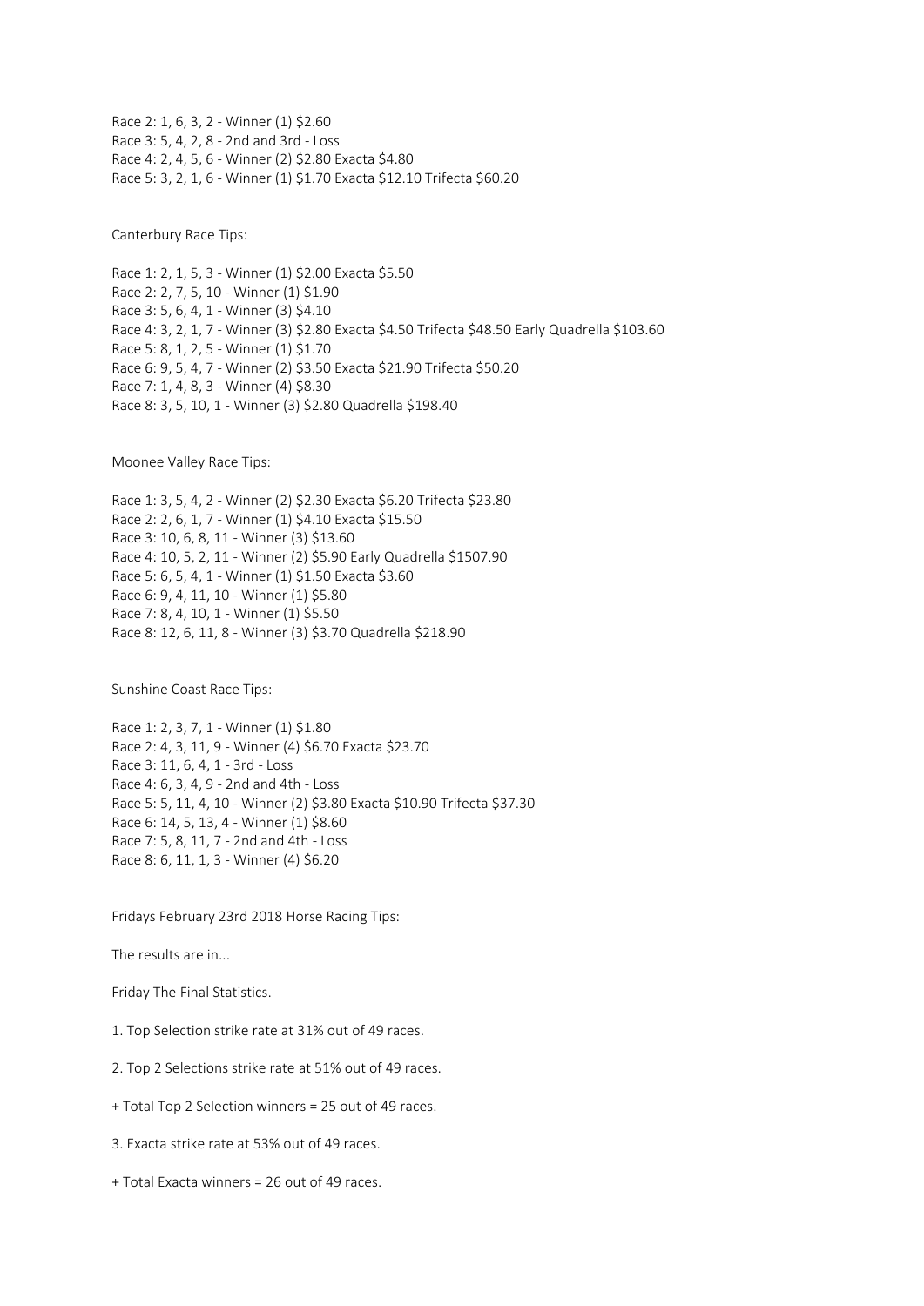Race 2: 1, 6, 3, 2 - Winner (1) $2.60
Race 3: 5, 4, 2, 8 - 2nd and 3rd - Loss
Race 4: 2, 4, 5, 6 - Winner (2) $2.80 Exacta $4.80
Race 5: 3, 2, 1, 6 - Winner (1) $1.70 Exacta $12.10 Trifecta $60.20

Canterbury Race Tips:

Race 1: 2, 1, 5, 3 - Winner (1) $2.00 Exacta $5.50
Race 2: 2, 7, 5, 10 - Winner (1) $1.90
Race 3: 5, 6, 4, 1 - Winner (3) $4.10
Race 4: 3, 2, 1, 7 - Winner (3) $2.80 Exacta $4.50 Trifecta $48.50 Early Quadrella $103.60
Race 5: 8, 1, 2, 5 - Winner (1) $1.70
Race 6: 9, 5, 4, 7 - Winner (2) $3.50 Exacta $21.90 Trifecta $50.20
Race 7: 1, 4, 8, 3 - Winner (4) $8.30
Race 8: 3, 5, 10, 1 - Winner (3) $2.80 Quadrella $198.40

Moonee Valley Race Tips:

Race 1: 3, 5, 4, 2 - Winner (2) $2.30 Exacta $6.20 Trifecta $23.80
Race 2: 2, 6, 1, 7 - Winner (1) $4.10 Exacta $15.50
Race 3: 10, 6, 8, 11 - Winner (3) $13.60
Race 4: 10, 5, 2, 11 - Winner (2) $5.90 Early Quadrella $1507.90
Race 5: 6, 5, 4, 1 - Winner (1) $1.50 Exacta $3.60
Race 6: 9, 4, 11, 10 - Winner (1) $5.80
Race 7: 8, 4, 10, 1 - Winner (1) $5.50
Race 8: 12, 6, 11, 8 - Winner (3) $3.70 Quadrella $218.90

Sunshine Coast Race Tips:

Race 1: 2, 3, 7, 1 - Winner (1) $1.80
Race 2: 4, 3, 11, 9 - Winner (4) $6.70 Exacta $23.70
Race 3: 11, 6, 4, 1 - 3rd - Loss
Race 4: 6, 3, 4, 9 - 2nd and 4th - Loss
Race 5: 5, 11, 4, 10 - Winner (2) $3.80 Exacta $10.90 Trifecta $37.30
Race 6: 14, 5, 13, 4 - Winner (1) $8.60
Race 7: 5, 8, 11, 7 - 2nd and 4th - Loss
Race 8: 6, 11, 1, 3 - Winner (4) $6.20

Fridays February 23rd 2018 Horse Racing Tips:

The results are in...

Friday The Final Statistics.

1. Top Selection strike rate at 31% out of 49 races.

2. Top 2 Selections strike rate at 51% out of 49 races.

+ Total Top 2 Selection winners = 25 out of 49 races.

3. Exacta strike rate at 53% out of 49 races.

+ Total Exacta winners = 26 out of 49 races.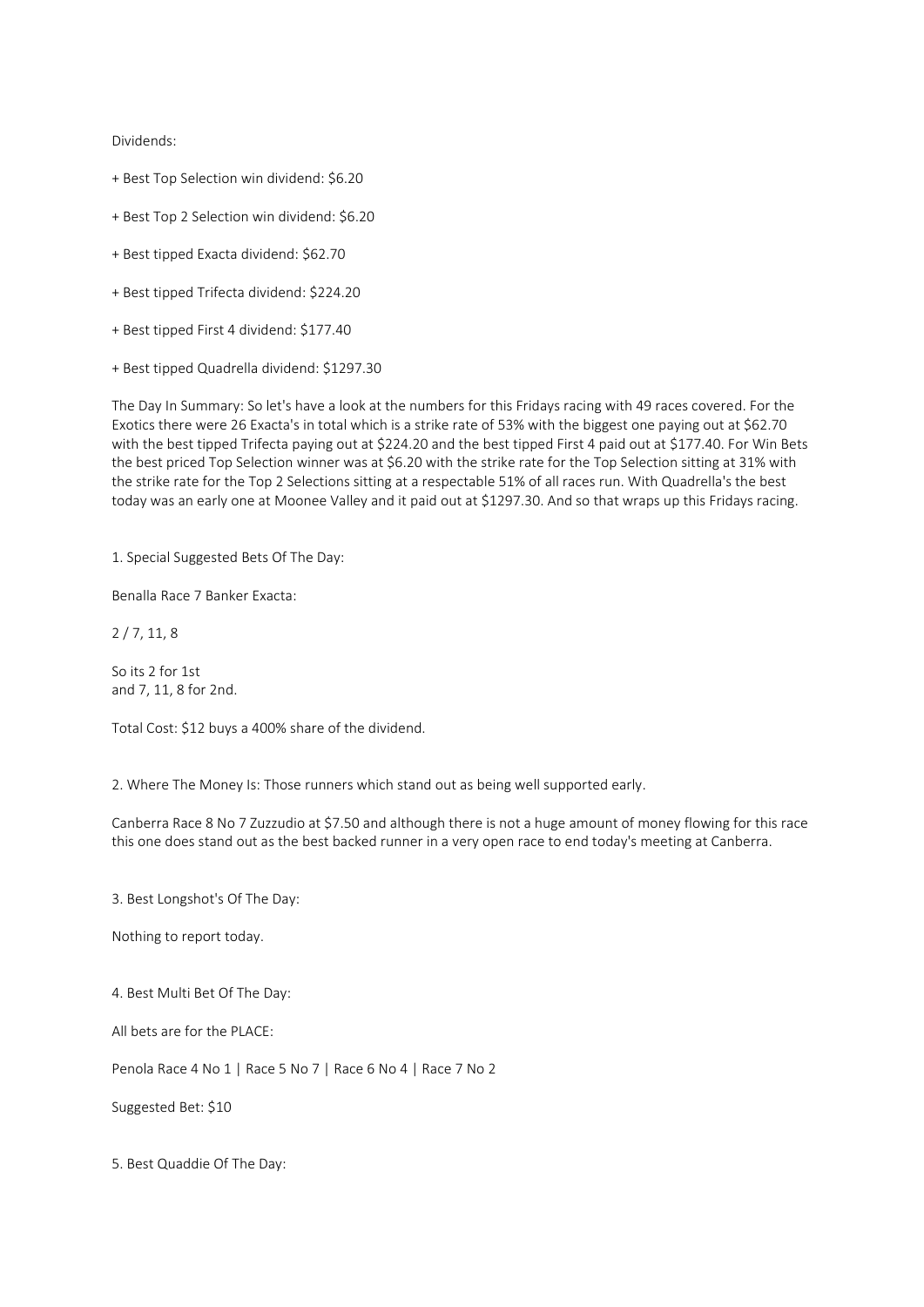Dividends:

+ Best Top Selection win dividend: $6.20

+ Best Top 2 Selection win dividend: $6.20

+ Best tipped Exacta dividend: $62.70

+ Best tipped Trifecta dividend: $224.20

+ Best tipped First 4 dividend: $177.40

+ Best tipped Quadrella dividend: $1297.30

The Day In Summary: So let's have a look at the numbers for this Fridays racing with 49 races covered. For the Exotics there were 26 Exacta's in total which is a strike rate of 53% with the biggest one paying out at $62.70 with the best tipped Trifecta paying out at $224.20 and the best tipped First 4 paid out at $177.40. For Win Bets the best priced Top Selection winner was at $6.20 with the strike rate for the Top Selection sitting at 31% with the strike rate for the Top 2 Selections sitting at a respectable 51% of all races run. With Quadrella's the best today was an early one at Moonee Valley and it paid out at $1297.30. And so that wraps up this Fridays racing.

1. Special Suggested Bets Of The Day:

Benalla Race 7 Banker Exacta:

2 / 7, 11, 8

So its 2 for 1st
and 7, 11, 8 for 2nd.

Total Cost: $12 buys a 400% share of the dividend.

2. Where The Money Is: Those runners which stand out as being well supported early.

Canberra Race 8 No 7 Zuzzudio at $7.50 and although there is not a huge amount of money flowing for this race this one does stand out as the best backed runner in a very open race to end today's meeting at Canberra.

3. Best Longshot's Of The Day:

Nothing to report today.

4. Best Multi Bet Of The Day:

All bets are for the PLACE:

Penola Race 4 No 1 | Race 5 No 7 | Race 6 No 4 | Race 7 No 2

Suggested Bet: $10

5. Best Quaddie Of The Day: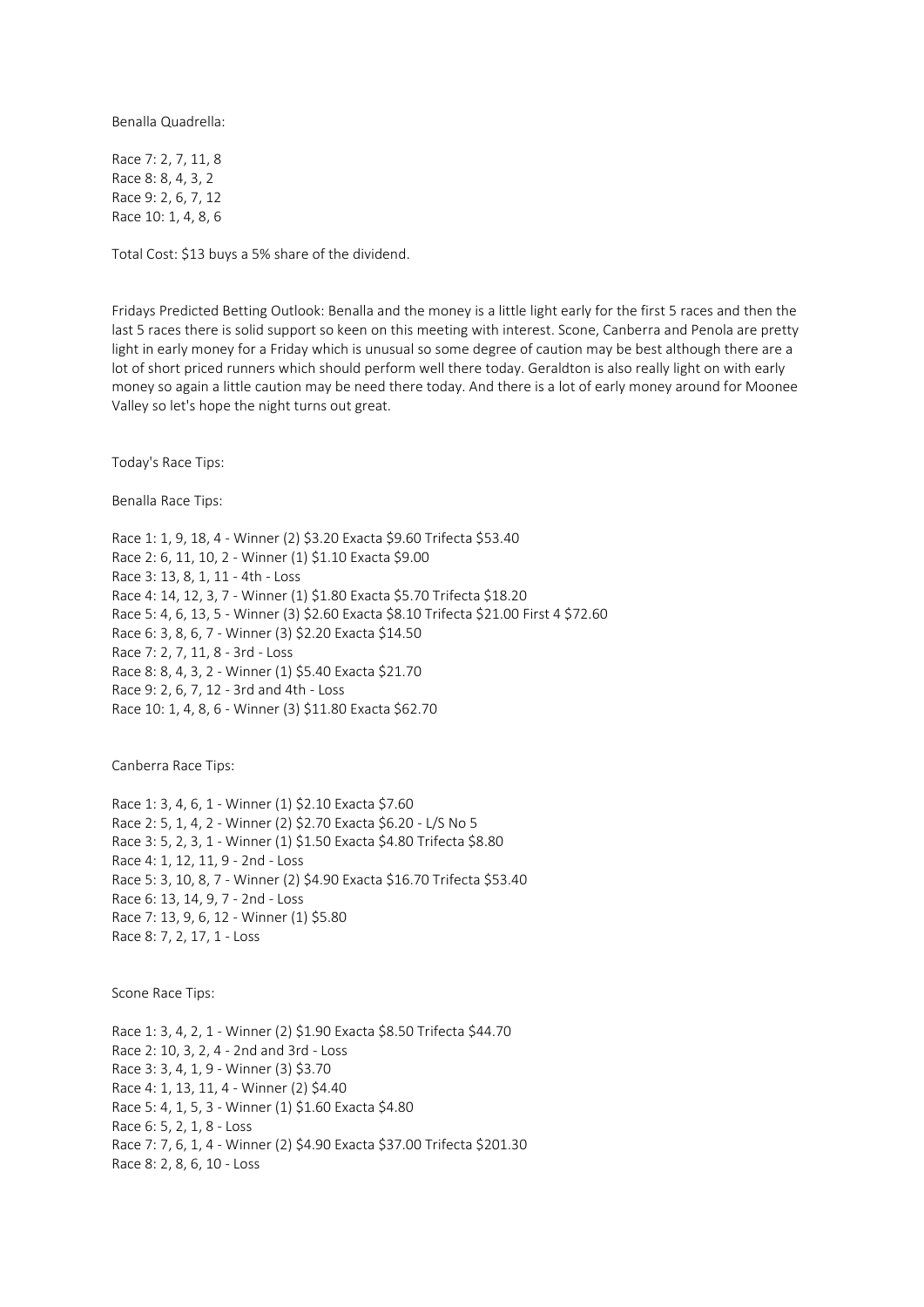Benalla Quadrella:

Race 7: 2, 7, 11, 8
Race 8: 8, 4, 3, 2
Race 9: 2, 6, 7, 12
Race 10: 1, 4, 8, 6

Total Cost: $13 buys a 5% share of the dividend.

Fridays Predicted Betting Outlook: Benalla and the money is a little light early for the first 5 races and then the last 5 races there is solid support so keen on this meeting with interest. Scone, Canberra and Penola are pretty light in early money for a Friday which is unusual so some degree of caution may be best although there are a lot of short priced runners which should perform well there today. Geraldton is also really light on with early money so again a little caution may be need there today. And there is a lot of early money around for Moonee Valley so let's hope the night turns out great.

Today's Race Tips:

Benalla Race Tips:

Race 1: 1, 9, 18, 4 - Winner (2) $3.20 Exacta $9.60 Trifecta $53.40
Race 2: 6, 11, 10, 2 - Winner (1) $1.10 Exacta $9.00
Race 3: 13, 8, 1, 11 - 4th - Loss
Race 4: 14, 12, 3, 7 - Winner (1) $1.80 Exacta $5.70 Trifecta $18.20
Race 5: 4, 6, 13, 5 - Winner (3) $2.60 Exacta $8.10 Trifecta $21.00 First 4 $72.60
Race 6: 3, 8, 6, 7 - Winner (3) $2.20 Exacta $14.50
Race 7: 2, 7, 11, 8 - 3rd - Loss
Race 8: 8, 4, 3, 2 - Winner (1) $5.40 Exacta $21.70
Race 9: 2, 6, 7, 12 - 3rd and 4th - Loss
Race 10: 1, 4, 8, 6 - Winner (3) $11.80 Exacta $62.70

Canberra Race Tips:

Race 1: 3, 4, 6, 1 - Winner (1) $2.10 Exacta $7.60
Race 2: 5, 1, 4, 2 - Winner (2) $2.70 Exacta $6.20 - L/S No 5
Race 3: 5, 2, 3, 1 - Winner (1) $1.50 Exacta $4.80 Trifecta $8.80
Race 4: 1, 12, 11, 9 - 2nd - Loss
Race 5: 3, 10, 8, 7 - Winner (2) $4.90 Exacta $16.70 Trifecta $53.40
Race 6: 13, 14, 9, 7 - 2nd - Loss
Race 7: 13, 9, 6, 12 - Winner (1) $5.80
Race 8: 7, 2, 17, 1 - Loss

Scone Race Tips:

Race 1: 3, 4, 2, 1 - Winner (2) $1.90 Exacta $8.50 Trifecta $44.70
Race 2: 10, 3, 2, 4 - 2nd and 3rd - Loss
Race 3: 3, 4, 1, 9 - Winner (3) $3.70
Race 4: 1, 13, 11, 4 - Winner (2) $4.40
Race 5: 4, 1, 5, 3 - Winner (1) $1.60 Exacta $4.80
Race 6: 5, 2, 1, 8 - Loss
Race 7: 7, 6, 1, 4 - Winner (2) $4.90 Exacta $37.00 Trifecta $201.30
Race 8: 2, 8, 6, 10 - Loss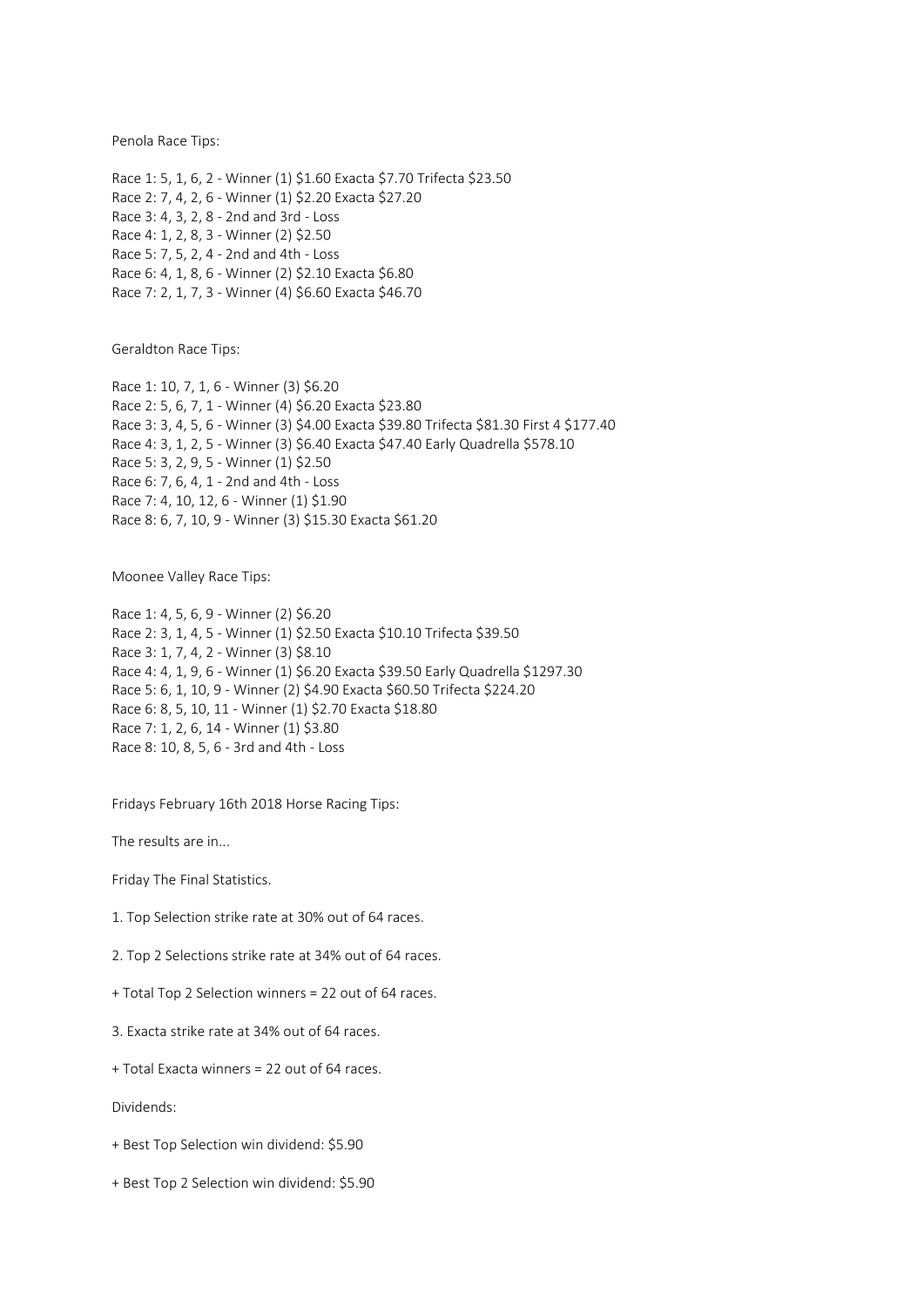Penola Race Tips:

Race 1: 5, 1, 6, 2 - Winner (1) $1.60 Exacta $7.70 Trifecta $23.50
Race 2: 7, 4, 2, 6 - Winner (1) $2.20 Exacta $27.20
Race 3: 4, 3, 2, 8 - 2nd and 3rd - Loss
Race 4: 1, 2, 8, 3 - Winner (2) $2.50
Race 5: 7, 5, 2, 4 - 2nd and 4th - Loss
Race 6: 4, 1, 8, 6 - Winner (2) $2.10 Exacta $6.80
Race 7: 2, 1, 7, 3 - Winner (4) $6.60 Exacta $46.70

Geraldton Race Tips:

Race 1: 10, 7, 1, 6 - Winner (3) $6.20
Race 2: 5, 6, 7, 1 - Winner (4) $6.20 Exacta $23.80
Race 3: 3, 4, 5, 6 - Winner (3) $4.00 Exacta $39.80 Trifecta $81.30 First 4 $177.40
Race 4: 3, 1, 2, 5 - Winner (3) $6.40 Exacta $47.40 Early Quadrella $578.10
Race 5: 3, 2, 9, 5 - Winner (1) $2.50
Race 6: 7, 6, 4, 1 - 2nd and 4th - Loss
Race 7: 4, 10, 12, 6 - Winner (1) $1.90
Race 8: 6, 7, 10, 9 - Winner (3) $15.30 Exacta $61.20

Moonee Valley Race Tips:

Race 1: 4, 5, 6, 9 - Winner (2) $6.20
Race 2: 3, 1, 4, 5 - Winner (1) $2.50 Exacta $10.10 Trifecta $39.50
Race 3: 1, 7, 4, 2 - Winner (3) $8.10
Race 4: 4, 1, 9, 6 - Winner (1) $6.20 Exacta $39.50 Early Quadrella $1297.30
Race 5: 6, 1, 10, 9 - Winner (2) $4.90 Exacta $60.50 Trifecta $224.20
Race 6: 8, 5, 10, 11 - Winner (1) $2.70 Exacta $18.80
Race 7: 1, 2, 6, 14 - Winner (1) $3.80
Race 8: 10, 8, 5, 6 - 3rd and 4th - Loss

Fridays February 16th 2018 Horse Racing Tips:

The results are in...

Friday The Final Statistics.

1. Top Selection strike rate at 30% out of 64 races.

2. Top 2 Selections strike rate at 34% out of 64 races.

+ Total Top 2 Selection winners = 22 out of 64 races.

3. Exacta strike rate at 34% out of 64 races.

+ Total Exacta winners = 22 out of 64 races.

Dividends:

+ Best Top Selection win dividend: $5.90

+ Best Top 2 Selection win dividend: $5.90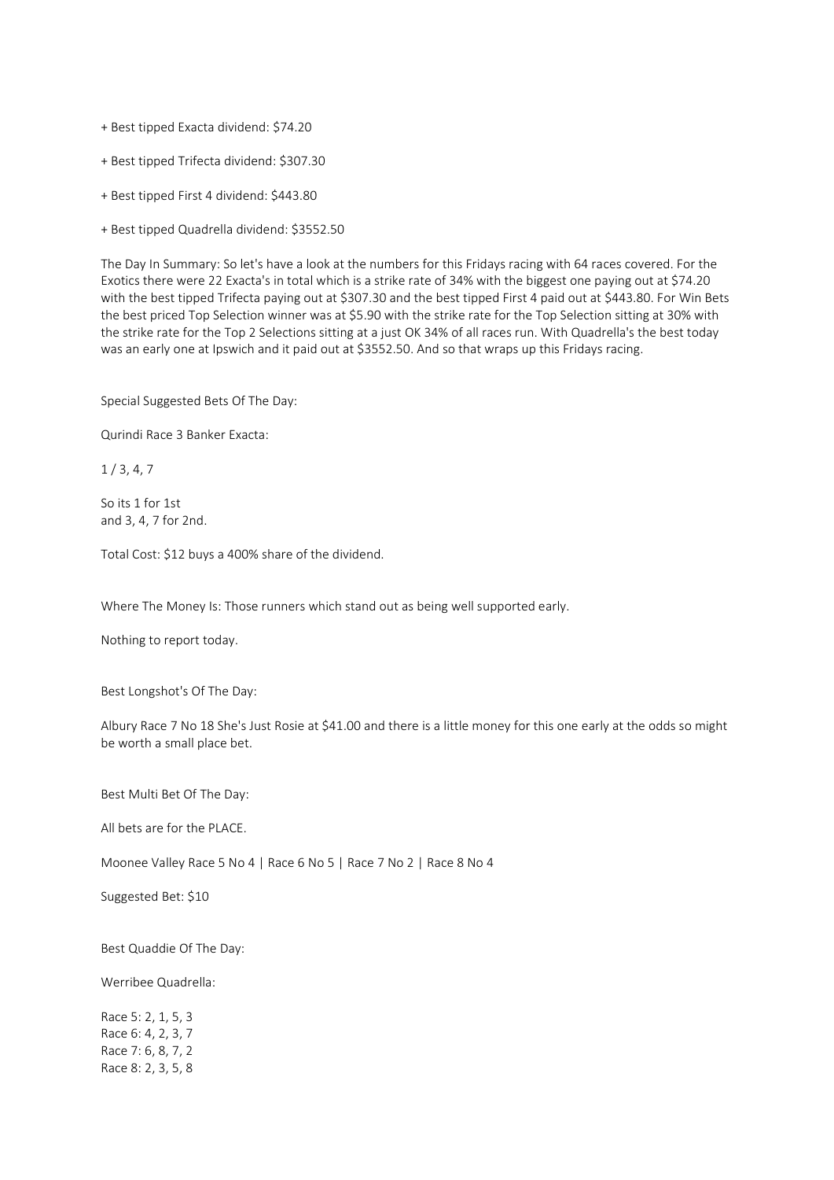+ Best tipped Exacta dividend: $74.20

+ Best tipped Trifecta dividend: $307.30

+ Best tipped First 4 dividend: $443.80

+ Best tipped Quadrella dividend: $3552.50

The Day In Summary: So let's have a look at the numbers for this Fridays racing with 64 races covered. For the Exotics there were 22 Exacta's in total which is a strike rate of 34% with the biggest one paying out at $74.20 with the best tipped Trifecta paying out at $307.30 and the best tipped First 4 paid out at $443.80. For Win Bets the best priced Top Selection winner was at $5.90 with the strike rate for the Top Selection sitting at 30% with the strike rate for the Top 2 Selections sitting at a just OK 34% of all races run. With Quadrella's the best today was an early one at Ipswich and it paid out at $3552.50. And so that wraps up this Fridays racing.

Special Suggested Bets Of The Day:

Qurindi Race 3 Banker Exacta:

1 / 3, 4, 7

So its 1 for 1st
and 3, 4, 7 for 2nd.

Total Cost: $12 buys a 400% share of the dividend.

Where The Money Is: Those runners which stand out as being well supported early.

Nothing to report today.

Best Longshot's Of The Day:

Albury Race 7 No 18 She's Just Rosie at $41.00 and there is a little money for this one early at the odds so might be worth a small place bet.

Best Multi Bet Of The Day:

All bets are for the PLACE.

Moonee Valley Race 5 No 4 | Race 6 No 5 | Race 7 No 2 | Race 8 No 4

Suggested Bet: $10

Best Quaddie Of The Day:

Werribee Quadrella:

Race 5: 2, 1, 5, 3
Race 6: 4, 2, 3, 7
Race 7: 6, 8, 7, 2
Race 8: 2, 3, 5, 8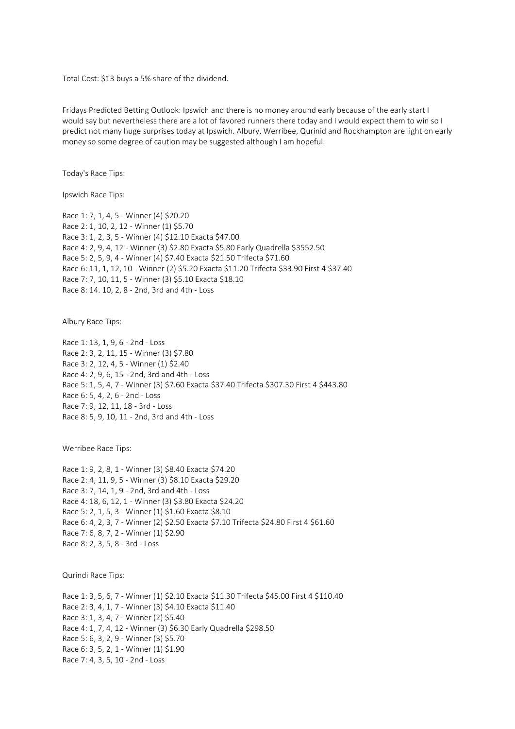Total Cost: $13 buys a 5% share of the dividend.

Fridays Predicted Betting Outlook: Ipswich and there is no money around early because of the early start I would say but nevertheless there are a lot of favored runners there today and I would expect them to win so I predict not many huge surprises today at Ipswich. Albury, Werribee, Qurinid and Rockhampton are light on early money so some degree of caution may be suggested although I am hopeful.

Today's Race Tips:

Ipswich Race Tips:

Race 1: 7, 1, 4, 5 - Winner (4) $20.20
Race 2: 1, 10, 2, 12 - Winner (1) $5.70
Race 3: 1, 2, 3, 5 - Winner (4) $12.10 Exacta $47.00
Race 4: 2, 9, 4, 12 - Winner (3) $2.80 Exacta $5.80 Early Quadrella $3552.50
Race 5: 2, 5, 9, 4 - Winner (4) $7.40 Exacta $21.50 Trifecta $71.60
Race 6: 11, 1, 12, 10 - Winner (2) $5.20 Exacta $11.20 Trifecta $33.90 First 4 $37.40
Race 7: 7, 10, 11, 5 - Winner (3) $5.10 Exacta $18.10
Race 8: 14. 10, 2, 8 - 2nd, 3rd and 4th - Loss

Albury Race Tips:

Race 1: 13, 1, 9, 6 - 2nd - Loss
Race 2: 3, 2, 11, 15 - Winner (3) $7.80
Race 3: 2, 12, 4, 5 - Winner (1) $2.40
Race 4: 2, 9, 6, 15 - 2nd, 3rd and 4th - Loss
Race 5: 1, 5, 4, 7 - Winner (3) $7.60 Exacta $37.40 Trifecta $307.30 First 4 $443.80
Race 6: 5, 4, 2, 6 - 2nd - Loss
Race 7: 9, 12, 11, 18 - 3rd - Loss
Race 8: 5, 9, 10, 11 - 2nd, 3rd and 4th - Loss

Werribee Race Tips:

Race 1: 9, 2, 8, 1 - Winner (3) $8.40 Exacta $74.20
Race 2: 4, 11, 9, 5 - Winner (3) $8.10 Exacta $29.20
Race 3: 7, 14, 1, 9 - 2nd, 3rd and 4th - Loss
Race 4: 18, 6, 12, 1 - Winner (3) $3.80 Exacta $24.20
Race 5: 2, 1, 5, 3 - Winner (1) $1.60 Exacta $8.10
Race 6: 4, 2, 3, 7 - Winner (2) $2.50 Exacta $7.10 Trifecta $24.80 First 4 $61.60
Race 7: 6, 8, 7, 2 - Winner (1) $2.90
Race 8: 2, 3, 5, 8 - 3rd - Loss

Qurindi Race Tips:

Race 1: 3, 5, 6, 7 - Winner (1) $2.10 Exacta $11.30 Trifecta $45.00 First 4 $110.40
Race 2: 3, 4, 1, 7 - Winner (3) $4.10 Exacta $11.40
Race 3: 1, 3, 4, 7 - Winner (2) $5.40
Race 4: 1, 7, 4, 12 - Winner (3) $6.30 Early Quadrella $298.50
Race 5: 6, 3, 2, 9 - Winner (3) $5.70
Race 6: 3, 5, 2, 1 - Winner (1) $1.90
Race 7: 4, 3, 5, 10 - 2nd - Loss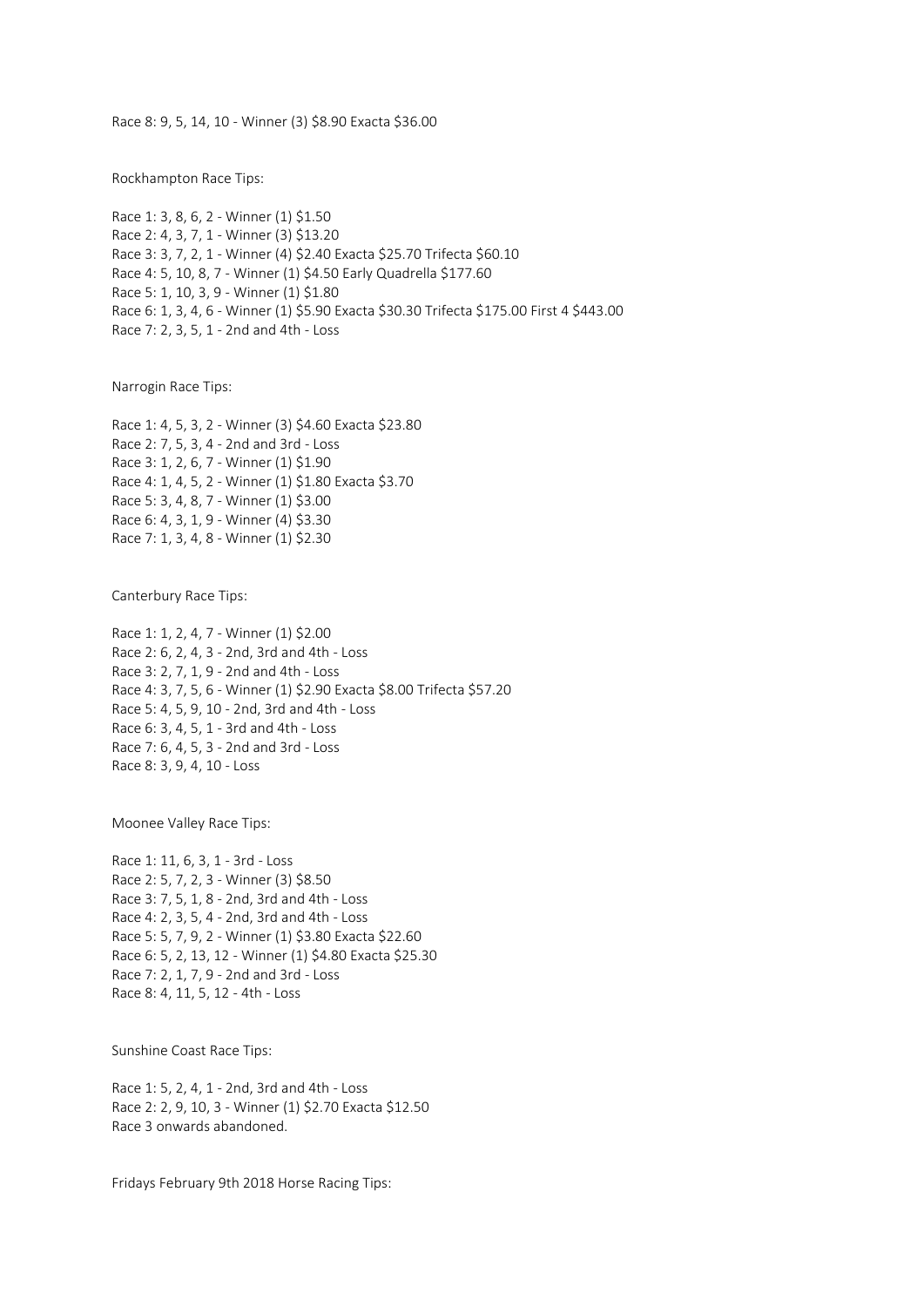Race 8: 9, 5, 14, 10 - Winner (3) $8.90 Exacta $36.00

Rockhampton Race Tips:

Race 1: 3, 8, 6, 2 - Winner (1) $1.50
Race 2: 4, 3, 7, 1 - Winner (3) $13.20
Race 3: 3, 7, 2, 1 - Winner (4) $2.40 Exacta $25.70 Trifecta $60.10
Race 4: 5, 10, 8, 7 - Winner (1) $4.50 Early Quadrella $177.60
Race 5: 1, 10, 3, 9 - Winner (1) $1.80
Race 6: 1, 3, 4, 6 - Winner (1) $5.90 Exacta $30.30 Trifecta $175.00 First 4 $443.00
Race 7: 2, 3, 5, 1 - 2nd and 4th - Loss

Narrogin Race Tips:

Race 1: 4, 5, 3, 2 - Winner (3) $4.60 Exacta $23.80
Race 2: 7, 5, 3, 4 - 2nd and 3rd - Loss
Race 3: 1, 2, 6, 7 - Winner (1) $1.90
Race 4: 1, 4, 5, 2 - Winner (1) $1.80 Exacta $3.70
Race 5: 3, 4, 8, 7 - Winner (1) $3.00
Race 6: 4, 3, 1, 9 - Winner (4) $3.30
Race 7: 1, 3, 4, 8 - Winner (1) $2.30

Canterbury Race Tips:

Race 1: 1, 2, 4, 7 - Winner (1) $2.00
Race 2: 6, 2, 4, 3 - 2nd, 3rd and 4th - Loss
Race 3: 2, 7, 1, 9 - 2nd and 4th - Loss
Race 4: 3, 7, 5, 6 - Winner (1) $2.90 Exacta $8.00 Trifecta $57.20
Race 5: 4, 5, 9, 10 - 2nd, 3rd and 4th - Loss
Race 6: 3, 4, 5, 1 - 3rd and 4th - Loss
Race 7: 6, 4, 5, 3 - 2nd and 3rd - Loss
Race 8: 3, 9, 4, 10 - Loss

Moonee Valley Race Tips:

Race 1: 11, 6, 3, 1 - 3rd - Loss
Race 2: 5, 7, 2, 3 - Winner (3) $8.50
Race 3: 7, 5, 1, 8 - 2nd, 3rd and 4th - Loss
Race 4: 2, 3, 5, 4 - 2nd, 3rd and 4th - Loss
Race 5: 5, 7, 9, 2 - Winner (1) $3.80 Exacta $22.60
Race 6: 5, 2, 13, 12 - Winner (1) $4.80 Exacta $25.30
Race 7: 2, 1, 7, 9 - 2nd and 3rd - Loss
Race 8: 4, 11, 5, 12 - 4th - Loss

Sunshine Coast Race Tips:

Race 1: 5, 2, 4, 1 - 2nd, 3rd and 4th - Loss
Race 2: 2, 9, 10, 3 - Winner (1) $2.70 Exacta $12.50
Race 3 onwards abandoned.

Fridays February 9th 2018 Horse Racing Tips: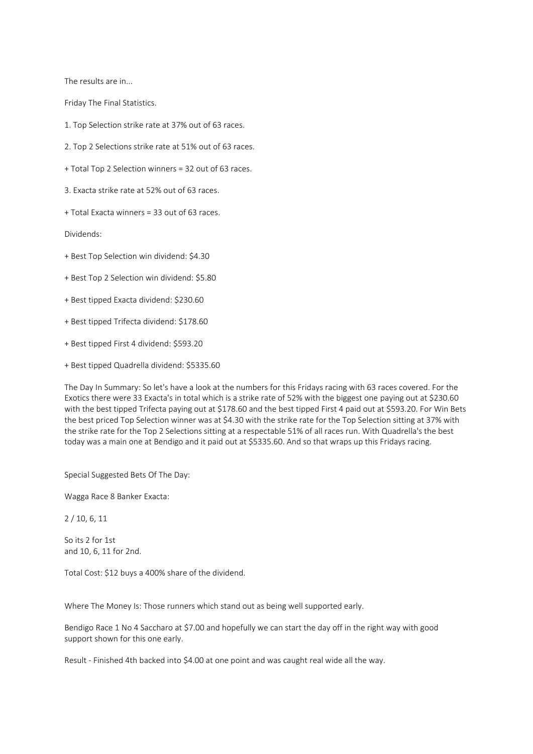The results are in...

Friday The Final Statistics.

1. Top Selection strike rate at 37% out of 63 races.

2. Top 2 Selections strike rate at 51% out of 63 races.

+ Total Top 2 Selection winners = 32 out of 63 races.

3. Exacta strike rate at 52% out of 63 races.

+ Total Exacta winners = 33 out of 63 races.

Dividends:

+ Best Top Selection win dividend: $4.30

+ Best Top 2 Selection win dividend: $5.80

+ Best tipped Exacta dividend: $230.60

+ Best tipped Trifecta dividend: $178.60

+ Best tipped First 4 dividend: $593.20

+ Best tipped Quadrella dividend: $5335.60

The Day In Summary: So let's have a look at the numbers for this Fridays racing with 63 races covered. For the Exotics there were 33 Exacta's in total which is a strike rate of 52% with the biggest one paying out at $230.60 with the best tipped Trifecta paying out at $178.60 and the best tipped First 4 paid out at $593.20. For Win Bets the best priced Top Selection winner was at $4.30 with the strike rate for the Top Selection sitting at 37% with the strike rate for the Top 2 Selections sitting at a respectable 51% of all races run. With Quadrella's the best today was a main one at Bendigo and it paid out at $5335.60. And so that wraps up this Fridays racing.

Special Suggested Bets Of The Day:

Wagga Race 8 Banker Exacta:

2 / 10, 6, 11

So its 2 for 1st
and 10, 6, 11 for 2nd.

Total Cost: $12 buys a 400% share of the dividend.

Where The Money Is: Those runners which stand out as being well supported early.

Bendigo Race 1 No 4 Saccharo at $7.00 and hopefully we can start the day off in the right way with good support shown for this one early.

Result - Finished 4th backed into $4.00 at one point and was caught real wide all the way.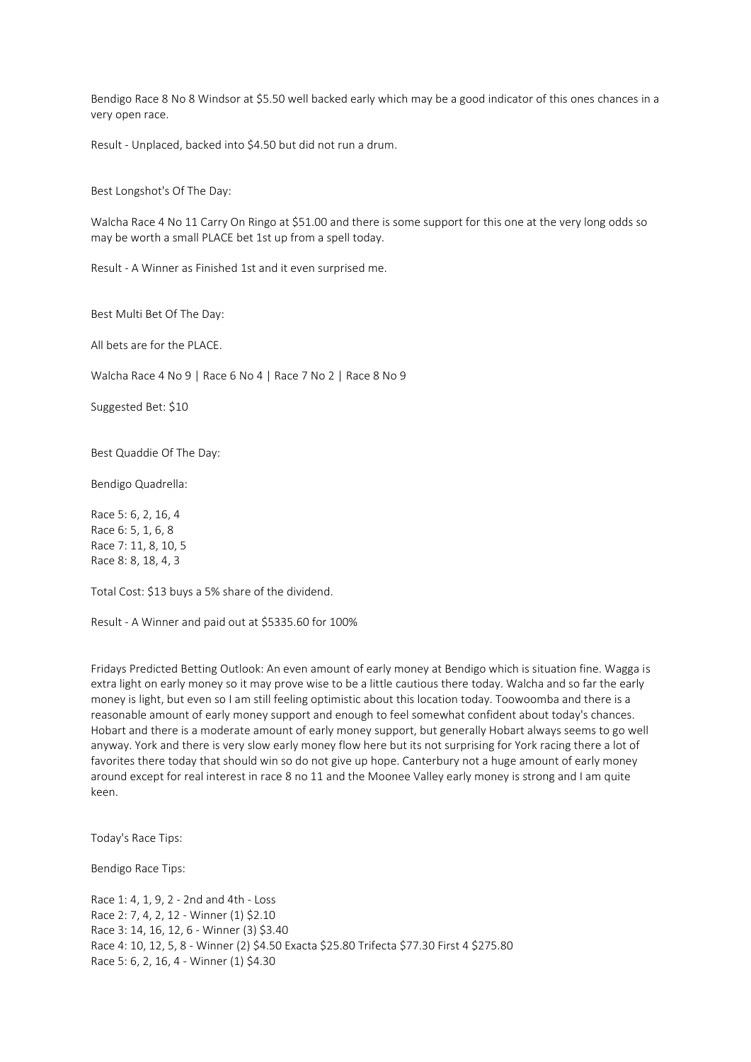Bendigo Race 8 No 8 Windsor at $5.50 well backed early which may be a good indicator of this ones chances in a very open race.

Result - Unplaced, backed into $4.50 but did not run a drum.

Best Longshot's Of The Day:

Walcha Race 4 No 11 Carry On Ringo at $51.00 and there is some support for this one at the very long odds so may be worth a small PLACE bet 1st up from a spell today.

Result - A Winner as Finished 1st and it even surprised me.

Best Multi Bet Of The Day:

All bets are for the PLACE.

Walcha Race 4 No 9 | Race 6 No 4 | Race 7 No 2 | Race 8 No 9

Suggested Bet: $10

Best Quaddie Of The Day:

Bendigo Quadrella:

Race 5: 6, 2, 16, 4
Race 6: 5, 1, 6, 8
Race 7: 11, 8, 10, 5
Race 8: 8, 18, 4, 3

Total Cost: $13 buys a 5% share of the dividend.

Result - A Winner and paid out at $5335.60 for 100%

Fridays Predicted Betting Outlook: An even amount of early money at Bendigo which is situation fine. Wagga is extra light on early money so it may prove wise to be a little cautious there today. Walcha and so far the early money is light, but even so I am still feeling optimistic about this location today. Toowoomba and there is a reasonable amount of early money support and enough to feel somewhat confident about today's chances. Hobart and there is a moderate amount of early money support, but generally Hobart always seems to go well anyway. York and there is very slow early money flow here but its not surprising for York racing there a lot of favorites there today that should win so do not give up hope. Canterbury not a huge amount of early money around except for real interest in race 8 no 11 and the Moonee Valley early money is strong and I am quite keen.

Today's Race Tips:

Bendigo Race Tips:

Race 1: 4, 1, 9, 2 - 2nd and 4th - Loss
Race 2: 7, 4, 2, 12 - Winner (1) $2.10
Race 3: 14, 16, 12, 6 - Winner (3) $3.40
Race 4: 10, 12, 5, 8 - Winner (2) $4.50 Exacta $25.80 Trifecta $77.30 First 4 $275.80
Race 5: 6, 2, 16, 4 - Winner (1) $4.30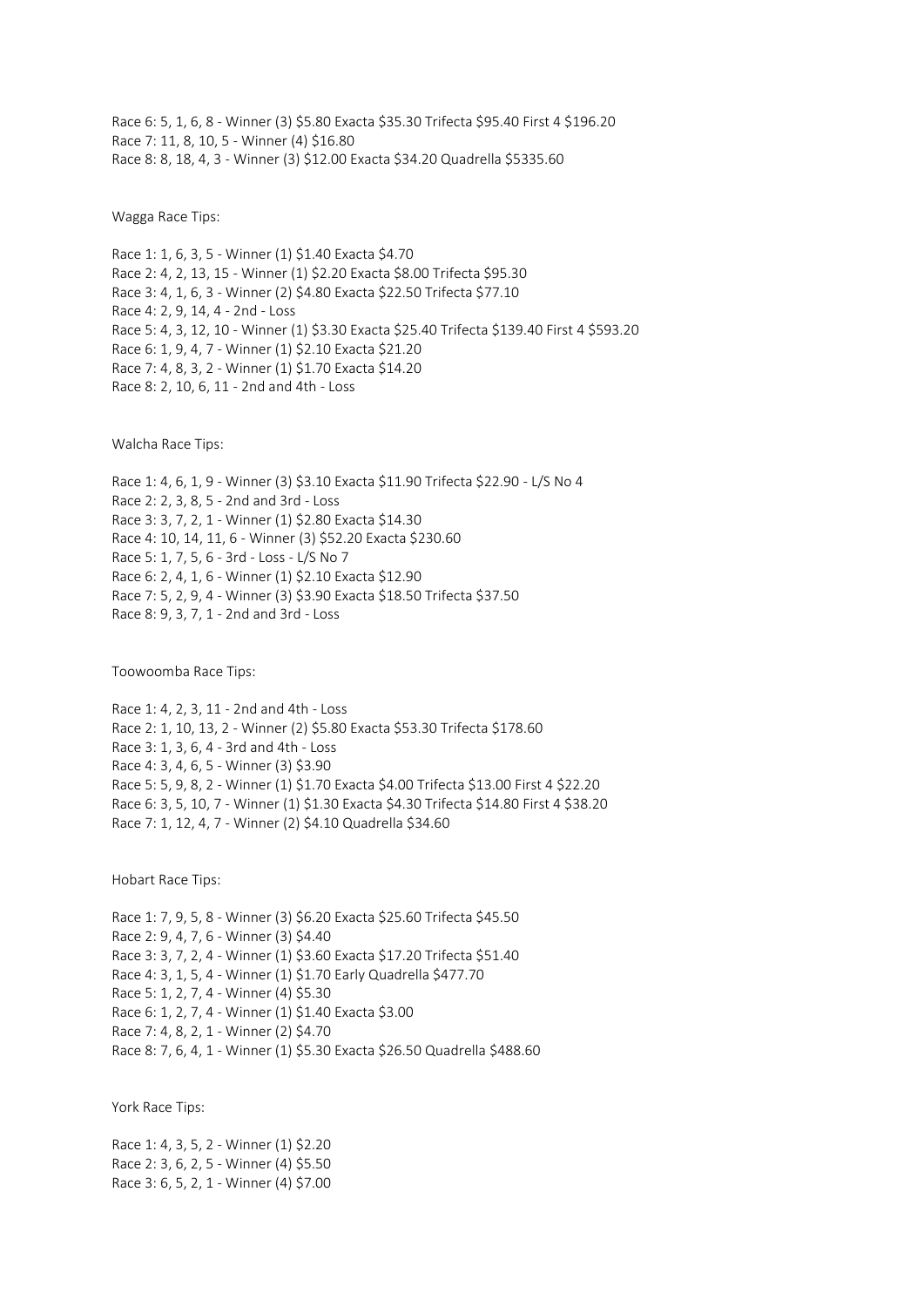Race 6: 5, 1, 6, 8 - Winner (3) $5.80 Exacta $35.30 Trifecta $95.40 First 4 $196.20
Race 7: 11, 8, 10, 5 - Winner (4) $16.80
Race 8: 8, 18, 4, 3 - Winner (3) $12.00 Exacta $34.20 Quadrella $5335.60

Wagga Race Tips:

Race 1: 1, 6, 3, 5 - Winner (1) $1.40 Exacta $4.70
Race 2: 4, 2, 13, 15 - Winner (1) $2.20 Exacta $8.00 Trifecta $95.30
Race 3: 4, 1, 6, 3 - Winner (2) $4.80 Exacta $22.50 Trifecta $77.10
Race 4: 2, 9, 14, 4 - 2nd - Loss
Race 5: 4, 3, 12, 10 - Winner (1) $3.30 Exacta $25.40 Trifecta $139.40 First 4 $593.20
Race 6: 1, 9, 4, 7 - Winner (1) $2.10 Exacta $21.20
Race 7: 4, 8, 3, 2 - Winner (1) $1.70 Exacta $14.20
Race 8: 2, 10, 6, 11 - 2nd and 4th - Loss

Walcha Race Tips:

Race 1: 4, 6, 1, 9 - Winner (3) $3.10 Exacta $11.90 Trifecta $22.90 - L/S No 4
Race 2: 2, 3, 8, 5 - 2nd and 3rd - Loss
Race 3: 3, 7, 2, 1 - Winner (1) $2.80 Exacta $14.30
Race 4: 10, 14, 11, 6 - Winner (3) $52.20 Exacta $230.60
Race 5: 1, 7, 5, 6 - 3rd - Loss - L/S No 7
Race 6: 2, 4, 1, 6 - Winner (1) $2.10 Exacta $12.90
Race 7: 5, 2, 9, 4 - Winner (3) $3.90 Exacta $18.50 Trifecta $37.50
Race 8: 9, 3, 7, 1 - 2nd and 3rd - Loss

Toowoomba Race Tips:

Race 1: 4, 2, 3, 11 - 2nd and 4th - Loss
Race 2: 1, 10, 13, 2 - Winner (2) $5.80 Exacta $53.30 Trifecta $178.60
Race 3: 1, 3, 6, 4 - 3rd and 4th - Loss
Race 4: 3, 4, 6, 5 - Winner (3) $3.90
Race 5: 5, 9, 8, 2 - Winner (1) $1.70 Exacta $4.00 Trifecta $13.00 First 4 $22.20
Race 6: 3, 5, 10, 7 - Winner (1) $1.30 Exacta $4.30 Trifecta $14.80 First 4 $38.20
Race 7: 1, 12, 4, 7 - Winner (2) $4.10 Quadrella $34.60

Hobart Race Tips:

Race 1: 7, 9, 5, 8 - Winner (3) $6.20 Exacta $25.60 Trifecta $45.50
Race 2: 9, 4, 7, 6 - Winner (3) $4.40
Race 3: 3, 7, 2, 4 - Winner (1) $3.60 Exacta $17.20 Trifecta $51.40
Race 4: 3, 1, 5, 4 - Winner (1) $1.70 Early Quadrella $477.70
Race 5: 1, 2, 7, 4 - Winner (4) $5.30
Race 6: 1, 2, 7, 4 - Winner (1) $1.40 Exacta $3.00
Race 7: 4, 8, 2, 1 - Winner (2) $4.70
Race 8: 7, 6, 4, 1 - Winner (1) $5.30 Exacta $26.50 Quadrella $488.60

York Race Tips:

Race 1: 4, 3, 5, 2 - Winner (1) $2.20
Race 2: 3, 6, 2, 5 - Winner (4) $5.50
Race 3: 6, 5, 2, 1 - Winner (4) $7.00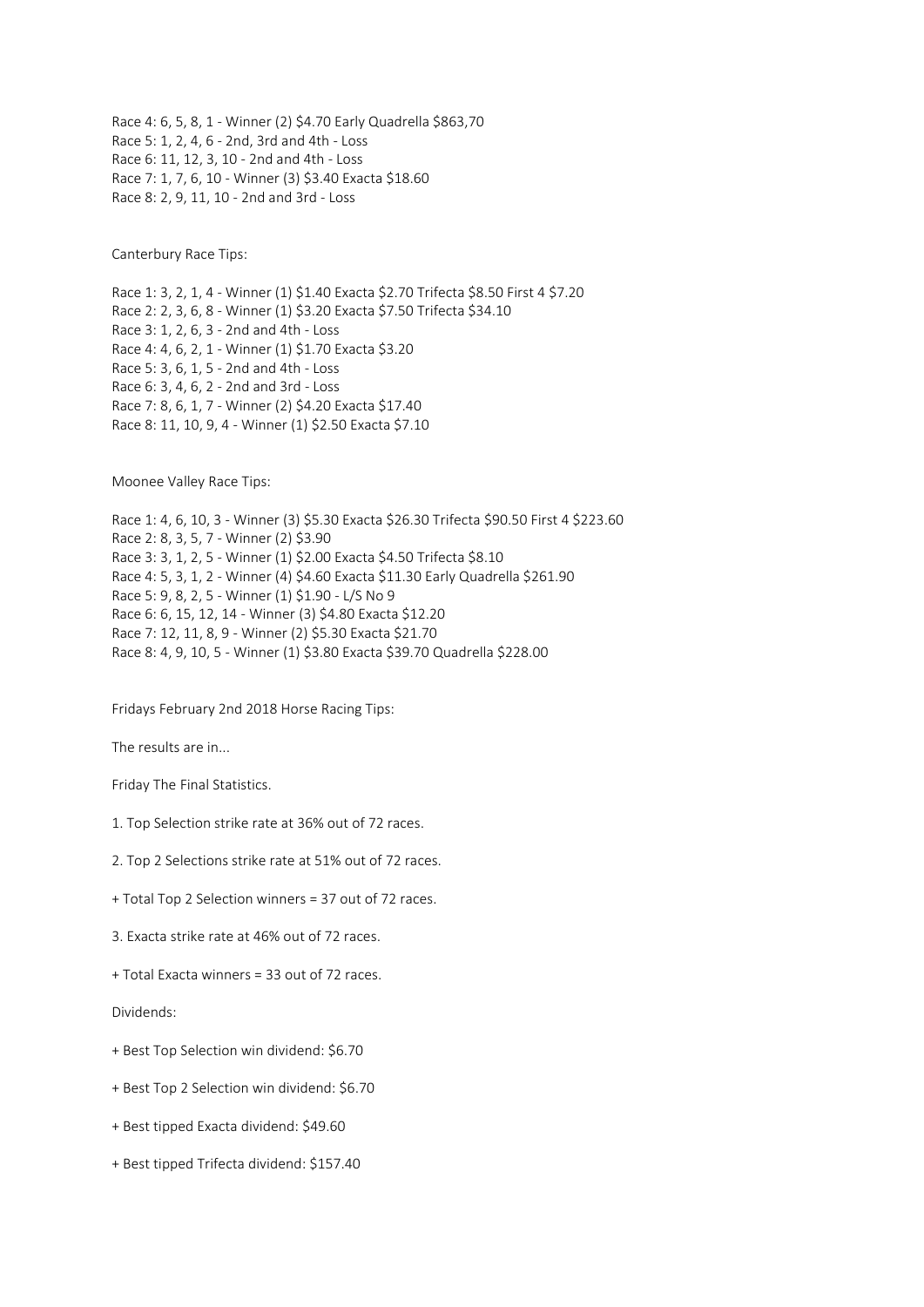Race 4: 6, 5, 8, 1 - Winner (2) $4.70 Early Quadrella $863,70

Race 5: 1, 2, 4, 6 - 2nd, 3rd and 4th - Loss

Race 6: 11, 12, 3, 10 - 2nd and 4th - Loss

Race 7: 1, 7, 6, 10 - Winner (3) $3.40 Exacta $18.60

Race 8: 2, 9, 11, 10 - 2nd and 3rd - Loss

Canterbury Race Tips:

Race 1: 3, 2, 1, 4 - Winner (1) $1.40 Exacta $2.70 Trifecta $8.50 First 4 $7.20

Race 2: 2, 3, 6, 8 - Winner (1) $3.20 Exacta $7.50 Trifecta $34.10

Race 3: 1, 2, 6, 3 - 2nd and 4th - Loss

Race 4: 4, 6, 2, 1 - Winner (1) $1.70 Exacta $3.20

Race 5: 3, 6, 1, 5 - 2nd and 4th - Loss

Race 6: 3, 4, 6, 2 - 2nd and 3rd - Loss

Race 7: 8, 6, 1, 7 - Winner (2) $4.20 Exacta $17.40

Race 8: 11, 10, 9, 4 - Winner (1) $2.50 Exacta $7.10

Moonee Valley Race Tips:

Race 1: 4, 6, 10, 3 - Winner (3) $5.30 Exacta $26.30 Trifecta $90.50 First 4 $223.60

Race 2: 8, 3, 5, 7 - Winner (2) $3.90

Race 3: 3, 1, 2, 5 - Winner (1) $2.00 Exacta $4.50 Trifecta $8.10

Race 4: 5, 3, 1, 2 - Winner (4) $4.60 Exacta $11.30 Early Quadrella $261.90

Race 5: 9, 8, 2, 5 - Winner (1) $1.90 - L/S No 9

Race 6: 6, 15, 12, 14 - Winner (3) $4.80 Exacta $12.20

Race 7: 12, 11, 8, 9 - Winner (2) $5.30 Exacta $21.70

Race 8: 4, 9, 10, 5 - Winner (1) $3.80 Exacta $39.70 Quadrella $228.00

Fridays February 2nd 2018 Horse Racing Tips:

The results are in...

Friday The Final Statistics.

1. Top Selection strike rate at 36% out of 72 races.

2. Top 2 Selections strike rate at 51% out of 72 races.

+ Total Top 2 Selection winners = 37 out of 72 races.

3. Exacta strike rate at 46% out of 72 races.

+ Total Exacta winners = 33 out of 72 races.

Dividends:

+ Best Top Selection win dividend: $6.70

+ Best Top 2 Selection win dividend: $6.70

+ Best tipped Exacta dividend: $49.60

+ Best tipped Trifecta dividend: $157.40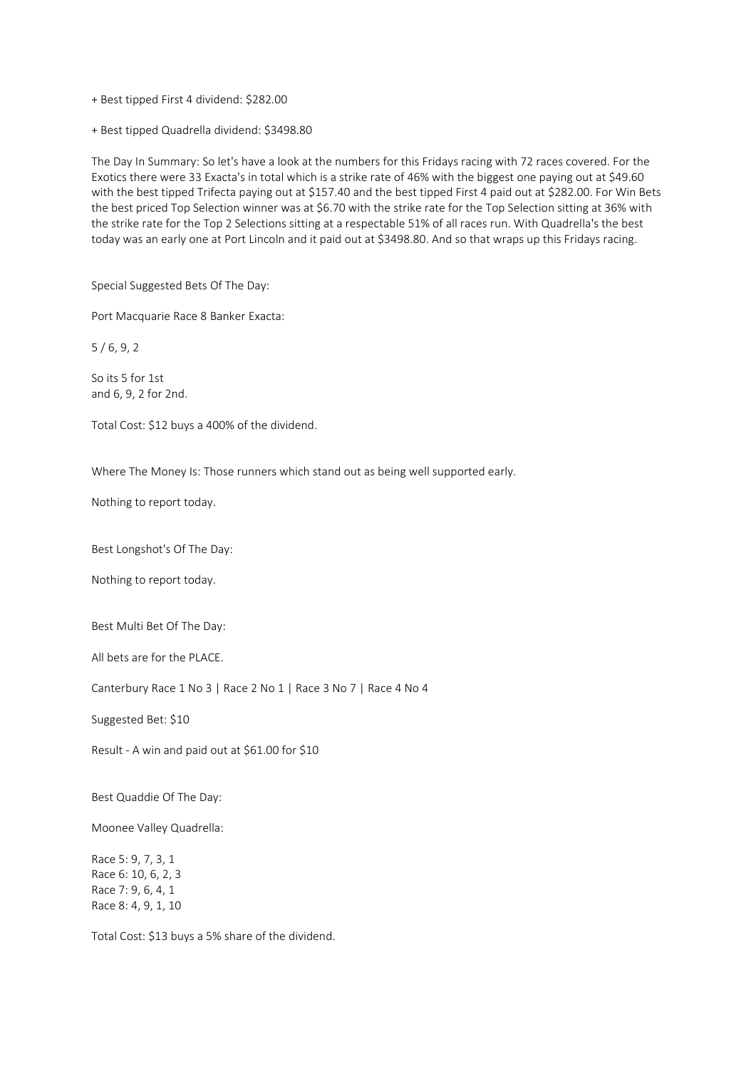+ Best tipped First 4 dividend: $282.00

+ Best tipped Quadrella dividend: $3498.80

The Day In Summary: So let's have a look at the numbers for this Fridays racing with 72 races covered. For the Exotics there were 33 Exacta's in total which is a strike rate of 46% with the biggest one paying out at $49.60 with the best tipped Trifecta paying out at $157.40 and the best tipped First 4 paid out at $282.00. For Win Bets the best priced Top Selection winner was at $6.70 with the strike rate for the Top Selection sitting at 36% with the strike rate for the Top 2 Selections sitting at a respectable 51% of all races run. With Quadrella's the best today was an early one at Port Lincoln and it paid out at $3498.80. And so that wraps up this Fridays racing.

Special Suggested Bets Of The Day:

Port Macquarie Race 8 Banker Exacta:

5 / 6, 9, 2

So its 5 for 1st
and 6, 9, 2 for 2nd.

Total Cost: $12 buys a 400% of the dividend.

Where The Money Is: Those runners which stand out as being well supported early.

Nothing to report today.

Best Longshot's Of The Day:

Nothing to report today.

Best Multi Bet Of The Day:

All bets are for the PLACE.

Canterbury Race 1 No 3 | Race 2 No 1 | Race 3 No 7 | Race 4 No 4

Suggested Bet: $10

Result - A win and paid out at $61.00 for $10

Best Quaddie Of The Day:

Moonee Valley Quadrella:

Race 5: 9, 7, 3, 1
Race 6: 10, 6, 2, 3
Race 7: 9, 6, 4, 1
Race 8: 4, 9, 1, 10

Total Cost: $13 buys a 5% share of the dividend.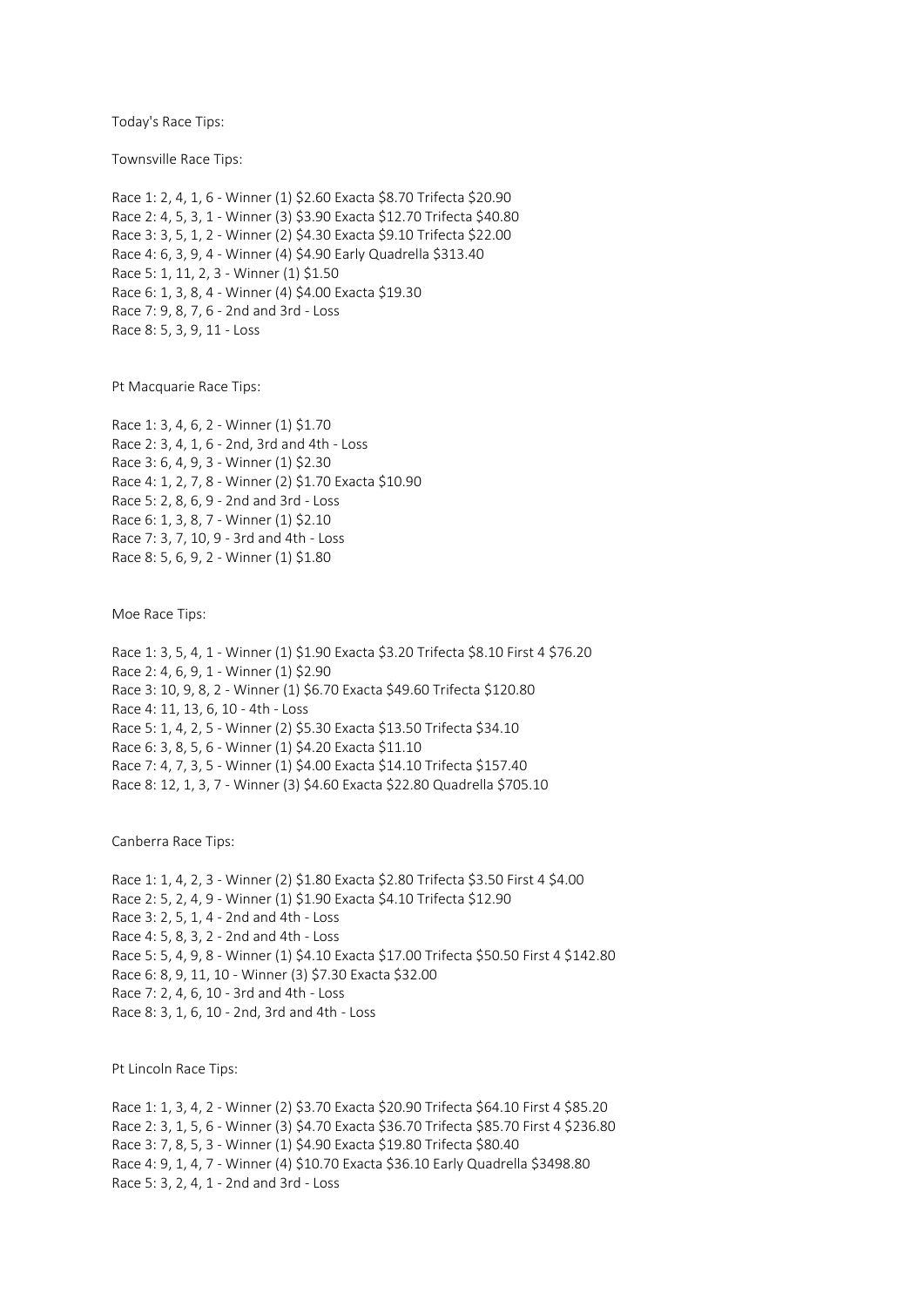Today's Race Tips:

Townsville Race Tips:

Race 1: 2, 4, 1, 6 - Winner (1) $2.60 Exacta $8.70 Trifecta $20.90
Race 2: 4, 5, 3, 1 - Winner (3) $3.90 Exacta $12.70 Trifecta $40.80
Race 3: 3, 5, 1, 2 - Winner (2) $4.30 Exacta $9.10 Trifecta $22.00
Race 4: 6, 3, 9, 4 - Winner (4) $4.90 Early Quadrella $313.40
Race 5: 1, 11, 2, 3 - Winner (1) $1.50
Race 6: 1, 3, 8, 4 - Winner (4) $4.00 Exacta $19.30
Race 7: 9, 8, 7, 6 - 2nd and 3rd - Loss
Race 8: 5, 3, 9, 11 - Loss

Pt Macquarie Race Tips:

Race 1: 3, 4, 6, 2 - Winner (1) $1.70
Race 2: 3, 4, 1, 6 - 2nd, 3rd and 4th - Loss
Race 3: 6, 4, 9, 3 - Winner (1) $2.30
Race 4: 1, 2, 7, 8 - Winner (2) $1.70 Exacta $10.90
Race 5: 2, 8, 6, 9 - 2nd and 3rd - Loss
Race 6: 1, 3, 8, 7 - Winner (1) $2.10
Race 7: 3, 7, 10, 9 - 3rd and 4th - Loss
Race 8: 5, 6, 9, 2 - Winner (1) $1.80

Moe Race Tips:

Race 1: 3, 5, 4, 1 - Winner (1) $1.90 Exacta $3.20 Trifecta $8.10 First 4 $76.20
Race 2: 4, 6, 9, 1 - Winner (1) $2.90
Race 3: 10, 9, 8, 2 - Winner (1) $6.70 Exacta $49.60 Trifecta $120.80
Race 4: 11, 13, 6, 10 - 4th - Loss
Race 5: 1, 4, 2, 5 - Winner (2) $5.30 Exacta $13.50 Trifecta $34.10
Race 6: 3, 8, 5, 6 - Winner (1) $4.20 Exacta $11.10
Race 7: 4, 7, 3, 5 - Winner (1) $4.00 Exacta $14.10 Trifecta $157.40
Race 8: 12, 1, 3, 7 - Winner (3) $4.60 Exacta $22.80 Quadrella $705.10

Canberra Race Tips:

Race 1: 1, 4, 2, 3 - Winner (2) $1.80 Exacta $2.80 Trifecta $3.50 First 4 $4.00
Race 2: 5, 2, 4, 9 - Winner (1) $1.90 Exacta $4.10 Trifecta $12.90
Race 3: 2, 5, 1, 4 - 2nd and 4th - Loss
Race 4: 5, 8, 3, 2 - 2nd and 4th - Loss
Race 5: 5, 4, 9, 8 - Winner (1) $4.10 Exacta $17.00 Trifecta $50.50 First 4 $142.80
Race 6: 8, 9, 11, 10 - Winner (3) $7.30 Exacta $32.00
Race 7: 2, 4, 6, 10 - 3rd and 4th - Loss
Race 8: 3, 1, 6, 10 - 2nd, 3rd and 4th - Loss

Pt Lincoln Race Tips:

Race 1: 1, 3, 4, 2 - Winner (2) $3.70 Exacta $20.90 Trifecta $64.10 First 4 $85.20
Race 2: 3, 1, 5, 6 - Winner (3) $4.70 Exacta $36.70 Trifecta $85.70 First 4 $236.80
Race 3: 7, 8, 5, 3 - Winner (1) $4.90 Exacta $19.80 Trifecta $80.40
Race 4: 9, 1, 4, 7 - Winner (4) $10.70 Exacta $36.10 Early Quadrella $3498.80
Race 5: 3, 2, 4, 1 - 2nd and 3rd - Loss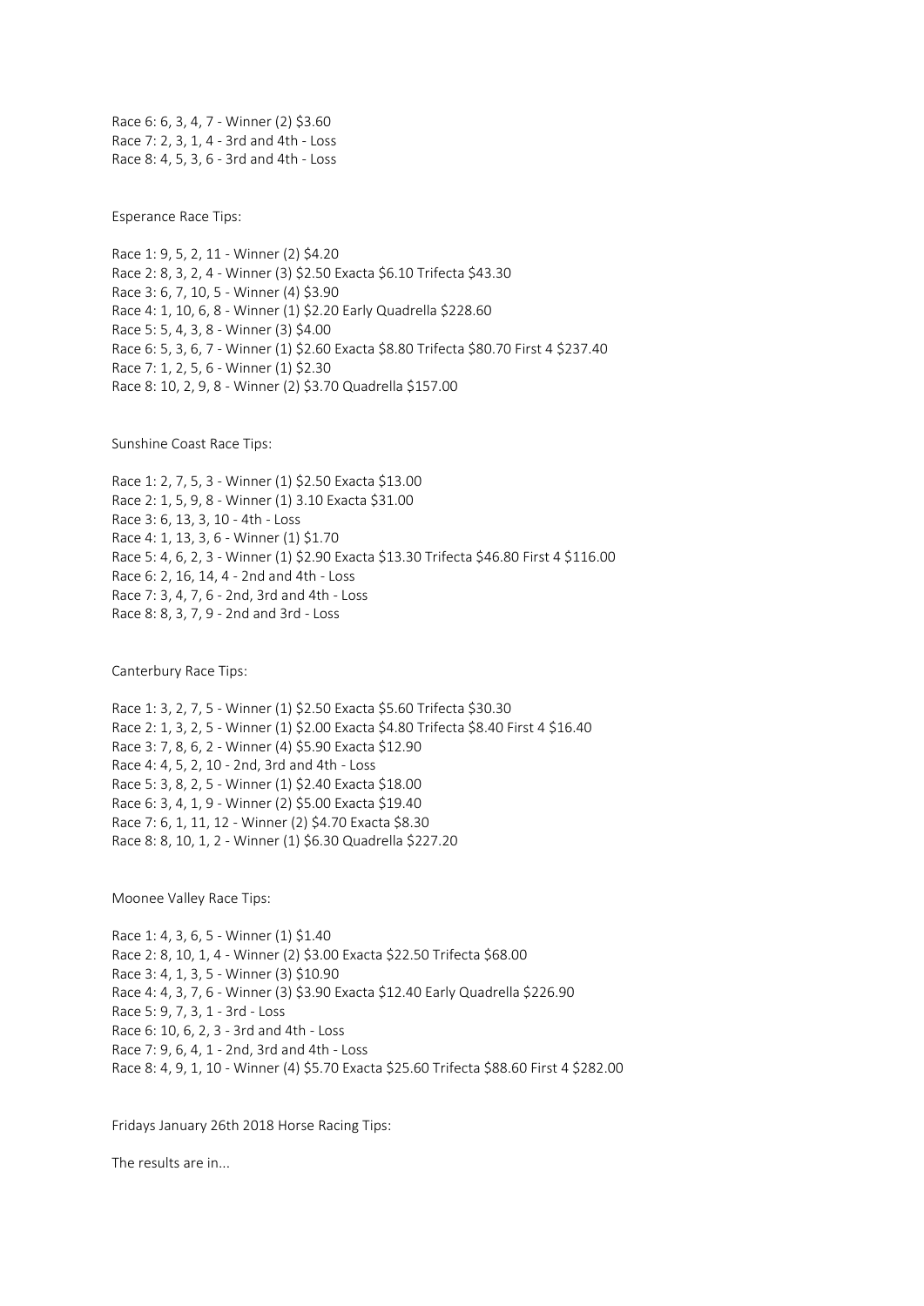Race 6: 6, 3, 4, 7 - Winner (2) $3.60
Race 7: 2, 3, 1, 4 - 3rd and 4th - Loss
Race 8: 4, 5, 3, 6 - 3rd and 4th - Loss

Esperance Race Tips:

Race 1: 9, 5, 2, 11 - Winner (2) $4.20
Race 2: 8, 3, 2, 4 - Winner (3) $2.50 Exacta $6.10 Trifecta $43.30
Race 3: 6, 7, 10, 5 - Winner (4) $3.90
Race 4: 1, 10, 6, 8 - Winner (1) $2.20 Early Quadrella $228.60
Race 5: 5, 4, 3, 8 - Winner (3) $4.00
Race 6: 5, 3, 6, 7 - Winner (1) $2.60 Exacta $8.80 Trifecta $80.70 First 4 $237.40
Race 7: 1, 2, 5, 6 - Winner (1) $2.30
Race 8: 10, 2, 9, 8 - Winner (2) $3.70 Quadrella $157.00

Sunshine Coast Race Tips:

Race 1: 2, 7, 5, 3 - Winner (1) $2.50 Exacta $13.00
Race 2: 1, 5, 9, 8 - Winner (1) 3.10 Exacta $31.00
Race 3: 6, 13, 3, 10 - 4th - Loss
Race 4: 1, 13, 3, 6 - Winner (1) $1.70
Race 5: 4, 6, 2, 3 - Winner (1) $2.90 Exacta $13.30 Trifecta $46.80 First 4 $116.00
Race 6: 2, 16, 14, 4 - 2nd and 4th - Loss
Race 7: 3, 4, 7, 6 - 2nd, 3rd and 4th - Loss
Race 8: 8, 3, 7, 9 - 2nd and 3rd - Loss

Canterbury Race Tips:

Race 1: 3, 2, 7, 5 - Winner (1) $2.50 Exacta $5.60 Trifecta $30.30
Race 2: 1, 3, 2, 5 - Winner (1) $2.00 Exacta $4.80 Trifecta $8.40 First 4 $16.40
Race 3: 7, 8, 6, 2 - Winner (4) $5.90 Exacta $12.90
Race 4: 4, 5, 2, 10 - 2nd, 3rd and 4th - Loss
Race 5: 3, 8, 2, 5 - Winner (1) $2.40 Exacta $18.00
Race 6: 3, 4, 1, 9 - Winner (2) $5.00 Exacta $19.40
Race 7: 6, 1, 11, 12 - Winner (2) $4.70 Exacta $8.30
Race 8: 8, 10, 1, 2 - Winner (1) $6.30 Quadrella $227.20

Moonee Valley Race Tips:

Race 1: 4, 3, 6, 5 - Winner (1) $1.40
Race 2: 8, 10, 1, 4 - Winner (2) $3.00 Exacta $22.50 Trifecta $68.00
Race 3: 4, 1, 3, 5 - Winner (3) $10.90
Race 4: 4, 3, 7, 6 - Winner (3) $3.90 Exacta $12.40 Early Quadrella $226.90
Race 5: 9, 7, 3, 1 - 3rd - Loss
Race 6: 10, 6, 2, 3 - 3rd and 4th - Loss
Race 7: 9, 6, 4, 1 - 2nd, 3rd and 4th - Loss
Race 8: 4, 9, 1, 10 - Winner (4) $5.70 Exacta $25.60 Trifecta $88.60 First 4 $282.00

Fridays January 26th 2018 Horse Racing Tips:

The results are in...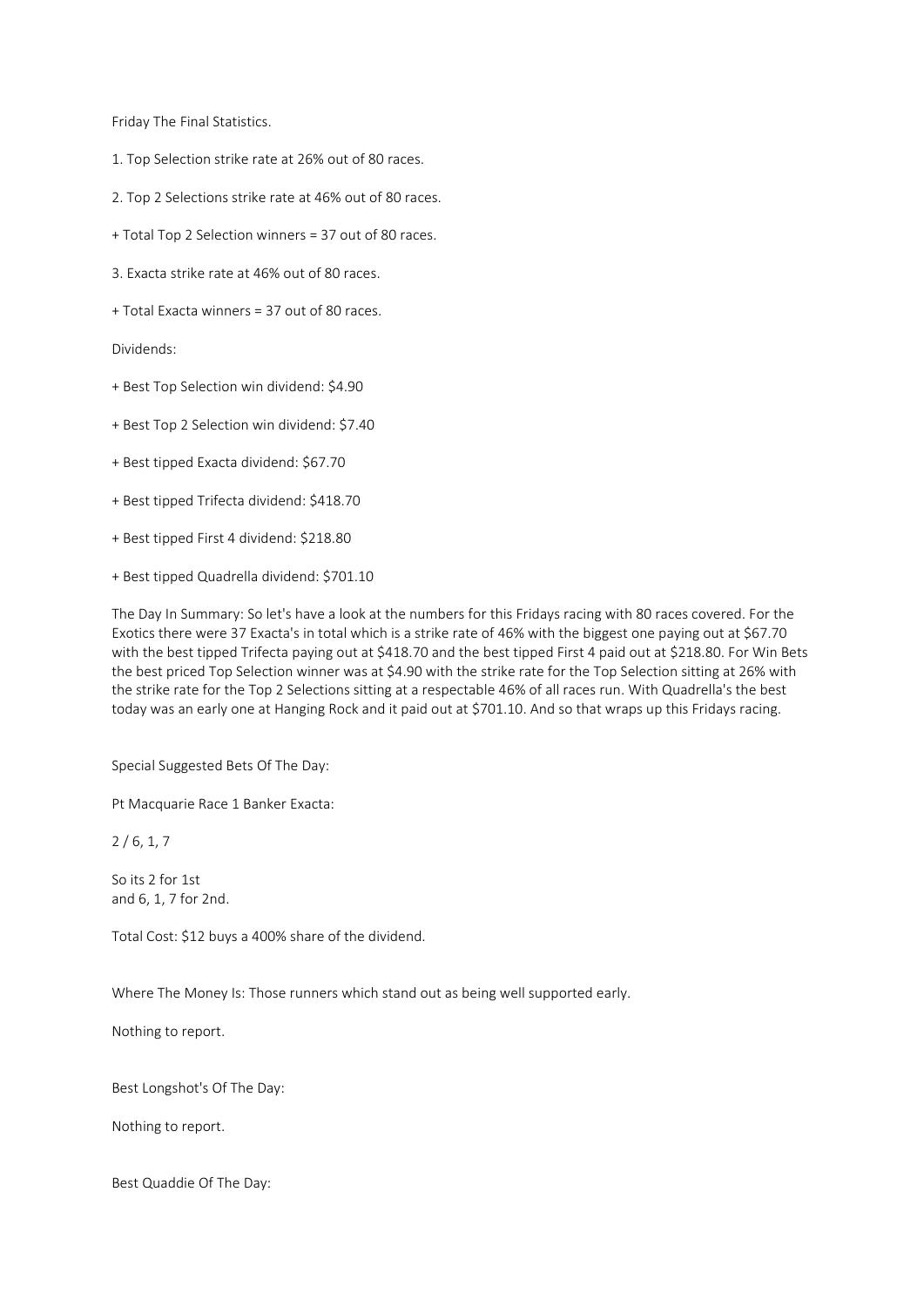Friday The Final Statistics.

1. Top Selection strike rate at 26% out of 80 races.

2. Top 2 Selections strike rate at 46% out of 80 races.

+ Total Top 2 Selection winners = 37 out of 80 races.

3. Exacta strike rate at 46% out of 80 races.

+ Total Exacta winners = 37 out of 80 races.

Dividends:

+ Best Top Selection win dividend: $4.90

+ Best Top 2 Selection win dividend: $7.40

+ Best tipped Exacta dividend: $67.70

+ Best tipped Trifecta dividend: $418.70

+ Best tipped First 4 dividend: $218.80

+ Best tipped Quadrella dividend: $701.10

The Day In Summary: So let's have a look at the numbers for this Fridays racing with 80 races covered. For the Exotics there were 37 Exacta's in total which is a strike rate of 46% with the biggest one paying out at $67.70 with the best tipped Trifecta paying out at $418.70 and the best tipped First 4 paid out at $218.80. For Win Bets the best priced Top Selection winner was at $4.90 with the strike rate for the Top Selection sitting at 26% with the strike rate for the Top 2 Selections sitting at a respectable 46% of all races run. With Quadrella's the best today was an early one at Hanging Rock and it paid out at $701.10. And so that wraps up this Fridays racing.

Special Suggested Bets Of The Day:

Pt Macquarie Race 1 Banker Exacta:

2 / 6, 1, 7

So its 2 for 1st
and 6, 1, 7 for 2nd.

Total Cost: $12 buys a 400% share of the dividend.

Where The Money Is: Those runners which stand out as being well supported early.

Nothing to report.

Best Longshot's Of The Day:

Nothing to report.

Best Quaddie Of The Day: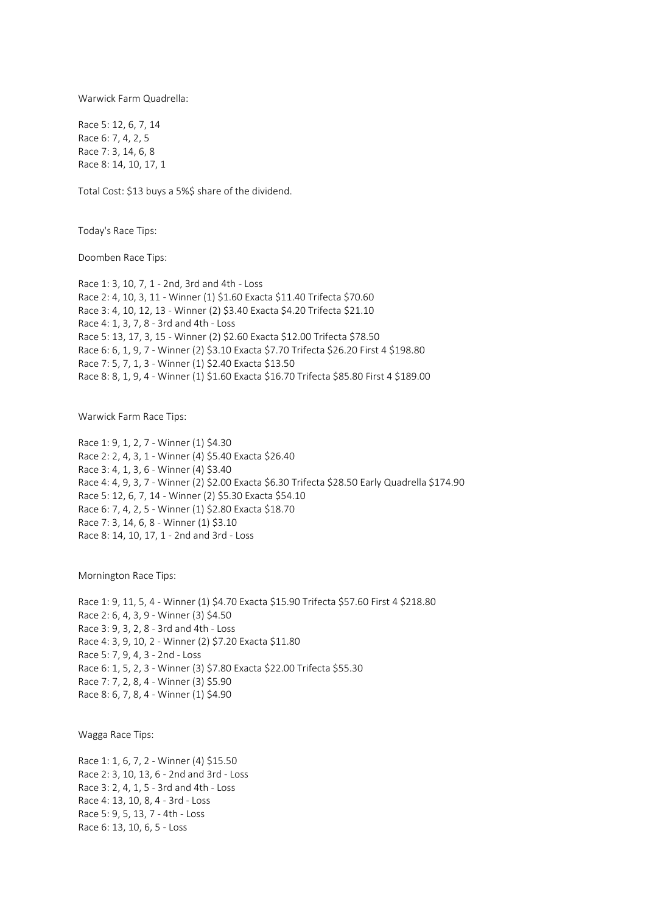Warwick Farm Quadrella:

Race 5: 12, 6, 7, 14
Race 6: 7, 4, 2, 5
Race 7: 3, 14, 6, 8
Race 8: 14, 10, 17, 1

Total Cost: $13 buys a 5%$ share of the dividend.

Today's Race Tips:

Doomben Race Tips:

Race 1: 3, 10, 7, 1 - 2nd, 3rd and 4th - Loss
Race 2: 4, 10, 3, 11 - Winner (1) $1.60 Exacta $11.40 Trifecta $70.60
Race 3: 4, 10, 12, 13 - Winner (2) $3.40 Exacta $4.20 Trifecta $21.10
Race 4: 1, 3, 7, 8 - 3rd and 4th - Loss
Race 5: 13, 17, 3, 15 - Winner (2) $2.60 Exacta $12.00 Trifecta $78.50
Race 6: 6, 1, 9, 7 - Winner (2) $3.10 Exacta $7.70 Trifecta $26.20 First 4 $198.80
Race 7: 5, 7, 1, 3 - Winner (1) $2.40 Exacta $13.50
Race 8: 8, 1, 9, 4 - Winner (1) $1.60 Exacta $16.70 Trifecta $85.80 First 4 $189.00

Warwick Farm Race Tips:

Race 1: 9, 1, 2, 7 - Winner (1) $4.30
Race 2: 2, 4, 3, 1 - Winner (4) $5.40 Exacta $26.40
Race 3: 4, 1, 3, 6 - Winner (4) $3.40
Race 4: 4, 9, 3, 7 - Winner (2) $2.00 Exacta $6.30 Trifecta $28.50 Early Quadrella $174.90
Race 5: 12, 6, 7, 14 - Winner (2) $5.30 Exacta $54.10
Race 6: 7, 4, 2, 5 - Winner (1) $2.80 Exacta $18.70
Race 7: 3, 14, 6, 8 - Winner (1) $3.10
Race 8: 14, 10, 17, 1 - 2nd and 3rd - Loss

Mornington Race Tips:

Race 1: 9, 11, 5, 4 - Winner (1) $4.70 Exacta $15.90 Trifecta $57.60 First 4 $218.80
Race 2: 6, 4, 3, 9 - Winner (3) $4.50
Race 3: 9, 3, 2, 8 - 3rd and 4th - Loss
Race 4: 3, 9, 10, 2 - Winner (2) $7.20 Exacta $11.80
Race 5: 7, 9, 4, 3 - 2nd - Loss
Race 6: 1, 5, 2, 3 - Winner (3) $7.80 Exacta $22.00 Trifecta $55.30
Race 7: 7, 2, 8, 4 - Winner (3) $5.90
Race 8: 6, 7, 8, 4 - Winner (1) $4.90

Wagga Race Tips:

Race 1: 1, 6, 7, 2 - Winner (4) $15.50
Race 2: 3, 10, 13, 6 - 2nd and 3rd - Loss
Race 3: 2, 4, 1, 5 - 3rd and 4th - Loss
Race 4: 13, 10, 8, 4 - 3rd - Loss
Race 5: 9, 5, 13, 7 - 4th - Loss
Race 6: 13, 10, 6, 5 - Loss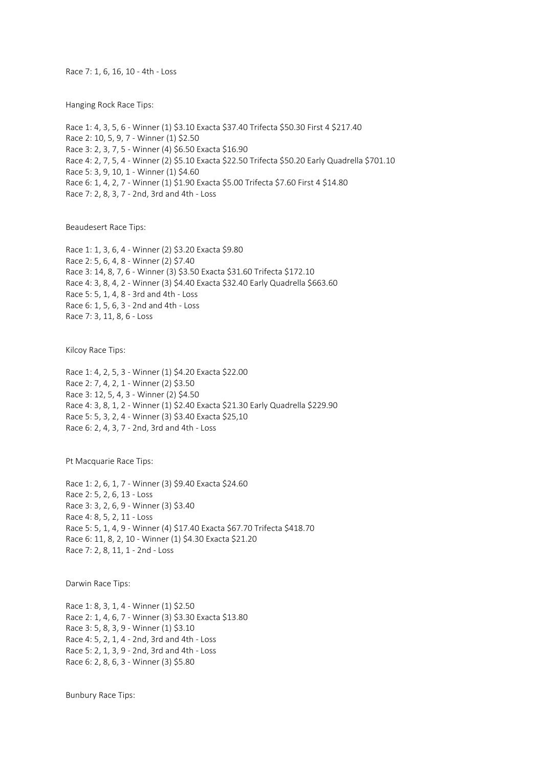Race 7: 1, 6, 16, 10 - 4th - Loss

Hanging Rock Race Tips:

Race 1: 4, 3, 5, 6 - Winner (1) $3.10 Exacta $37.40 Trifecta $50.30 First 4 $217.40
Race 2: 10, 5, 9, 7 - Winner (1) $2.50
Race 3: 2, 3, 7, 5 - Winner (4) $6.50 Exacta $16.90
Race 4: 2, 7, 5, 4 - Winner (2) $5.10 Exacta $22.50 Trifecta $50.20 Early Quadrella $701.10
Race 5: 3, 9, 10, 1 - Winner (1) $4.60
Race 6: 1, 4, 2, 7 - Winner (1) $1.90 Exacta $5.00 Trifecta $7.60 First 4 $14.80
Race 7: 2, 8, 3, 7 - 2nd, 3rd and 4th - Loss

Beaudesert Race Tips:

Race 1: 1, 3, 6, 4 - Winner (2) $3.20 Exacta $9.80
Race 2: 5, 6, 4, 8 - Winner (2) $7.40
Race 3: 14, 8, 7, 6 - Winner (3) $3.50 Exacta $31.60 Trifecta $172.10
Race 4: 3, 8, 4, 2 - Winner (3) $4.40 Exacta $32.40 Early Quadrella $663.60
Race 5: 5, 1, 4, 8 - 3rd and 4th - Loss
Race 6: 1, 5, 6, 3 - 2nd and 4th - Loss
Race 7: 3, 11, 8, 6 - Loss

Kilcoy Race Tips:

Race 1: 4, 2, 5, 3 - Winner (1) $4.20 Exacta $22.00
Race 2: 7, 4, 2, 1 - Winner (2) $3.50
Race 3: 12, 5, 4, 3 - Winner (2) $4.50
Race 4: 3, 8, 1, 2 - Winner (1) $2.40 Exacta $21.30 Early Quadrella $229.90
Race 5: 5, 3, 2, 4 - Winner (3) $3.40 Exacta $25,10
Race 6: 2, 4, 3, 7 - 2nd, 3rd and 4th - Loss

Pt Macquarie Race Tips:

Race 1: 2, 6, 1, 7 - Winner (3) $9.40 Exacta $24.60
Race 2: 5, 2, 6, 13 - Loss
Race 3: 3, 2, 6, 9 - Winner (3) $3.40
Race 4: 8, 5, 2, 11 - Loss
Race 5: 5, 1, 4, 9 - Winner (4) $17.40 Exacta $67.70 Trifecta $418.70
Race 6: 11, 8, 2, 10 - Winner (1) $4.30 Exacta $21.20
Race 7: 2, 8, 11, 1 - 2nd - Loss

Darwin Race Tips:

Race 1: 8, 3, 1, 4 - Winner (1) $2.50
Race 2: 1, 4, 6, 7 - Winner (3) $3.30 Exacta $13.80
Race 3: 5, 8, 3, 9 - Winner (1) $3.10
Race 4: 5, 2, 1, 4 - 2nd, 3rd and 4th - Loss
Race 5: 2, 1, 3, 9 - 2nd, 3rd and 4th - Loss
Race 6: 2, 8, 6, 3 - Winner (3) $5.80

Bunbury Race Tips: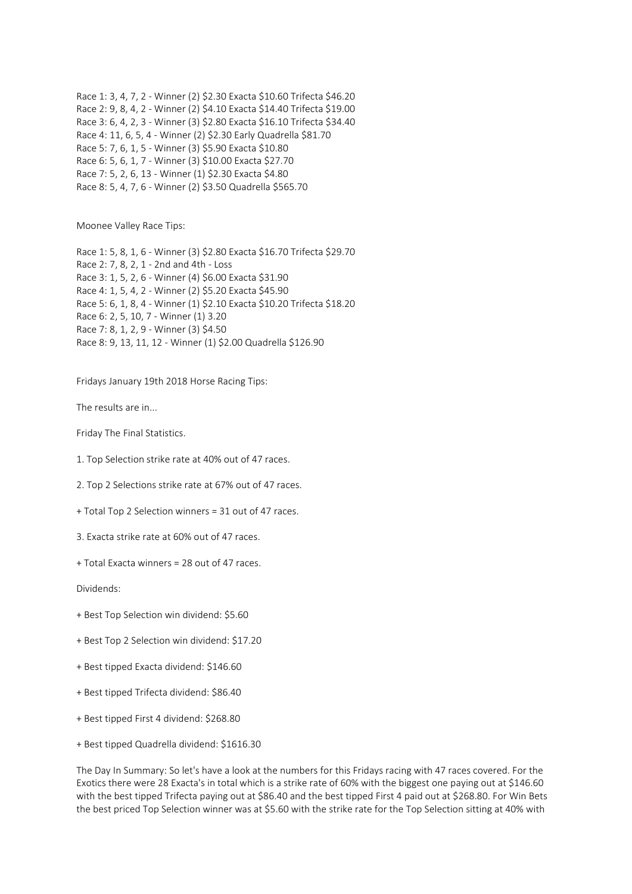Race 1: 3, 4, 7, 2 - Winner (2) $2.30 Exacta $10.60 Trifecta $46.20
Race 2: 9, 8, 4, 2 - Winner (2) $4.10 Exacta $14.40 Trifecta $19.00
Race 3: 6, 4, 2, 3 - Winner (3) $2.80 Exacta $16.10 Trifecta $34.40
Race 4: 11, 6, 5, 4 - Winner (2) $2.30 Early Quadrella $81.70
Race 5: 7, 6, 1, 5 - Winner (3) $5.90 Exacta $10.80
Race 6: 5, 6, 1, 7 - Winner (3) $10.00 Exacta $27.70
Race 7: 5, 2, 6, 13 - Winner (1) $2.30 Exacta $4.80
Race 8: 5, 4, 7, 6 - Winner (2) $3.50 Quadrella $565.70

Moonee Valley Race Tips:

Race 1: 5, 8, 1, 6 - Winner (3) $2.80 Exacta $16.70 Trifecta $29.70
Race 2: 7, 8, 2, 1 - 2nd and 4th - Loss
Race 3: 1, 5, 2, 6 - Winner (4) $6.00 Exacta $31.90
Race 4: 1, 5, 4, 2 - Winner (2) $5.20 Exacta $45.90
Race 5: 6, 1, 8, 4 - Winner (1) $2.10 Exacta $10.20 Trifecta $18.20
Race 6: 2, 5, 10, 7 - Winner (1) 3.20
Race 7: 8, 1, 2, 9 - Winner (3) $4.50
Race 8: 9, 13, 11, 12 - Winner (1) $2.00 Quadrella $126.90

Fridays January 19th 2018 Horse Racing Tips:

The results are in...

Friday The Final Statistics.

1. Top Selection strike rate at 40% out of 47 races.

2. Top 2 Selections strike rate at 67% out of 47 races.

+ Total Top 2 Selection winners = 31 out of 47 races.

3. Exacta strike rate at 60% out of 47 races.

+ Total Exacta winners = 28 out of 47 races.

Dividends:

+ Best Top Selection win dividend: $5.60

+ Best Top 2 Selection win dividend: $17.20

+ Best tipped Exacta dividend: $146.60

+ Best tipped Trifecta dividend: $86.40

+ Best tipped First 4 dividend: $268.80

+ Best tipped Quadrella dividend: $1616.30

The Day In Summary: So let's have a look at the numbers for this Fridays racing with 47 races covered. For the Exotics there were 28 Exacta's in total which is a strike rate of 60% with the biggest one paying out at $146.60 with the best tipped Trifecta paying out at $86.40 and the best tipped First 4 paid out at $268.80. For Win Bets the best priced Top Selection winner was at $5.60 with the strike rate for the Top Selection sitting at 40% with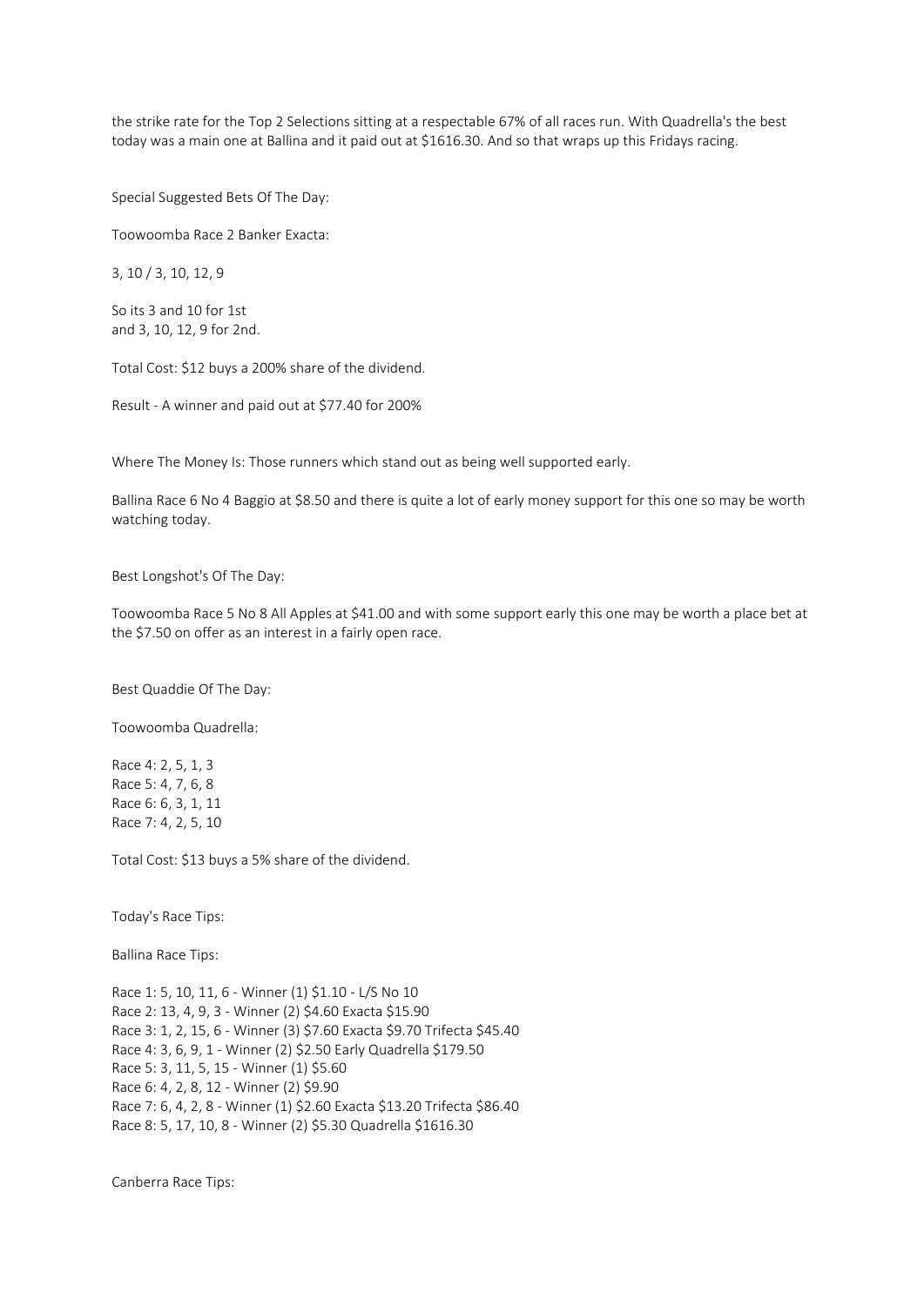the strike rate for the Top 2 Selections sitting at a respectable 67% of all races run. With Quadrella's the best today was a main one at Ballina and it paid out at $1616.30. And so that wraps up this Fridays racing.

Special Suggested Bets Of The Day:

Toowoomba Race 2 Banker Exacta:

3, 10 / 3, 10, 12, 9

So its 3 and 10 for 1st
and 3, 10, 12, 9 for 2nd.

Total Cost: $12 buys a 200% share of the dividend.

Result - A winner and paid out at $77.40 for 200%

Where The Money Is: Those runners which stand out as being well supported early.

Ballina Race 6 No 4 Baggio at $8.50 and there is quite a lot of early money support for this one so may be worth watching today.

Best Longshot's Of The Day:

Toowoomba Race 5 No 8 All Apples at $41.00 and with some support early this one may be worth a place bet at the $7.50 on offer as an interest in a fairly open race.

Best Quaddie Of The Day:

Toowoomba Quadrella:

Race 4: 2, 5, 1, 3
Race 5: 4, 7, 6, 8
Race 6: 6, 3, 1, 11
Race 7: 4, 2, 5, 10

Total Cost: $13 buys a 5% share of the dividend.

Today's Race Tips:

Ballina Race Tips:

Race 1: 5, 10, 11, 6 - Winner (1) $1.10 - L/S No 10
Race 2: 13, 4, 9, 3 - Winner (2) $4.60 Exacta $15.90
Race 3: 1, 2, 15, 6 - Winner (3) $7.60 Exacta $9.70 Trifecta $45.40
Race 4: 3, 6, 9, 1 - Winner (2) $2.50 Early Quadrella $179.50
Race 5: 3, 11, 5, 15 - Winner (1) $5.60
Race 6: 4, 2, 8, 12 - Winner (2) $9.90
Race 7: 6, 4, 2, 8 - Winner (1) $2.60 Exacta $13.20 Trifecta $86.40
Race 8: 5, 17, 10, 8 - Winner (2) $5.30 Quadrella $1616.30

Canberra Race Tips: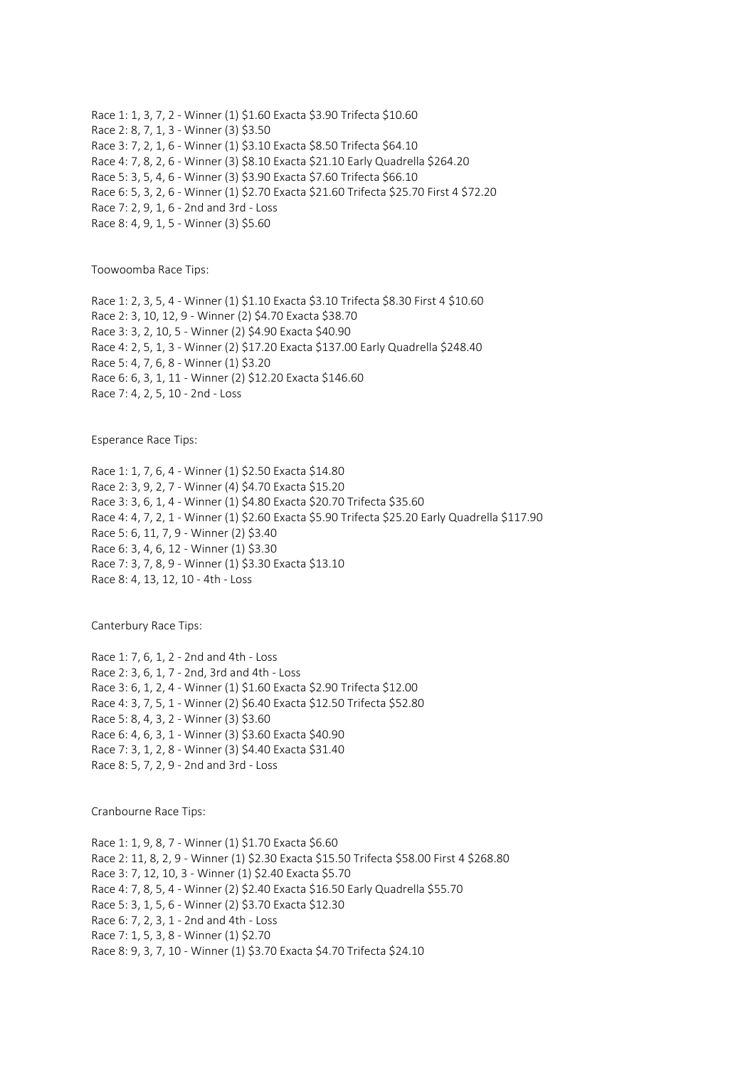Race 1: 1, 3, 7, 2 - Winner (1) $1.60 Exacta $3.90 Trifecta $10.60
Race 2: 8, 7, 1, 3 - Winner (3) $3.50
Race 3: 7, 2, 1, 6 - Winner (1) $3.10 Exacta $8.50 Trifecta $64.10
Race 4: 7, 8, 2, 6 - Winner (3) $8.10 Exacta $21.10 Early Quadrella $264.20
Race 5: 3, 5, 4, 6 - Winner (3) $3.90 Exacta $7.60 Trifecta $66.10
Race 6: 5, 3, 2, 6 - Winner (1) $2.70 Exacta $21.60 Trifecta $25.70 First 4 $72.20
Race 7: 2, 9, 1, 6 - 2nd and 3rd - Loss
Race 8: 4, 9, 1, 5 - Winner (3) $5.60

Toowoomba Race Tips:

Race 1: 2, 3, 5, 4 - Winner (1) $1.10 Exacta $3.10 Trifecta $8.30 First 4 $10.60
Race 2: 3, 10, 12, 9 - Winner (2) $4.70 Exacta $38.70
Race 3: 3, 2, 10, 5 - Winner (2) $4.90 Exacta $40.90
Race 4: 2, 5, 1, 3 - Winner (2) $17.20 Exacta $137.00 Early Quadrella $248.40
Race 5: 4, 7, 6, 8 - Winner (1) $3.20
Race 6: 6, 3, 1, 11 - Winner (2) $12.20 Exacta $146.60
Race 7: 4, 2, 5, 10 - 2nd - Loss

Esperance Race Tips:

Race 1: 1, 7, 6, 4 - Winner (1) $2.50 Exacta $14.80
Race 2: 3, 9, 2, 7 - Winner (4) $4.70 Exacta $15.20
Race 3: 3, 6, 1, 4 - Winner (1) $4.80 Exacta $20.70 Trifecta $35.60
Race 4: 4, 7, 2, 1 - Winner (1) $2.60 Exacta $5.90 Trifecta $25.20 Early Quadrella $117.90
Race 5: 6, 11, 7, 9 - Winner (2) $3.40
Race 6: 3, 4, 6, 12 - Winner (1) $3.30
Race 7: 3, 7, 8, 9 - Winner (1) $3.30 Exacta $13.10
Race 8: 4, 13, 12, 10 - 4th - Loss

Canterbury Race Tips:

Race 1: 7, 6, 1, 2 - 2nd and 4th - Loss
Race 2: 3, 6, 1, 7 - 2nd, 3rd and 4th - Loss
Race 3: 6, 1, 2, 4 - Winner (1) $1.60 Exacta $2.90 Trifecta $12.00
Race 4: 3, 7, 5, 1 - Winner (2) $6.40 Exacta $12.50 Trifecta $52.80
Race 5: 8, 4, 3, 2 - Winner (3) $3.60
Race 6: 4, 6, 3, 1 - Winner (3) $3.60 Exacta $40.90
Race 7: 3, 1, 2, 8 - Winner (3) $4.40 Exacta $31.40
Race 8: 5, 7, 2, 9 - 2nd and 3rd - Loss

Cranbourne Race Tips:

Race 1: 1, 9, 8, 7 - Winner (1) $1.70 Exacta $6.60
Race 2: 11, 8, 2, 9 - Winner (1) $2.30 Exacta $15.50 Trifecta $58.00 First 4 $268.80
Race 3: 7, 12, 10, 3 - Winner (1) $2.40 Exacta $5.70
Race 4: 7, 8, 5, 4 - Winner (2) $2.40 Exacta $16.50 Early Quadrella $55.70
Race 5: 3, 1, 5, 6 - Winner (2) $3.70 Exacta $12.30
Race 6: 7, 2, 3, 1 - 2nd and 4th - Loss
Race 7: 1, 5, 3, 8 - Winner (1) $2.70
Race 8: 9, 3, 7, 10 - Winner (1) $3.70 Exacta $4.70 Trifecta $24.10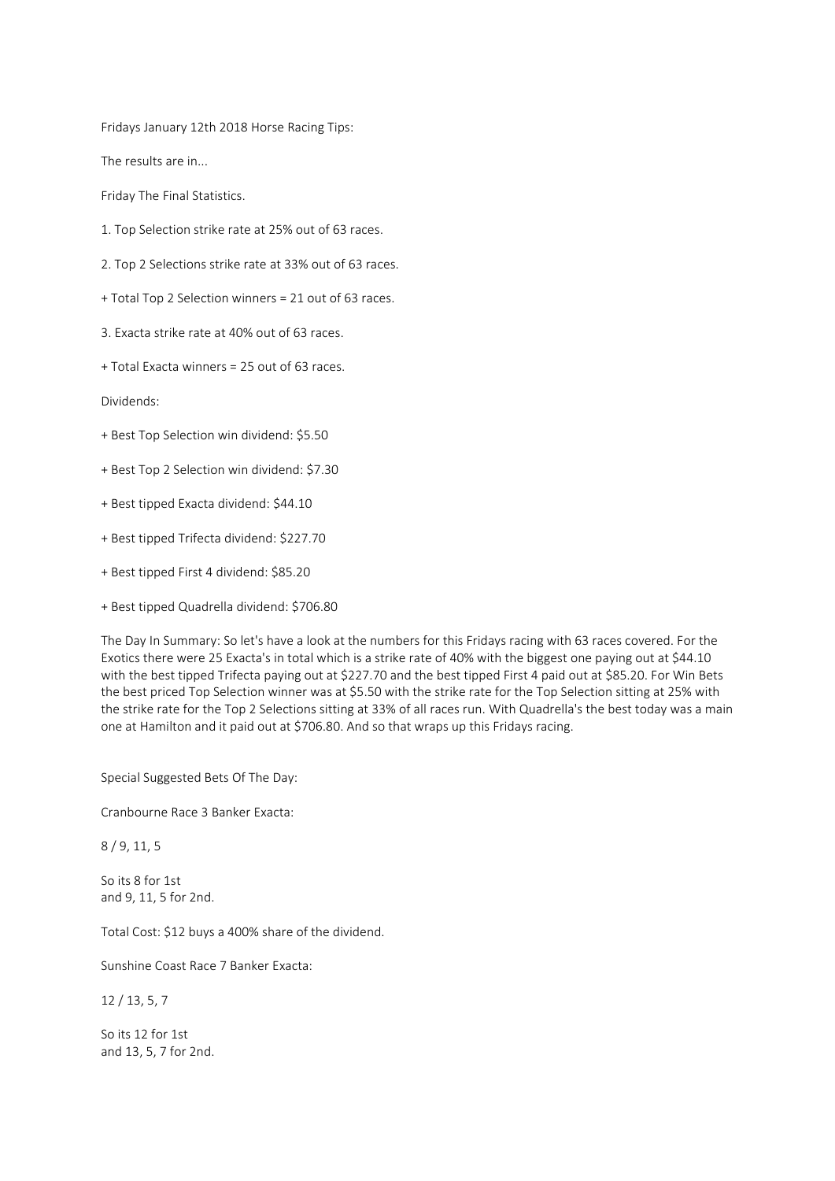Fridays January 12th 2018 Horse Racing Tips:

The results are in...

Friday The Final Statistics.

1. Top Selection strike rate at 25% out of 63 races.

2. Top 2 Selections strike rate at 33% out of 63 races.

+ Total Top 2 Selection winners = 21 out of 63 races.

3. Exacta strike rate at 40% out of 63 races.

+ Total Exacta winners = 25 out of 63 races.

Dividends:

+ Best Top Selection win dividend: $5.50

+ Best Top 2 Selection win dividend: $7.30

+ Best tipped Exacta dividend: $44.10

+ Best tipped Trifecta dividend: $227.70

+ Best tipped First 4 dividend: $85.20

+ Best tipped Quadrella dividend: $706.80

The Day In Summary: So let's have a look at the numbers for this Fridays racing with 63 races covered. For the Exotics there were 25 Exacta's in total which is a strike rate of 40% with the biggest one paying out at $44.10 with the best tipped Trifecta paying out at $227.70 and the best tipped First 4 paid out at $85.20. For Win Bets the best priced Top Selection winner was at $5.50 with the strike rate for the Top Selection sitting at 25% with the strike rate for the Top 2 Selections sitting at 33% of all races run. With Quadrella's the best today was a main one at Hamilton and it paid out at $706.80. And so that wraps up this Fridays racing.

Special Suggested Bets Of The Day:

Cranbourne Race 3 Banker Exacta:

8 / 9, 11, 5

So its 8 for 1st
and 9, 11, 5 for 2nd.

Total Cost: $12 buys a 400% share of the dividend.

Sunshine Coast Race 7 Banker Exacta:

12 / 13, 5, 7

So its 12 for 1st
and 13, 5, 7 for 2nd.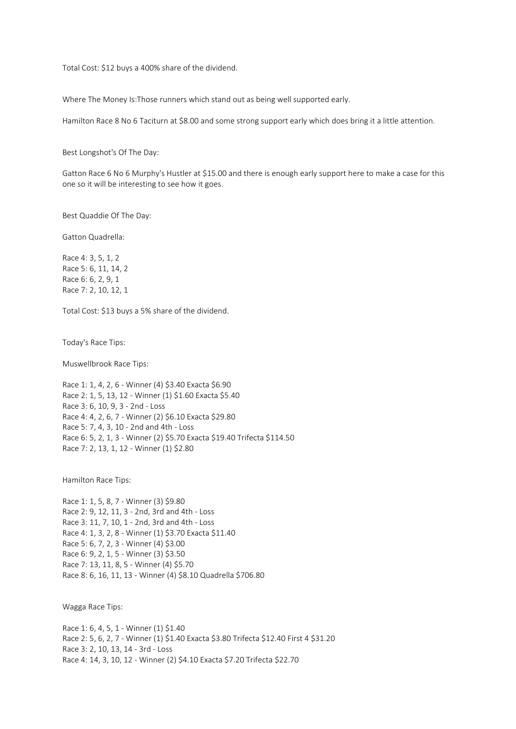Total Cost: $12 buys a 400% share of the dividend.

Where The Money Is:Those runners which stand out as being well supported early.

Hamilton Race 8 No 6 Taciturn at $8.00 and some strong support early which does bring it a little attention.

Best Longshot's Of The Day:

Gatton Race 6 No 6 Murphy's Hustler at $15.00 and there is enough early support here to make a case for this one so it will be interesting to see how it goes.

Best Quaddie Of The Day:

Gatton Quadrella:

Race 4: 3, 5, 1, 2
Race 5: 6, 11, 14, 2
Race 6: 6, 2, 9, 1
Race 7: 2, 10, 12, 1

Total Cost: $13 buys a 5% share of the dividend.

Today's Race Tips:

Muswellbrook Race Tips:

Race 1: 1, 4, 2, 6 - Winner (4) $3.40 Exacta $6.90
Race 2: 1, 5, 13, 12 - Winner (1) $1.60 Exacta $5.40
Race 3: 6, 10, 9, 3 - 2nd - Loss
Race 4: 4, 2, 6, 7 - Winner (2) $6.10 Exacta $29.80
Race 5: 7, 4, 3, 10 - 2nd and 4th - Loss
Race 6: 5, 2, 1, 3 - Winner (2) $5.70 Exacta $19.40 Trifecta $114.50
Race 7: 2, 13, 1, 12 - Winner (1) $2.80

Hamilton Race Tips:

Race 1: 1, 5, 8, 7 - Winner (3) $9.80
Race 2: 9, 12, 11, 3 - 2nd, 3rd and 4th - Loss
Race 3: 11, 7, 10, 1 - 2nd, 3rd and 4th - Loss
Race 4: 1, 3, 2, 8 - Winner (1) $3.70 Exacta $11.40
Race 5: 6, 7, 2, 3 - Winner (4) $3.00
Race 6: 9, 2, 1, 5 - Winner (3) $3.50
Race 7: 13, 11, 8, 5 - Winner (4) $5.70
Race 8: 6, 16, 11, 13 - Winner (4) $8.10 Quadrella $706.80

Wagga Race Tips:

Race 1: 6, 4, 5, 1 - Winner (1) $1.40
Race 2: 5, 6, 2, 7 - Winner (1) $1.40 Exacta $3.80 Trifecta $12.40 First 4 $31.20
Race 3: 2, 10, 13, 14 - 3rd - Loss
Race 4: 14, 3, 10, 12 - Winner (2) $4.10 Exacta $7.20 Trifecta $22.70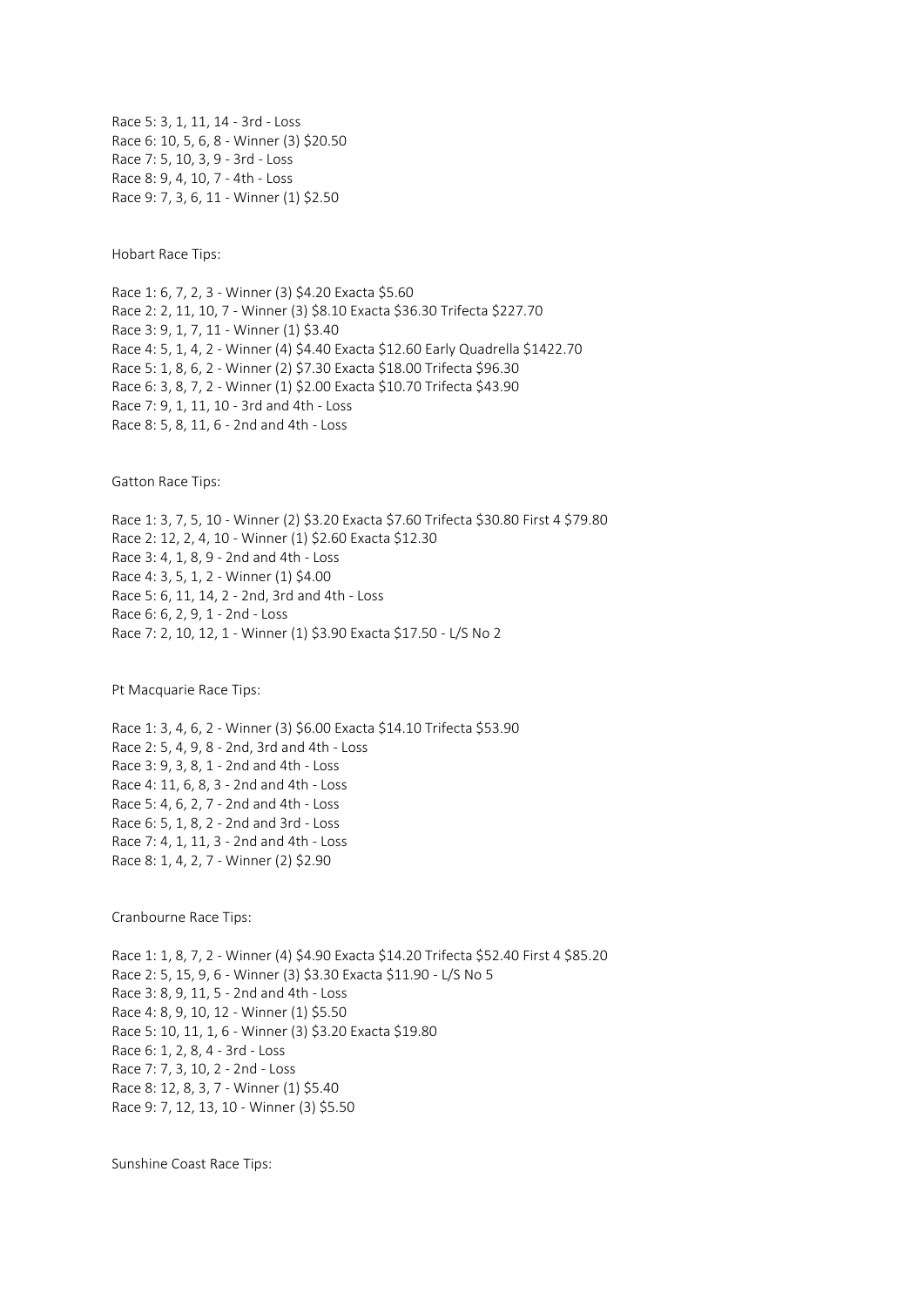Race 5: 3, 1, 11, 14 - 3rd - Loss
Race 6: 10, 5, 6, 8 - Winner (3) $20.50
Race 7: 5, 10, 3, 9 - 3rd - Loss
Race 8: 9, 4, 10, 7 - 4th - Loss
Race 9: 7, 3, 6, 11 - Winner (1) $2.50

Hobart Race Tips:

Race 1: 6, 7, 2, 3 - Winner (3) $4.20 Exacta $5.60
Race 2: 2, 11, 10, 7 - Winner (3) $8.10 Exacta $36.30 Trifecta $227.70
Race 3: 9, 1, 7, 11 - Winner (1) $3.40
Race 4: 5, 1, 4, 2 - Winner (4) $4.40 Exacta $12.60 Early Quadrella $1422.70
Race 5: 1, 8, 6, 2 - Winner (2) $7.30 Exacta $18.00 Trifecta $96.30
Race 6: 3, 8, 7, 2 - Winner (1) $2.00 Exacta $10.70 Trifecta $43.90
Race 7: 9, 1, 11, 10 - 3rd and 4th - Loss
Race 8: 5, 8, 11, 6 - 2nd and 4th - Loss

Gatton Race Tips:

Race 1: 3, 7, 5, 10 - Winner (2) $3.20 Exacta $7.60 Trifecta $30.80 First 4 $79.80
Race 2: 12, 2, 4, 10 - Winner (1) $2.60 Exacta $12.30
Race 3: 4, 1, 8, 9 - 2nd and 4th - Loss
Race 4: 3, 5, 1, 2 - Winner (1) $4.00
Race 5: 6, 11, 14, 2 - 2nd, 3rd and 4th - Loss
Race 6: 6, 2, 9, 1 - 2nd - Loss
Race 7: 2, 10, 12, 1 - Winner (1) $3.90 Exacta $17.50 - L/S No 2

Pt Macquarie Race Tips:

Race 1: 3, 4, 6, 2 - Winner (3) $6.00 Exacta $14.10 Trifecta $53.90
Race 2: 5, 4, 9, 8 - 2nd, 3rd and 4th - Loss
Race 3: 9, 3, 8, 1 - 2nd and 4th - Loss
Race 4: 11, 6, 8, 3 - 2nd and 4th - Loss
Race 5: 4, 6, 2, 7 - 2nd and 4th - Loss
Race 6: 5, 1, 8, 2 - 2nd and 3rd - Loss
Race 7: 4, 1, 11, 3 - 2nd and 4th - Loss
Race 8: 1, 4, 2, 7 - Winner (2) $2.90

Cranbourne Race Tips:

Race 1: 1, 8, 7, 2 - Winner (4) $4.90 Exacta $14.20 Trifecta $52.40 First 4 $85.20
Race 2: 5, 15, 9, 6 - Winner (3) $3.30 Exacta $11.90 - L/S No 5
Race 3: 8, 9, 11, 5 - 2nd and 4th - Loss
Race 4: 8, 9, 10, 12 - Winner (1) $5.50
Race 5: 10, 11, 1, 6 - Winner (3) $3.20 Exacta $19.80
Race 6: 1, 2, 8, 4 - 3rd - Loss
Race 7: 7, 3, 10, 2 - 2nd - Loss
Race 8: 12, 8, 3, 7 - Winner (1) $5.40
Race 9: 7, 12, 13, 10 - Winner (3) $5.50

Sunshine Coast Race Tips: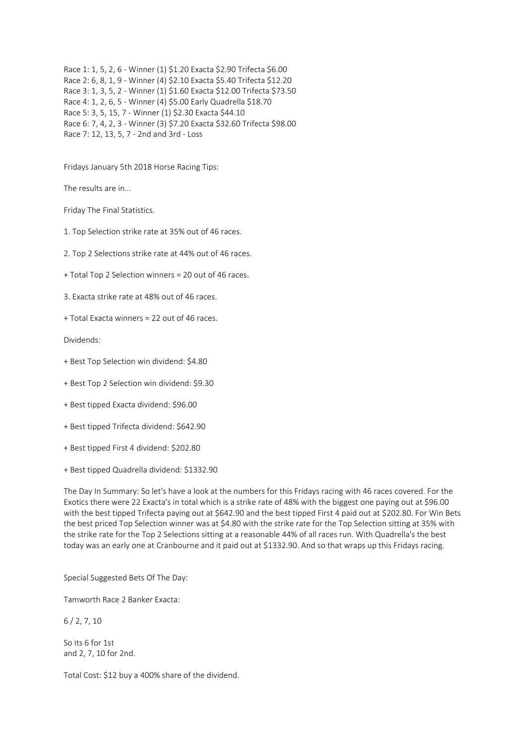Race 1: 1, 5, 2, 6 - Winner (1) $1.20 Exacta $2.90 Trifecta $6.00
Race 2: 6, 8, 1, 9 - Winner (4) $2.10 Exacta $5.40 Trifecta $12.20
Race 3: 1, 3, 5, 2 - Winner (1) $1.60 Exacta $12.00 Trifecta $73.50
Race 4: 1, 2, 6, 5 - Winner (4) $5.00 Early Quadrella $18.70
Race 5: 3, 5, 15, 7 - Winner (1) $2.30 Exacta $44.10
Race 6: 7, 4, 2, 3 - Winner (3) $7.20 Exacta $32.60 Trifecta $98.00
Race 7: 12, 13, 5, 7 - 2nd and 3rd - Loss

Fridays January 5th 2018 Horse Racing Tips:

The results are in...

Friday The Final Statistics.

1. Top Selection strike rate at 35% out of 46 races.

2. Top 2 Selections strike rate at 44% out of 46 races.

+ Total Top 2 Selection winners = 20 out of 46 races.

3. Exacta strike rate at 48% out of 46 races.

+ Total Exacta winners = 22 out of 46 races.

Dividends:

+ Best Top Selection win dividend: $4.80

+ Best Top 2 Selection win dividend: $9.30

+ Best tipped Exacta dividend: $96.00

+ Best tipped Trifecta dividend: $642.90

+ Best tipped First 4 dividend: $202.80

+ Best tipped Quadrella dividend: $1332.90

The Day In Summary: So let's have a look at the numbers for this Fridays racing with 46 races covered. For the Exotics there were 22 Exacta's in total which is a strike rate of 48% with the biggest one paying out at $96.00 with the best tipped Trifecta paying out at $642.90 and the best tipped First 4 paid out at $202.80. For Win Bets the best priced Top Selection winner was at $4.80 with the strike rate for the Top Selection sitting at 35% with the strike rate for the Top 2 Selections sitting at a reasonable 44% of all races run. With Quadrella's the best today was an early one at Cranbourne and it paid out at $1332.90. And so that wraps up this Fridays racing.

Special Suggested Bets Of The Day:

Tamworth Race 2 Banker Exacta:

6 / 2, 7, 10

So its 6 for 1st
and 2, 7, 10 for 2nd.

Total Cost: $12 buy a 400% share of the dividend.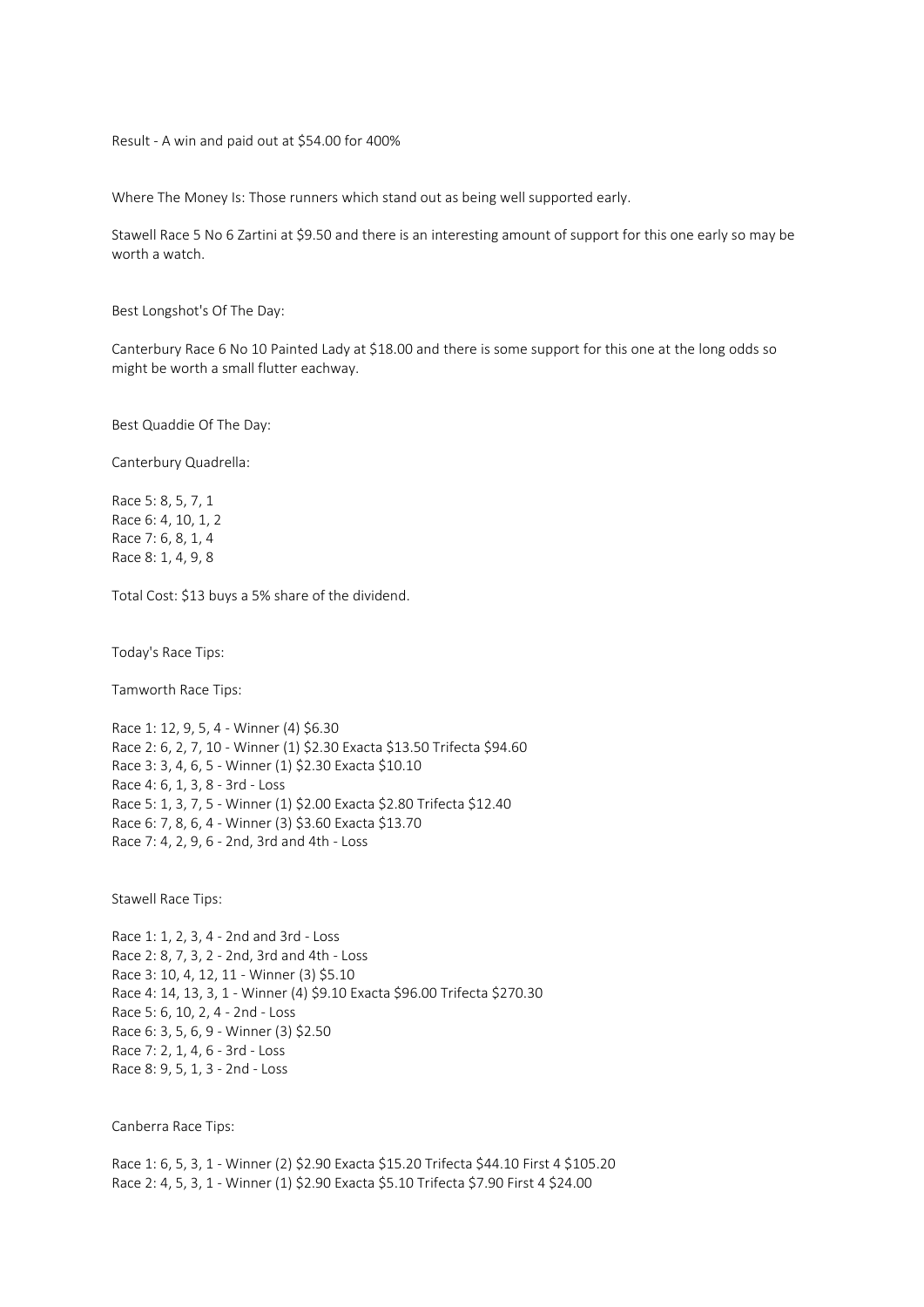Result - A win and paid out at $54.00 for 400%

Where The Money Is: Those runners which stand out as being well supported early.

Stawell Race 5 No 6 Zartini at $9.50 and there is an interesting amount of support for this one early so may be worth a watch.

Best Longshot's Of The Day:

Canterbury Race 6 No 10 Painted Lady at $18.00 and there is some support for this one at the long odds so might be worth a small flutter eachway.

Best Quaddie Of The Day:

Canterbury Quadrella:

Race 5: 8, 5, 7, 1
Race 6: 4, 10, 1, 2
Race 7: 6, 8, 1, 4
Race 8: 1, 4, 9, 8

Total Cost: $13 buys a 5% share of the dividend.

Today's Race Tips:

Tamworth Race Tips:

Race 1: 12, 9, 5, 4 - Winner (4) $6.30
Race 2: 6, 2, 7, 10 - Winner (1) $2.30 Exacta $13.50 Trifecta $94.60
Race 3: 3, 4, 6, 5 - Winner (1) $2.30 Exacta $10.10
Race 4: 6, 1, 3, 8 - 3rd - Loss
Race 5: 1, 3, 7, 5 - Winner (1) $2.00 Exacta $2.80 Trifecta $12.40
Race 6: 7, 8, 6, 4 - Winner (3) $3.60 Exacta $13.70
Race 7: 4, 2, 9, 6 - 2nd, 3rd and 4th - Loss

Stawell Race Tips:

Race 1: 1, 2, 3, 4 - 2nd and 3rd - Loss
Race 2: 8, 7, 3, 2 - 2nd, 3rd and 4th - Loss
Race 3: 10, 4, 12, 11 - Winner (3) $5.10
Race 4: 14, 13, 3, 1 - Winner (4) $9.10 Exacta $96.00 Trifecta $270.30
Race 5: 6, 10, 2, 4 - 2nd - Loss
Race 6: 3, 5, 6, 9 - Winner (3) $2.50
Race 7: 2, 1, 4, 6 - 3rd - Loss
Race 8: 9, 5, 1, 3 - 2nd - Loss

Canberra Race Tips:

Race 1: 6, 5, 3, 1 - Winner (2) $2.90 Exacta $15.20 Trifecta $44.10 First 4 $105.20
Race 2: 4, 5, 3, 1 - Winner (1) $2.90 Exacta $5.10 Trifecta $7.90 First 4 $24.00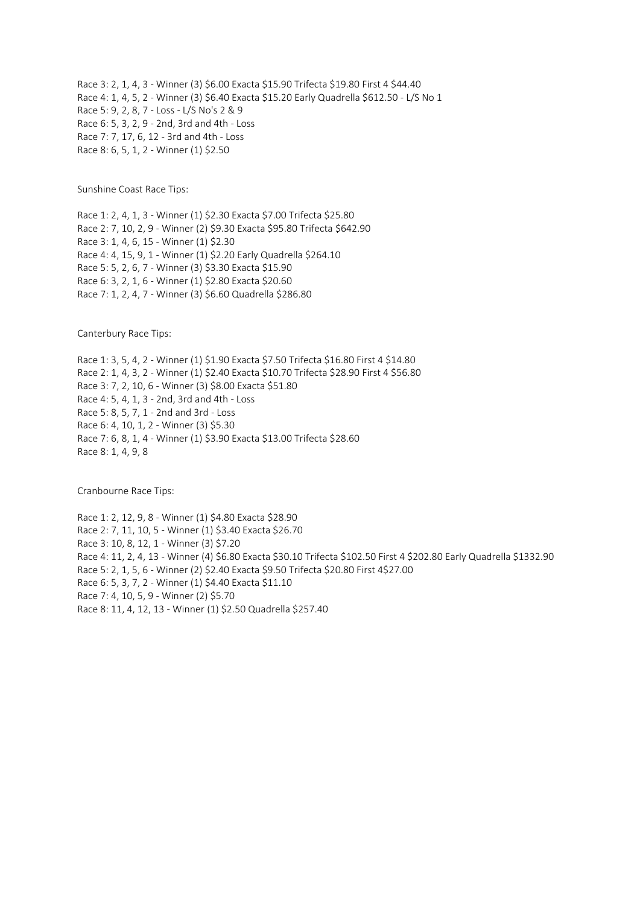Race 3: 2, 1, 4, 3 - Winner (3) $6.00 Exacta $15.90 Trifecta $19.80 First 4 $44.40
Race 4: 1, 4, 5, 2 - Winner (3) $6.40 Exacta $15.20 Early Quadrella $612.50 - L/S No 1
Race 5: 9, 2, 8, 7 - Loss - L/S No's 2 & 9
Race 6: 5, 3, 2, 9 - 2nd, 3rd and 4th - Loss
Race 7: 7, 17, 6, 12 - 3rd and 4th - Loss
Race 8: 6, 5, 1, 2 - Winner (1) $2.50

Sunshine Coast Race Tips:

Race 1: 2, 4, 1, 3 - Winner (1) $2.30 Exacta $7.00 Trifecta $25.80
Race 2: 7, 10, 2, 9 - Winner (2) $9.30 Exacta $95.80 Trifecta $642.90
Race 3: 1, 4, 6, 15 - Winner (1) $2.30
Race 4: 4, 15, 9, 1 - Winner (1) $2.20 Early Quadrella $264.10
Race 5: 5, 2, 6, 7 - Winner (3) $3.30 Exacta $15.90
Race 6: 3, 2, 1, 6 - Winner (1) $2.80 Exacta $20.60
Race 7: 1, 2, 4, 7 - Winner (3) $6.60 Quadrella $286.80

Canterbury Race Tips:

Race 1: 3, 5, 4, 2 - Winner (1) $1.90 Exacta $7.50 Trifecta $16.80 First 4 $14.80
Race 2: 1, 4, 3, 2 - Winner (1) $2.40 Exacta $10.70 Trifecta $28.90 First 4 $56.80
Race 3: 7, 2, 10, 6 - Winner (3) $8.00 Exacta $51.80
Race 4: 5, 4, 1, 3 - 2nd, 3rd and 4th - Loss
Race 5: 8, 5, 7, 1 - 2nd and 3rd - Loss
Race 6: 4, 10, 1, 2 - Winner (3) $5.30
Race 7: 6, 8, 1, 4 - Winner (1) $3.90 Exacta $13.00 Trifecta $28.60
Race 8: 1, 4, 9, 8

Cranbourne Race Tips:

Race 1: 2, 12, 9, 8 - Winner (1) $4.80 Exacta $28.90
Race 2: 7, 11, 10, 5 - Winner (1) $3.40 Exacta $26.70
Race 3: 10, 8, 12, 1 - Winner (3) $7.20
Race 4: 11, 2, 4, 13 - Winner (4) $6.80 Exacta $30.10 Trifecta $102.50 First 4 $202.80 Early Quadrella $1332.90
Race 5: 2, 1, 5, 6 - Winner (2) $2.40 Exacta $9.50 Trifecta $20.80 First 4$27.00
Race 6: 5, 3, 7, 2 - Winner (1) $4.40 Exacta $11.10
Race 7: 4, 10, 5, 9 - Winner (2) $5.70
Race 8: 11, 4, 12, 13 - Winner (1) $2.50 Quadrella $257.40